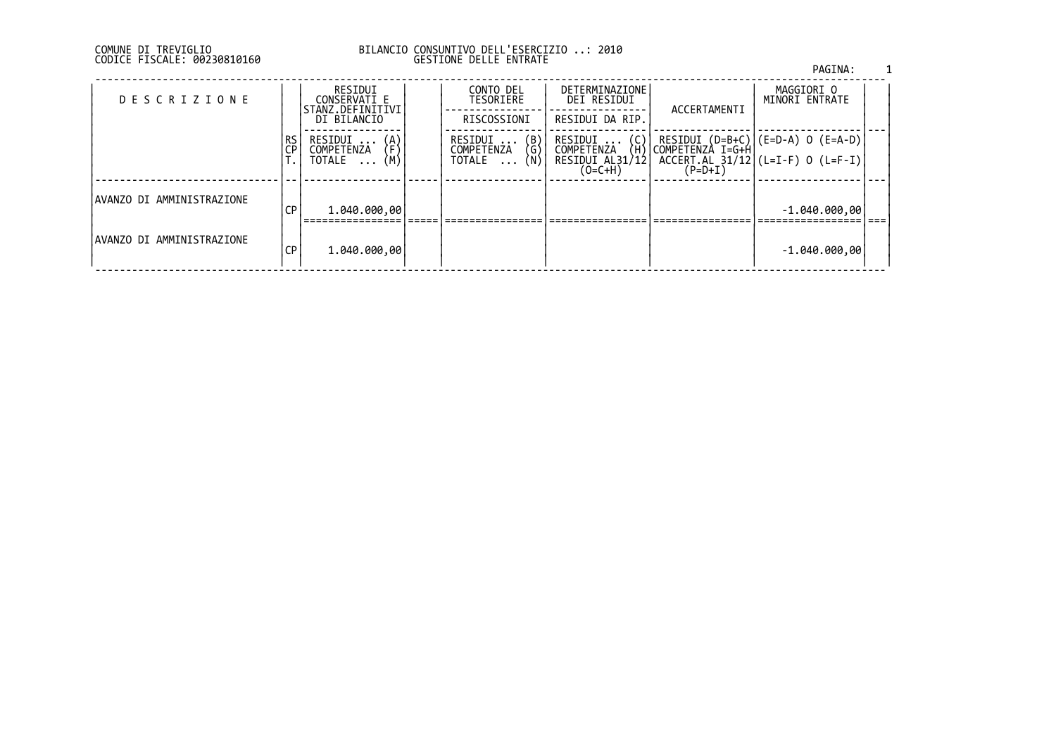COMUNE DI TREVIGLIO
CODICE FISCALE: 00230810160

BILANCIO CONSUNTIVO DELL'ESERCIZIO ..: 2010
GESTIONE DELLE ENTRATE

| DESCRIZIONE | | RESIDUI CONSERVATI E STANZ.DEFINITIVI DI BILANCIO | | CONTO DEL TESORIERE | DETERMINAZIONE DEI RESIDUI | ACCERTAMENTI | MAGGIORI O MINORI ENTRATE | |
|---|---|---|---|---|---|---|---|---|
| | | | | RISCOSSIONI | RESIDUI DA RIP. | | | |
| | RS CP T. | RESIDUI ... (A) COMPETENZA (F) TOTALE ... (M) | | RESIDUI ... (B) COMPETENZA (G) TOTALE ... (N) | RESIDUI ... (C) COMPETENZA (H) RESIDUI AL31/12 (O=C+H) | RESIDUI (D=B+C) COMPETENZA I=G+H ACCERT.AL 31/12 (P=D+I) | (E=D-A) O (E=A-D) (L=I-F) O (L=F-I) | |
| AVANZO DI AMMINISTRAZIONE | CP | 1.040.000,00 | | | | | -1.040.000,00 | |
| AVANZO DI AMMINISTRAZIONE | CP | 1.040.000,00 | | | | | -1.040.000,00 | |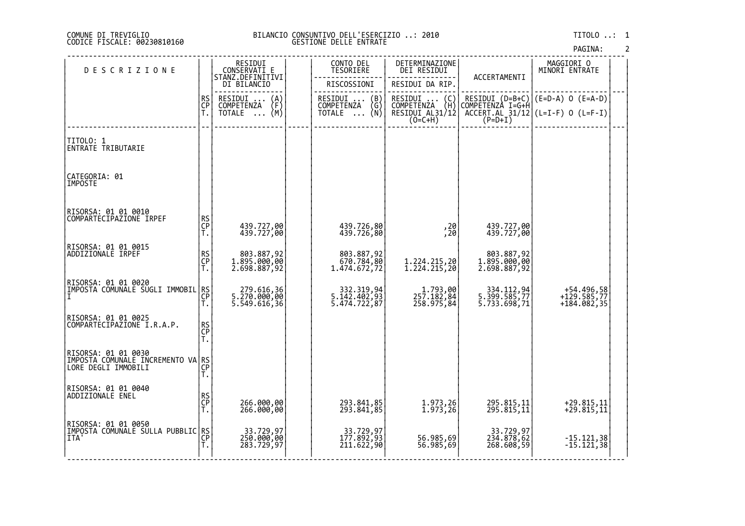COMUNE DI TREVIGLIO
CODICE FISCALE: 00230810160

BILANCIO CONSUNTIVO DELL'ESERCIZIO ..: 2010
GESTIONE DELLE ENTRATE

TITOLO ..: 1

| DESCRIZIONE | | RESIDUI CONSERVATI E STANZ.DEFINITIVI DI BILANCIO | CONTO DEL TESORIERE | DETERMINAZIONE DEI RESIDUI | ACCERTAMENTI | MAGGIORI O MINORI ENTRATE |
|---|---|---|---|---|---|---|
| | | | RISCOSSIONI | RESIDUI DA RIP. | | |
| | RS CP T. | RESIDUI ... (A) COMPETENZA (F) TOTALE ... (M) | RESIDUI ... (B) COMPETENZA (G) TOTALE ... (N) | RESIDUI ... (C) COMPETENZA (H) RESIDUI AL31/12 (O=C+H) | RESIDUI (D=B+C) COMPETENZA I=G+H ACCERT.AL 31/12 (P=D+I) | (E=D-A) O (E=A-D) (L=I-F) O (L=F-I) |
| TITOLO: 1<br>ENTRATE TRIBUTARIE | | | | | | |
| CATEGORIA: 01<br>IMPOSTE | | | | | | |
| RISORSA: 01 01 0010<br>COMPARTECIPAZIONE IRPEF | RS | | | | | |
| | CP | 439.727,00 | 439.726,80 | ,20 | 439.727,00 | |
| | T. | 439.727,00 | 439.726,80 | ,20 | 439.727,00 | |
| RISORSA: 01 01 0015<br>ADDIZIONALE IRPEF | RS | 803.887,92 | 803.887,92 | | 803.887,92 | |
| | CP | 1.895.000,00 | 670.784,80 | 1.224.215,20 | 1.895.000,00 | |
| | T. | 2.698.887,92 | 1.474.672,72 | 1.224.215,20 | 2.698.887,92 | |
| RISORSA: 01 01 0020<br>IMPOSTA COMUNALE SUGLI IMMOBILI | RS | 279.616,36 | 332.319,94 | 1.793,00 | 334.112,94 | +54.496,58 |
| | CP | 5.270.000,00 | 5.142.402,93 | 257.182,84 | 5.399.585,77 | +129.585,77 |
| | T. | 5.549.616,36 | 5.474.722,87 | 258.975,84 | 5.733.698,71 | +184.082,35 |
| RISORSA: 01 01 0025<br>COMPARTECIPAZIONE I.R.A.P. | RS | | | | | |
| | CP | | | | | |
| | T. | | | | | |
| RISORSA: 01 01 0030<br>IMPOSTA COMUNALE INCREMENTO VALORE DEGLI IMMOBILI | RS | | | | | |
| | CP | | | | | |
| | T. | | | | | |
| RISORSA: 01 01 0040<br>ADDIZIONALE ENEL | RS | | | | | |
| | CP | 266.000,00 | 293.841,85 | 1.973,26 | 295.815,11 | +29.815,11 |
| | T. | 266.000,00 | 293.841,85 | 1.973,26 | 295.815,11 | +29.815,11 |
| RISORSA: 01 01 0050<br>IMPOSTA COMUNALE SULLA PUBBLICITA' | RS | 33.729,97 | 33.729,97 | | 33.729,97 | |
| | CP | 250.000,00 | 177.892,93 | 56.985,69 | 234.878,62 | -15.121,38 |
| | T. | 283.729,97 | 211.622,90 | 56.985,69 | 268.608,59 | -15.121,38 |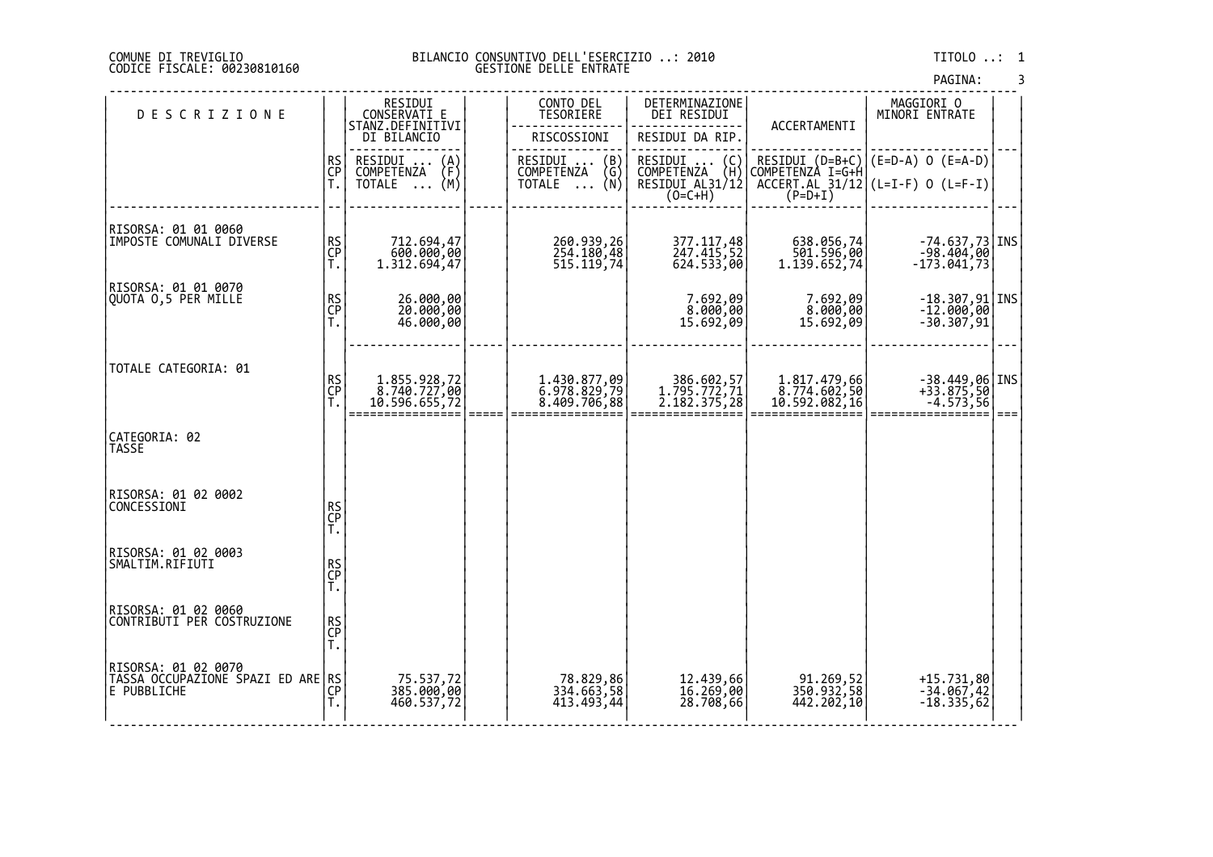COMUNE DI TREVIGLIO
CODICE FISCALE: 00230810160

BILANCIO CONSUNTIVO DELL'ESERCIZIO ..: 2010
GESTIONE DELLE ENTRATE

TITOLO ..: 1

| DESCRIZIONE | | RESIDUI CONSERVATI E STANZ.DEFINITIVI DI BILANCIO | | CONTO DEL TESORIERE | DETERMINAZIONE DEI RESIDUI | ACCERTAMENTI | MAGGIORI O MINORI ENTRATE | |
|---|---|---|---|---|---|---|---|---|
| | | | | RISCOSSIONI | RESIDUI DA RIP. | | | |
| | RS / CP / T. | RESIDUI ... (A) / COMPETENZA (F) / TOTALE ... (M) | | RESIDUI ... (B) / COMPETENZA (G) / TOTALE ... (N) | RESIDUI ... (C) / COMPETENZA (H) / RESIDUI AL31/12 (O=C+H) | RESIDUI (D=B+C) / COMPETENZA I=G+H / ACCERT.AL 31/12 (P=D+I) | (E=D-A) O (E=A-D) / (L=I-F) O (L=F-I) | |
| RISORSA: 01 01 0060 IMPOSTE COMUNALI DIVERSE | RS | 712.694,47 | | 260.939,26 | 377.117,48 | 638.056,74 | -74.637,73 | INS |
| | CP | 600.000,00 | | 254.180,48 | 247.415,52 | 501.596,00 | -98.404,00 | |
| | T. | 1.312.694,47 | | 515.119,74 | 624.533,00 | 1.139.652,74 | -173.041,73 | |
| RISORSA: 01 01 0070 QUOTA O,5 PER MILLE | RS | 26.000,00 | | | 7.692,09 | 7.692,09 | -18.307,91 | INS |
| | CP | 20.000,00 | | | 8.000,00 | 8.000,00 | -12.000,00 | |
| | T. | 46.000,00 | | | 15.692,09 | 15.692,09 | -30.307,91 | |
| TOTALE CATEGORIA: 01 | RS | 1.855.928,72 | | 1.430.877,09 | 386.602,57 | 1.817.479,66 | -38.449,06 | INS |
| | CP | 8.740.727,00 | | 6.978.829,79 | 1.795.772,71 | 8.774.602,50 | +33.875,50 | |
| | T. | 10.596.655,72 | | 8.409.706,88 | 2.182.375,28 | 10.592.082,16 | -4.573,56 | |
| CATEGORIA: 02 TASSE | | | | | | | | |
| RISORSA: 01 02 0002 CONCESSIONI | RS | | | | | | | |
| | CP | | | | | | | |
| | T. | | | | | | | |
| RISORSA: 01 02 0003 SMALTIM.RIFIUTI | RS | | | | | | | |
| | CP | | | | | | | |
| | T. | | | | | | | |
| RISORSA: 01 02 0060 CONTRIBUTI PER COSTRUZIONE | RS | | | | | | | |
| | CP | | | | | | | |
| | T. | | | | | | | |
| RISORSA: 01 02 0070 TASSA OCCUPAZIONE SPAZI ED ARE E PUBBLICHE | RS | 75.537,72 | | 78.829,86 | 12.439,66 | 91.269,52 | +15.731,80 | |
| | CP | 385.000,00 | | 334.663,58 | 16.269,00 | 350.932,58 | -34.067,42 | |
| | T. | 460.537,72 | | 413.493,44 | 28.708,66 | 442.202,10 | -18.335,62 | |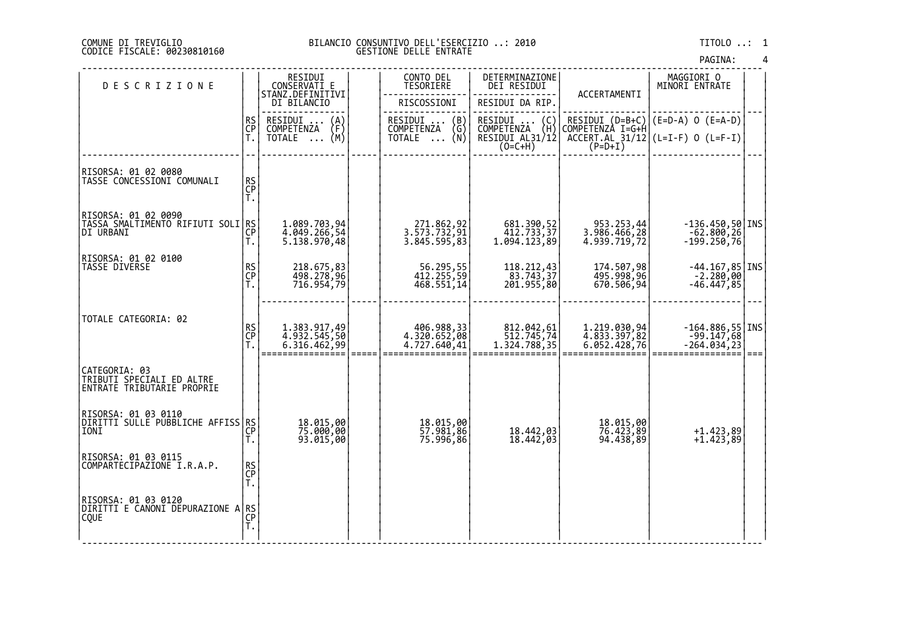COMUNE DI TREVIGLIO
CODICE FISCALE: 00230810160

BILANCIO CONSUNTIVO DELL'ESERCIZIO ..: 2010
GESTIONE DELLE ENTRATE

TITOLO ..: 1

| DESCRIZIONE | | RESIDUI CONSERVATI E STANZ.DEFINITIVI DI BILANCIO | | CONTO DEL TESORIERE | DETERMINAZIONE DEI RESIDUI | ACCERTAMENTI | MAGGIORI O MINORI ENTRATE | |
|---|---|---|---|---|---|---|---|---|
| | | | | RISCOSSIONI | RESIDUI DA RIP. | | | |
| | RS CP T. | RESIDUI ... (A) COMPETENZA (F) TOTALE ... (M) | | RESIDUI ... (B) COMPETENZA (G) TOTALE ... (N) | RESIDUI ... (C) COMPETENZA (H) RESIDUI AL31/12 (O=C+H) | RESIDUI (D=B+C) COMPETENZA I=G+H ACCERT.AL 31/12 (P=D+I) | (E=D-A) O (E=A-D) (L=I-F) O (L=F-I) | |
| RISORSA: 01 02 0080 TASSE CONCESSIONI COMUNALI | RS | | | | | | | |
| | CP | | | | | | | |
| | T. | | | | | | | |
| RISORSA: 01 02 0090 TASSA SMALTIMENTO RIFIUTI SOLIDI URBANI | RS | 1.089.703,94 | | 271.862,92 | 681.390,52 | 953.253,44 | -136.450,50 | INS |
| | CP | 4.049.266,54 | | 3.573.732,91 | 412.733,37 | 3.986.466,28 | -62.800,26 | |
| | T. | 5.138.970,48 | | 3.845.595,83 | 1.094.123,89 | 4.939.719,72 | -199.250,76 | |
| RISORSA: 01 02 0100 TASSE DIVERSE | RS | 218.675,83 | | 56.295,55 | 118.212,43 | 174.507,98 | -44.167,85 | INS |
| | CP | 498.278,96 | | 412.255,59 | 83.743,37 | 495.998,96 | -2.280,00 | |
| | T. | 716.954,79 | | 468.551,14 | 201.955,80 | 670.506,94 | -46.447,85 | |
| TOTALE CATEGORIA: 02 | RS | 1.383.917,49 | | 406.988,33 | 812.042,61 | 1.219.030,94 | -164.886,55 | INS |
| | CP | 4.932.545,50 | | 4.320.652,08 | 512.745,74 | 4.833.397,82 | -99.147,68 | |
| | T. | 6.316.462,99 | | 4.727.640,41 | 1.324.788,35 | 6.052.428,76 | -264.034,23 | |
| CATEGORIA: 03 TRIBUTI SPECIALI ED ALTRE ENTRATE TRIBUTARIE PROPRIE | | | | | | | | |
| RISORSA: 01 03 0110 DIRITTI SULLE PUBBLICHE AFFISSIONI | RS | 18.015,00 | | 18.015,00 | | 18.015,00 | | |
| | CP | 75.000,00 | | 57.981,86 | 18.442,03 | 76.423,89 | +1.423,89 | |
| | T. | 93.015,00 | | 75.996,86 | 18.442,03 | 94.438,89 | +1.423,89 | |
| RISORSA: 01 03 0115 COMPARTECIPAZIONE I.R.A.P. | RS | | | | | | | |
| | CP | | | | | | | |
| | T. | | | | | | | |
| RISORSA: 01 03 0120 DIRITTI E CANONI DEPURAZIONE ACQUE | RS | | | | | | | |
| | CP | | | | | | | |
| | T. | | | | | | | |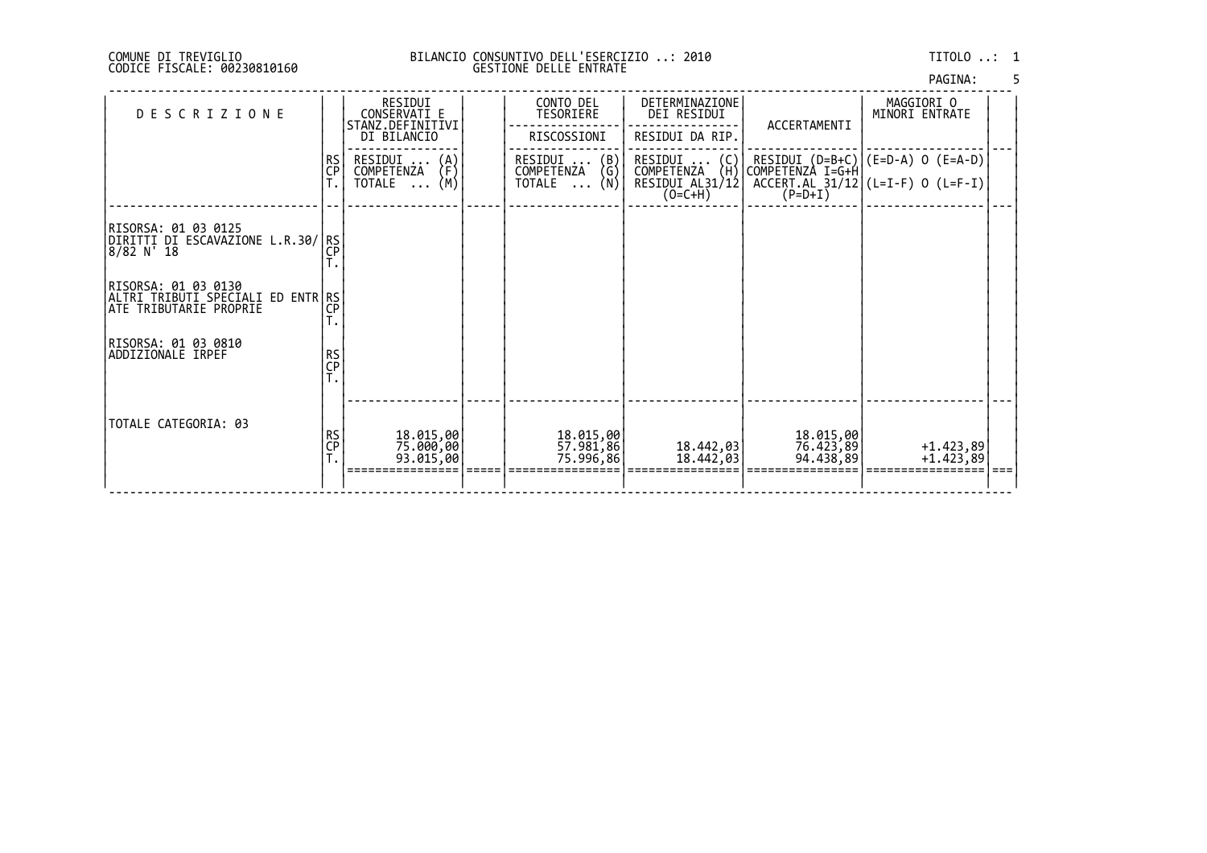COMUNE DI TREVIGLIO
CODICE FISCALE: 00230810160

BILANCIO CONSUNTIVO DELL'ESERCIZIO ..: 2010
GESTIONE DELLE ENTRATE

TITOLO ..: 1

| DESCRIZIONE | | RESIDUI CONSERVATI E STANZ.DEFINITIVI DI BILANCIO | | CONTO DEL TESORIERE | DETERMINAZIONE DEI RESIDUI | ACCERTAMENTI | MAGGIORI O MINORI ENTRATE | |
|---|---|---|---|---|---|---|---|---|
| | | | | RISCOSSIONI | RESIDUI DA RIP. | | | |
| | RS CP T. | RESIDUI ... (A) COMPETENZA (F) TOTALE ... (M) | | RESIDUI ... (B) COMPETENZA (G) TOTALE ... (N) | RESIDUI ... (C) COMPETENZA (H) RESIDUI AL31/12 (O=C+H) | RESIDUI (D=B+C) COMPETENZA I=G+H ACCERT.AL 31/12 (P=D+I) | (E=D-A) O (E=A-D) (L=I-F) O (L=F-I) | |
| RISORSA: 01 03 0125 DIRITTI DI ESCAVAZIONE L.R.30/8/82 N' 18 | RS CP T. | | | | | | | |
| RISORSA: 01 03 0130 ALTRI TRIBUTI SPECIALI ED ENTRATE TRIBUTARIE PROPRIE | RS CP T. | | | | | | | |
| RISORSA: 01 03 0810 ADDIZIONALE IRPEF | RS CP T. | | | | | | | |
| TOTALE CATEGORIA: 03 | RS | 18.015,00 | | 18.015,00 | | 18.015,00 | | |
| | CP | 75.000,00 | | 57.981,86 | 18.442,03 | 76.423,89 | +1.423,89 | |
| | T. | 93.015,00 | | 75.996,86 | 18.442,03 | 94.438,89 | +1.423,89 | |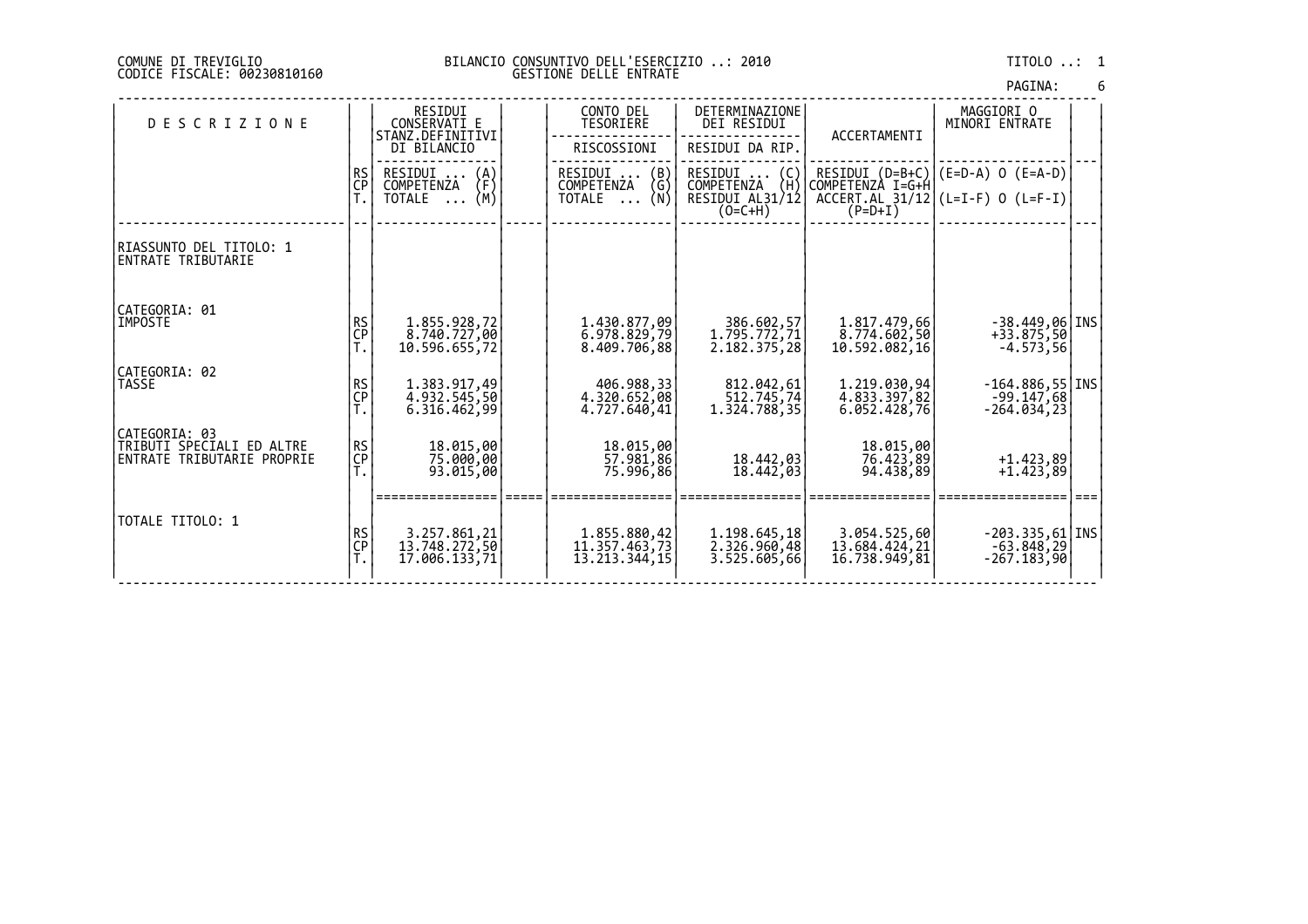COMUNE DI TREVIGLIO
CODICE FISCALE: 00230810160

BILANCIO CONSUNTIVO DELL'ESERCIZIO ..: 2010
GESTIONE DELLE ENTRATE

TITOLO ..: 1

| DESCRIZIONE | | RESIDUI CONSERVATI E STANZ.DEFINITIVI DI BILANCIO | | CONTO DEL TESORIERE | DETERMINAZIONE DEI RESIDUI | ACCERTAMENTI | MAGGIORI O MINORI ENTRATE | |
|---|---|---|---|---|---|---|---|---|
| | | | | RISCOSSIONI | RESIDUI DA RIP. | | | |
| | RS CP T. | RESIDUI ... (A) COMPETENZA (F) TOTALE ... (M) | | RESIDUI ... (B) COMPETENZA (G) TOTALE ... (N) | RESIDUI ... (C) COMPETENZA (H) RESIDUI AL31/12 (O=C+H) | RESIDUI (D=B+C) COMPETENZA I=G+H ACCERT.AL 31/12 (P=D+I) | (E=D-A) O (E=A-D) (L=I-F) O (L=F-I) | |
| RIASSUNTO DEL TITOLO: 1 ENTRATE TRIBUTARIE | | | | | | | | |
| CATEGORIA: 01 IMPOSTE | RS | 1.855.928,72 | | 1.430.877,09 | 386.602,57 | 1.817.479,66 | -38.449,06 | INS |
| | CP | 8.740.727,00 | | 6.978.829,79 | 1.795.772,71 | 8.774.602,50 | +33.875,50 | |
| | T. | 10.596.655,72 | | 8.409.706,88 | 2.182.375,28 | 10.592.082,16 | -4.573,56 | |
| CATEGORIA: 02 TASSE | RS | 1.383.917,49 | | 406.988,33 | 812.042,61 | 1.219.030,94 | -164.886,55 | INS |
| | CP | 4.932.545,50 | | 4.320.652,08 | 512.745,74 | 4.833.397,82 | -99.147,68 | |
| | T. | 6.316.462,99 | | 4.727.640,41 | 1.324.788,35 | 6.052.428,76 | -264.034,23 | |
| CATEGORIA: 03 TRIBUTI SPECIALI ED ALTRE ENTRATE TRIBUTARIE PROPRIE | RS | 18.015,00 | | 18.015,00 | | 18.015,00 | | |
| | CP | 75.000,00 | | 57.981,86 | 18.442,03 | 76.423,89 | +1.423,89 | |
| | T. | 93.015,00 | | 75.996,86 | 18.442,03 | 94.438,89 | +1.423,89 | |
| TOTALE TITOLO: 1 | RS | 3.257.861,21 | | 1.855.880,42 | 1.198.645,18 | 3.054.525,60 | -203.335,61 | INS |
| | CP | 13.748.272,50 | | 11.357.463,73 | 2.326.960,48 | 13.684.424,21 | -63.848,29 | |
| | T. | 17.006.133,71 | | 13.213.344,15 | 3.525.605,66 | 16.738.949,81 | -267.183,90 | |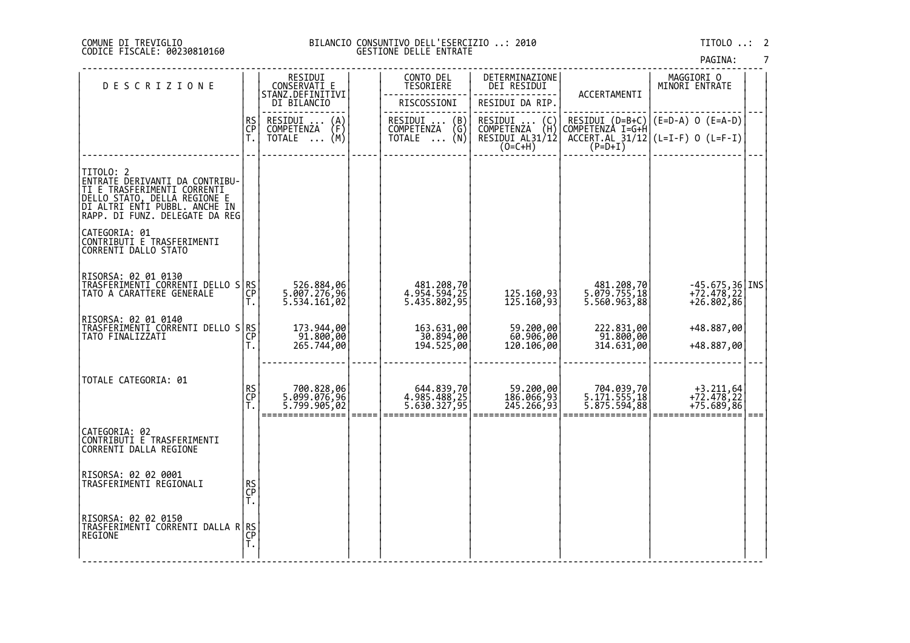COMUNE DI TREVIGLIO
CODICE FISCALE: 00230810160

BILANCIO CONSUNTIVO DELL'ESERCIZIO ..: 2010
GESTIONE DELLE ENTRATE

TITOLO ..: 2

| DESCRIZIONE | | RESIDUI CONSERVATI E STANZ.DEFINITIVI DI BILANCIO | | CONTO DEL TESORIERE | DETERMINAZIONE DEI RESIDUI | ACCERTAMENTI | MAGGIORI O MINORI ENTRATE | |
|---|---|---|---|---|---|---|---|---|
| | | | | RISCOSSIONI | RESIDUI DA RIP. | | | |
| | RS<br>CP<br>T. | RESIDUI ... (A)<br>COMPETENZA (F)<br>TOTALE ... (M) | | RESIDUI ... (B)<br>COMPETENZA (G)<br>TOTALE ... (N) | RESIDUI ... (C)<br>COMPETENZA (H)<br>RESIDUI AL31/12 (O=C+H) | RESIDUI (D=B+C)<br>COMPETENZA I=G+H<br>ACCERT.AL 31/12 (P=D+I) | (E=D-A) O (E=A-D)<br>(L=I-F) O (L=F-I) | |
| TITOLO: 2<br>ENTRATE DERIVANTI DA CONTRIBUTI E TRASFERIMENTI CORRENTI DELLO STATO, DELLA REGIONE E DI ALTRI ENTI PUBBL. ANCHE IN RAPP. DI FUNZ. DELEGATE DA REG | | | | | | | | |
| CATEGORIA: 01<br>CONTRIBUTI E TRASFERIMENTI CORRENTI DALLO STATO | | | | | | | | |
| RISORSA: 02 01 0130<br>TRASFERIMENTI CORRENTI DELLO STATO A CARATTERE GENERALE | RS<br>CP<br>T. | 526.884,06<br>5.007.276,96<br>5.534.161,02 | | 481.208,70<br>4.954.594,25<br>5.435.802,95 | <br>125.160,93<br>125.160,93 | 481.208,70<br>5.079.755,18<br>5.560.963,88 | -45.675,36<br>+72.478,22<br>+26.802,86 | INS |
| RISORSA: 02 01 0140<br>TRASFERIMENTI CORRENTI DELLO STATO FINALIZZATI | RS<br>CP<br>T. | 173.944,00<br>91.800,00<br>265.744,00 | | 163.631,00<br>30.894,00<br>194.525,00 | 59.200,00<br>60.906,00<br>120.106,00 | 222.831,00<br>91.800,00<br>314.631,00 | +48.887,00<br><br>+48.887,00 | |
| TOTALE CATEGORIA: 01 | RS<br>CP<br>T. | 700.828,06<br>5.099.076,96<br>5.799.905,02 | | 644.839,70<br>4.985.488,25<br>5.630.327,95 | 59.200,00<br>186.066,93<br>245.266,93 | 704.039,70<br>5.171.555,18<br>5.875.594,88 | +3.211,64<br>+72.478,22<br>+75.689,86 | |
| CATEGORIA: 02<br>CONTRIBUTI E TRASFERIMENTI CORRENTI DALLA REGIONE | | | | | | | | |
| RISORSA: 02 02 0001<br>TRASFERIMENTI REGIONALI | RS<br>CP<br>T. | | | | | | | |
| RISORSA: 02 02 0150<br>TRASFERIMENTI CORRENTI DALLA REGIONE | RS<br>CP<br>T. | | | | | | | |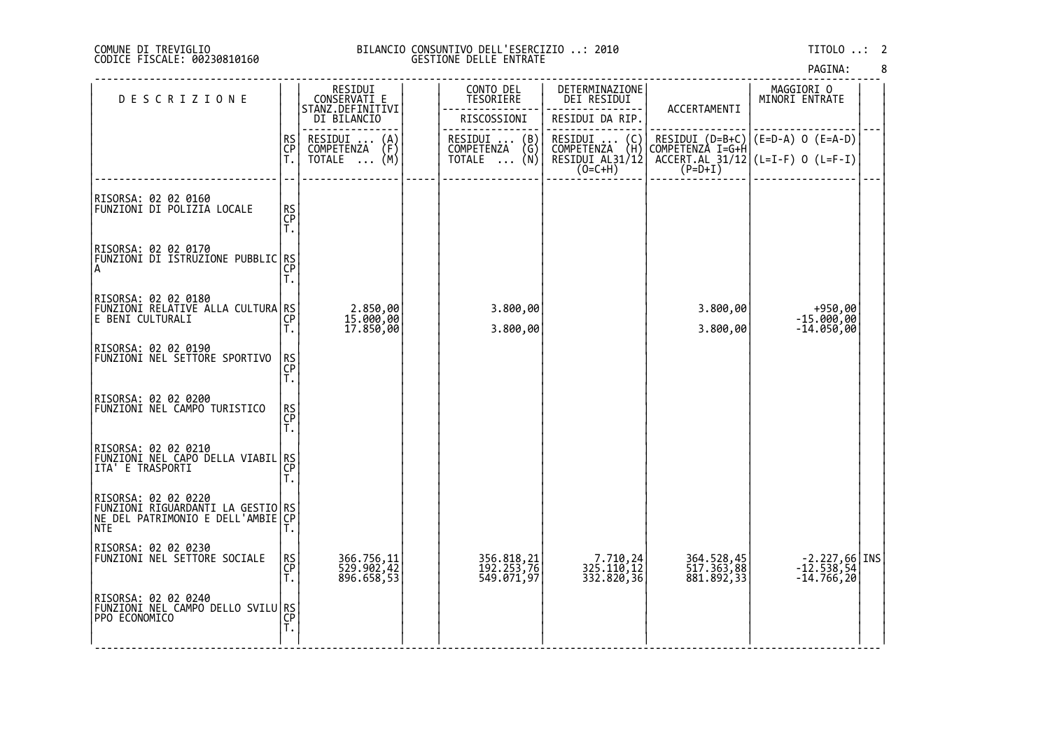COMUNE DI TREVIGLIO
CODICE FISCALE: 00230810160

BILANCIO CONSUNTIVO DELL'ESERCIZIO ..: 2010
GESTIONE DELLE ENTRATE

TITOLO ..: 2

| DESCRIZIONE | | RESIDUI CONSERVATI E STANZ.DEFINITIVI DI BILANCIO<br>RESIDUI ... (A)<br>COMPETENZA (F)<br>TOTALE ... (M) | CONTO DEL TESORIERE<br>RISCOSSIONI<br>RESIDUI ... (B)<br>COMPETENZA (G)<br>TOTALE ... (N) | DETERMINAZIONE DEI RESIDUI<br>RESIDUI DA RIP.<br>RESIDUI ... (C)<br>COMPETENZA (H)<br>RESIDUI AL31/12 (O=C+H) | ACCERTAMENTI<br>RESIDUI (D=B+C)<br>COMPETENZA I=G+H<br>ACCERT.AL 31/12 (P=D+I) | MAGGIORI O MINORI ENTRATE<br>(E=D-A) O (E=A-D)<br>(L=I-F) O (L=F-I) | |
|---|---|---|---|---|---|---|---|
| RISORSA: 02 02 0160<br>FUNZIONI DI POLIZIA LOCALE | RS<br>CP<br>T. | | | | | | |
| RISORSA: 02 02 0170<br>FUNZIONI DI ISTRUZIONE PUBBLICA | RS<br>CP<br>T. | | | | | | |
| RISORSA: 02 02 0180<br>FUNZIONI RELATIVE ALLA CULTURA E BENI CULTURALI | RS<br>CP<br>T. | 2.850,00<br>15.000,00<br>17.850,00 | 3.800,00<br><br>3.800,00 | | 3.800,00<br><br>3.800,00 | +950,00<br>-15.000,00<br>-14.050,00 | |
| RISORSA: 02 02 0190<br>FUNZIONI NEL SETTORE SPORTIVO | RS<br>CP<br>T. | | | | | | |
| RISORSA: 02 02 0200<br>FUNZIONI NEL CAMPO TURISTICO | RS<br>CP<br>T. | | | | | | |
| RISORSA: 02 02 0210<br>FUNZIONI NEL CAPO DELLA VIABILITA' E TRASPORTI | RS<br>CP<br>T. | | | | | | |
| RISORSA: 02 02 0220<br>FUNZIONI RIGUARDANTI LA GESTIONE DEL PATRIMONIO E DELL'AMBIENTE | RS<br>CP<br>T. | | | | | | |
| RISORSA: 02 02 0230<br>FUNZIONI NEL SETTORE SOCIALE | RS<br>CP<br>T. | 366.756,11<br>529.902,42<br>896.658,53 | 356.818,21<br>192.253,76<br>549.071,97 | 7.710,24<br>325.110,12<br>332.820,36 | 364.528,45<br>517.363,88<br>881.892,33 | -2.227,66<br>-12.538,54<br>-14.766,20 | INS |
| RISORSA: 02 02 0240<br>FUNZIONI NEL CAMPO DELLO SVILUPPO ECONOMICO | RS<br>CP<br>T. | | | | | | |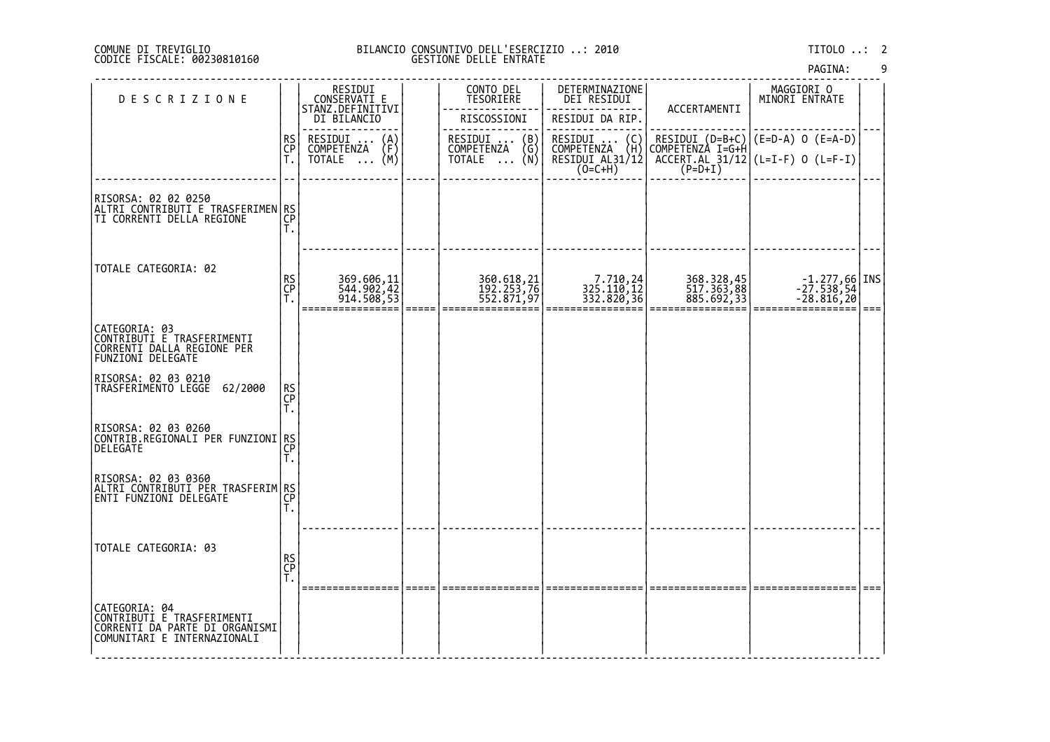COMUNE DI TREVIGLIO
CODICE FISCALE: 00230810160

BILANCIO CONSUNTIVO DELL'ESERCIZIO ..: 2010
GESTIONE DELLE ENTRATE

TITOLO ..: 2

| DESCRIZIONE | | RESIDUI CONSERVATI E STANZ.DEFINITIVI DI BILANCIO | | CONTO DEL TESORIERE | DETERMINAZIONE DEI RESIDUI | ACCERTAMENTI | MAGGIORI O MINORI ENTRATE | |
|---|---|---|---|---|---|---|---|---|
| | | | | RISCOSSIONI | RESIDUI DA RIP. | | | |
| | RS CP T. | RESIDUI ... (A) COMPETENZA (F) TOTALE ... (M) | | RESIDUI ... (B) COMPETENZA (G) TOTALE ... (N) | RESIDUI ... (C) COMPETENZA (H) RESIDUI AL31/12 (O=C+H) | RESIDUI (D=B+C) COMPETENZA I=G+H ACCERT.AL 31/12 (P=D+I) | (E=D-A) O (E=A-D) (L=I-F) O (L=F-I) | |
| RISORSA: 02 02 0250 ALTRI CONTRIBUTI E TRASFERIMENTI CORRENTI DELLA REGIONE | RS CP T. | | | | | | | |
| TOTALE CATEGORIA: 02 | RS | 369.606,11 | | 360.618,21 | 7.710,24 | 368.328,45 | -1.277,66 | INS |
| | CP | 544.902,42 | | 192.253,76 | 325.110,12 | 517.363,88 | -27.538,54 | |
| | T. | 914.508,53 | | 552.871,97 | 332.820,36 | 885.692,33 | -28.816,20 | |
| CATEGORIA: 03 CONTRIBUTI E TRASFERIMENTI CORRENTI DALLA REGIONE PER FUNZIONI DELEGATE | | | | | | | | |
| RISORSA: 02 03 0210 TRASFERIMENTO LEGGE 62/2000 | RS CP T. | | | | | | | |
| RISORSA: 02 03 0260 CONTRIB.REGIONALI PER FUNZIONI DELEGATE | RS CP T. | | | | | | | |
| RISORSA: 02 03 0360 ALTRI CONTRIBUTI PER TRASFERIMENTI FUNZIONI DELEGATE | RS CP T. | | | | | | | |
| TOTALE CATEGORIA: 03 | RS CP T. | | | | | | | |
| CATEGORIA: 04 CONTRIBUTI E TRASFERIMENTI CORRENTI DA PARTE DI ORGANISMI COMUNITARI E INTERNAZIONALI | | | | | | | | |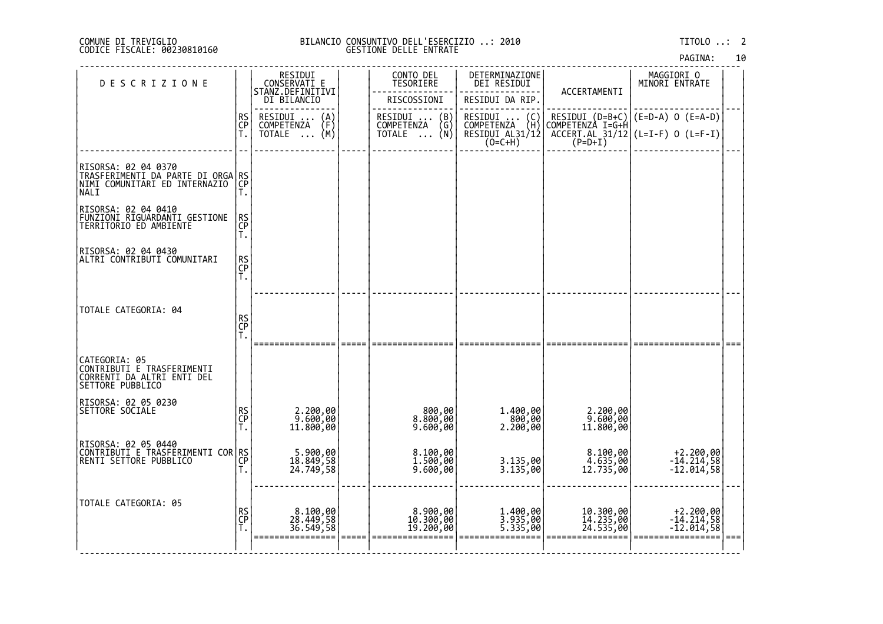COMUNE DI TREVIGLIO
CODICE FISCALE: 00230810160

BILANCIO CONSUNTIVO DELL'ESERCIZIO ..: 2010
GESTIONE DELLE ENTRATE

TITOLO ..: 2

| DESCRIZIONE | | RESIDUI CONSERVATI E STANZ.DEFINITIVI DI BILANCIO | | CONTO DEL TESORIERE | DETERMINAZIONE DEI RESIDUI | ACCERTAMENTI | MAGGIORI O MINORI ENTRATE | |
|---|---|---|---|---|---|---|---|---|
| | | | | RISCOSSIONI | RESIDUI DA RIP. | | | |
| | RS CP T. | RESIDUI ... (A) COMPETENZA (F) TOTALE ... (M) | | RESIDUI ... (B) COMPETENZA (G) TOTALE ... (N) | RESIDUI ... (C) COMPETENZA (H) RESIDUI AL31/12 (O=C+H) | RESIDUI (D=B+C) COMPETENZA I=G+H ACCERT.AL 31/12 (P=D+I) | (E=D-A) O (E=A-D) (L=I-F) O (L=F-I) | |
| RISORSA: 02 04 0370 TRASFERIMENTI DA PARTE DI ORGANIMI COMUNITARI ED INTERNAZIONALI | RS CP T. | | | | | | | |
| RISORSA: 02 04 0410 FUNZIONI RIGUARDANTI GESTIONE TERRITORIO ED AMBIENTE | RS CP T. | | | | | | | |
| RISORSA: 02 04 0430 ALTRI CONTRIBUTI COMUNITARI | RS CP T. | | | | | | | |
| TOTALE CATEGORIA: 04 | RS CP T. | | | | | | | |
| CATEGORIA: 05 CONTRIBUTI E TRASFERIMENTI CORRENTI DA ALTRI ENTI DEL SETTORE PUBBLICO | | | | | | | | |
| RISORSA: 02 05 0230 SETTORE SOCIALE | RS CP T. | 2.200,00 9.600,00 11.800,00 | | 800,00 8.800,00 9.600,00 | 1.400,00 800,00 2.200,00 | 2.200,00 9.600,00 11.800,00 | | |
| RISORSA: 02 05 0440 CONTRIBUTI E TRASFERIMENTI CORRENTI SETTORE PUBBLICO | RS CP T. | 5.900,00 18.849,58 24.749,58 | | 8.100,00 1.500,00 9.600,00 | 3.135,00 3.135,00 | 8.100,00 4.635,00 12.735,00 | +2.200,00 -14.214,58 -12.014,58 | |
| TOTALE CATEGORIA: 05 | RS CP T. | 8.100,00 28.449,58 36.549,58 | | 8.900,00 10.300,00 19.200,00 | 1.400,00 3.935,00 5.335,00 | 10.300,00 14.235,00 24.535,00 | +2.200,00 -14.214,58 -12.014,58 | |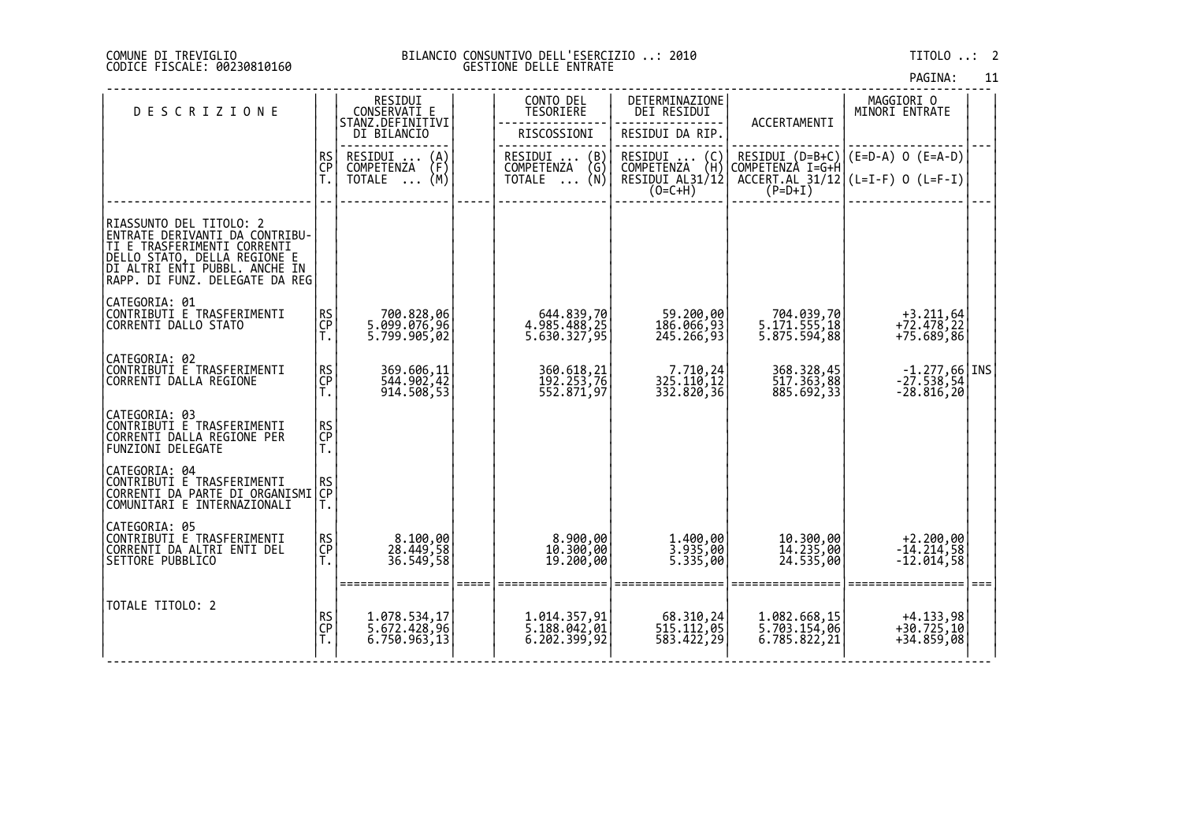COMUNE DI TREVIGLIO
CODICE FISCALE: 00230810160

BILANCIO CONSUNTIVO DELL'ESERCIZIO ..: 2010
GESTIONE DELLE ENTRATE

TITOLO ..: 2

| DESCRIZIONE | | RESIDUI CONSERVATI E STANZ.DEFINITIVI DI BILANCIO<br>RESIDUI ... (A)<br>COMPETENZA (F)<br>TOTALE ... (M) | | CONTO DEL TESORIERE<br>RISCOSSIONI<br>RESIDUI ... (B)<br>COMPETENZA (G)<br>TOTALE ... (N) | DETERMINAZIONE DEI RESIDUI<br>RESIDUI DA RIP.<br>RESIDUI ... (C)<br>COMPETENZA (H)<br>RESIDUI AL31/12 (O=C+H) | ACCERTAMENTI<br>RESIDUI (D=B+C)<br>COMPETENZA I=G+H<br>ACCERT.AL 31/12 (P=D+I) | MAGGIORI O MINORI ENTRATE<br>(E=D-A) O (E=A-D)<br>(L=I-F) O (L=F-I) | |
|---|---|---|---|---|---|---|---|---|
| RIASSUNTO DEL TITOLO: 2 ENTRATE DERIVANTI DA CONTRIBUTI E TRASFERIMENTI CORRENTI DELLO STATO, DELLA REGIONE E DI ALTRI ENTI PUBBL. ANCHE IN RAPP. DI FUNZ. DELEGATE DA REG | | | | | | | | |
| CATEGORIA: 01 CONTRIBUTI E TRASFERIMENTI CORRENTI DALLO STATO | RS<br>CP<br>T. | 700.828,06<br>5.099.076,96<br>5.799.905,02 | | 644.839,70<br>4.985.488,25<br>5.630.327,95 | 59.200,00<br>186.066,93<br>245.266,93 | 704.039,70<br>5.171.555,18<br>5.875.594,88 | +3.211,64<br>+72.478,22<br>+75.689,86 | |
| CATEGORIA: 02 CONTRIBUTI E TRASFERIMENTI CORRENTI DALLA REGIONE | RS<br>CP<br>T. | 369.606,11<br>544.902,42<br>914.508,53 | | 360.618,21<br>192.253,76<br>552.871,97 | 7.710,24<br>325.110,12<br>332.820,36 | 368.328,45<br>517.363,88<br>885.692,33 | -1.277,66<br>-27.538,54<br>-28.816,20 | INS |
| CATEGORIA: 03 CONTRIBUTI E TRASFERIMENTI CORRENTI DALLA REGIONE PER FUNZIONI DELEGATE | RS<br>CP<br>T. | | | | | | | |
| CATEGORIA: 04 CONTRIBUTI E TRASFERIMENTI CORRENTI DA PARTE DI ORGANISMI COMUNITARI E INTERNAZIONALI | RS<br>CP<br>T. | | | | | | | |
| CATEGORIA: 05 CONTRIBUTI E TRASFERIMENTI CORRENTI DA ALTRI ENTI DEL SETTORE PUBBLICO | RS<br>CP<br>T. | 8.100,00<br>28.449,58<br>36.549,58 | | 8.900,00<br>10.300,00<br>19.200,00 | 1.400,00<br>3.935,00<br>5.335,00 | 10.300,00<br>14.235,00<br>24.535,00 | +2.200,00<br>-14.214,58<br>-12.014,58 | |
| TOTALE TITOLO: 2 | RS<br>CP<br>T. | 1.078.534,17<br>5.672.428,96<br>6.750.963,13 | | 1.014.357,91<br>5.188.042,01<br>6.202.399,92 | 68.310,24<br>515.112,05<br>583.422,29 | 1.082.668,15<br>5.703.154,06<br>6.785.822,21 | +4.133,98<br>+30.725,10<br>+34.859,08 | |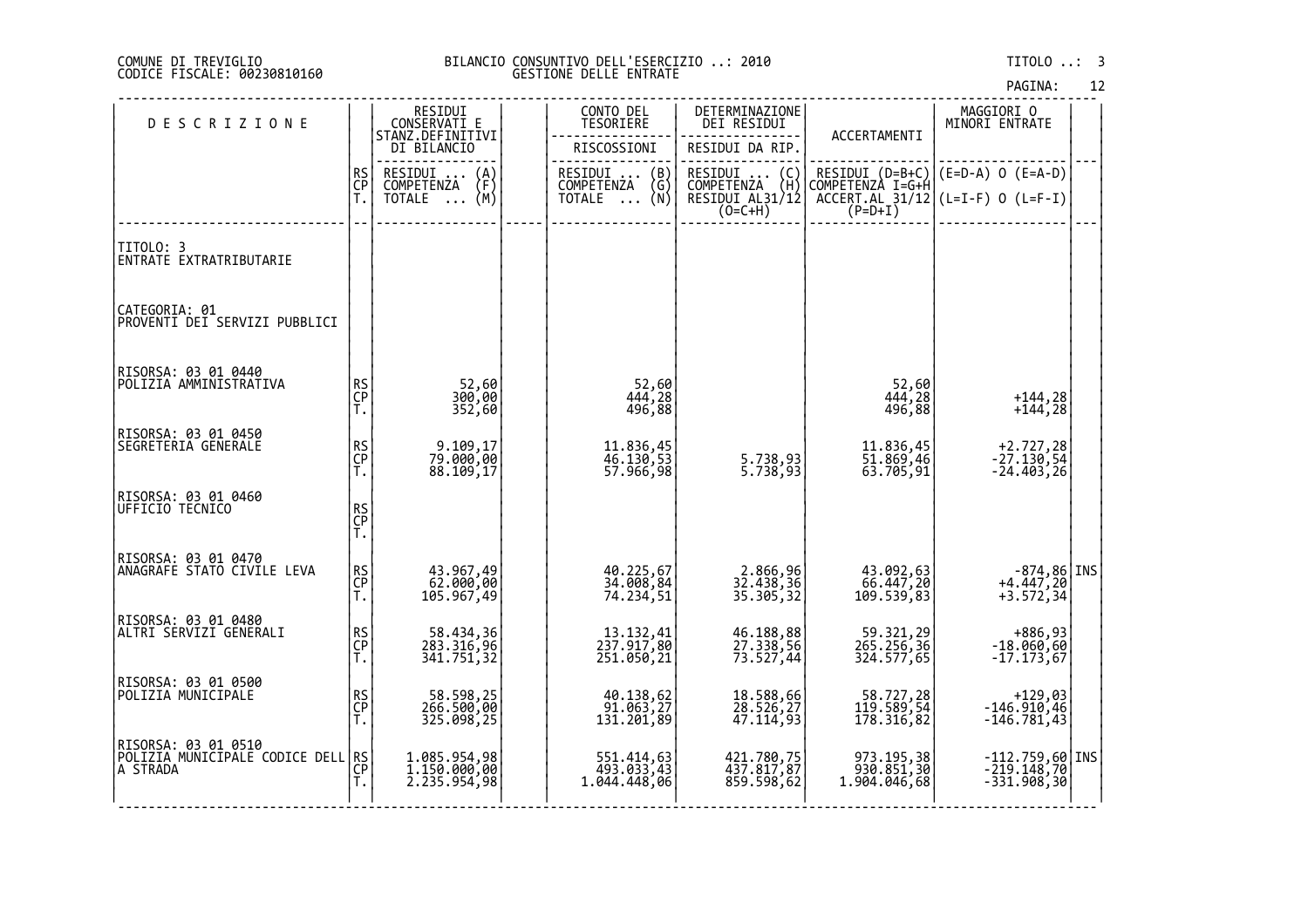COMUNE DI TREVIGLIO
CODICE FISCALE: 00230810160

BILANCIO CONSUNTIVO DELL'ESERCIZIO ..: 2010
GESTIONE DELLE ENTRATE

TITOLO ..: 3

| D E S C R I Z I O N E | | RESIDUI CONSERVATI E STANZ.DEFINITIVI DI BILANCIO | CONTO DEL TESORIERE | DETERMINAZIONE DEI RESIDUI | ACCERTAMENTI | MAGGIORI O MINORI ENTRATE | |
|---|---|---|---|---|---|---|---|
| | | | RISCOSSIONI | RESIDUI DA RIP. | | | |
| | RS CP T. | RESIDUI ... (A) COMPETENZA (F) TOTALE ... (M) | RESIDUI ... (B) COMPETENZA (G) TOTALE ... (N) | RESIDUI ... (C) COMPETENZA (H) RESIDUI AL31/12 (O=C+H) | RESIDUI (D=B+C) COMPETENZA I=G+H ACCERT.AL 31/12 (P=D+I) | (E=D-A) O (E=A-D) (L=I-F) O (L=F-I) | |
| TITOLO: 3 ENTRATE EXTRATRIBUTARIE | | | | | | | |
| CATEGORIA: 01 PROVENTI DEI SERVIZI PUBBLICI | | | | | | | |
| RISORSA: 03 01 0440 POLIZIA AMMINISTRATIVA | RS | 52,60 | 52,60 | | 52,60 | | |
| | CP | 300,00 | 444,28 | | 444,28 | +144,28 | |
| | T. | 352,60 | 496,88 | | 496,88 | +144,28 | |
| RISORSA: 03 01 0450 SEGRETERIA GENERALE | RS | 9.109,17 | 11.836,45 | | 11.836,45 | +2.727,28 | |
| | CP | 79.000,00 | 46.130,53 | 5.738,93 | 51.869,46 | -27.130,54 | |
| | T. | 88.109,17 | 57.966,98 | 5.738,93 | 63.705,91 | -24.403,26 | |
| RISORSA: 03 01 0460 UFFICIO TECNICO | RS | | | | | | |
| | CP | | | | | | |
| | T. | | | | | | |
| RISORSA: 03 01 0470 ANAGRAFE STATO CIVILE LEVA | RS | 43.967,49 | 40.225,67 | 2.866,96 | 43.092,63 | -874,86 | INS |
| | CP | 62.000,00 | 34.008,84 | 32.438,36 | 66.447,20 | +4.447,20 | |
| | T. | 105.967,49 | 74.234,51 | 35.305,32 | 109.539,83 | +3.572,34 | |
| RISORSA: 03 01 0480 ALTRI SERVIZI GENERALI | RS | 58.434,36 | 13.132,41 | 46.188,88 | 59.321,29 | +886,93 | |
| | CP | 283.316,96 | 237.917,80 | 27.338,56 | 265.256,36 | -18.060,60 | |
| | T. | 341.751,32 | 251.050,21 | 73.527,44 | 324.577,65 | -17.173,67 | |
| RISORSA: 03 01 0500 POLIZIA MUNICIPALE | RS | 58.598,25 | 40.138,62 | 18.588,66 | 58.727,28 | +129,03 | |
| | CP | 266.500,00 | 91.063,27 | 28.526,27 | 119.589,54 | -146.910,46 | |
| | T. | 325.098,25 | 131.201,89 | 47.114,93 | 178.316,82 | -146.781,43 | |
| RISORSA: 03 01 0510 POLIZIA MUNICIPALE CODICE DELL A STRADA | RS | 1.085.954,98 | 551.414,63 | 421.780,75 | 973.195,38 | -112.759,60 | INS |
| | CP | 1.150.000,00 | 493.033,43 | 437.817,87 | 930.851,30 | -219.148,70 | |
| | T. | 2.235.954,98 | 1.044.448,06 | 859.598,62 | 1.904.046,68 | -331.908,30 | |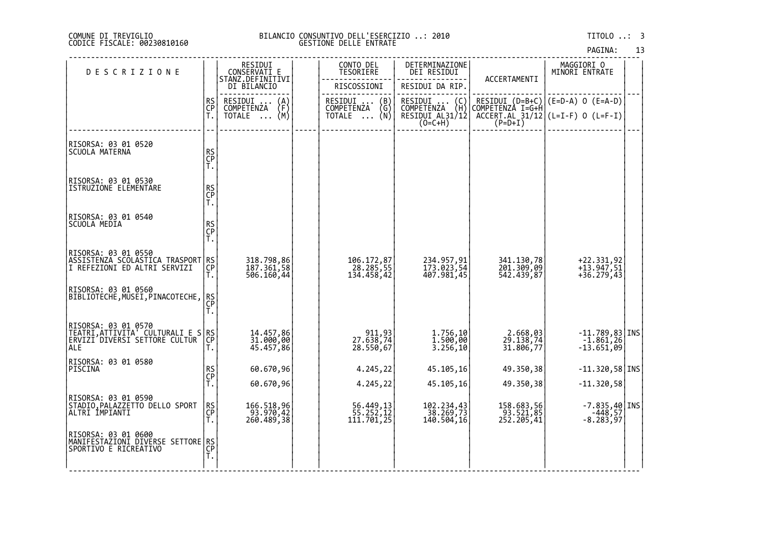COMUNE DI TREVIGLIO
CODICE FISCALE: 00230810160

BILANCIO CONSUNTIVO DELL'ESERCIZIO ..: 2010
GESTIONE DELLE ENTRATE

TITOLO ..: 3

| DESCRIZIONE | | RESIDUI CONSERVATI E STANZ.DEFINITIVI DI BILANCIO | CONTO DEL TESORIERE | DETERMINAZIONE DEI RESIDUI | ACCERTAMENTI | MAGGIORI O MINORI ENTRATE | |
|---|---|---|---|---|---|---|---|
| | | | RISCOSSIONI | RESIDUI DA RIP. | | | |
| | RS<br>CP<br>T. | RESIDUI ... (A)<br>COMPETENZA (F)<br>TOTALE ... (M) | RESIDUI ... (B)<br>COMPETENZA (G)<br>TOTALE ... (N) | RESIDUI ... (C)<br>COMPETENZA (H)<br>RESIDUI AL31/12 (O=C+H) | RESIDUI (D=B+C)<br>COMPETENZA I=G+H<br>ACCERT.AL 31/12 (P=D+I) | (E=D-A) O (E=A-D)<br>(L=I-F) O (L=F-I) | |
| RISORSA: 03 01 0520<br>SCUOLA MATERNA | RS<br>CP<br>T. | | | | | | |
| RISORSA: 03 01 0530<br>ISTRUZIONE ELEMENTARE | RS<br>CP<br>T. | | | | | | |
| RISORSA: 03 01 0540<br>SCUOLA MEDIA | RS<br>CP<br>T. | | | | | | |
| RISORSA: 03 01 0550<br>ASSISTENZA SCOLASTICA TRASPORTI REFEZIONI ED ALTRI SERVIZI | RS<br>CP<br>T. | 318.798,86<br>187.361,58<br>506.160,44 | 106.172,87<br>28.285,55<br>134.458,42 | 234.957,91<br>173.023,54<br>407.981,45 | 341.130,78<br>201.309,09<br>542.439,87 | +22.331,92<br>+13.947,51<br>+36.279,43 | |
| RISORSA: 03 01 0560<br>BIBLIOTECHE,MUSEI,PINACOTECHE, | RS<br>CP<br>T. | | | | | | |
| RISORSA: 03 01 0570<br>TEATRI,ATTIVITA' CULTURALI E SERVIZI DIVERSI SETTORE CULTURALE | RS<br>CP<br>T. | 14.457,86<br>31.000,00<br>45.457,86 | 911,93<br>27.638,74<br>28.550,67 | 1.756,10<br>1.500,00<br>3.256,10 | 2.668,03<br>29.138,74<br>31.806,77 | -11.789,83<br>-1.861,26<br>-13.651,09 | INS |
| RISORSA: 03 01 0580<br>PISCINA | RS<br>CP<br>T. | 60.670,96<br><br>60.670,96 | 4.245,22<br><br>4.245,22 | 45.105,16<br><br>45.105,16 | 49.350,38<br><br>49.350,38 | -11.320,58<br><br>-11.320,58 | INS |
| RISORSA: 03 01 0590<br>STADIO,PALAZZETTO DELLO SPORT ALTRI IMPIANTI | RS<br>CP<br>T. | 166.518,96<br>93.970,42<br>260.489,38 | 56.449,13<br>55.252,12<br>111.701,25 | 102.234,43<br>38.269,73<br>140.504,16 | 158.683,56<br>93.521,85<br>252.205,41 | -7.835,40<br>-448,57<br>-8.283,97 | INS |
| RISORSA: 03 01 0600<br>MANIFESTAZIONI DIVERSE SETTORE SPORTIVO E RICREATIVO | RS<br>CP<br>T. | | | | | | |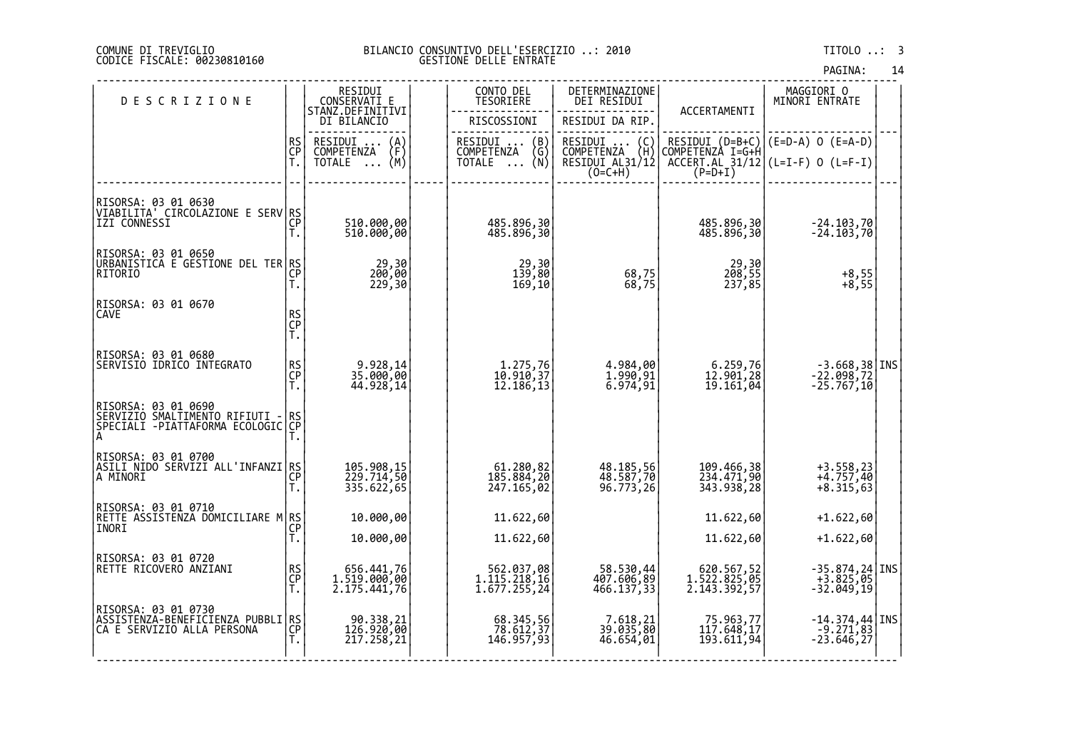COMUNE DI TREVIGLIO
CODICE FISCALE: 00230810160

BILANCIO CONSUNTIVO DELL'ESERCIZIO ..: 2010
GESTIONE DELLE ENTRATE

TITOLO ..: 3

| DESCRIZIONE | | RESIDUI CONSERVATI E STANZ.DEFINITIVI DI BILANCIO | CONTO DEL TESORIERE RISCOSSIONI | DETERMINAZIONE DEI RESIDUI RESIDUI DA RIP. | ACCERTAMENTI | MAGGIORI O MINORI ENTRATE | |
|---|---|---|---|---|---|---|---|
| | RS CP T. | RESIDUI ... (A) COMPETENZA (F) TOTALE ... (M) | RESIDUI ... (B) COMPETENZA (G) TOTALE ... (N) | RESIDUI ... (C) COMPETENZA (H) RESIDUI AL31/12 (O=C+H) | RESIDUI (D=B+C) COMPETENZA I=G+H ACCERT.AL 31/12 (P=D+I) | (E=D-A) O (E=A-D) (L=I-F) O (L=F-I) | |
| RISORSA: 03 01 0630 VIABILITA' CIRCOLAZIONE E SERVIZI CONNESSI | RS | | | | | | |
| | CP | 510.000,00 | 485.896,30 | | 485.896,30 | -24.103,70 | |
| | T. | 510.000,00 | 485.896,30 | | 485.896,30 | -24.103,70 | |
| RISORSA: 03 01 0650 URBANISTICA E GESTIONE DEL TERRITORIO | RS | 29,30 | 29,30 | | 29,30 | | |
| | CP | 200,00 | 139,80 | 68,75 | 208,55 | +8,55 | |
| | T. | 229,30 | 169,10 | 68,75 | 237,85 | +8,55 | |
| RISORSA: 03 01 0670 CAVE | RS | | | | | | |
| | CP | | | | | | |
| | T. | | | | | | |
| RISORSA: 03 01 0680 SERVISIO IDRICO INTEGRATO | RS | 9.928,14 | 1.275,76 | 4.984,00 | 6.259,76 | -3.668,38 | INS |
| | CP | 35.000,00 | 10.910,37 | 1.990,91 | 12.901,28 | -22.098,72 | |
| | T. | 44.928,14 | 12.186,13 | 6.974,91 | 19.161,04 | -25.767,10 | |
| RISORSA: 03 01 0690 SERVIZIO SMALTIMENTO RIFIUTI - SPECIALI -PIATTAFORMA ECOLOGICA | RS | | | | | | |
| | CP | | | | | | |
| | T. | | | | | | |
| RISORSA: 03 01 0700 ASILI NIDO SERVIZI ALL'INFANZIA MINORI | RS | 105.908,15 | 61.280,82 | 48.185,56 | 109.466,38 | +3.558,23 | |
| | CP | 229.714,50 | 185.884,20 | 48.587,70 | 234.471,90 | +4.757,40 | |
| | T. | 335.622,65 | 247.165,02 | 96.773,26 | 343.938,28 | +8.315,63 | |
| RISORSA: 03 01 0710 RETTE ASSISTENZA DOMICILIARE MINORI | RS | 10.000,00 | 11.622,60 | | 11.622,60 | +1.622,60 | |
| | CP | | | | | | |
| | T. | 10.000,00 | 11.622,60 | | 11.622,60 | +1.622,60 | |
| RISORSA: 03 01 0720 RETTE RICOVERO ANZIANI | RS | 656.441,76 | 562.037,08 | 58.530,44 | 620.567,52 | -35.874,24 | INS |
| | CP | 1.519.000,00 | 1.115.218,16 | 407.606,89 | 1.522.825,05 | +3.825,05 | |
| | T. | 2.175.441,76 | 1.677.255,24 | 466.137,33 | 2.143.392,57 | -32.049,19 | |
| RISORSA: 03 01 0730 ASSISTENZA-BENEFICIENZA PUBBLICA E SERVIZIO ALLA PERSONA | RS | 90.338,21 | 68.345,56 | 7.618,21 | 75.963,77 | -14.374,44 | INS |
| | CP | 126.920,00 | 78.612,37 | 39.035,80 | 117.648,17 | -9.271,83 | |
| | T. | 217.258,21 | 146.957,93 | 46.654,01 | 193.611,94 | -23.646,27 | |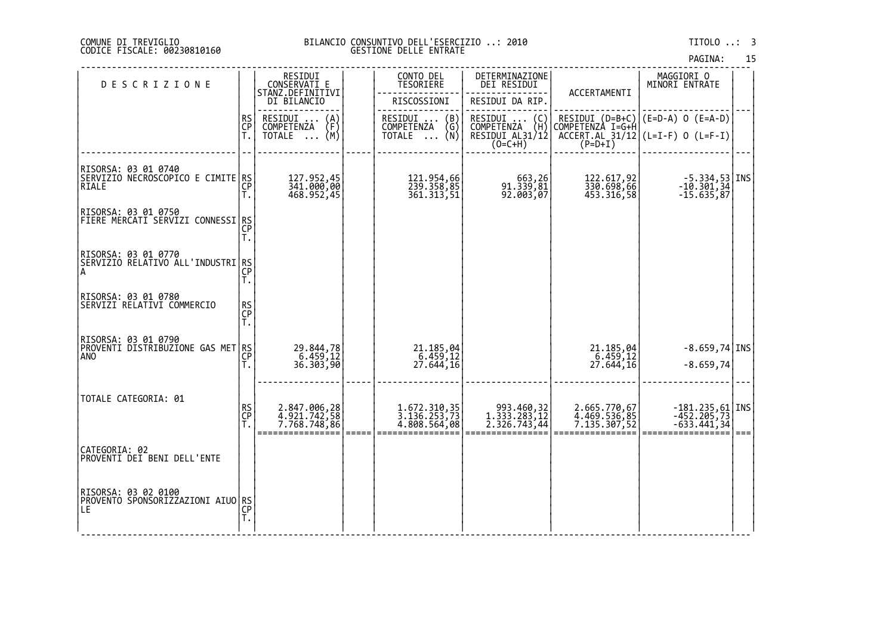COMUNE DI TREVIGLIO
CODICE FISCALE: 00230810160

BILANCIO CONSUNTIVO DELL'ESERCIZIO ..: 2010
GESTIONE DELLE ENTRATE

TITOLO ..: 3

| DESCRIZIONE | | RESIDUI CONSERVATI E STANZ.DEFINITIVI DI BILANCIO | | CONTO DEL TESORIERE | DETERMINAZIONE DEI RESIDUI | ACCERTAMENTI | MAGGIORI O MINORI ENTRATE | |
|---|---|---|---|---|---|---|---|---|
| | | | | RISCOSSIONI | RESIDUI DA RIP. | | | |
| | RS<br>CP<br>T. | RESIDUI ... (A)<br>COMPETENZA (F)<br>TOTALE ... (M) | | RESIDUI ... (B)<br>COMPETENZA (G)<br>TOTALE ... (N) | RESIDUI ... (C)<br>COMPETENZA (H)<br>RESIDUI AL31/12 (O=C+H) | RESIDUI (D=B+C)<br>COMPETENZA I=G+H<br>ACCERT.AL 31/12 (P=D+I) | (E=D-A) O (E=A-D)<br><br>(L=I-F) O (L=F-I) | |
| RISORSA: 03 01 0740<br>SERVIZIO NECROSCOPICO E CIMITERIALE | RS<br>CP<br>T. | 127.952,45<br>341.000,00<br>468.952,45 | | 121.954,66<br>239.358,85<br>361.313,51 | 663,26<br>91.339,81<br>92.003,07 | 122.617,92<br>330.698,66<br>453.316,58 | -5.334,53<br>-10.301,34<br>-15.635,87 | INS |
| RISORSA: 03 01 0750<br>FIERE MERCATI SERVIZI CONNESSI | RS<br>CP<br>T. | | | | | | | |
| RISORSA: 03 01 0770<br>SERVIZIO RELATIVO ALL'INDUSTRIA | RS<br>CP<br>T. | | | | | | | |
| RISORSA: 03 01 0780<br>SERVIZI RELATIVI COMMERCIO | RS<br>CP<br>T. | | | | | | | |
| RISORSA: 03 01 0790<br>PROVENTI DISTRIBUZIONE GAS METANO | RS<br>CP<br>T. | 29.844,78<br>6.459,12<br>36.303,90 | | 21.185,04<br>6.459,12<br>27.644,16 | | 21.185,04<br>6.459,12<br>27.644,16 | -8.659,74<br><br>-8.659,74 | INS |
| TOTALE CATEGORIA: 01 | RS<br>CP<br>T. | 2.847.006,28<br>4.921.742,58<br>7.768.748,86 | | 1.672.310,35<br>3.136.253,73<br>4.808.564,08 | 993.460,32<br>1.333.283,12<br>2.326.743,44 | 2.665.770,67<br>4.469.536,85<br>7.135.307,52 | -181.235,61<br>-452.205,73<br>-633.441,34 | INS |
| CATEGORIA: 02<br>PROVENTI DEI BENI DELL'ENTE | | | | | | | | |
| RISORSA: 03 02 0100<br>PROVENTO SPONSORIZZAZIONI AIUOLE | RS<br>CP<br>T. | | | | | | | |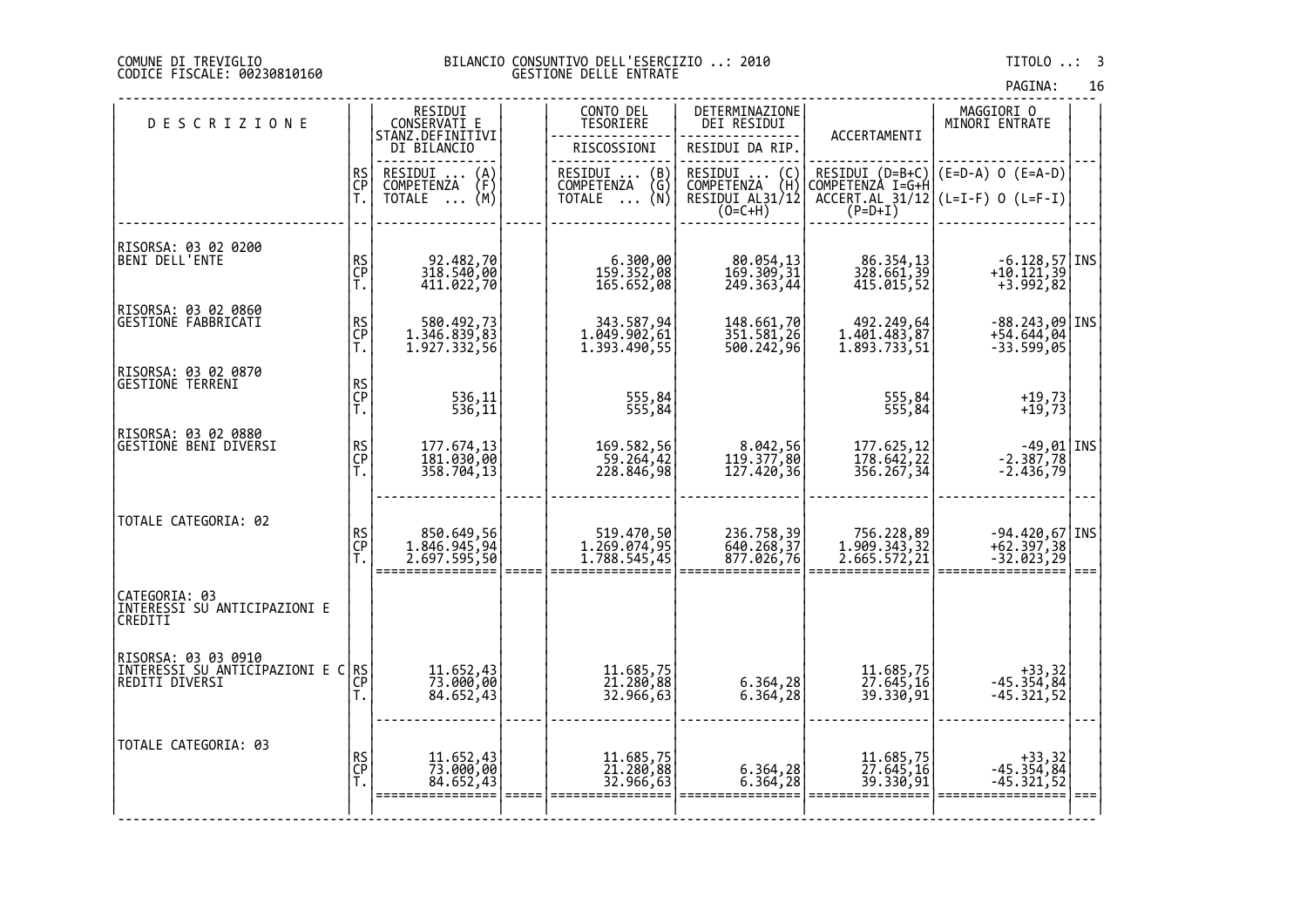COMUNE DI TREVIGLIO
CODICE FISCALE: 00230810160

BILANCIO CONSUNTIVO DELL'ESERCIZIO ..: 2010
GESTIONE DELLE ENTRATE

TITOLO ..: 3

| DESCRIZIONE | | RESIDUI CONSERVATI E STANZ.DEFINITIVI DI BILANCIO | | CONTO DEL TESORIERE | DETERMINAZIONE DEI RESIDUI | ACCERTAMENTI | MAGGIORI O MINORI ENTRATE | |
|---|---|---|---|---|---|---|---|---|
| | | | | RISCOSSIONI | RESIDUI DA RIP. | | | |
| | RS CP T. | RESIDUI ... (A) COMPETENZA (F) TOTALE ... (M) | | RESIDUI ... (B) COMPETENZA (G) TOTALE ... (N) | RESIDUI ... (C) COMPETENZA (H) RESIDUI AL31/12 (O=C+H) | RESIDUI (D=B+C) COMPETENZA I=G+H ACCERT.AL 31/12 (P=D+I) | (E=D-A) O (E=A-D) (L=I-F) O (L=F-I) | |
| RISORSA: 03 02 0200 BENI DELL'ENTE | RS | 92.482,70 | | 6.300,00 | 80.054,13 | 86.354,13 | -6.128,57 | INS |
| | CP | 318.540,00 | | 159.352,08 | 169.309,31 | 328.661,39 | +10.121,39 | |
| | T. | 411.022,70 | | 165.652,08 | 249.363,44 | 415.015,52 | +3.992,82 | |
| RISORSA: 03 02 0860 GESTIONE FABBRICATI | RS | 580.492,73 | | 343.587,94 | 148.661,70 | 492.249,64 | -88.243,09 | INS |
| | CP | 1.346.839,83 | | 1.049.902,61 | 351.581,26 | 1.401.483,87 | +54.644,04 | |
| | T. | 1.927.332,56 | | 1.393.490,55 | 500.242,96 | 1.893.733,51 | -33.599,05 | |
| RISORSA: 03 02 0870 GESTIONE TERRENI | RS | | | | | | | |
| | CP | 536,11 | | 555,84 | | 555,84 | +19,73 | |
| | T. | 536,11 | | 555,84 | | 555,84 | +19,73 | |
| RISORSA: 03 02 0880 GESTIONE BENI DIVERSI | RS | 177.674,13 | | 169.582,56 | 8.042,56 | 177.625,12 | -49,01 | INS |
| | CP | 181.030,00 | | 59.264,42 | 119.377,80 | 178.642,22 | -2.387,78 | |
| | T. | 358.704,13 | | 228.846,98 | 127.420,36 | 356.267,34 | -2.436,79 | |
| TOTALE CATEGORIA: 02 | RS | 850.649,56 | | 519.470,50 | 236.758,39 | 756.228,89 | -94.420,67 | INS |
| | CP | 1.846.945,94 | | 1.269.074,95 | 640.268,37 | 1.909.343,32 | +62.397,38 | |
| | T. | 2.697.595,50 | | 1.788.545,45 | 877.026,76 | 2.665.572,21 | -32.023,29 | |
| CATEGORIA: 03 INTERESSI SU ANTICIPAZIONI E CREDITI | | | | | | | | |
| RISORSA: 03 03 0910 INTERESSI SU ANTICIPAZIONI E CREDITI DIVERSI | RS | 11.652,43 | | 11.685,75 | | 11.685,75 | +33,32 | |
| | CP | 73.000,00 | | 21.280,88 | 6.364,28 | 27.645,16 | -45.354,84 | |
| | T. | 84.652,43 | | 32.966,63 | 6.364,28 | 39.330,91 | -45.321,52 | |
| TOTALE CATEGORIA: 03 | RS | 11.652,43 | | 11.685,75 | | 11.685,75 | +33,32 | |
| | CP | 73.000,00 | | 21.280,88 | 6.364,28 | 27.645,16 | -45.354,84 | |
| | T. | 84.652,43 | | 32.966,63 | 6.364,28 | 39.330,91 | -45.321,52 | |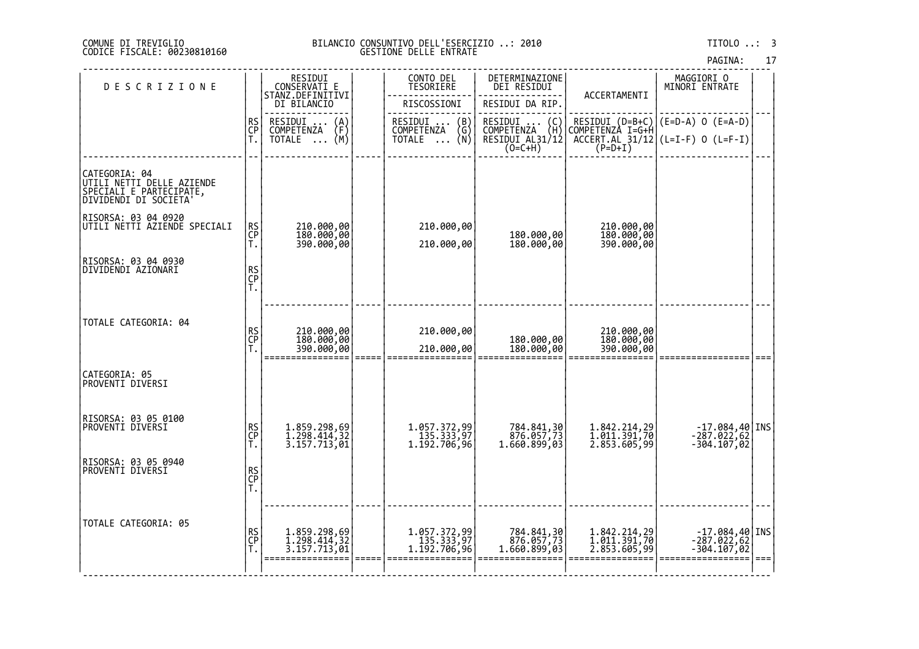COMUNE DI TREVIGLIO
CODICE FISCALE: 00230810160

BILANCIO CONSUNTIVO DELL'ESERCIZIO ..: 2010
GESTIONE DELLE ENTRATE

TITOLO ..: 3

| DESCRIZIONE | | RESIDUI CONSERVATI E STANZ.DEFINITIVI DI BILANCIO<br>RESIDUI ... (A)<br>COMPETENZA (F)<br>TOTALE ... (M) | | CONTO DEL TESORIERE<br>RISCOSSIONI<br>RESIDUI ... (B)<br>COMPETENZA (G)<br>TOTALE ... (N) | DETERMINAZIONE DEI RESIDUI<br>RESIDUI DA RIP.<br>RESIDUI ... (C)<br>COMPETENZA (H)<br>RESIDUI AL31/12 (O=C+H) | ACCERTAMENTI<br>RESIDUI (D=B+C)<br>COMPETENZA I=G+H<br>ACCERT.AL 31/12 (P=D+I) | MAGGIORI O MINORI ENTRATE<br>(E=D-A) O (E=A-D)<br>(L=I-F) O (L=F-I) | |
|---|---|---|---|---|---|---|---|---|
| CATEGORIA: 04<br>UTILI NETTI DELLE AZIENDE SPECIALI E PARTECIPATE, DIVIDENDI DI SOCIETA' | | | | | | | | |
| RISORSA: 03 04 0920<br>UTILI NETTI AZIENDE SPECIALI | RS | 210.000,00 | | 210.000,00 | | 210.000,00 | | |
| | CP | 180.000,00 | | | 180.000,00 | 180.000,00 | | |
| | T. | 390.000,00 | | 210.000,00 | 180.000,00 | 390.000,00 | | |
| RISORSA: 03 04 0930<br>DIVIDENDI AZIONARI | RS | | | | | | | |
| | CP | | | | | | | |
| | T. | | | | | | | |
| TOTALE CATEGORIA: 04 | RS | 210.000,00 | | 210.000,00 | | 210.000,00 | | |
| | CP | 180.000,00 | | | 180.000,00 | 180.000,00 | | |
| | T. | 390.000,00 | | 210.000,00 | 180.000,00 | 390.000,00 | | |
| CATEGORIA: 05<br>PROVENTI DIVERSI | | | | | | | | |
| RISORSA: 03 05 0100<br>PROVENTI DIVERSI | RS | 1.859.298,69 | | 1.057.372,99 | 784.841,30 | 1.842.214,29 | -17.084,40 | INS |
| | CP | 1.298.414,32 | | 135.333,97 | 876.057,73 | 1.011.391,70 | -287.022,62 | |
| | T. | 3.157.713,01 | | 1.192.706,96 | 1.660.899,03 | 2.853.605,99 | -304.107,02 | |
| RISORSA: 03 05 0940<br>PROVENTI DIVERSI | RS | | | | | | | |
| | CP | | | | | | | |
| | T. | | | | | | | |
| TOTALE CATEGORIA: 05 | RS | 1.859.298,69 | | 1.057.372,99 | 784.841,30 | 1.842.214,29 | -17.084,40 | INS |
| | CP | 1.298.414,32 | | 135.333,97 | 876.057,73 | 1.011.391,70 | -287.022,62 | |
| | T. | 3.157.713,01 | | 1.192.706,96 | 1.660.899,03 | 2.853.605,99 | -304.107,02 | |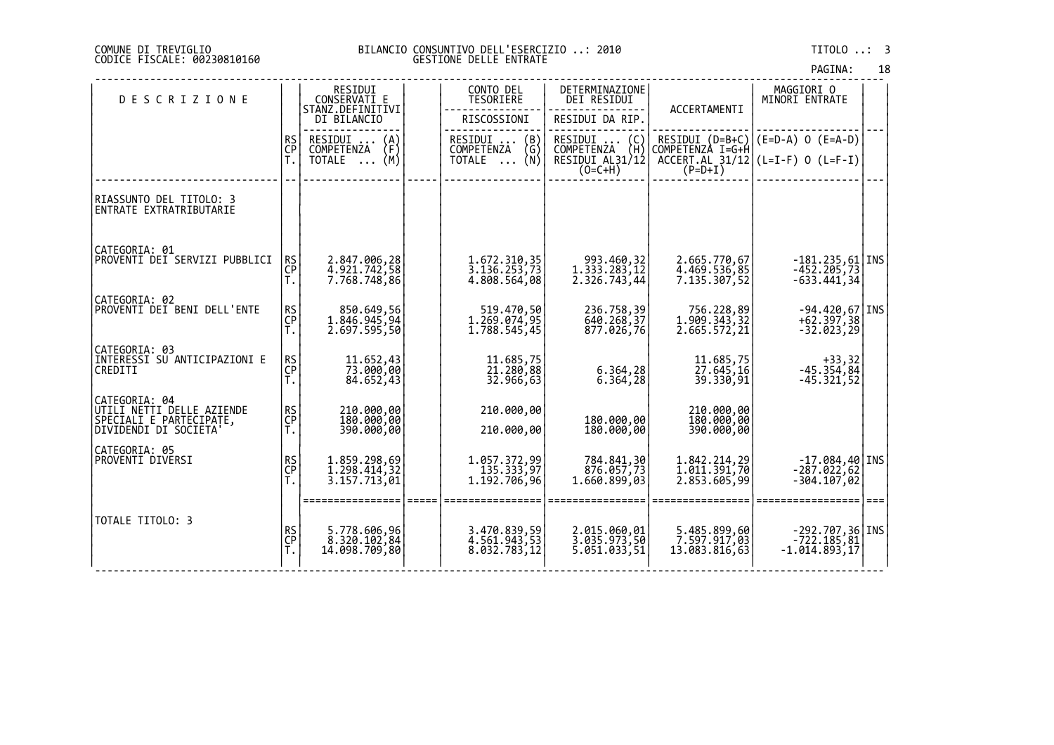COMUNE DI TREVIGLIO
CODICE FISCALE: 00230810160

BILANCIO CONSUNTIVO DELL'ESERCIZIO ..: 2010
GESTIONE DELLE ENTRATE

TITOLO ..: 3

| DESCRIZIONE | | RESIDUI CONSERVATI E STANZ.DEFINITIVI DI BILANCIO | | CONTO DEL TESORIERE RISCOSSIONI | DETERMINAZIONE DEI RESIDUI RESIDUI DA RIP. | ACCERTAMENTI | MAGGIORI O MINORI ENTRATE | |
|---|---|---|---|---|---|---|---|---|
| | RS CP T. | RESIDUI ... (A) COMPETENZA (F) TOTALE ... (M) | | RESIDUI ... (B) COMPETENZA (G) TOTALE ... (N) | RESIDUI ... (C) COMPETENZA (H) RESIDUI AL31/12 (O=C+H) | RESIDUI (D=B+C) COMPETENZA I=G+H ACCERT.AL 31/12 (P=D+I) | (E=D-A) O (E=A-D) (L=I-F) O (L=F-I) | |
| RIASSUNTO DEL TITOLO: 3 ENTRATE EXTRATRIBUTARIE | | | | | | | | |
| CATEGORIA: 01 PROVENTI DEI SERVIZI PUBBLICI | RS | 2.847.006,28 | | 1.672.310,35 | 993.460,32 | 2.665.770,67 | -181.235,61 | INS |
| | CP | 4.921.742,58 | | 3.136.253,73 | 1.333.283,12 | 4.469.536,85 | -452.205,73 | |
| | T. | 7.768.748,86 | | 4.808.564,08 | 2.326.743,44 | 7.135.307,52 | -633.441,34 | |
| CATEGORIA: 02 PROVENTI DEI BENI DELL'ENTE | RS | 850.649,56 | | 519.470,50 | 236.758,39 | 756.228,89 | -94.420,67 | INS |
| | CP | 1.846.945,94 | | 1.269.074,95 | 640.268,37 | 1.909.343,32 | +62.397,38 | |
| | T. | 2.697.595,50 | | 1.788.545,45 | 877.026,76 | 2.665.572,21 | -32.023,29 | |
| CATEGORIA: 03 INTERESSI SU ANTICIPAZIONI E CREDITI | RS | 11.652,43 | | 11.685,75 | | 11.685,75 | +33,32 | |
| | CP | 73.000,00 | | 21.280,88 | 6.364,28 | 27.645,16 | -45.354,84 | |
| | T. | 84.652,43 | | 32.966,63 | 6.364,28 | 39.330,91 | -45.321,52 | |
| CATEGORIA: 04 UTILI NETTI DELLE AZIENDE SPECIALI E PARTECIPATE, DIVIDENDI DI SOCIETA' | RS | 210.000,00 | | 210.000,00 | | 210.000,00 | | |
| | CP | 180.000,00 | | | 180.000,00 | 180.000,00 | | |
| | T. | 390.000,00 | | 210.000,00 | 180.000,00 | 390.000,00 | | |
| CATEGORIA: 05 PROVENTI DIVERSI | RS | 1.859.298,69 | | 1.057.372,99 | 784.841,30 | 1.842.214,29 | -17.084,40 | INS |
| | CP | 1.298.414,32 | | 135.333,97 | 876.057,73 | 1.011.391,70 | -287.022,62 | |
| | T. | 3.157.713,01 | | 1.192.706,96 | 1.660.899,03 | 2.853.605,99 | -304.107,02 | |
| TOTALE TITOLO: 3 | RS | 5.778.606,96 | | 3.470.839,59 | 2.015.060,01 | 5.485.899,60 | -292.707,36 | INS |
| | CP | 8.320.102,84 | | 4.561.943,53 | 3.035.973,50 | 7.597.917,03 | -722.185,81 | |
| | T. | 14.098.709,80 | | 8.032.783,12 | 5.051.033,51 | 13.083.816,63 | -1.014.893,17 | |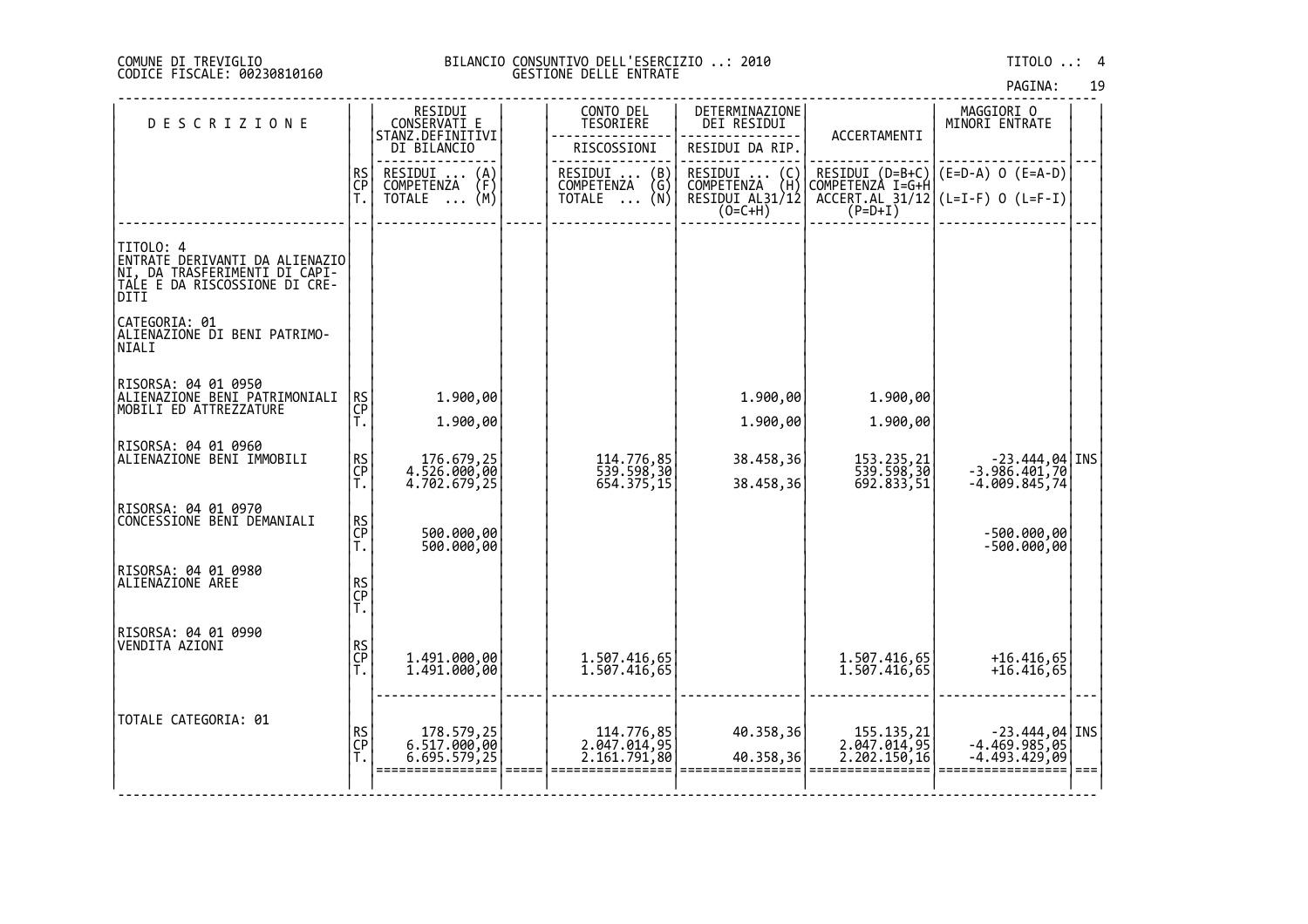COMUNE DI TREVIGLIO
CODICE FISCALE: 00230810160

BILANCIO CONSUNTIVO DELL'ESERCIZIO ..: 2010
GESTIONE DELLE ENTRATE

TITOLO ..: 4

| DESCRIZIONE | | RESIDUI CONSERVATI E STANZ.DEFINITIVI DI BILANCIO | | CONTO DEL TESORIERE | DETERMINAZIONE DEI RESIDUI | ACCERTAMENTI | MAGGIORI O MINORI ENTRATE | |
|---|---|---|---|---|---|---|---|---|
| | | | | RISCOSSIONI | RESIDUI DA RIP. | | | |
| | RS CP T. | RESIDUI ... (A) COMPETENZA (F) TOTALE ... (M) | | RESIDUI ... (B) COMPETENZA (G) TOTALE ... (N) | RESIDUI ... (C) COMPETENZA (H) RESIDUI AL31/12 (O=C+H) | RESIDUI (D=B+C) COMPETENZA I=G+H ACCERT.AL 31/12 (P=D+I) | (E=D-A) O (E=A-D) (L=I-F) O (L=F-I) | |
| TITOLO: 4 ENTRATE DERIVANTI DA ALIENAZIONI, DA TRASFERIMENTI DI CAPITALE E DA RISCOSSIONE DI CREDITI | | | | | | | | |
| CATEGORIA: 01 ALIENAZIONE DI BENI PATRIMONIALI | | | | | | | | |
| RISORSA: 04 01 0950 ALIENAZIONE BENI PATRIMONIALI MOBILI ED ATTREZZATURE | RS | 1.900,00 | | | 1.900,00 | 1.900,00 | | |
| | CP | | | | | | | |
| | T. | 1.900,00 | | | 1.900,00 | 1.900,00 | | |
| RISORSA: 04 01 0960 ALIENAZIONE BENI IMMOBILI | RS | 176.679,25 | | 114.776,85 | 38.458,36 | 153.235,21 | -23.444,04 | INS |
| | CP | 4.526.000,00 | | 539.598,30 | | 539.598,30 | -3.986.401,70 | |
| | T. | 4.702.679,25 | | 654.375,15 | 38.458,36 | 692.833,51 | -4.009.845,74 | |
| RISORSA: 04 01 0970 CONCESSIONE BENI DEMANIALI | RS | | | | | | | |
| | CP | 500.000,00 | | | | | -500.000,00 | |
| | T. | 500.000,00 | | | | | -500.000,00 | |
| RISORSA: 04 01 0980 ALIENAZIONE AREE | RS | | | | | | | |
| | CP | | | | | | | |
| | T. | | | | | | | |
| RISORSA: 04 01 0990 VENDITA AZIONI | RS | | | | | | | |
| | CP | 1.491.000,00 | | 1.507.416,65 | | 1.507.416,65 | +16.416,65 | |
| | T. | 1.491.000,00 | | 1.507.416,65 | | 1.507.416,65 | +16.416,65 | |
| TOTALE CATEGORIA: 01 | RS | 178.579,25 | | 114.776,85 | 40.358,36 | 155.135,21 | -23.444,04 | INS |
| | CP | 6.517.000,00 | | 2.047.014,95 | | 2.047.014,95 | -4.469.985,05 | |
| | T. | 6.695.579,25 | | 2.161.791,80 | 40.358,36 | 2.202.150,16 | -4.493.429,09 | |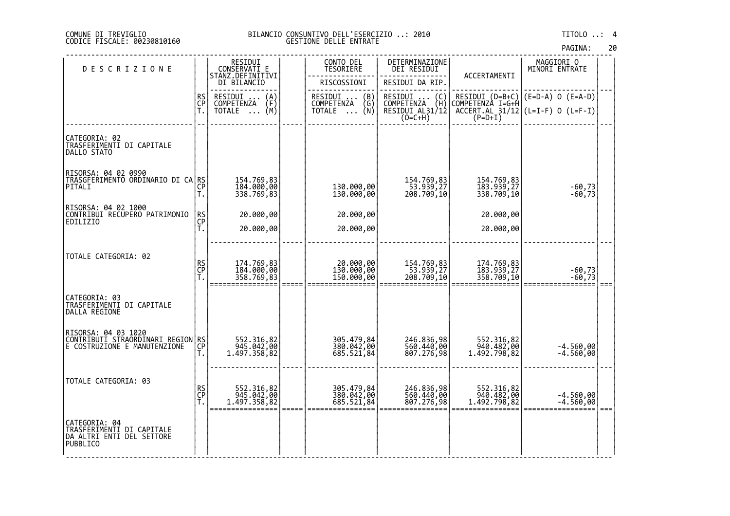COMUNE DI TREVIGLIO
CODICE FISCALE: 00230810160

BILANCIO CONSUNTIVO DELL'ESERCIZIO ..: 2010
GESTIONE DELLE ENTRATE

TITOLO ..: 4

| DESCRIZIONE | | RESIDUI CONSERVATI E STANZ.DEFINITIVI DI BILANCIO | CONTO DEL TESORIERE RISCOSSIONI | DETERMINAZIONE DEI RESIDUI RESIDUI DA RIP. | ACCERTAMENTI | MAGGIORI O MINORI ENTRATE |
|---|---|---|---|---|---|---|
| | RS / CP / T. | RESIDUI ... (A) / COMPETENZA (F) / TOTALE ... (M) | RESIDUI ... (B) / COMPETENZA (G) / TOTALE ... (N) | RESIDUI ... (C) / COMPETENZA (H) / RESIDUI AL31/12 (O=C+H) | RESIDUI (D=B+C) / COMPETENZA I=G+H / ACCERT.AL 31/12 (P=D+I) | (E=D-A) O (E=A-D) / (L=I-F) O (L=F-I) |
| CATEGORIA: 02 TRASFERIMENTI DI CAPITALE DALLO STATO | | | | | | |
| RISORSA: 04 02 0990 TRASGFERIMENTO ORDINARIO DI CAPITALI | RS | 154.769,83 | | 154.769,83 | 154.769,83 | |
| | CP | 184.000,00 | 130.000,00 | 53.939,27 | 183.939,27 | -60,73 |
| | T. | 338.769,83 | 130.000,00 | 208.709,10 | 338.709,10 | -60,73 |
| RISORSA: 04 02 1000 CONTRIBUI RECUPERO PATRIMONIO EDILIZIO | RS | 20.000,00 | 20.000,00 | | 20.000,00 | |
| | CP | | | | | |
| | T. | 20.000,00 | 20.000,00 | | 20.000,00 | |
| TOTALE CATEGORIA: 02 | RS | 174.769,83 | 20.000,00 | 154.769,83 | 174.769,83 | |
| | CP | 184.000,00 | 130.000,00 | 53.939,27 | 183.939,27 | -60,73 |
| | T. | 358.769,83 | 150.000,00 | 208.709,10 | 358.709,10 | -60,73 |
| CATEGORIA: 03 TRASFERIMENTI DI CAPITALE DALLA REGIONE | | | | | | |
| RISORSA: 04 03 1020 CONTRIBUTI STRAORDINARI REGIONE E COSTRUZIONE E MANUTENZIONE | RS | 552.316,82 | 305.479,84 | 246.836,98 | 552.316,82 | |
| | CP | 945.042,00 | 380.042,00 | 560.440,00 | 940.482,00 | -4.560,00 |
| | T. | 1.497.358,82 | 685.521,84 | 807.276,98 | 1.492.798,82 | -4.560,00 |
| TOTALE CATEGORIA: 03 | RS | 552.316,82 | 305.479,84 | 246.836,98 | 552.316,82 | |
| | CP | 945.042,00 | 380.042,00 | 560.440,00 | 940.482,00 | -4.560,00 |
| | T. | 1.497.358,82 | 685.521,84 | 807.276,98 | 1.492.798,82 | -4.560,00 |
| CATEGORIA: 04 TRASFERIMENTI DI CAPITALE DA ALTRI ENTI DEL SETTORE PUBBLICO | | | | | | |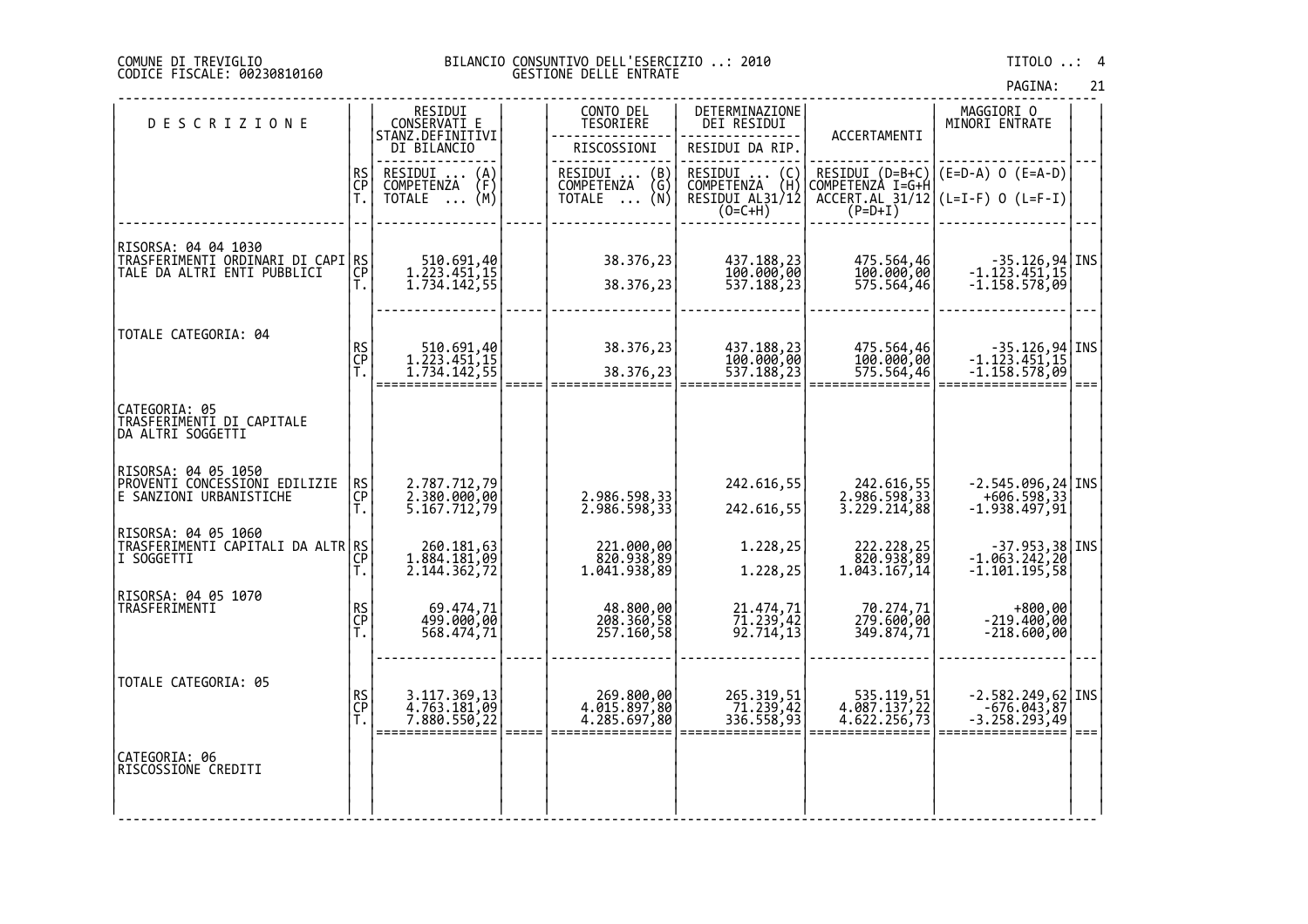COMUNE DI TREVIGLIO
CODICE FISCALE: 00230810160

BILANCIO CONSUNTIVO DELL'ESERCIZIO ..: 2010
GESTIONE DELLE ENTRATE

TITOLO ..: 4

| DESCRIZIONE | | RESIDUI CONSERVATI E STANZ.DEFINITIVI DI BILANCIO<br>RESIDUI ... (A)<br>COMPETENZA (F)<br>TOTALE ... (M) | | CONTO DEL TESORIERE<br>RISCOSSIONI<br>RESIDUI ... (B)<br>COMPETENZA (G)<br>TOTALE ... (N) | DETERMINAZIONE DEI RESIDUI<br>RESIDUI DA RIP.<br>RESIDUI ... (C)<br>COMPETENZA (H)<br>RESIDUI AL31/12 (O=C+H) | ACCERTAMENTI<br>RESIDUI (D=B+C)<br>COMPETENZA I=G+H<br>ACCERT.AL 31/12 (P=D+I) | MAGGIORI O MINORI ENTRATE<br>(E=D-A) O (E=A-D)<br>(L=I-F) O (L=F-I) | |
|---|---|---|---|---|---|---|---|---|
| RISORSA: 04 04 1030<br>TRASFERIMENTI ORDINARI DI CAPITALE DA ALTRI ENTI PUBBLICI | RS<br>CP<br>T. | 510.691,40<br>1.223.451,15<br>1.734.142,55 | | 38.376,23<br><br>38.376,23 | 437.188,23<br>100.000,00<br>537.188,23 | 475.564,46<br>100.000,00<br>575.564,46 | -35.126,94<br>-1.123.451,15<br>-1.158.578,09 | INS |
| TOTALE CATEGORIA: 04 | RS<br>CP<br>T. | 510.691,40<br>1.223.451,15<br>1.734.142,55 | | 38.376,23<br><br>38.376,23 | 437.188,23<br>100.000,00<br>537.188,23 | 475.564,46<br>100.000,00<br>575.564,46 | -35.126,94<br>-1.123.451,15<br>-1.158.578,09 | INS |
| CATEGORIA: 05<br>TRASFERIMENTI DI CAPITALE DA ALTRI SOGGETTI | | | | | | | | |
| RISORSA: 04 05 1050<br>PROVENTI CONCESSIONI EDILIZIE E SANZIONI URBANISTICHE | RS<br>CP<br>T. | 2.787.712,79<br>2.380.000,00<br>5.167.712,79 | | <br>2.986.598,33<br>2.986.598,33 | 242.616,55<br><br>242.616,55 | 242.616,55<br>2.986.598,33<br>3.229.214,88 | -2.545.096,24<br>+606.598,33<br>-1.938.497,91 | INS |
| RISORSA: 04 05 1060<br>TRASFERIMENTI CAPITALI DA ALTRI SOGGETTI | RS<br>CP<br>T. | 260.181,63<br>1.884.181,09<br>2.144.362,72 | | 221.000,00<br>820.938,89<br>1.041.938,89 | 1.228,25<br><br>1.228,25 | 222.228,25<br>820.938,89<br>1.043.167,14 | -37.953,38<br>-1.063.242,20<br>-1.101.195,58 | INS |
| RISORSA: 04 05 1070<br>TRASFERIMENTI | RS<br>CP<br>T. | 69.474,71<br>499.000,00<br>568.474,71 | | 48.800,00<br>208.360,58<br>257.160,58 | 21.474,71<br>71.239,42<br>92.714,13 | 70.274,71<br>279.600,00<br>349.874,71 | +800,00<br>-219.400,00<br>-218.600,00 | |
| TOTALE CATEGORIA: 05 | RS<br>CP<br>T. | 3.117.369,13<br>4.763.181,09<br>7.880.550,22 | | 269.800,00<br>4.015.897,80<br>4.285.697,80 | 265.319,51<br>71.239,42<br>336.558,93 | 535.119,51<br>4.087.137,22<br>4.622.256,73 | -2.582.249,62<br>-676.043,87<br>-3.258.293,49 | INS |
| CATEGORIA: 06<br>RISCOSSIONE CREDITI | | | | | | | | |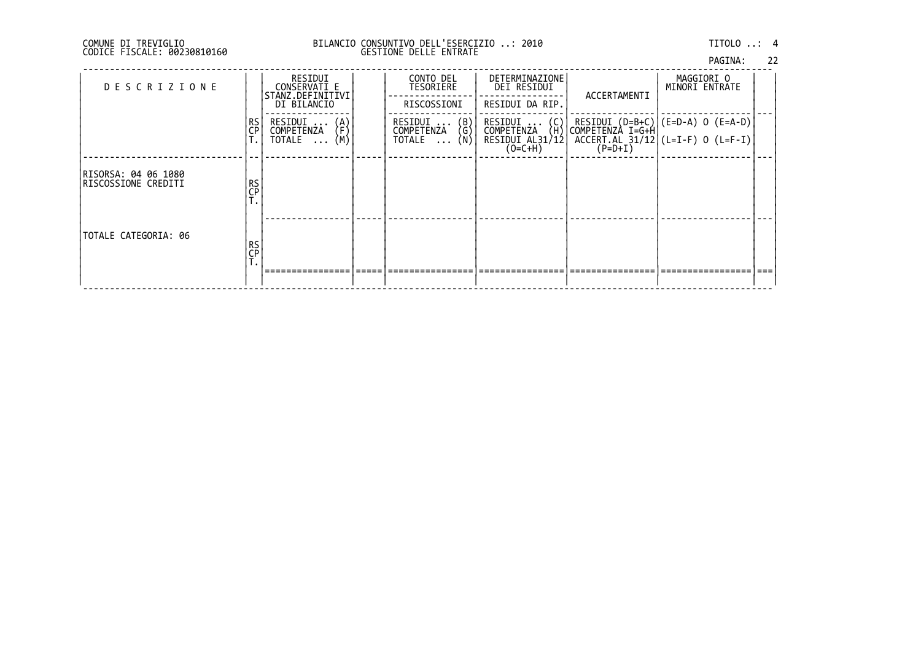COMUNE DI TREVIGLIO
CODICE FISCALE: 00230810160

BILANCIO CONSUNTIVO DELL'ESERCIZIO ..: 2010
GESTIONE DELLE ENTRATE

TITOLO ..: 4

| D E S C R I Z I O N E | | RESIDUI CONSERVATI E STANZ.DEFINITIVI DI BILANCIO | | CONTO DEL TESORIERE | DETERMINAZIONE DEI RESIDUI | ACCERTAMENTI | MAGGIORI O MINORI ENTRATE | |
|---|---|---|---|---|---|---|---|---|
| | | | | RISCOSSIONI | RESIDUI DA RIP. | | | |
| | RS<br>CP<br>T. | RESIDUI ... (A)<br>COMPETENZA (F)<br>TOTALE ... (M) | | RESIDUI ... (B)<br>COMPETENZA (G)<br>TOTALE ... (N) | RESIDUI ... (C)<br>COMPETENZA (H)<br>RESIDUI AL31/12 (O=C+H) | RESIDUI (D=B+C)<br>COMPETENZA I=G+H<br>ACCERT.AL 31/12 (P=D+I) | (E=D-A) O (E=A-D)<br>(L=I-F) O (L=F-I) | |
| RISORSA: 04 06 1080<br>RISCOSSIONE CREDITI | RS<br>CP<br>T. | | | | | | | |
| TOTALE CATEGORIA: 06 | RS<br>CP<br>T. | | | | | | | |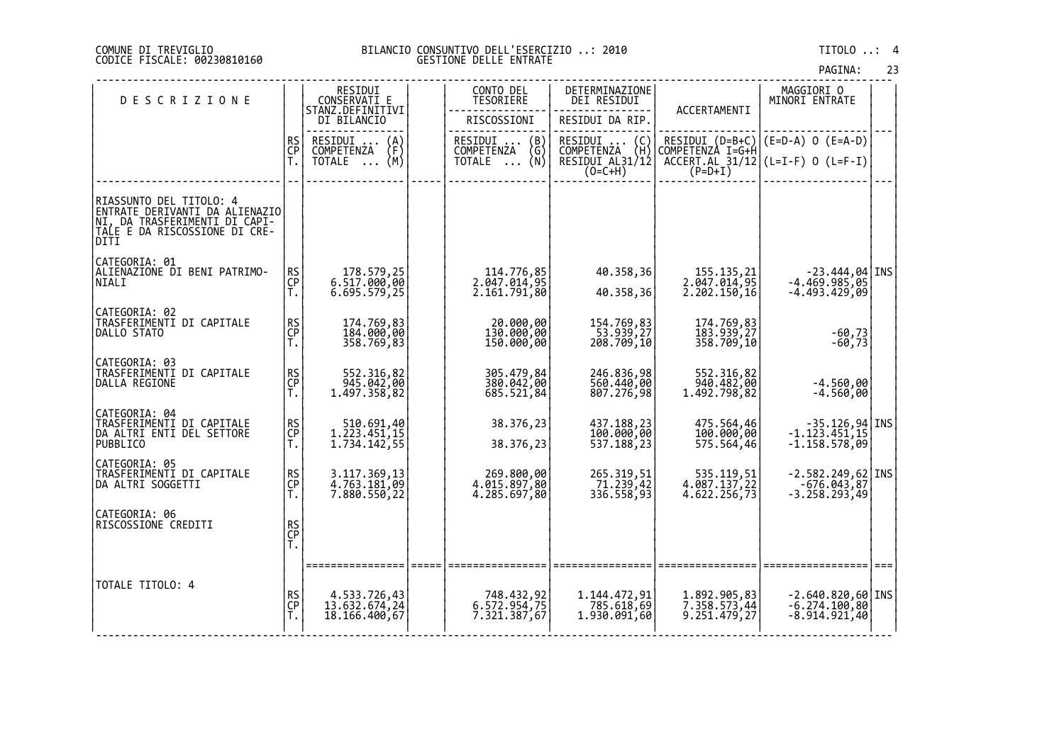COMUNE DI TREVIGLIO
CODICE FISCALE: 00230810160

BILANCIO CONSUNTIVO DELL'ESERCIZIO ..: 2010
GESTIONE DELLE ENTRATE

TITOLO ..: 4

| DESCRIZIONE | | RESIDUI CONSERVATI E STANZ.DEFINITIVI DI BILANCIO | | CONTO DEL TESORIERE | DETERMINAZIONE DEI RESIDUI | ACCERTAMENTI | MAGGIORI O MINORI ENTRATE | |
|---|---|---|---|---|---|---|---|---|
| | | | | RISCOSSIONI | RESIDUI DA RIP. | | | |
| | RS CP T. | RESIDUI ... (A) COMPETENZA (F) TOTALE ... (M) | | RESIDUI ... (B) COMPETENZA (G) TOTALE ... (N) | RESIDUI ... (C) COMPETENZA (H) RESIDUI AL31/12 (O=C+H) | RESIDUI (D=B+C) COMPETENZA I=G+H ACCERT.AL 31/12 (P=D+I) | (E=D-A) O (E=A-D) (L=I-F) O (L=F-I) | |
| RIASSUNTO DEL TITOLO: 4 ENTRATE DERIVANTI DA ALIENAZIONI, DA TRASFERIMENTI DI CAPITALE E DA RISCOSSIONE DI CREDITI | | | | | | | | |
| CATEGORIA: 01 ALIENAZIONE DI BENI PATRIMONIALI | RS | 178.579,25 | | 114.776,85 | 40.358,36 | 155.135,21 | -23.444,04 | INS |
| | CP | 6.517.000,00 | | 2.047.014,95 | | 2.047.014,95 | -4.469.985,05 | |
| | T. | 6.695.579,25 | | 2.161.791,80 | 40.358,36 | 2.202.150,16 | -4.493.429,09 | |
| CATEGORIA: 02 TRASFERIMENTI DI CAPITALE DALLO STATO | RS | 174.769,83 | | 20.000,00 | 154.769,83 | 174.769,83 | | |
| | CP | 184.000,00 | | 130.000,00 | 53.939,27 | 183.939,27 | -60,73 | |
| | T. | 358.769,83 | | 150.000,00 | 208.709,10 | 358.709,10 | -60,73 | |
| CATEGORIA: 03 TRASFERIMENTI DI CAPITALE DALLA REGIONE | RS | 552.316,82 | | 305.479,84 | 246.836,98 | 552.316,82 | | |
| | CP | 945.042,00 | | 380.042,00 | 560.440,00 | 940.482,00 | -4.560,00 | |
| | T. | 1.497.358,82 | | 685.521,84 | 807.276,98 | 1.492.798,82 | -4.560,00 | |
| CATEGORIA: 04 TRASFERIMENTI DI CAPITALE DA ALTRI ENTI DEL SETTORE PUBBLICO | RS | 510.691,40 | | 38.376,23 | 437.188,23 | 475.564,46 | -35.126,94 | INS |
| | CP | 1.223.451,15 | | | 100.000,00 | 100.000,00 | -1.123.451,15 | |
| | T. | 1.734.142,55 | | 38.376,23 | 537.188,23 | 575.564,46 | -1.158.578,09 | |
| CATEGORIA: 05 TRASFERIMENTI DI CAPITALE DA ALTRI SOGGETTI | RS | 3.117.369,13 | | 269.800,00 | 265.319,51 | 535.119,51 | -2.582.249,62 | INS |
| | CP | 4.763.181,09 | | 4.015.897,80 | 71.239,42 | 4.087.137,22 | -676.043,87 | |
| | T. | 7.880.550,22 | | 4.285.697,80 | 336.558,93 | 4.622.256,73 | -3.258.293,49 | |
| CATEGORIA: 06 RISCOSSIONE CREDITI | RS | | | | | | | |
| | CP | | | | | | | |
| | T. | | | | | | | |
| TOTALE TITOLO: 4 | RS | 4.533.726,43 | | 748.432,92 | 1.144.472,91 | 1.892.905,83 | -2.640.820,60 | INS |
| | CP | 13.632.674,24 | | 6.572.954,75 | 785.618,69 | 7.358.573,44 | -6.274.100,80 | |
| | T. | 18.166.400,67 | | 7.321.387,67 | 1.930.091,60 | 9.251.479,27 | -8.914.921,40 | |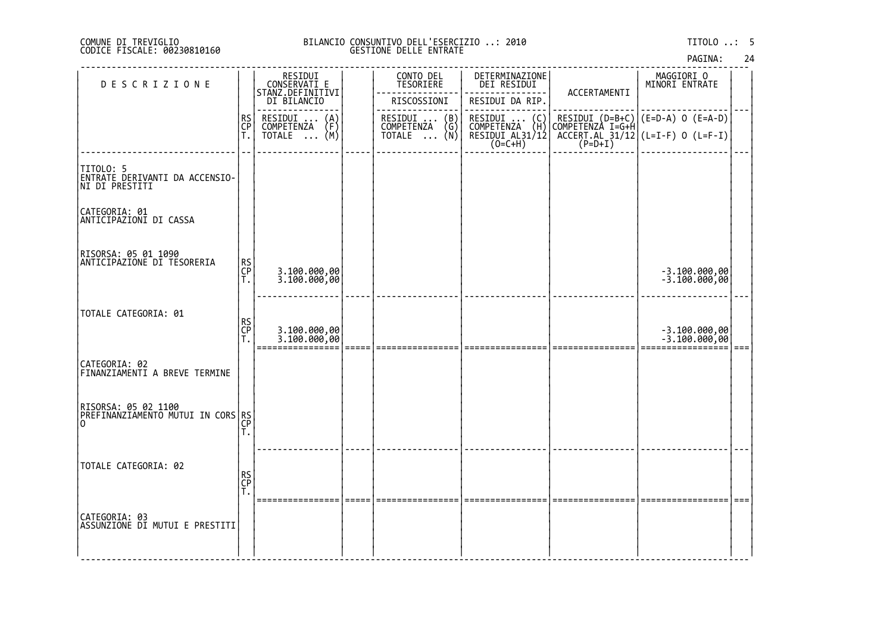COMUNE DI TREVIGLIO
CODICE FISCALE: 00230810160

BILANCIO CONSUNTIVO DELL'ESERCIZIO ..: 2010
GESTIONE DELLE ENTRATE

TITOLO ..: 5

| DESCRIZIONE | | RESIDUI CONSERVATI E STANZ.DEFINITIVI DI BILANCIO | | CONTO DEL TESORIERE | DETERMINAZIONE DEI RESIDUI | ACCERTAMENTI | MAGGIORI O MINORI ENTRATE | |
|---|---|---|---|---|---|---|---|---|
| | | | | RISCOSSIONI | RESIDUI DA RIP. | | | |
| | RS CP T. | RESIDUI ... (A) COMPETENZA (F) TOTALE ... (M) | | RESIDUI ... (B) COMPETENZA (G) TOTALE ... (N) | RESIDUI ... (C) COMPETENZA (H) RESIDUI AL31/12 (O=C+H) | RESIDUI (D=B+C) COMPETENZA I=G+H ACCERT.AL 31/12 (P=D+I) | (E=D-A) O (E=A-D) (L=I-F) O (L=F-I) | |
| TITOLO: 5 ENTRATE DERIVANTI DA ACCENSIONI DI PRESTITI | | | | | | | | |
| CATEGORIA: 01 ANTICIPAZIONI DI CASSA | | | | | | | | |
| RISORSA: 05 01 1090 ANTICIPAZIONE DI TESORERIA | RS | | | | | | | |
| | CP | 3.100.000,00 | | | | | -3.100.000,00 | |
| | T. | 3.100.000,00 | | | | | -3.100.000,00 | |
| TOTALE CATEGORIA: 01 | RS | | | | | | | |
| | CP | 3.100.000,00 | | | | | -3.100.000,00 | |
| | T. | 3.100.000,00 | | | | | -3.100.000,00 | |
| CATEGORIA: 02 FINANZIAMENTI A BREVE TERMINE | | | | | | | | |
| RISORSA: 05 02 1100 PREFINANZIAMENTO MUTUI IN CORSO | RS | | | | | | | |
| | CP | | | | | | | |
| | T. | | | | | | | |
| TOTALE CATEGORIA: 02 | RS | | | | | | | |
| | CP | | | | | | | |
| | T. | | | | | | | |
| CATEGORIA: 03 ASSUNZIONE DI MUTUI E PRESTITI | | | | | | | | |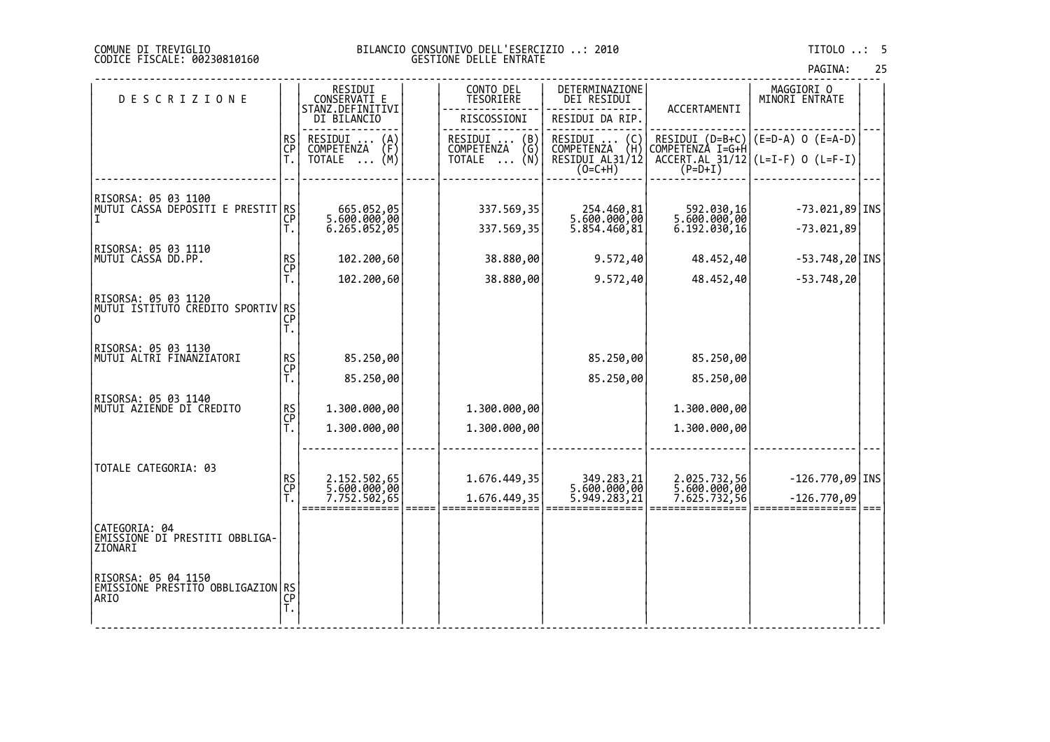COMUNE DI TREVIGLIO
CODICE FISCALE: 00230810160

BILANCIO CONSUNTIVO DELL'ESERCIZIO ..: 2010
GESTIONE DELLE ENTRATE

TITOLO ..: 5

| DESCRIZIONE | | RESIDUI CONSERVATI E STANZ.DEFINITIVI DI BILANCIO | | CONTO DEL TESORIERE | DETERMINAZIONE DEI RESIDUI | ACCERTAMENTI | MAGGIORI O MINORI ENTRATE | |
|---|---|---|---|---|---|---|---|---|
| | | | | RISCOSSIONI | RESIDUI DA RIP. | | | |
| | RS<br>CP<br>T. | RESIDUI ... (A)<br>COMPETENZA (F)<br>TOTALE ... (M) | | RESIDUI ... (B)<br>COMPETENZA (G)<br>TOTALE ... (N) | RESIDUI ... (C)<br>COMPETENZA (H)<br>RESIDUI AL31/12 (O=C+H) | RESIDUI (D=B+C)<br>COMPETENZA I=G+H<br>ACCERT.AL 31/12 (P=D+I) | (E=D-A) O (E=A-D)<br>(L=I-F) O (L=F-I) | |
| RISORSA: 05 03 1100<br>MUTUI CASSA DEPOSITI E PRESTITI | RS | 665.052,05 | | 337.569,35 | 254.460,81 | 592.030,16 | -73.021,89 | INS |
| | CP | 5.600.000,00 | | | 5.600.000,00 | 5.600.000,00 | | |
| | T. | 6.265.052,05 | | 337.569,35 | 5.854.460,81 | 6.192.030,16 | -73.021,89 | |
| RISORSA: 05 03 1110<br>MUTUI CASSA DD.PP. | RS | 102.200,60 | | 38.880,00 | 9.572,40 | 48.452,40 | -53.748,20 | INS |
| | CP | | | | | | | |
| | T. | 102.200,60 | | 38.880,00 | 9.572,40 | 48.452,40 | -53.748,20 | |
| RISORSA: 05 03 1120<br>MUTUI ISTITUTO CREDITO SPORTIVO | RS | | | | | | | |
| | CP | | | | | | | |
| | T. | | | | | | | |
| RISORSA: 05 03 1130<br>MUTUI ALTRI FINANZIATORI | RS | 85.250,00 | | | 85.250,00 | 85.250,00 | | |
| | CP | | | | | | | |
| | T. | 85.250,00 | | | 85.250,00 | 85.250,00 | | |
| RISORSA: 05 03 1140<br>MUTUI AZIENDE DI CREDITO | RS | 1.300.000,00 | | 1.300.000,00 | | 1.300.000,00 | | |
| | CP | | | | | | | |
| | T. | 1.300.000,00 | | 1.300.000,00 | | 1.300.000,00 | | |
| TOTALE CATEGORIA: 03 | RS | 2.152.502,65 | | 1.676.449,35 | 349.283,21 | 2.025.732,56 | -126.770,09 | INS |
| | CP | 5.600.000,00 | | | 5.600.000,00 | 5.600.000,00 | | |
| | T. | 7.752.502,65 | | 1.676.449,35 | 5.949.283,21 | 7.625.732,56 | -126.770,09 | |
| CATEGORIA: 04<br>EMISSIONE DI PRESTITI OBBLIGAZIONARI | | | | | | | | |
| RISORSA: 05 04 1150<br>EMISSIONE PRESTITO OBBLIGAZIONARIO | RS | | | | | | | |
| | CP | | | | | | | |
| | T. | | | | | | | |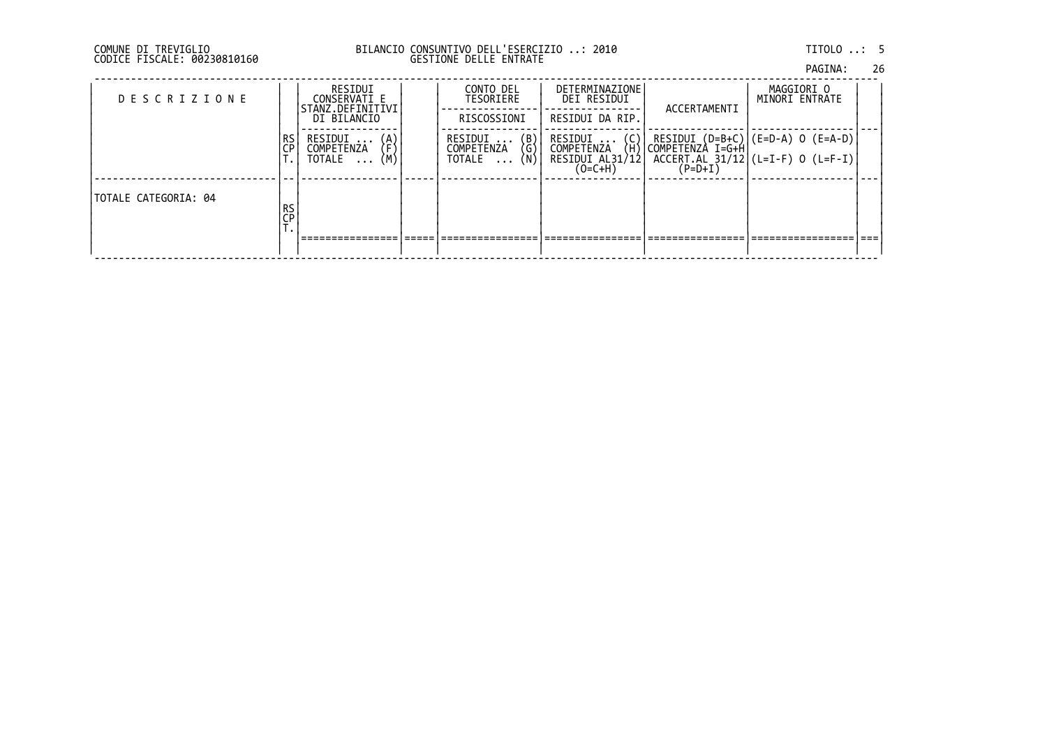COMUNE DI TREVIGLIO
CODICE FISCALE: 00230810160

BILANCIO CONSUNTIVO DELL'ESERCIZIO ..: 2010
GESTIONE DELLE ENTRATE

TITOLO ..: 5

| DESCRIZIONE | | RESIDUI CONSERVATI E STANZ.DEFINITIVI DI BILANCIO | | CONTO DEL TESORIERE / RISCOSSIONI | DETERMINAZIONE DEI RESIDUI / RESIDUI DA RIP. | ACCERTAMENTI | MAGGIORI O MINORI ENTRATE | |
|---|---|---|---|---|---|---|---|---|
| | RS<br>CP<br>T. | RESIDUI ... (A)<br>COMPETENZA (F)<br>TOTALE ... (M) | | RESIDUI ... (B)<br>COMPETENZA (G)<br>TOTALE ... (N) | RESIDUI ... (C)<br>COMPETENZA (H)<br>RESIDUI AL31/12 (O=C+H) | RESIDUI (D=B+C)<br>COMPETENZA I=G+H<br>ACCERT.AL 31/12 (P=D+I) | (E=D-A) O (E=A-D)<br>(L=I-F) O (L=F-I) | |
| TOTALE CATEGORIA: 04 | RS<br>CP<br>T. | | | | | | | |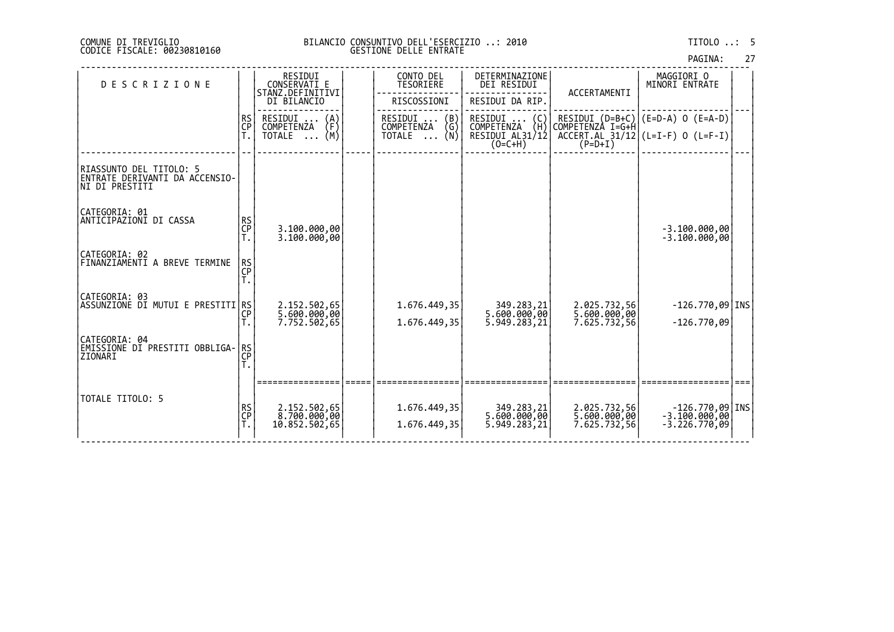COMUNE DI TREVIGLIO
CODICE FISCALE: 00230810160

BILANCIO CONSUNTIVO DELL'ESERCIZIO ..: 2010
GESTIONE DELLE ENTRATE

TITOLO ..: 5

| DESCRIZIONE | | RESIDUI CONSERVATI E STANZ.DEFINITIVI DI BILANCIO<br>RESIDUI ... (A)<br>COMPETENZA (F)<br>TOTALE ... (M) | | CONTO DEL TESORIERE<br>RISCOSSIONI<br>RESIDUI ... (B)<br>COMPETENZA (G)<br>TOTALE ... (N) | DETERMINAZIONE DEI RESIDUI<br>RESIDUI DA RIP.<br>RESIDUI ... (C)<br>COMPETENZA (H)<br>RESIDUI AL31/12 (O=C+H) | ACCERTAMENTI<br>RESIDUI (D=B+C)<br>COMPETENZA I=G+H<br>ACCERT.AL 31/12 (P=D+I) | MAGGIORI O MINORI ENTRATE<br>(E=D-A) O (E=A-D)<br>(L=I-F) O (L=F-I) | |
|---|---|---|---|---|---|---|---|---|
| RIASSUNTO DEL TITOLO: 5 ENTRATE DERIVANTI DA ACCENSIONI DI PRESTITI | | | | | | | | |
| CATEGORIA: 01 ANTICIPAZIONI DI CASSA | RS | | | | | | | |
| | CP | 3.100.000,00 | | | | | -3.100.000,00 | |
| | T. | 3.100.000,00 | | | | | -3.100.000,00 | |
| CATEGORIA: 02 FINANZIAMENTI A BREVE TERMINE | RS | | | | | | | |
| | CP | | | | | | | |
| | T. | | | | | | | |
| CATEGORIA: 03 ASSUNZIONE DI MUTUI E PRESTITI | RS | 2.152.502,65 | | 1.676.449,35 | 349.283,21 | 2.025.732,56 | -126.770,09 | INS |
| | CP | 5.600.000,00 | | | 5.600.000,00 | 5.600.000,00 | | |
| | T. | 7.752.502,65 | | 1.676.449,35 | 5.949.283,21 | 7.625.732,56 | -126.770,09 | |
| CATEGORIA: 04 EMISSIONE DI PRESTITI OBBLIGAZIONARI | RS | | | | | | | |
| | CP | | | | | | | |
| | T. | | | | | | | |
| TOTALE TITOLO: 5 | RS | 2.152.502,65 | | 1.676.449,35 | 349.283,21 | 2.025.732,56 | -126.770,09 | INS |
| | CP | 8.700.000,00 | | | 5.600.000,00 | 5.600.000,00 | -3.100.000,00 | |
| | T. | 10.852.502,65 | | 1.676.449,35 | 5.949.283,21 | 7.625.732,56 | -3.226.770,09 | |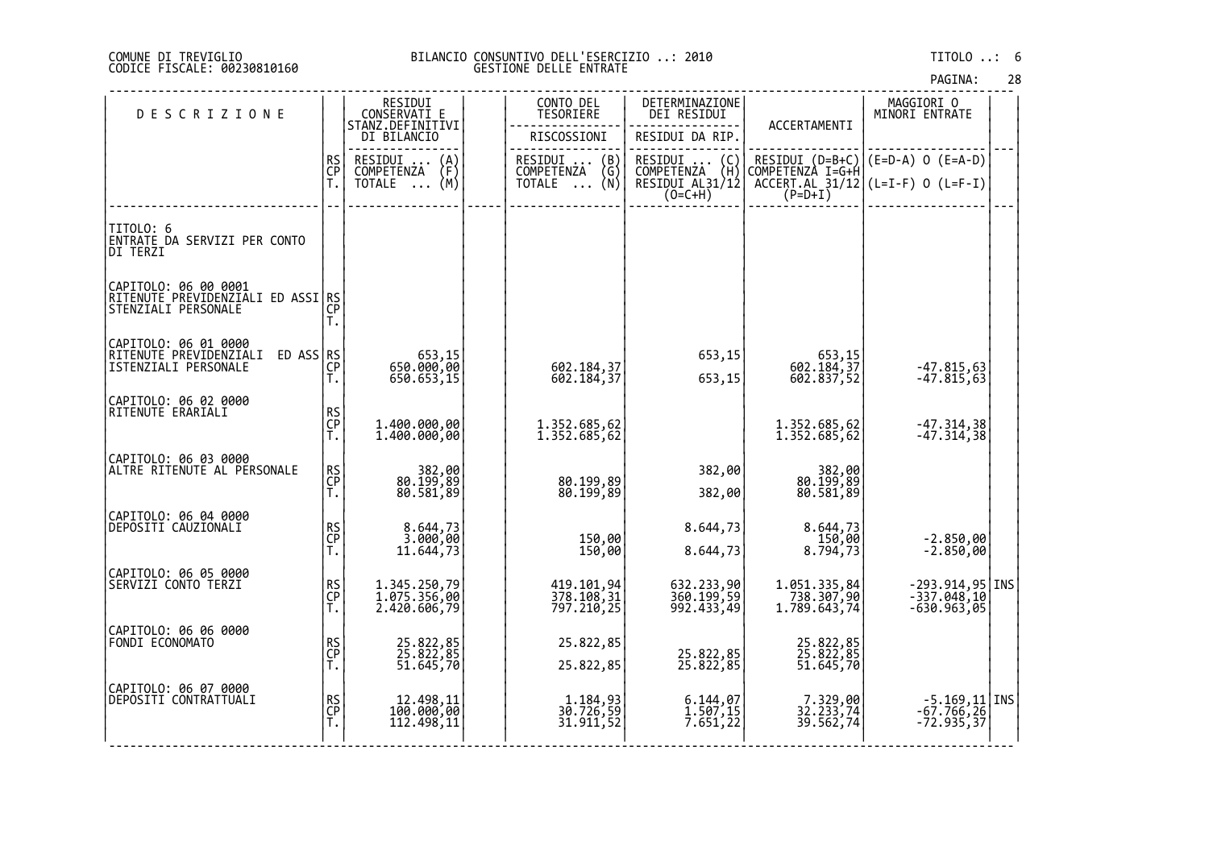COMUNE DI TREVIGLIO
CODICE FISCALE: 00230810160

BILANCIO CONSUNTIVO DELL'ESERCIZIO ..: 2010
GESTIONE DELLE ENTRATE

TITOLO ..: 6

| DESCRIZIONE | | RESIDUI CONSERVATI E STANZ.DEFINITIVI DI BILANCIO | CONTO DEL TESORIERE | DETERMINAZIONE DEI RESIDUI | ACCERTAMENTI | MAGGIORI O MINORI ENTRATE | |
|---|---|---|---|---|---|---|---|
| | | | RISCOSSIONI | RESIDUI DA RIP. | | | |
| | RS CP T. | RESIDUI ... (A) COMPETENZA (F) TOTALE ... (M) | RESIDUI ... (B) COMPETENZA (G) TOTALE ... (N) | RESIDUI ... (C) COMPETENZA (H) RESIDUI AL31/12 (O=C+H) | RESIDUI (D=B+C) COMPETENZA I=G+H ACCERT.AL 31/12 (P=D+I) | (E=D-A) O (E=A-D) (L=I-F) O (L=F-I) | |
| TITOLO: 6 ENTRATE DA SERVIZI PER CONTO DI TERZI | | | | | | | |
| CAPITOLO: 06 00 0001 RITENUTE PREVIDENZIALI ED ASSISTENZIALI PERSONALE | RS | | | | | | |
| | CP | | | | | | |
| | T. | | | | | | |
| CAPITOLO: 06 01 0000 RITENUTE PREVIDENZIALI ED ASSISTENZIALI PERSONALE | RS | 653,15 | | 653,15 | 653,15 | | |
| | CP | 650.000,00 | 602.184,37 | | 602.184,37 | -47.815,63 | |
| | T. | 650.653,15 | 602.184,37 | 653,15 | 602.837,52 | -47.815,63 | |
| CAPITOLO: 06 02 0000 RITENUTE ERARIALI | RS | | | | | | |
| | CP | 1.400.000,00 | 1.352.685,62 | | 1.352.685,62 | -47.314,38 | |
| | T. | 1.400.000,00 | 1.352.685,62 | | 1.352.685,62 | -47.314,38 | |
| CAPITOLO: 06 03 0000 ALTRE RITENUTE AL PERSONALE | RS | 382,00 | | 382,00 | 382,00 | | |
| | CP | 80.199,89 | 80.199,89 | | 80.199,89 | | |
| | T. | 80.581,89 | 80.199,89 | 382,00 | 80.581,89 | | |
| CAPITOLO: 06 04 0000 DEPOSITI CAUZIONALI | RS | 8.644,73 | | 8.644,73 | 8.644,73 | | |
| | CP | 3.000,00 | 150,00 | | 150,00 | -2.850,00 | |
| | T. | 11.644,73 | 150,00 | 8.644,73 | 8.794,73 | -2.850,00 | |
| CAPITOLO: 06 05 0000 SERVIZI CONTO TERZI | RS | 1.345.250,79 | 419.101,94 | 632.233,90 | 1.051.335,84 | -293.914,95 | INS |
| | CP | 1.075.356,00 | 378.108,31 | 360.199,59 | 738.307,90 | -337.048,10 | |
| | T. | 2.420.606,79 | 797.210,25 | 992.433,49 | 1.789.643,74 | -630.963,05 | |
| CAPITOLO: 06 06 0000 FONDI ECONOMATO | RS | 25.822,85 | 25.822,85 | | 25.822,85 | | |
| | CP | 25.822,85 | | 25.822,85 | 25.822,85 | | |
| | T. | 51.645,70 | 25.822,85 | 25.822,85 | 51.645,70 | | |
| CAPITOLO: 06 07 0000 DEPOSITI CONTRATTUALI | RS | 12.498,11 | 1.184,93 | 6.144,07 | 7.329,00 | -5.169,11 | INS |
| | CP | 100.000,00 | 30.726,59 | 1.507,15 | 32.233,74 | -67.766,26 | |
| | T. | 112.498,11 | 31.911,52 | 7.651,22 | 39.562,74 | -72.935,37 | |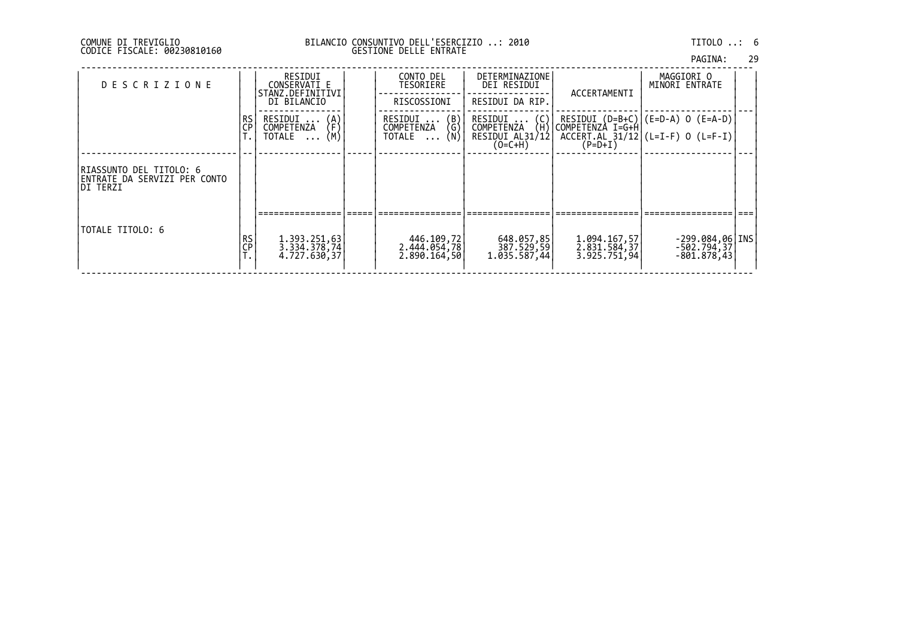COMUNE DI TREVIGLIO
CODICE FISCALE: 00230810160

BILANCIO CONSUNTIVO DELL'ESERCIZIO ..: 2010
GESTIONE DELLE ENTRATE

TITOLO ..: 6

| DESCRIZIONE | | RESIDUI CONSERVATI E STANZ.DEFINITIVI DI BILANCIO | | CONTO DEL TESORIERE<br>RISCOSSIONI | DETERMINAZIONE DEI RESIDUI<br>RESIDUI DA RIP. | ACCERTAMENTI | MAGGIORI O MINORI ENTRATE | |
|---|---|---|---|---|---|---|---|---|
| | RS<br>CP<br>T. | RESIDUI ... (A)<br>COMPETENZA (F)<br>TOTALE ... (M) | | RESIDUI ... (B)<br>COMPETENZA (G)<br>TOTALE ... (N) | RESIDUI ... (C)<br>COMPETENZA (H)<br>RESIDUI AL31/12 (O=C+H) | RESIDUI (D=B+C)<br>COMPETENZA I=G+H<br>ACCERT.AL 31/12 (P=D+I) | (E=D-A) O (E=A-D)<br>(L=I-F) O (L=F-I) | |
| RIASSUNTO DEL TITOLO: 6 ENTRATE DA SERVIZI PER CONTO DI TERZI | | | | | | | | |
| TOTALE TITOLO: 6 | RS<br>CP<br>T. | 1.393.251,63<br>3.334.378,74<br>4.727.630,37 | | 446.109,72<br>2.444.054,78<br>2.890.164,50 | 648.057,85<br>387.529,59<br>1.035.587,44 | 1.094.167,57<br>2.831.584,37<br>3.925.751,94 | -299.084,06<br>-502.794,37<br>-801.878,43 | INS |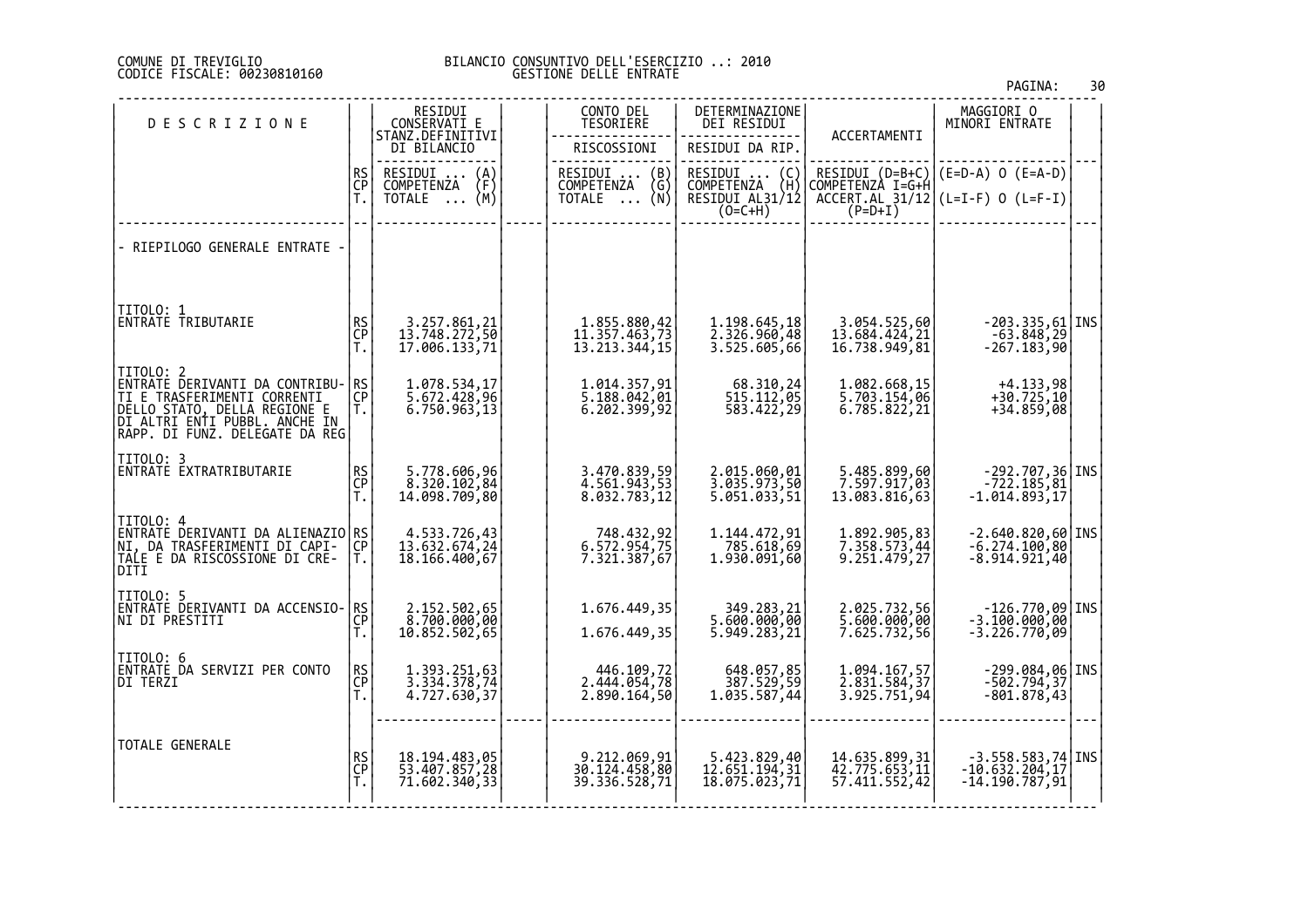COMUNE DI TREVIGLIO
CODICE FISCALE: 00230810160

BILANCIO CONSUNTIVO DELL'ESERCIZIO ..: 2010
GESTIONE DELLE ENTRATE

| DESCRIZIONE | | RESIDUI CONSERVATI E STANZ.DEFINITIVI DI BILANCIO<br>RESIDUI ... (A)<br>COMPETENZA (F)<br>TOTALE ... (M) | CONTO DEL TESORIERE<br>RISCOSSIONI<br>RESIDUI ... (B)<br>COMPETENZA (G)<br>TOTALE ... (N) | DETERMINAZIONE DEI RESIDUI<br>RESIDUI DA RIP.<br>RESIDUI ... (C)<br>COMPETENZA (H)<br>RESIDUI AL31/12 (O=C+H) | ACCERTAMENTI<br>RESIDUI (D=B+C)<br>COMPETENZA I=G+H<br>ACCERT.AL 31/12 (P=D+I) | MAGGIORI O MINORI ENTRATE<br>(E=D-A) O (E=A-D)<br>(L=I-F) O (L=F-I) | |
|---|---|---|---|---|---|---|---|
| - RIEPILOGO GENERALE ENTRATE - | | | | | | | |
| TITOLO: 1<br>ENTRATE TRIBUTARIE | RS<br>CP<br>T. | 3.257.861,21<br>13.748.272,50<br>17.006.133,71 | 1.855.880,42<br>11.357.463,73<br>13.213.344,15 | 1.198.645,18<br>2.326.960,48<br>3.525.605,66 | 3.054.525,60<br>13.684.424,21<br>16.738.949,81 | -203.335,61<br>-63.848,29<br>-267.183,90 | INS |
| TITOLO: 2<br>ENTRATE DERIVANTI DA CONTRIBUTI E TRASFERIMENTI CORRENTI DELLO STATO, DELLA REGIONE E DI ALTRI ENTI PUBBL. ANCHE IN RAPP. DI FUNZ. DELEGATE DA REG | RS<br>CP<br>T. | 1.078.534,17<br>5.672.428,96<br>6.750.963,13 | 1.014.357,91<br>5.188.042,01<br>6.202.399,92 | 68.310,24<br>515.112,05<br>583.422,29 | 1.082.668,15<br>5.703.154,06<br>6.785.822,21 | +4.133,98<br>+30.725,10<br>+34.859,08 | |
| TITOLO: 3<br>ENTRATE EXTRATRIBUTARIE | RS<br>CP<br>T. | 5.778.606,96<br>8.320.102,84<br>14.098.709,80 | 3.470.839,59<br>4.561.943,53<br>8.032.783,12 | 2.015.060,01<br>3.035.973,50<br>5.051.033,51 | 5.485.899,60<br>7.597.917,03<br>13.083.816,63 | -292.707,36<br>-722.185,81<br>-1.014.893,17 | INS |
| TITOLO: 4<br>ENTRATE DERIVANTI DA ALIENAZIONI, DA TRASFERIMENTI DI CAPITALE E DA RISCOSSIONE DI CREDITI | RS<br>CP<br>T. | 4.533.726,43<br>13.632.674,24<br>18.166.400,67 | 748.432,92<br>6.572.954,75<br>7.321.387,67 | 1.144.472,91<br>785.618,69<br>1.930.091,60 | 1.892.905,83<br>7.358.573,44<br>9.251.479,27 | -2.640.820,60<br>-6.274.100,80<br>-8.914.921,40 | INS |
| TITOLO: 5<br>ENTRATE DERIVANTI DA ACCENSIONI DI PRESTITI | RS<br>CP<br>T. | 2.152.502,65<br>8.700.000,00<br>10.852.502,65 | 1.676.449,35<br><br>1.676.449,35 | 349.283,21<br>5.600.000,00<br>5.949.283,21 | 2.025.732,56<br>5.600.000,00<br>7.625.732,56 | -126.770,09<br>-3.100.000,00<br>-3.226.770,09 | INS |
| TITOLO: 6<br>ENTRATE DA SERVIZI PER CONTO DI TERZI | RS<br>CP<br>T. | 1.393.251,63<br>3.334.378,74<br>4.727.630,37 | 446.109,72<br>2.444.054,78<br>2.890.164,50 | 648.057,85<br>387.529,59<br>1.035.587,44 | 1.094.167,57<br>2.831.584,37<br>3.925.751,94 | -299.084,06<br>-502.794,37<br>-801.878,43 | INS |
| TOTALE GENERALE | RS<br>CP<br>T. | 18.194.483,05<br>53.407.857,28<br>71.602.340,33 | 9.212.069,91<br>30.124.458,80<br>39.336.528,71 | 5.423.829,40<br>12.651.194,31<br>18.075.023,71 | 14.635.899,31<br>42.775.653,11<br>57.411.552,42 | -3.558.583,74<br>-10.632.204,17<br>-14.190.787,91 | INS |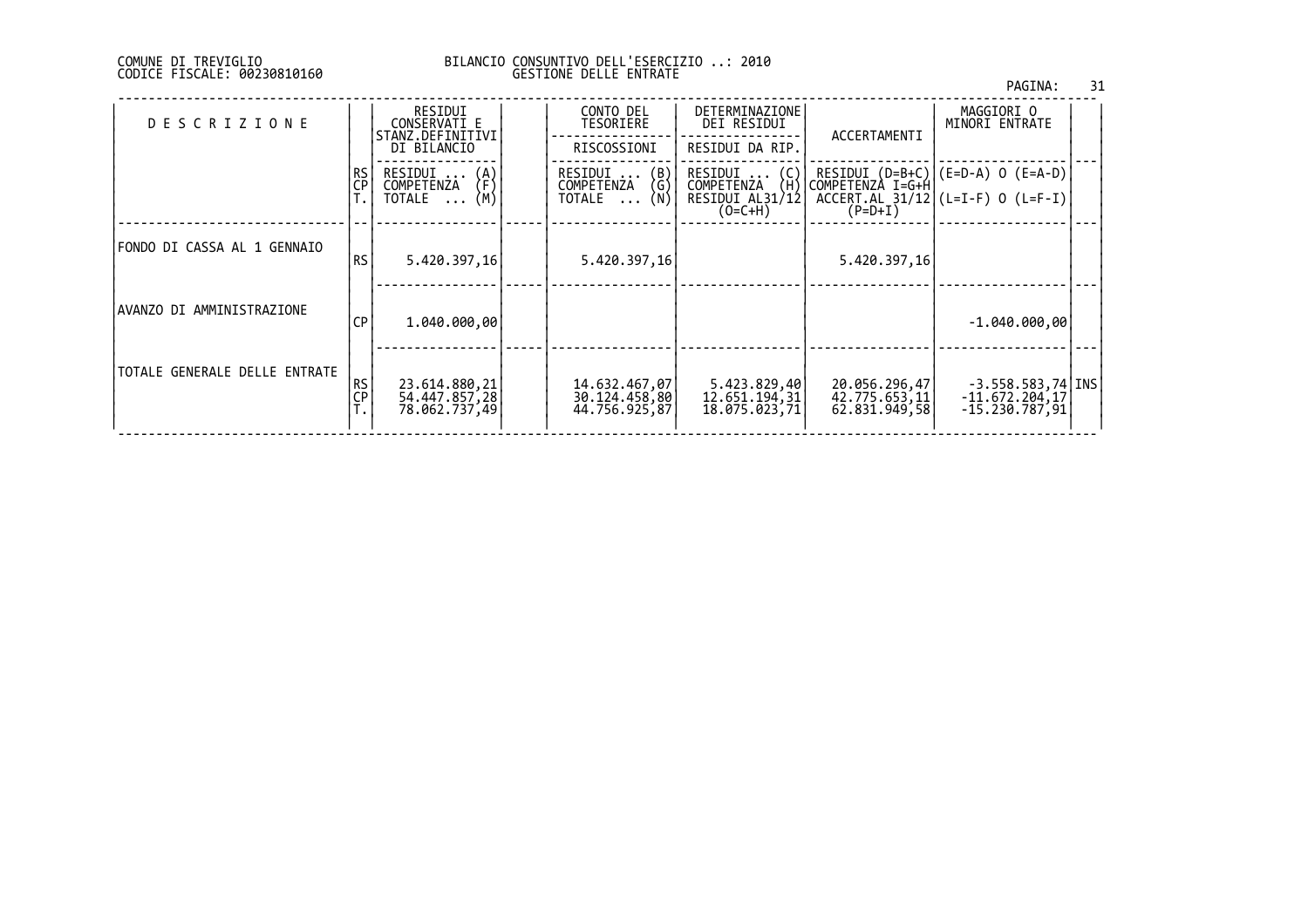COMUNE DI TREVIGLIO
CODICE FISCALE: 00230810160

BILANCIO CONSUNTIVO DELL'ESERCIZIO ..: 2010
GESTIONE DELLE ENTRATE

| DESCRIZIONE | | RESIDUI CONSERVATI E STANZ.DEFINITIVI DI BILANCIO | | CONTO DEL TESORIERE | DETERMINAZIONE DEI RESIDUI | ACCERTAMENTI | MAGGIORI O MINORI ENTRATE | |
|---|---|---|---|---|---|---|---|---|
| | | | | RISCOSSIONI | RESIDUI DA RIP. | | | |
| | RS<br>CP<br>T. | RESIDUI ... (A)<br>COMPETENZA (F)<br>TOTALE ... (M) | | RESIDUI ... (B)<br>COMPETENZA (G)<br>TOTALE ... (N) | RESIDUI ... (C)<br>COMPETENZA (H)<br>RESIDUI AL31/12 (O=C+H) | RESIDUI (D=B+C)<br>COMPETENZA I=G+H<br>ACCERT.AL 31/12 (P=D+I) | (E=D-A) O (E=A-D)<br>(L=I-F) O (L=F-I) | |
| FONDO DI CASSA AL 1 GENNAIO | RS | 5.420.397,16 | | 5.420.397,16 | | 5.420.397,16 | | |
| AVANZO DI AMMINISTRAZIONE | CP | 1.040.000,00 | | | | | -1.040.000,00 | |
| TOTALE GENERALE DELLE ENTRATE | RS<br>CP<br>T. | 23.614.880,21<br>54.447.857,28<br>78.062.737,49 | | 14.632.467,07<br>30.124.458,80<br>44.756.925,87 | 5.423.829,40<br>12.651.194,31<br>18.075.023,71 | 20.056.296,47<br>42.775.653,11<br>62.831.949,58 | -3.558.583,74<br>-11.672.204,17<br>-15.230.787,91 | INS |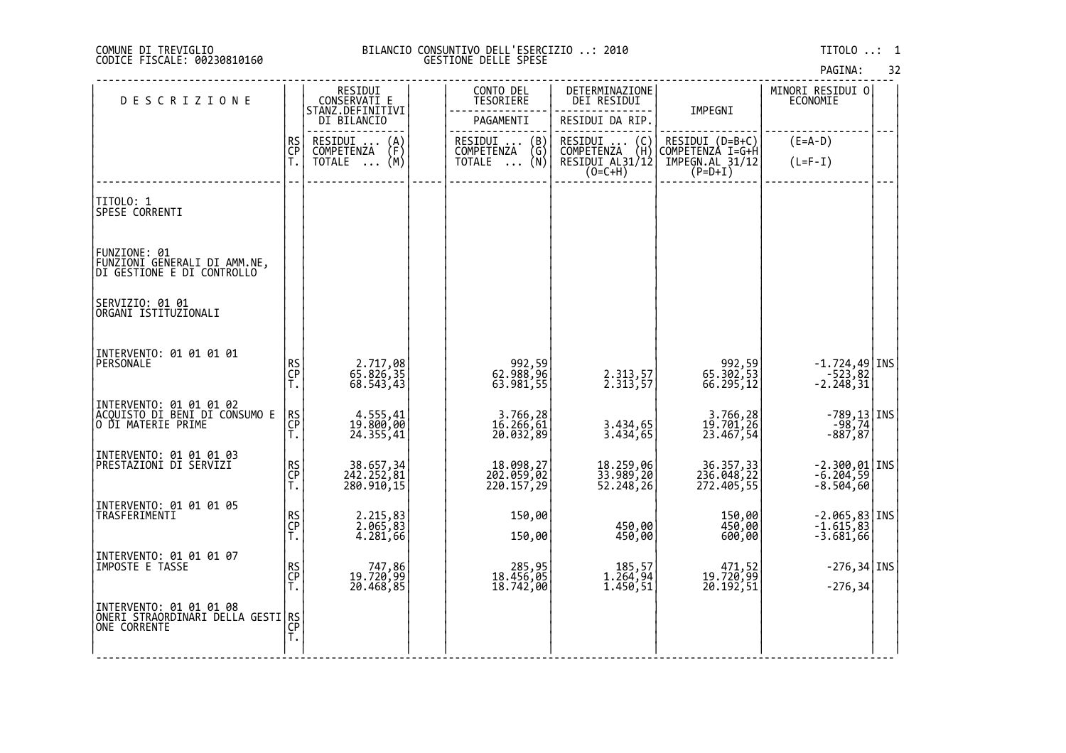COMUNE DI TREVIGLIO
CODICE FISCALE: 00230810160

BILANCIO CONSUNTIVO DELL'ESERCIZIO ..: 2010
GESTIONE DELLE SPESE

TITOLO ..: 1

| DESCRIZIONE | RS CP T. | RESIDUI CONSERVATI E STANZ.DEFINITIVI DI BILANCIO<br>RESIDUI ... (A)<br>COMPETENZA (F)<br>TOTALE ... (M) | CONTO DEL TESORIERE<br>PAGAMENTI<br>RESIDUI ... (B)<br>COMPETENZA (G)<br>TOTALE ... (N) | DETERMINAZIONE DEI RESIDUI<br>RESIDUI DA RIP.<br>RESIDUI ... (C)<br>COMPETENZA (H)<br>RESIDUI AL31/12 (O=C+H) | IMPEGNI<br>RESIDUI (D=B+C)<br>COMPETENZA I=G+H<br>IMPEGN.AL 31/12 (P=D+I) | MINORI RESIDUI O ECONOMIE<br>(E=A-D)<br>(L=F-I) | |
|---|---|---|---|---|---|---|---|
| TITOLO: 1<br>SPESE CORRENTI | | | | | | | |
| FUNZIONE: 01<br>FUNZIONI GENERALI DI AMM.NE, DI GESTIONE E DI CONTROLLO | | | | | | | |
| SERVIZIO: 01 01<br>ORGANI ISTITUZIONALI | | | | | | | |
| INTERVENTO: 01 01 01 01<br>PERSONALE | RS | 2.717,08 | 992,59 | | 992,59 | -1.724,49 | INS |
| | CP | 65.826,35 | 62.988,96 | 2.313,57 | 65.302,53 | -523,82 | |
| | T. | 68.543,43 | 63.981,55 | 2.313,57 | 66.295,12 | -2.248,31 | |
| INTERVENTO: 01 01 01 02<br>ACQUISTO DI BENI DI CONSUMO E O DI MATERIE PRIME | RS | 4.555,41 | 3.766,28 | | 3.766,28 | -789,13 | INS |
| | CP | 19.800,00 | 16.266,61 | 3.434,65 | 19.701,26 | -98,74 | |
| | T. | 24.355,41 | 20.032,89 | 3.434,65 | 23.467,54 | -887,87 | |
| INTERVENTO: 01 01 01 03<br>PRESTAZIONI DI SERVIZI | RS | 38.657,34 | 18.098,27 | 18.259,06 | 36.357,33 | -2.300,01 | INS |
| | CP | 242.252,81 | 202.059,02 | 33.989,20 | 236.048,22 | -6.204,59 | |
| | T. | 280.910,15 | 220.157,29 | 52.248,26 | 272.405,55 | -8.504,60 | |
| INTERVENTO: 01 01 01 05<br>TRASFERIMENTI | RS | 2.215,83 | 150,00 | | 150,00 | -2.065,83 | INS |
| | CP | 2.065,83 | | 450,00 | 450,00 | -1.615,83 | |
| | T. | 4.281,66 | 150,00 | 450,00 | 600,00 | -3.681,66 | |
| INTERVENTO: 01 01 01 07<br>IMPOSTE E TASSE | RS | 747,86 | 285,95 | 185,57 | 471,52 | -276,34 | INS |
| | CP | 19.720,99 | 18.456,05 | 1.264,94 | 19.720,99 | | |
| | T. | 20.468,85 | 18.742,00 | 1.450,51 | 20.192,51 | -276,34 | |
| INTERVENTO: 01 01 01 08<br>ONERI STRAORDINARI DELLA GESTIONE CORRENTE | RS | | | | | | |
| | CP | | | | | | |
| | T. | | | | | | |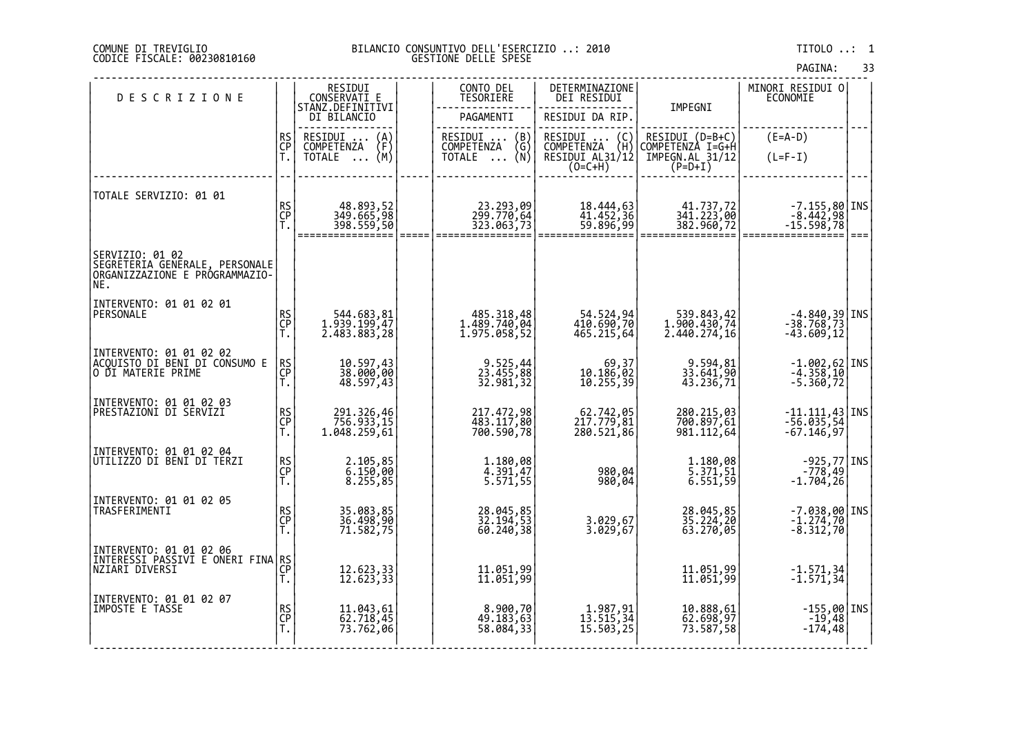COMUNE DI TREVIGLIO
CODICE FISCALE: 00230810160

BILANCIO CONSUNTIVO DELL'ESERCIZIO ..: 2010
GESTIONE DELLE SPESE

TITOLO ..: 1

| DESCRIZIONE | | RESIDUI CONSERVATI E STANZ.DEFINITIVI DI BILANCIO | | CONTO DEL TESORIERE PAGAMENTI | DETERMINAZIONE DEI RESIDUI RESIDUI DA RIP. | IMPEGNI | MINORI RESIDUI O ECONOMIE | |
|---|---|---|---|---|---|---|---|---|
| | RS CP T. | RESIDUI ... (A) COMPETENZA (F) TOTALE ... (M) | | RESIDUI ... (B) COMPETENZA (G) TOTALE ... (N) | RESIDUI ... (C) COMPETENZA (H) RESIDUI AL31/12 (O=C+H) | RESIDUI (D=B+C) COMPETENZA I=G+H IMPEGN.AL 31/12 (P=D+I) | (E=A-D) (L=F-I) | |
| TOTALE SERVIZIO: 01 01 | RS | 48.893,52 | | 23.293,09 | 18.444,63 | 41.737,72 | -7.155,80 | INS |
| | CP | 349.665,98 | | 299.770,64 | 41.452,36 | 341.223,00 | -8.442,98 | |
| | T. | 398.559,50 | | 323.063,73 | 59.896,99 | 382.960,72 | -15.598,78 | |
| SERVIZIO: 01 02 SEGRETERIA GENERALE, PERSONALE ORGANIZZAZIONE E PROGRAMMAZIO-NE. | | | | | | | | |
| INTERVENTO: 01 01 02 01 PERSONALE | RS | 544.683,81 | | 485.318,48 | 54.524,94 | 539.843,42 | -4.840,39 | INS |
| | CP | 1.939.199,47 | | 1.489.740,04 | 410.690,70 | 1.900.430,74 | -38.768,73 | |
| | T. | 2.483.883,28 | | 1.975.058,52 | 465.215,64 | 2.440.274,16 | -43.609,12 | |
| INTERVENTO: 01 01 02 02 ACQUISTO DI BENI DI CONSUMO E O DI MATERIE PRIME | RS | 10.597,43 | | 9.525,44 | 69,37 | 9.594,81 | -1.002,62 | INS |
| | CP | 38.000,00 | | 23.455,88 | 10.186,02 | 33.641,90 | -4.358,10 | |
| | T. | 48.597,43 | | 32.981,32 | 10.255,39 | 43.236,71 | -5.360,72 | |
| INTERVENTO: 01 01 02 03 PRESTAZIONI DI SERVIZI | RS | 291.326,46 | | 217.472,98 | 62.742,05 | 280.215,03 | -11.111,43 | INS |
| | CP | 756.933,15 | | 483.117,80 | 217.779,81 | 700.897,61 | -56.035,54 | |
| | T. | 1.048.259,61 | | 700.590,78 | 280.521,86 | 981.112,64 | -67.146,97 | |
| INTERVENTO: 01 01 02 04 UTILIZZO DI BENI DI TERZI | RS | 2.105,85 | | 1.180,08 | | 1.180,08 | -925,77 | INS |
| | CP | 6.150,00 | | 4.391,47 | 980,04 | 5.371,51 | -778,49 | |
| | T. | 8.255,85 | | 5.571,55 | 980,04 | 6.551,59 | -1.704,26 | |
| INTERVENTO: 01 01 02 05 TRASFERIMENTI | RS | 35.083,85 | | 28.045,85 | | 28.045,85 | -7.038,00 | INS |
| | CP | 36.498,90 | | 32.194,53 | 3.029,67 | 35.224,20 | -1.274,70 | |
| | T. | 71.582,75 | | 60.240,38 | 3.029,67 | 63.270,05 | -8.312,70 | |
| INTERVENTO: 01 01 02 06 INTERESSI PASSIVI E ONERI FINANZIARI DIVERSI | RS | | | | | | | |
| | CP | 12.623,33 | | 11.051,99 | | 11.051,99 | -1.571,34 | |
| | T. | 12.623,33 | | 11.051,99 | | 11.051,99 | -1.571,34 | |
| INTERVENTO: 01 01 02 07 IMPOSTE E TASSE | RS | 11.043,61 | | 8.900,70 | 1.987,91 | 10.888,61 | -155,00 | INS |
| | CP | 62.718,45 | | 49.183,63 | 13.515,34 | 62.698,97 | -19,48 | |
| | T. | 73.762,06 | | 58.084,33 | 15.503,25 | 73.587,58 | -174,48 | |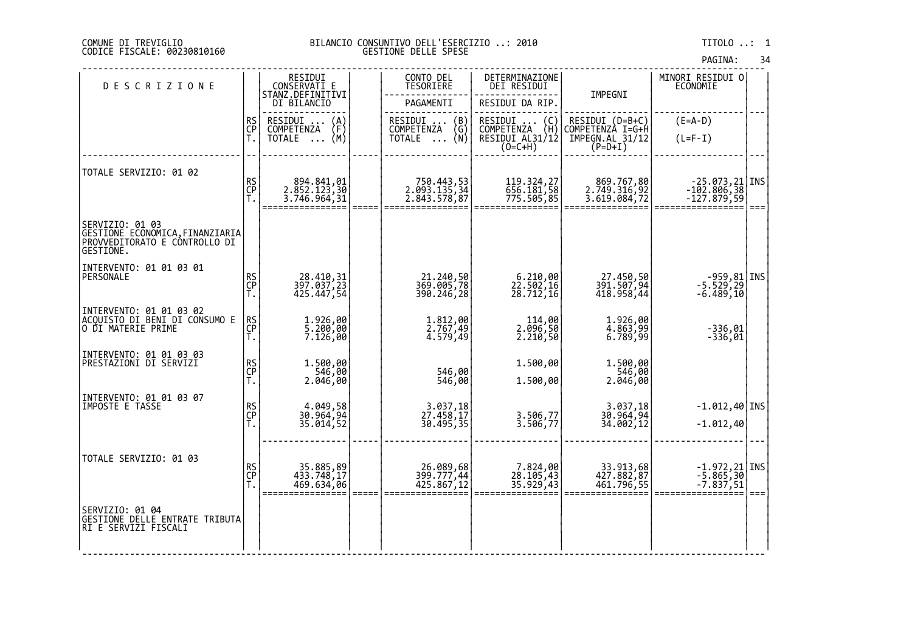COMUNE DI TREVIGLIO
CODICE FISCALE: 00230810160

BILANCIO CONSUNTIVO DELL'ESERCIZIO ..: 2010
GESTIONE DELLE SPESE

TITOLO ..: 1

| DESCRIZIONE | | RESIDUI CONSERVATI E STANZ.DEFINITIVI DI BILANCIO | | CONTO DEL TESORIERE PAGAMENTI | DETERMINAZIONE DEI RESIDUI / RESIDUI DA RIP. | IMPEGNI | MINORI RESIDUI O ECONOMIE | |
|---|---|---|---|---|---|---|---|---|
| | RS / CP / T. | RESIDUI ... (A) / COMPETENZA (F) / TOTALE ... (M) | | RESIDUI ... (B) / COMPETENZA (G) / TOTALE ... (N) | RESIDUI ... (C) / COMPETENZA (H) / RESIDUI AL31/12 (O=C+H) | RESIDUI (D=B+C) / COMPETENZA I=G+H / IMPEGN.AL 31/12 (P=D+I) | (E=A-D) / (L=F-I) | |
| TOTALE SERVIZIO: 01 02 | RS | 894.841,01 | | 750.443,53 | 119.324,27 | 869.767,80 | -25.073,21 | INS |
| | CP | 2.852.123,30 | | 2.093.135,34 | 656.181,58 | 2.749.316,92 | -102.806,38 | |
| | T. | 3.746.964,31 | | 2.843.578,87 | 775.505,85 | 3.619.084,72 | -127.879,59 | |
| SERVIZIO: 01 03 GESTIONE ECONOMICA,FINANZIARIA PROVVEDITORATO E CONTROLLO DI GESTIONE. | | | | | | | | |
| INTERVENTO: 01 01 03 01 PERSONALE | RS | 28.410,31 | | 21.240,50 | 6.210,00 | 27.450,50 | -959,81 | INS |
| | CP | 397.037,23 | | 369.005,78 | 22.502,16 | 391.507,94 | -5.529,29 | |
| | T. | 425.447,54 | | 390.246,28 | 28.712,16 | 418.958,44 | -6.489,10 | |
| INTERVENTO: 01 01 03 02 ACQUISTO DI BENI DI CONSUMO E O DI MATERIE PRIME | RS | 1.926,00 | | 1.812,00 | 114,00 | 1.926,00 | | |
| | CP | 5.200,00 | | 2.767,49 | 2.096,50 | 4.863,99 | -336,01 | |
| | T. | 7.126,00 | | 4.579,49 | 2.210,50 | 6.789,99 | -336,01 | |
| INTERVENTO: 01 01 03 03 PRESTAZIONI DI SERVIZI | RS | 1.500,00 | | | 1.500,00 | 1.500,00 | | |
| | CP | 546,00 | | 546,00 | | 546,00 | | |
| | T. | 2.046,00 | | 546,00 | 1.500,00 | 2.046,00 | | |
| INTERVENTO: 01 01 03 07 IMPOSTE E TASSE | RS | 4.049,58 | | 3.037,18 | | 3.037,18 | -1.012,40 | INS |
| | CP | 30.964,94 | | 27.458,17 | 3.506,77 | 30.964,94 | | |
| | T. | 35.014,52 | | 30.495,35 | 3.506,77 | 34.002,12 | -1.012,40 | |
| TOTALE SERVIZIO: 01 03 | RS | 35.885,89 | | 26.089,68 | 7.824,00 | 33.913,68 | -1.972,21 | INS |
| | CP | 433.748,17 | | 399.777,44 | 28.105,43 | 427.882,87 | -5.865,30 | |
| | T. | 469.634,06 | | 425.867,12 | 35.929,43 | 461.796,55 | -7.837,51 | |
| SERVIZIO: 01 04 GESTIONE DELLE ENTRATE TRIBUTARI E SERVIZI FISCALI | | | | | | | | |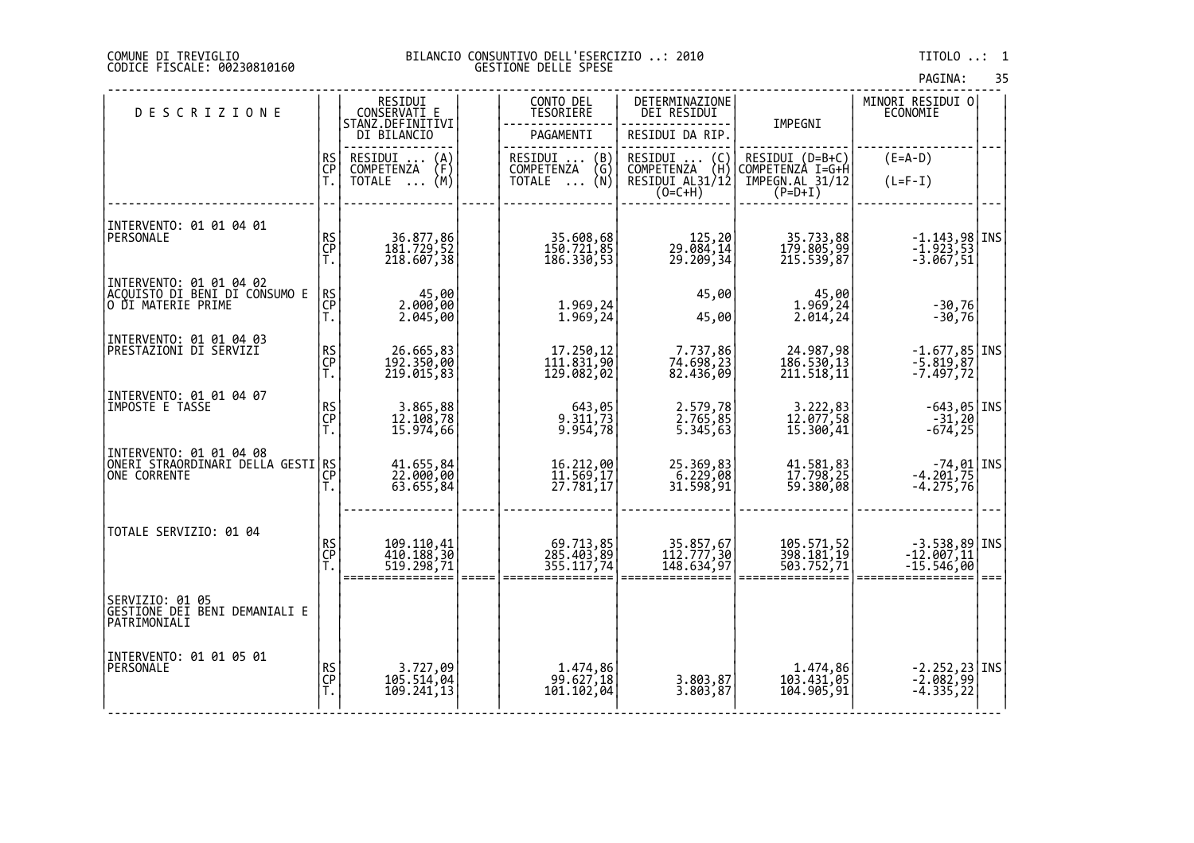COMUNE DI TREVIGLIO
CODICE FISCALE: 00230810160

BILANCIO CONSUNTIVO DELL'ESERCIZIO ..: 2010
GESTIONE DELLE SPESE

TITOLO ..: 1

| DESCRIZIONE | | RESIDUI CONSERVATI E STANZ.DEFINITIVI DI BILANCIO | | CONTO DEL TESORIERE PAGAMENTI | DETERMINAZIONE DEI RESIDUI RESIDUI DA RIP. | IMPEGNI | MINORI RESIDUI O ECONOMIE | |
|---|---|---|---|---|---|---|---|---|
| | RS CP T. | RESIDUI ... (A) COMPETENZA (F) TOTALE ... (M) | | RESIDUI ... (B) COMPETENZA (G) TOTALE ... (N) | RESIDUI ... (C) COMPETENZA (H) RESIDUI AL31/12 (O=C+H) | RESIDUI (D=B+C) COMPETENZA I=G+H IMPEGN.AL 31/12 (P=D+I) | (E=A-D) (L=F-I) | |
| INTERVENTO: 01 01 04 01 PERSONALE | RS | 36.877,86 | | 35.608,68 | 125,20 | 35.733,88 | -1.143,98 | INS |
| | CP | 181.729,52 | | 150.721,85 | 29.084,14 | 179.805,99 | -1.923,53 | |
| | T. | 218.607,38 | | 186.330,53 | 29.209,34 | 215.539,87 | -3.067,51 | |
| INTERVENTO: 01 01 04 02 ACQUISTO DI BENI DI CONSUMO E O DI MATERIE PRIME | RS | 45,00 | | | 45,00 | 45,00 | | |
| | CP | 2.000,00 | | 1.969,24 | | 1.969,24 | -30,76 | |
| | T. | 2.045,00 | | 1.969,24 | 45,00 | 2.014,24 | -30,76 | |
| INTERVENTO: 01 01 04 03 PRESTAZIONI DI SERVIZI | RS | 26.665,83 | | 17.250,12 | 7.737,86 | 24.987,98 | -1.677,85 | INS |
| | CP | 192.350,00 | | 111.831,90 | 74.698,23 | 186.530,13 | -5.819,87 | |
| | T. | 219.015,83 | | 129.082,02 | 82.436,09 | 211.518,11 | -7.497,72 | |
| INTERVENTO: 01 01 04 07 IMPOSTE E TASSE | RS | 3.865,88 | | 643,05 | 2.579,78 | 3.222,83 | -643,05 | INS |
| | CP | 12.108,78 | | 9.311,73 | 2.765,85 | 12.077,58 | -31,20 | |
| | T. | 15.974,66 | | 9.954,78 | 5.345,63 | 15.300,41 | -674,25 | |
| INTERVENTO: 01 01 04 08 ONERI STRAORDINARI DELLA GESTIONE CORRENTE | RS | 41.655,84 | | 16.212,00 | 25.369,83 | 41.581,83 | -74,01 | INS |
| | CP | 22.000,00 | | 11.569,17 | 6.229,08 | 17.798,25 | -4.201,75 | |
| | T. | 63.655,84 | | 27.781,17 | 31.598,91 | 59.380,08 | -4.275,76 | |
| TOTALE SERVIZIO: 01 04 | RS | 109.110,41 | | 69.713,85 | 35.857,67 | 105.571,52 | -3.538,89 | INS |
| | CP | 410.188,30 | | 285.403,89 | 112.777,30 | 398.181,19 | -12.007,11 | |
| | T. | 519.298,71 | | 355.117,74 | 148.634,97 | 503.752,71 | -15.546,00 | |
| SERVIZIO: 01 05 GESTIONE DEI BENI DEMANIALI E PATRIMONIALI | | | | | | | | |
| INTERVENTO: 01 01 05 01 PERSONALE | RS | 3.727,09 | | 1.474,86 | | 1.474,86 | -2.252,23 | INS |
| | CP | 105.514,04 | | 99.627,18 | 3.803,87 | 103.431,05 | -2.082,99 | |
| | T. | 109.241,13 | | 101.102,04 | 3.803,87 | 104.905,91 | -4.335,22 | |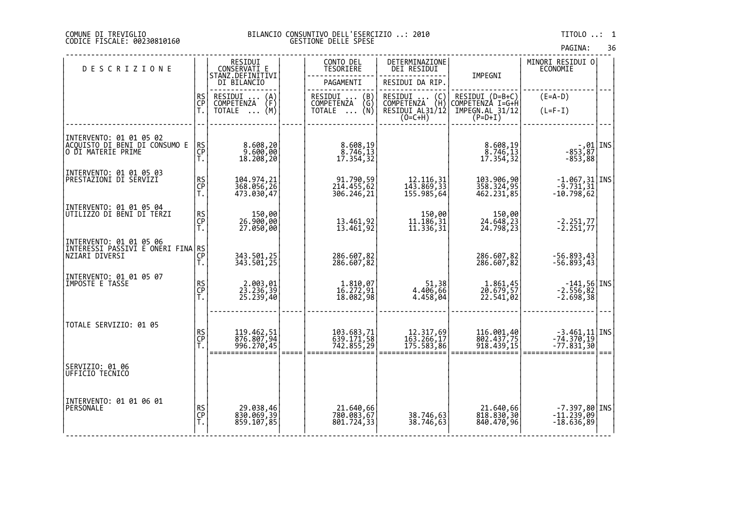COMUNE DI TREVIGLIO
CODICE FISCALE: 00230810160

BILANCIO CONSUNTIVO DELL'ESERCIZIO ..: 2010
GESTIONE DELLE SPESE

TITOLO ..: 1

| DESCRIZIONE | | RESIDUI CONSERVATI E STANZ.DEFINITIVI DI BILANCIO | | CONTO DEL TESORIERE | DETERMINAZIONE DEI RESIDUI | IMPEGNI | MINORI RESIDUI O ECONOMIE | |
|---|---|---|---|---|---|---|---|---|
| | | | | PAGAMENTI | RESIDUI DA RIP. | | | |
| | RS<br>CP<br>T. | RESIDUI ... (A)<br>COMPETENZA (F)<br>TOTALE ... (M) | | RESIDUI ... (B)<br>COMPETENZA (G)<br>TOTALE ... (N) | RESIDUI ... (C)<br>COMPETENZA (H)<br>RESIDUI AL31/12 (O=C+H) | RESIDUI (D=B+C)<br>COMPETENZA I=G+H<br>IMPEGN.AL 31/12 (P=D+I) | (E=A-D)<br>(L=F-I) | |
| INTERVENTO: 01 01 05 02<br>ACQUISTO DI BENI DI CONSUMO E O DI MATERIE PRIME | RS<br>CP<br>T. | 8.608,20<br>9.600,00<br>18.208,20 | | 8.608,19<br>8.746,13<br>17.354,32 | | 8.608,19<br>8.746,13<br>17.354,32 | -,01<br>-853,87<br>-853,88 | INS |
| INTERVENTO: 01 01 05 03<br>PRESTAZIONI DI SERVIZI | RS<br>CP<br>T. | 104.974,21<br>368.056,26<br>473.030,47 | | 91.790,59<br>214.455,62<br>306.246,21 | 12.116,31<br>143.869,33<br>155.985,64 | 103.906,90<br>358.324,95<br>462.231,85 | -1.067,31<br>-9.731,31<br>-10.798,62 | INS |
| INTERVENTO: 01 01 05 04<br>UTILIZZO DI BENI DI TERZI | RS<br>CP<br>T. | 150,00<br>26.900,00<br>27.050,00 | | <br>13.461,92<br>13.461,92 | 150,00<br>11.186,31<br>11.336,31 | 150,00<br>24.648,23<br>24.798,23 | <br>-2.251,77<br>-2.251,77 | |
| INTERVENTO: 01 01 05 06<br>INTERESSI PASSIVI E ONERI FINANZIARI DIVERSI | RS<br>CP<br>T. | <br>343.501,25<br>343.501,25 | | <br>286.607,82<br>286.607,82 | | <br>286.607,82<br>286.607,82 | <br>-56.893,43<br>-56.893,43 | |
| INTERVENTO: 01 01 05 07<br>IMPOSTE E TASSE | RS<br>CP<br>T. | 2.003,01<br>23.236,39<br>25.239,40 | | 1.810,07<br>16.272,91<br>18.082,98 | 51,38<br>4.406,66<br>4.458,04 | 1.861,45<br>20.679,57<br>22.541,02 | -141,56<br>-2.556,82<br>-2.698,38 | INS |
| TOTALE SERVIZIO: 01 05 | RS<br>CP<br>T. | 119.462,51<br>876.807,94<br>996.270,45 | | 103.683,71<br>639.171,58<br>742.855,29 | 12.317,69<br>163.266,17<br>175.583,86 | 116.001,40<br>802.437,75<br>918.439,15 | -3.461,11<br>-74.370,19<br>-77.831,30 | INS |
| SERVIZIO: 01 06<br>UFFICIO TECNICO | | | | | | | | |
| INTERVENTO: 01 01 06 01<br>PERSONALE | RS<br>CP<br>T. | 29.038,46<br>830.069,39<br>859.107,85 | | 21.640,66<br>780.083,67<br>801.724,33 | <br>38.746,63<br>38.746,63 | 21.640,66<br>818.830,30<br>840.470,96 | -7.397,80<br>-11.239,09<br>-18.636,89 | INS |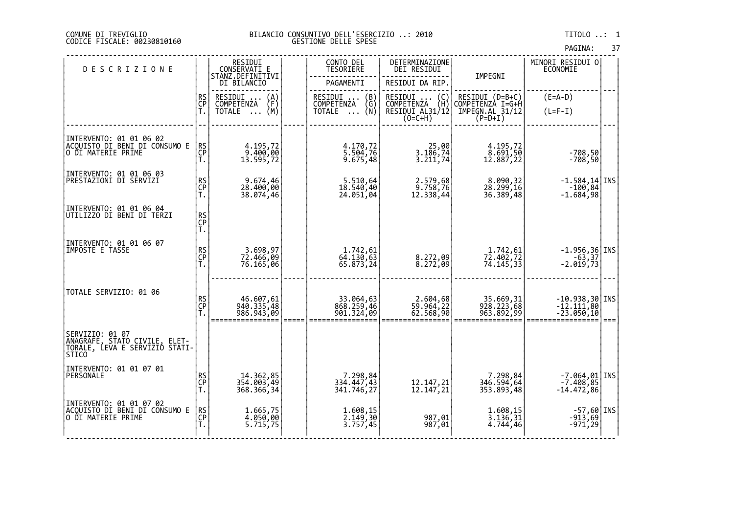COMUNE DI TREVIGLIO
CODICE FISCALE: 00230810160

BILANCIO CONSUNTIVO DELL'ESERCIZIO ..: 2010
GESTIONE DELLE SPESE

TITOLO ..: 1

| DESCRIZIONE | | RESIDUI CONSERVATI E STANZ.DEFINITIVI DI BILANCIO | | CONTO DEL TESORIERE | DETERMINAZIONE DEI RESIDUI | IMPEGNI | MINORI RESIDUI O ECONOMIE | |
|---|---|---|---|---|---|---|---|---|
| | | | | PAGAMENTI | RESIDUI DA RIP. | | | |
| | RS CP T. | RESIDUI ... (A) COMPETENZA (F) TOTALE ... (M) | | RESIDUI ... (B) COMPETENZA (G) TOTALE ... (N) | RESIDUI ... (C) COMPETENZA (H) RESIDUI AL31/12 (O=C+H) | RESIDUI (D=B+C) COMPETENZA I=G+H IMPEGN.AL 31/12 (P=D+I) | (E=A-D) (L=F-I) | |
| INTERVENTO: 01 01 06 02 ACQUISTO DI BENI DI CONSUMO E O DI MATERIE PRIME | RS | 4.195,72 | | 4.170,72 | 25,00 | 4.195,72 | | |
| | CP | 9.400,00 | | 5.504,76 | 3.186,74 | 8.691,50 | -708,50 | |
| | T. | 13.595,72 | | 9.675,48 | 3.211,74 | 12.887,22 | -708,50 | |
| INTERVENTO: 01 01 06 03 PRESTAZIONI DI SERVIZI | RS | 9.674,46 | | 5.510,64 | 2.579,68 | 8.090,32 | -1.584,14 | INS |
| | CP | 28.400,00 | | 18.540,40 | 9.758,76 | 28.299,16 | -100,84 | |
| | T. | 38.074,46 | | 24.051,04 | 12.338,44 | 36.389,48 | -1.684,98 | |
| INTERVENTO: 01 01 06 04 UTILIZZO DI BENI DI TERZI | RS | | | | | | | |
| | CP | | | | | | | |
| | T. | | | | | | | |
| INTERVENTO: 01 01 06 07 IMPOSTE E TASSE | RS | 3.698,97 | | 1.742,61 | | 1.742,61 | -1.956,36 | INS |
| | CP | 72.466,09 | | 64.130,63 | 8.272,09 | 72.402,72 | -63,37 | |
| | T. | 76.165,06 | | 65.873,24 | 8.272,09 | 74.145,33 | -2.019,73 | |
| TOTALE SERVIZIO: 01 06 | RS | 46.607,61 | | 33.064,63 | 2.604,68 | 35.669,31 | -10.938,30 | INS |
| | CP | 940.335,48 | | 868.259,46 | 59.964,22 | 928.223,68 | -12.111,80 | |
| | T. | 986.943,09 | | 901.324,09 | 62.568,90 | 963.892,99 | -23.050,10 | |
| SERVIZIO: 01 07 ANAGRAFE, STATO CIVILE, ELET-TORALE, LEVA E SERVIZIO STATI-STICO | | | | | | | | |
| INTERVENTO: 01 01 07 01 PERSONALE | RS | 14.362,85 | | 7.298,84 | | 7.298,84 | -7.064,01 | INS |
| | CP | 354.003,49 | | 334.447,43 | 12.147,21 | 346.594,64 | -7.408,85 | |
| | T. | 368.366,34 | | 341.746,27 | 12.147,21 | 353.893,48 | -14.472,86 | |
| INTERVENTO: 01 01 07 02 ACQUISTO DI BENI DI CONSUMO E O DI MATERIE PRIME | RS | 1.665,75 | | 1.608,15 | | 1.608,15 | -57,60 | INS |
| | CP | 4.050,00 | | 2.149,30 | 987,01 | 3.136,31 | -913,69 | |
| | T. | 5.715,75 | | 3.757,45 | 987,01 | 4.744,46 | -971,29 | |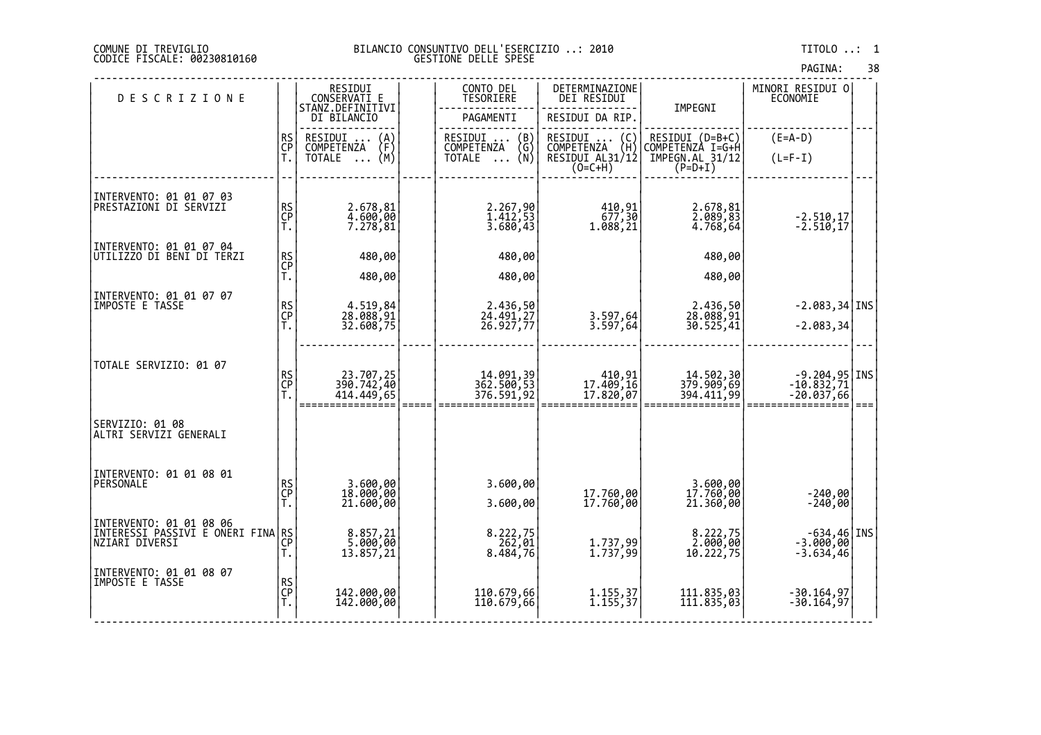COMUNE DI TREVIGLIO
CODICE FISCALE: 00230810160

BILANCIO CONSUNTIVO DELL'ESERCIZIO ..: 2010
GESTIONE DELLE SPESE

TITOLO ..: 1

| DESCRIZIONE | | RESIDUI CONSERVATI E STANZ.DEFINITIVI DI BILANCIO | | CONTO DEL TESORIERE / PAGAMENTI | DETERMINAZIONE DEI RESIDUI / RESIDUI DA RIP. | IMPEGNI | MINORI RESIDUI O ECONOMIE | |
|---|---|---|---|---|---|---|---|---|
| | RS<br>CP<br>T. | RESIDUI ... (A)<br>COMPETENZA (F)<br>TOTALE ... (M) | | RESIDUI ... (B)<br>COMPETENZA (G)<br>TOTALE ... (N) | RESIDUI ... (C)<br>COMPETENZA (H)<br>RESIDUI AL31/12 (O=C+H) | RESIDUI (D=B+C)<br>COMPETENZA I=G+H<br>IMPEGN.AL 31/12 (P=D+I) | (E=A-D)<br><br>(L=F-I) | |
| INTERVENTO: 01 01 07 03<br>PRESTAZIONI DI SERVIZI | RS<br>CP<br>T. | 2.678,81<br>4.600,00<br>7.278,81 | | 2.267,90<br>1.412,53<br>3.680,43 | 410,91<br>677,30<br>1.088,21 | 2.678,81<br>2.089,83<br>4.768,64 | <br>-2.510,17<br>-2.510,17 | |
| INTERVENTO: 01 01 07 04<br>UTILIZZO DI BENI DI TERZI | RS<br>CP<br>T. | 480,00<br><br>480,00 | | 480,00<br><br>480,00 | | 480,00<br><br>480,00 | | |
| INTERVENTO: 01 01 07 07<br>IMPOSTE E TASSE | RS<br>CP<br>T. | 4.519,84<br>28.088,91<br>32.608,75 | | 2.436,50<br>24.491,27<br>26.927,77 | <br>3.597,64<br>3.597,64 | 2.436,50<br>28.088,91<br>30.525,41 | -2.083,34<br><br>-2.083,34 | INS |
| TOTALE SERVIZIO: 01 07 | RS<br>CP<br>T. | 23.707,25<br>390.742,40<br>414.449,65 | | 14.091,39<br>362.500,53<br>376.591,92 | 410,91<br>17.409,16<br>17.820,07 | 14.502,30<br>379.909,69<br>394.411,99 | -9.204,95<br>-10.832,71<br>-20.037,66 | INS |
| SERVIZIO: 01 08<br>ALTRI SERVIZI GENERALI | | | | | | | | |
| INTERVENTO: 01 01 08 01<br>PERSONALE | RS<br>CP<br>T. | 3.600,00<br>18.000,00<br>21.600,00 | | 3.600,00<br><br>3.600,00 | <br>17.760,00<br>17.760,00 | 3.600,00<br>17.760,00<br>21.360,00 | <br>-240,00<br>-240,00 | |
| INTERVENTO: 01 01 08 06<br>INTERESSI PASSIVI E ONERI FINANZIARI DIVERSI | RS<br>CP<br>T. | 8.857,21<br>5.000,00<br>13.857,21 | | 8.222,75<br>262,01<br>8.484,76 | <br>1.737,99<br>1.737,99 | 8.222,75<br>2.000,00<br>10.222,75 | -634,46<br>-3.000,00<br>-3.634,46 | INS |
| INTERVENTO: 01 01 08 07<br>IMPOSTE E TASSE | RS<br>CP<br>T. | <br>142.000,00<br>142.000,00 | | <br>110.679,66<br>110.679,66 | <br>1.155,37<br>1.155,37 | <br>111.835,03<br>111.835,03 | <br>-30.164,97<br>-30.164,97 | |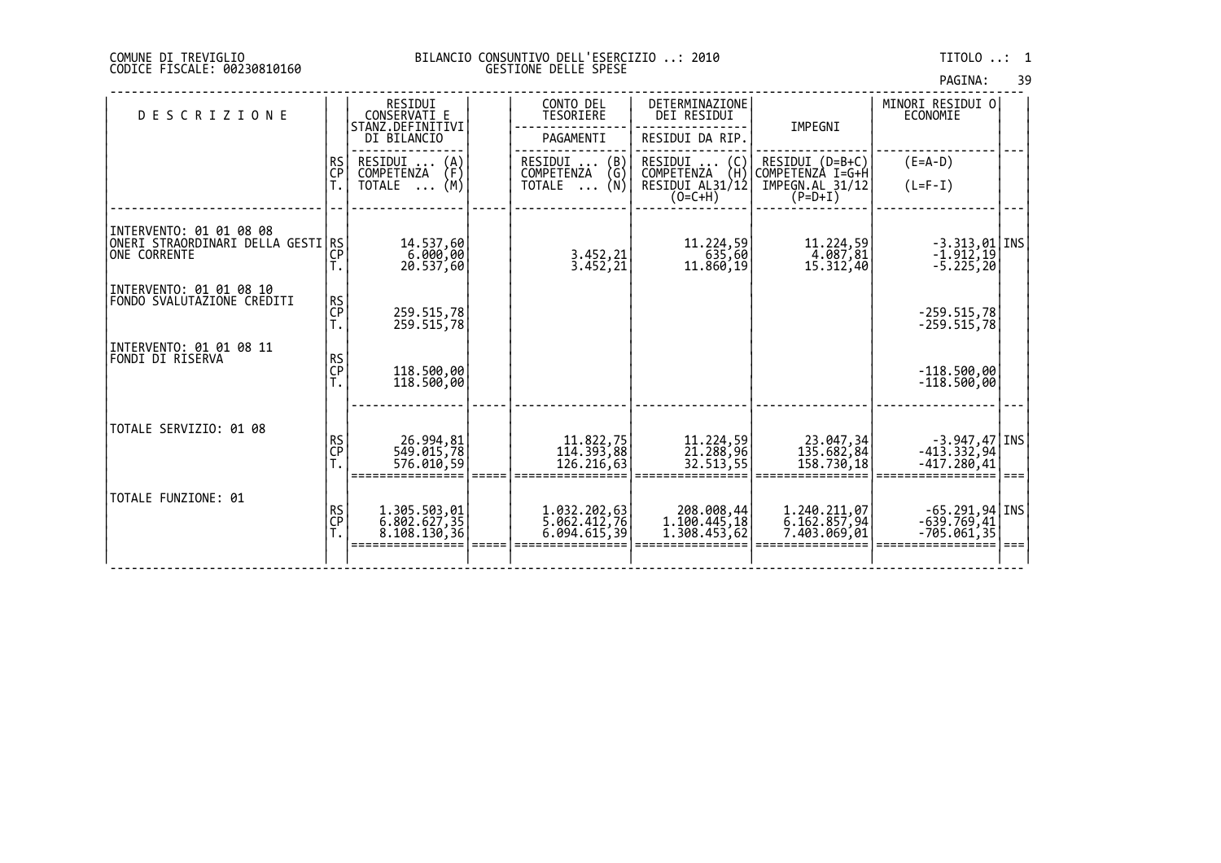COMUNE DI TREVIGLIO
CODICE FISCALE: 00230810160

BILANCIO CONSUNTIVO DELL'ESERCIZIO ..: 2010
GESTIONE DELLE SPESE

TITOLO ..: 1

| DESCRIZIONE | | RESIDUI CONSERVATI E STANZ.DEFINITIVI DI BILANCIO | CONTO DEL TESORIERE PAGAMENTI | DETERMINAZIONE DEI RESIDUI RESIDUI DA RIP. | IMPEGNI | MINORI RESIDUI O ECONOMIE | |
|---|---|---|---|---|---|---|---|
| | RS CP T. | RESIDUI ... (A) COMPETENZA (F) TOTALE ... (M) | RESIDUI ... (B) COMPETENZA (G) TOTALE ... (N) | RESIDUI ... (C) COMPETENZA (H) RESIDUI AL31/12 (O=C+H) | RESIDUI (D=B+C) COMPETENZA I=G+H IMPEGN.AL 31/12 (P=D+I) | (E=A-D) (L=F-I) | |
| INTERVENTO: 01 01 08 08 ONERI STRAORDINARI DELLA GESTIONE CORRENTE | RS | 14.537,60 | | 11.224,59 | 11.224,59 | -3.313,01 | INS |
| | CP | 6.000,00 | 3.452,21 | 635,60 | 4.087,81 | -1.912,19 | |
| | T. | 20.537,60 | 3.452,21 | 11.860,19 | 15.312,40 | -5.225,20 | |
| INTERVENTO: 01 01 08 10 FONDO SVALUTAZIONE CREDITI | RS | | | | | | |
| | CP | 259.515,78 | | | | -259.515,78 | |
| | T. | 259.515,78 | | | | -259.515,78 | |
| INTERVENTO: 01 01 08 11 FONDI DI RISERVA | RS | | | | | | |
| | CP | 118.500,00 | | | | -118.500,00 | |
| | T. | 118.500,00 | | | | -118.500,00 | |
| TOTALE SERVIZIO: 01 08 | RS | 26.994,81 | 11.822,75 | 11.224,59 | 23.047,34 | -3.947,47 | INS |
| | CP | 549.015,78 | 114.393,88 | 21.288,96 | 135.682,84 | -413.332,94 | |
| | T. | 576.010,59 | 126.216,63 | 32.513,55 | 158.730,18 | -417.280,41 | |
| TOTALE FUNZIONE: 01 | RS | 1.305.503,01 | 1.032.202,63 | 208.008,44 | 1.240.211,07 | -65.291,94 | INS |
| | CP | 6.802.627,35 | 5.062.412,76 | 1.100.445,18 | 6.162.857,94 | -639.769,41 | |
| | T. | 8.108.130,36 | 6.094.615,39 | 1.308.453,62 | 7.403.069,01 | -705.061,35 | |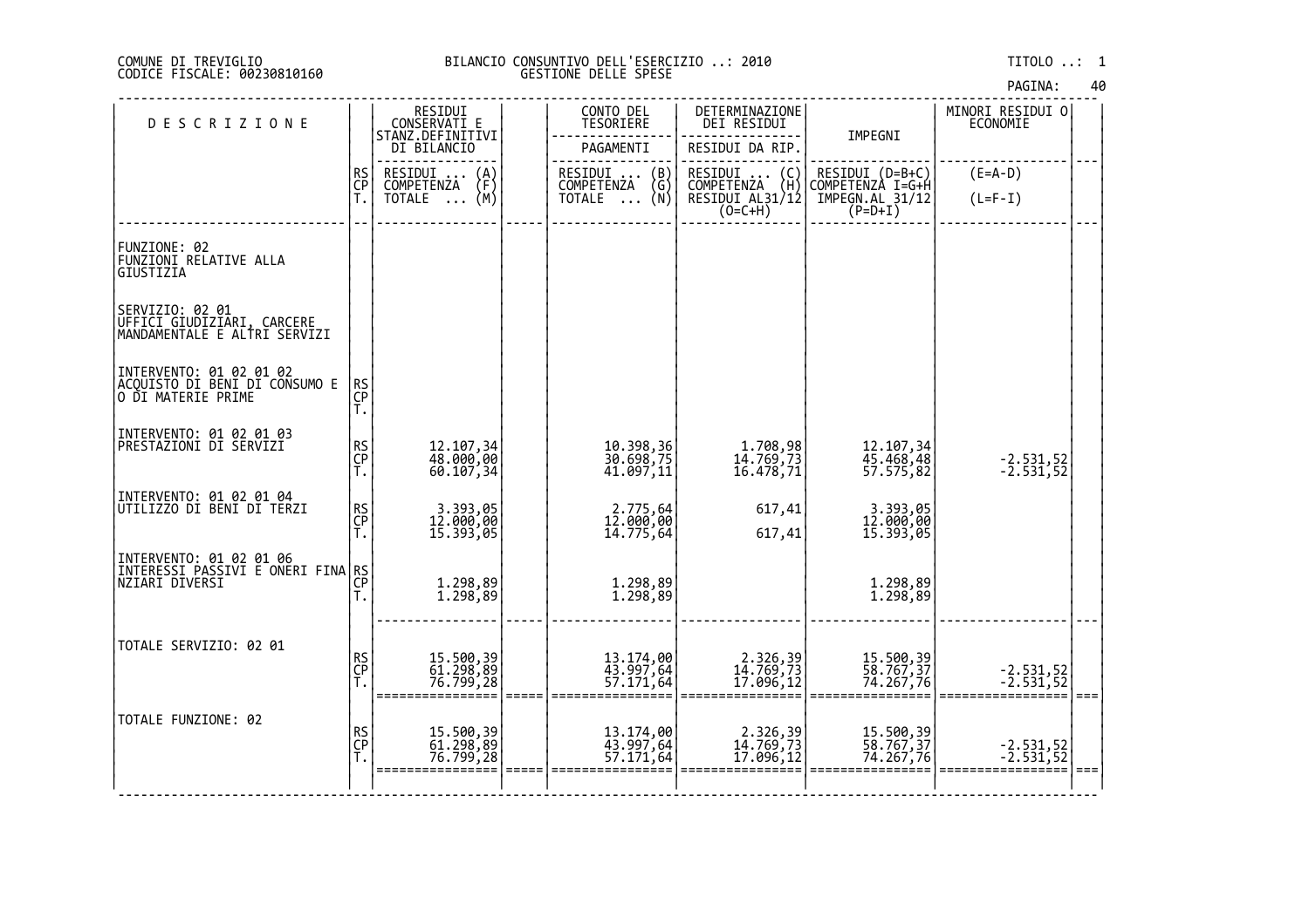COMUNE DI TREVIGLIO
CODICE FISCALE: 00230810160

BILANCIO CONSUNTIVO DELL'ESERCIZIO ..: 2010
GESTIONE DELLE SPESE

TITOLO ..: 1

| DESCRIZIONE | | RESIDUI CONSERVATI E STANZ.DEFINITIVI DI BILANCIO | CONTO DEL TESORIERE<br>PAGAMENTI | DETERMINAZIONE DEI RESIDUI<br>RESIDUI DA RIP. | IMPEGNI | MINORI RESIDUI O ECONOMIE |
|---|---|---|---|---|---|---|
| | RS<br>CP<br>T. | RESIDUI ... (A)<br>COMPETENZA (F)<br>TOTALE ... (M) | RESIDUI ... (B)<br>COMPETENZA (G)<br>TOTALE ... (N) | RESIDUI ... (C)<br>COMPETENZA (H)<br>RESIDUI AL31/12 (O=C+H) | RESIDUI (D=B+C)<br>COMPETENZA I=G+H<br>IMPEGN.AL 31/12 (P=D+I) | (E=A-D)<br>(L=F-I) |
| FUNZIONE: 02<br>FUNZIONI RELATIVE ALLA GIUSTIZIA | | | | | | |
| SERVIZIO: 02 01<br>UFFICI GIUDIZIARI, CARCERE MANDAMENTALE E ALTRI SERVIZI | | | | | | |
| INTERVENTO: 01 02 01 02<br>ACQUISTO DI BENI DI CONSUMO E O DI MATERIE PRIME | RS<br>CP<br>T. | | | | | |
| INTERVENTO: 01 02 01 03<br>PRESTAZIONI DI SERVIZI | RS<br>CP<br>T. | 12.107,34<br>48.000,00<br>60.107,34 | 10.398,36<br>30.698,75<br>41.097,11 | 1.708,98<br>14.769,73<br>16.478,71 | 12.107,34<br>45.468,48<br>57.575,82 | <br>-2.531,52<br>-2.531,52 |
| INTERVENTO: 01 02 01 04<br>UTILIZZO DI BENI DI TERZI | RS<br>CP<br>T. | 3.393,05<br>12.000,00<br>15.393,05 | 2.775,64<br>12.000,00<br>14.775,64 | 617,41<br><br>617,41 | 3.393,05<br>12.000,00<br>15.393,05 | |
| INTERVENTO: 01 02 01 06<br>INTERESSI PASSIVI E ONERI FINANZIARI DIVERSI | RS<br>CP<br>T. | <br>1.298,89<br>1.298,89 | <br>1.298,89<br>1.298,89 | | <br>1.298,89<br>1.298,89 | |
| TOTALE SERVIZIO: 02 01 | RS<br>CP<br>T. | 15.500,39<br>61.298,89<br>76.799,28 | 13.174,00<br>43.997,64<br>57.171,64 | 2.326,39<br>14.769,73<br>17.096,12 | 15.500,39<br>58.767,37<br>74.267,76 | <br>-2.531,52<br>-2.531,52 |
| TOTALE FUNZIONE: 02 | RS<br>CP<br>T. | 15.500,39<br>61.298,89<br>76.799,28 | 13.174,00<br>43.997,64<br>57.171,64 | 2.326,39<br>14.769,73<br>17.096,12 | 15.500,39<br>58.767,37<br>74.267,76 | <br>-2.531,52<br>-2.531,52 |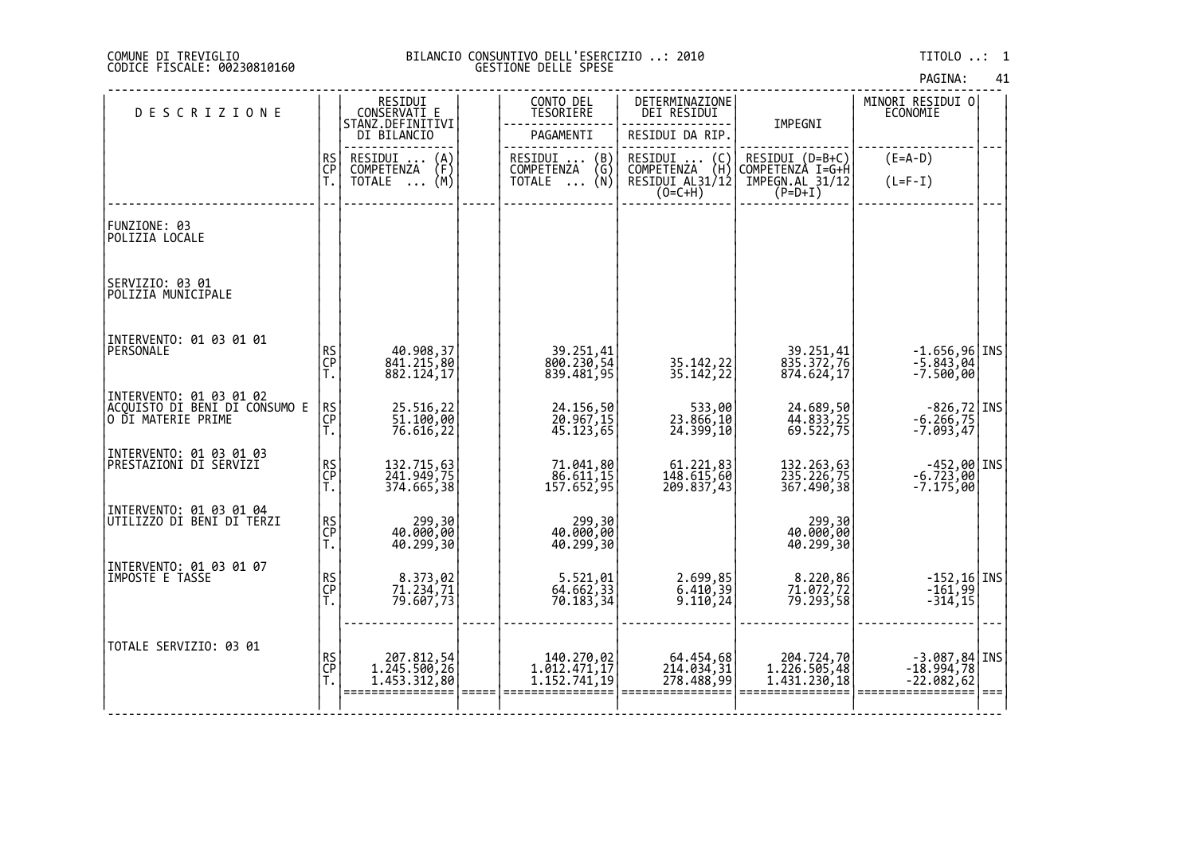COMUNE DI TREVIGLIO
CODICE FISCALE: 00230810160

BILANCIO CONSUNTIVO DELL'ESERCIZIO ..: 2010
GESTIONE DELLE SPESE

TITOLO ..: 1

| DESCRIZIONE | | RESIDUI CONSERVATI E STANZ.DEFINITIVI DI BILANCIO | | CONTO DEL TESORIERE | DETERMINAZIONE DEI RESIDUI | IMPEGNI | MINORI RESIDUI O ECONOMIE | |
|---|---|---|---|---|---|---|---|---|
| | | | | PAGAMENTI | RESIDUI DA RIP. | | | |
| | RS CP T. | RESIDUI ... (A) COMPETENZA (F) TOTALE ... (M) | | RESIDUI ... (B) COMPETENZA (G) TOTALE ... (N) | RESIDUI ... (C) COMPETENZA (H) RESIDUI AL31/12 (O=C+H) | RESIDUI (D=B+C) COMPETENZA I=G+H IMPEGN.AL 31/12 (P=D+I) | (E=A-D) (L=F-I) | |
| FUNZIONE: 03 POLIZIA LOCALE | | | | | | | | |
| SERVIZIO: 03 01 POLIZIA MUNICIPALE | | | | | | | | |
| INTERVENTO: 01 03 01 01 PERSONALE | RS | 40.908,37 | | 39.251,41 | | 39.251,41 | -1.656,96 | INS |
| | CP | 841.215,80 | | 800.230,54 | 35.142,22 | 835.372,76 | -5.843,04 | |
| | T. | 882.124,17 | | 839.481,95 | 35.142,22 | 874.624,17 | -7.500,00 | |
| INTERVENTO: 01 03 01 02 ACQUISTO DI BENI DI CONSUMO E O DI MATERIE PRIME | RS | 25.516,22 | | 24.156,50 | 533,00 | 24.689,50 | -826,72 | INS |
| | CP | 51.100,00 | | 20.967,15 | 23.866,10 | 44.833,25 | -6.266,75 | |
| | T. | 76.616,22 | | 45.123,65 | 24.399,10 | 69.522,75 | -7.093,47 | |
| INTERVENTO: 01 03 01 03 PRESTAZIONI DI SERVIZI | RS | 132.715,63 | | 71.041,80 | 61.221,83 | 132.263,63 | -452,00 | INS |
| | CP | 241.949,75 | | 86.611,15 | 148.615,60 | 235.226,75 | -6.723,00 | |
| | T. | 374.665,38 | | 157.652,95 | 209.837,43 | 367.490,38 | -7.175,00 | |
| INTERVENTO: 01 03 01 04 UTILIZZO DI BENI DI TERZI | RS | 299,30 | | 299,30 | | 299,30 | | |
| | CP | 40.000,00 | | 40.000,00 | | 40.000,00 | | |
| | T. | 40.299,30 | | 40.299,30 | | 40.299,30 | | |
| INTERVENTO: 01 03 01 07 IMPOSTE E TASSE | RS | 8.373,02 | | 5.521,01 | 2.699,85 | 8.220,86 | -152,16 | INS |
| | CP | 71.234,71 | | 64.662,33 | 6.410,39 | 71.072,72 | -161,99 | |
| | T. | 79.607,73 | | 70.183,34 | 9.110,24 | 79.293,58 | -314,15 | |
| TOTALE SERVIZIO: 03 01 | RS | 207.812,54 | | 140.270,02 | 64.454,68 | 204.724,70 | -3.087,84 | INS |
| | CP | 1.245.500,26 | | 1.012.471,17 | 214.034,31 | 1.226.505,48 | -18.994,78 | |
| | T. | 1.453.312,80 | | 1.152.741,19 | 278.488,99 | 1.431.230,18 | -22.082,62 | |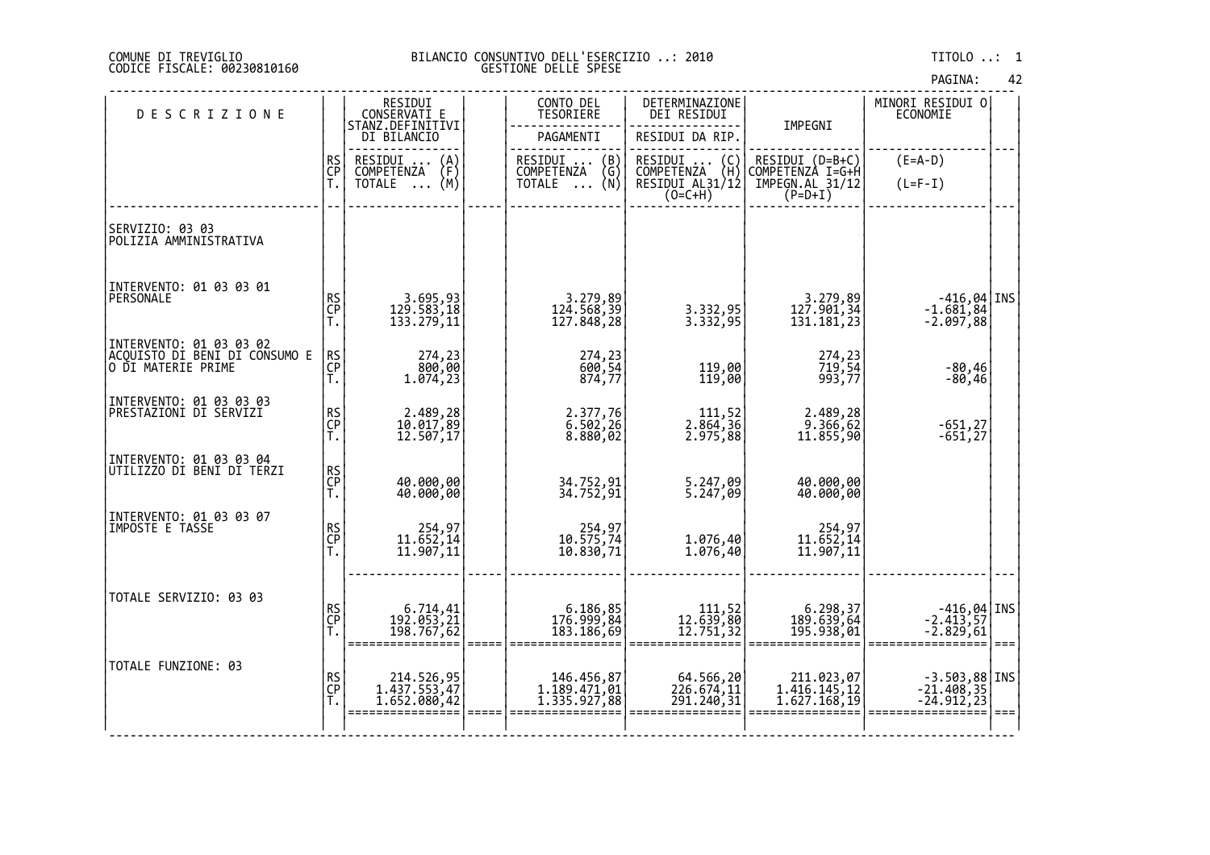COMUNE DI TREVIGLIO
CODICE FISCALE: 00230810160

BILANCIO CONSUNTIVO DELL'ESERCIZIO ..: 2010
GESTIONE DELLE SPESE

TITOLO ..: 1

| DESCRIZIONE | | RESIDUI CONSERVATI E STANZ.DEFINITIVI DI BILANCIO | CONTO DEL TESORIERE | DETERMINAZIONE DEI RESIDUI | IMPEGNI | MINORI RESIDUI O ECONOMIE | |
|---|---|---|---|---|---|---|---|
| | | | PAGAMENTI | RESIDUI DA RIP. | | | |
| | RS / CP / T. | RESIDUI ... (A) / COMPETENZA (F) / TOTALE ... (M) | RESIDUI ... (B) / COMPETENZA (G) / TOTALE ... (N) | RESIDUI ... (C) / COMPETENZA (H) / RESIDUI AL31/12 (O=C+H) | RESIDUI (D=B+C) / COMPETENZA I=G+H / IMPEGN.AL 31/12 (P=D+I) | (E=A-D) / (L=F-I) | |
| SERVIZIO: 03 03 POLIZIA AMMINISTRATIVA | | | | | | | |
| INTERVENTO: 01 03 03 01 PERSONALE | RS | 3.695,93 | 3.279,89 | | 3.279,89 | -416,04 | INS |
| | CP | 129.583,18 | 124.568,39 | 3.332,95 | 127.901,34 | -1.681,84 | |
| | T. | 133.279,11 | 127.848,28 | 3.332,95 | 131.181,23 | -2.097,88 | |
| INTERVENTO: 01 03 03 02 ACQUISTO DI BENI DI CONSUMO E O DI MATERIE PRIME | RS | 274,23 | 274,23 | | 274,23 | | |
| | CP | 800,00 | 600,54 | 119,00 | 719,54 | -80,46 | |
| | T. | 1.074,23 | 874,77 | 119,00 | 993,77 | -80,46 | |
| INTERVENTO: 01 03 03 03 PRESTAZIONI DI SERVIZI | RS | 2.489,28 | 2.377,76 | 111,52 | 2.489,28 | | |
| | CP | 10.017,89 | 6.502,26 | 2.864,36 | 9.366,62 | -651,27 | |
| | T. | 12.507,17 | 8.880,02 | 2.975,88 | 11.855,90 | -651,27 | |
| INTERVENTO: 01 03 03 04 UTILIZZO DI BENI DI TERZI | RS | | | | | | |
| | CP | 40.000,00 | 34.752,91 | 5.247,09 | 40.000,00 | | |
| | T. | 40.000,00 | 34.752,91 | 5.247,09 | 40.000,00 | | |
| INTERVENTO: 01 03 03 07 IMPOSTE E TASSE | RS | 254,97 | 254,97 | | 254,97 | | |
| | CP | 11.652,14 | 10.575,74 | 1.076,40 | 11.652,14 | | |
| | T. | 11.907,11 | 10.830,71 | 1.076,40 | 11.907,11 | | |
| TOTALE SERVIZIO: 03 03 | RS | 6.714,41 | 6.186,85 | 111,52 | 6.298,37 | -416,04 | INS |
| | CP | 192.053,21 | 176.999,84 | 12.639,80 | 189.639,64 | -2.413,57 | |
| | T. | 198.767,62 | 183.186,69 | 12.751,32 | 195.938,01 | -2.829,61 | |
| TOTALE FUNZIONE: 03 | RS | 214.526,95 | 146.456,87 | 64.566,20 | 211.023,07 | -3.503,88 | INS |
| | CP | 1.437.553,47 | 1.189.471,01 | 226.674,11 | 1.416.145,12 | -21.408,35 | |
| | T. | 1.652.080,42 | 1.335.927,88 | 291.240,31 | 1.627.168,19 | -24.912,23 | |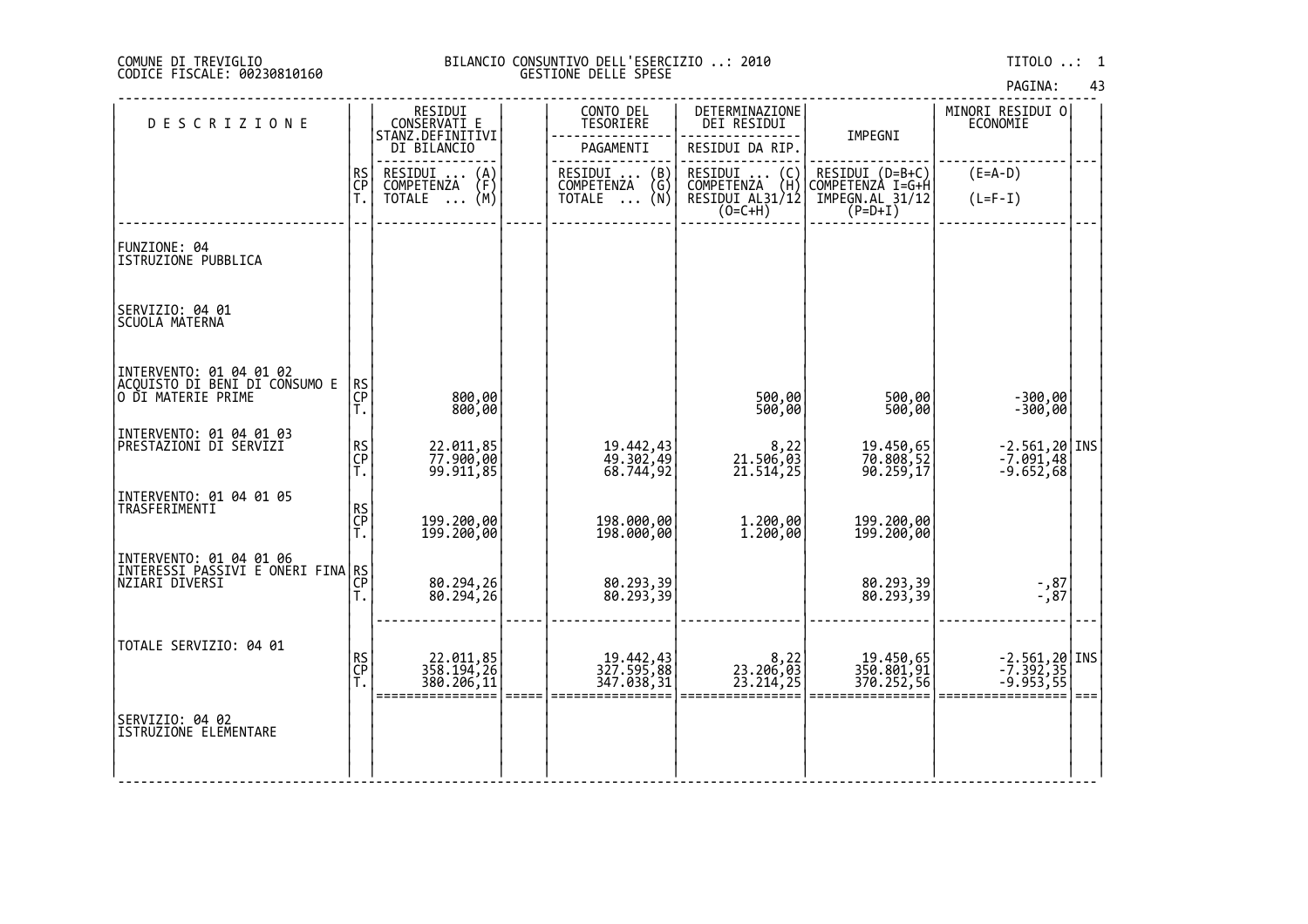COMUNE DI TREVIGLIO
CODICE FISCALE: 00230810160

BILANCIO CONSUNTIVO DELL'ESERCIZIO ..: 2010
GESTIONE DELLE SPESE

TITOLO ..: 1

| DESCRIZIONE | | RESIDUI CONSERVATI E STANZ.DEFINITIVI DI BILANCIO | | CONTO DEL TESORIERE | DETERMINAZIONE DEI RESIDUI | IMPEGNI | MINORI RESIDUI O ECONOMIE | |
|---|---|---|---|---|---|---|---|---|
| | | | | PAGAMENTI | RESIDUI DA RIP. | | | |
| | RS<br>CP<br>T. | RESIDUI ... (A)<br>COMPETENZA (F)<br>TOTALE ... (M) | | RESIDUI ... (B)<br>COMPETENZA (G)<br>TOTALE ... (N) | RESIDUI ... (C)<br>COMPETENZA (H)<br>RESIDUI AL31/12 (O=C+H) | RESIDUI (D=B+C)<br>COMPETENZA I=G+H<br>IMPEGN.AL 31/12 (P=D+I) | (E=A-D)<br>(L=F-I) | |
| FUNZIONE: 04<br>ISTRUZIONE PUBBLICA | | | | | | | | |
| SERVIZIO: 04 01<br>SCUOLA MATERNA | | | | | | | | |
| INTERVENTO: 01 04 01 02<br>ACQUISTO DI BENI DI CONSUMO E O DI MATERIE PRIME | RS<br>CP<br>T. | <br>800,00<br>800,00 | | | <br>500,00<br>500,00 | <br>500,00<br>500,00 | <br>-300,00<br>-300,00 | |
| INTERVENTO: 01 04 01 03<br>PRESTAZIONI DI SERVIZI | RS<br>CP<br>T. | 22.011,85<br>77.900,00<br>99.911,85 | | 19.442,43<br>49.302,49<br>68.744,92 | 8,22<br>21.506,03<br>21.514,25 | 19.450,65<br>70.808,52<br>90.259,17 | -2.561,20<br>-7.091,48<br>-9.652,68 | INS |
| INTERVENTO: 01 04 01 05<br>TRASFERIMENTI | RS<br>CP<br>T. | <br>199.200,00<br>199.200,00 | | <br>198.000,00<br>198.000,00 | <br>1.200,00<br>1.200,00 | <br>199.200,00<br>199.200,00 | | |
| INTERVENTO: 01 04 01 06<br>INTERESSI PASSIVI E ONERI FINANZIARI DIVERSI | RS<br>CP<br>T. | <br>80.294,26<br>80.294,26 | | <br>80.293,39<br>80.293,39 | | <br>80.293,39<br>80.293,39 | <br>-,87<br>-,87 | |
| TOTALE SERVIZIO: 04 01 | RS<br>CP<br>T. | 22.011,85<br>358.194,26<br>380.206,11 | | 19.442,43<br>327.595,88<br>347.038,31 | 8,22<br>23.206,03<br>23.214,25 | 19.450,65<br>350.801,91<br>370.252,56 | -2.561,20<br>-7.392,35<br>-9.953,55 | INS |
| SERVIZIO: 04 02<br>ISTRUZIONE ELEMENTARE | | | | | | | | |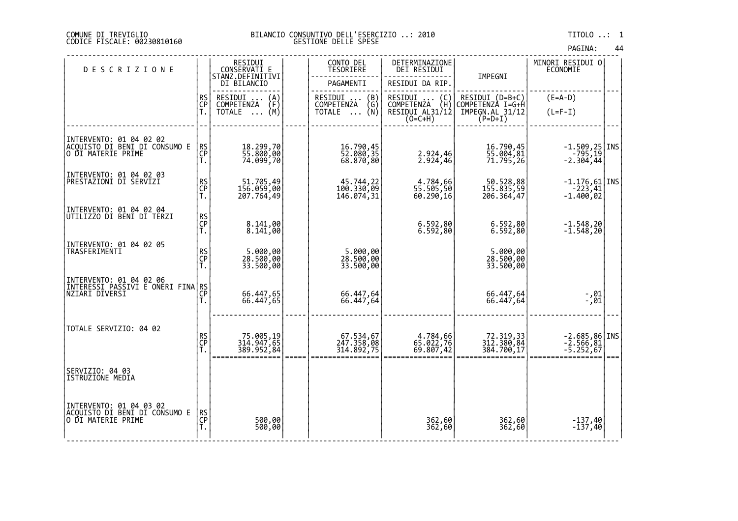COMUNE DI TREVIGLIO
CODICE FISCALE: 00230810160

BILANCIO CONSUNTIVO DELL'ESERCIZIO ..: 2010
GESTIONE DELLE SPESE

TITOLO ..: 1

| DESCRIZIONE | | RESIDUI CONSERVATI E STANZ.DEFINITIVI DI BILANCIO | | CONTO DEL TESORIERE PAGAMENTI | DETERMINAZIONE DEI RESIDUI RESIDUI DA RIP. | IMPEGNI | MINORI RESIDUI O ECONOMIE | |
|---|---|---|---|---|---|---|---|---|
| | RS CP T. | RESIDUI ... (A) COMPETENZA (F) TOTALE ... (M) | | RESIDUI ... (B) COMPETENZA (G) TOTALE ... (N) | RESIDUI ... (C) COMPETENZA (H) RESIDUI AL31/12 (O=C+H) | RESIDUI (D=B+C) COMPETENZA I=G+H IMPEGN.AL 31/12 (P=D+I) | (E=A-D) (L=F-I) | |
| INTERVENTO: 01 04 02 02 ACQUISTO DI BENI DI CONSUMO E O DI MATERIE PRIME | RS | 18.299,70 | | 16.790,45 | | 16.790,45 | -1.509,25 | INS |
| | CP | 55.800,00 | | 52.080,35 | 2.924,46 | 55.004,81 | -795,19 | |
| | T. | 74.099,70 | | 68.870,80 | 2.924,46 | 71.795,26 | -2.304,44 | |
| INTERVENTO: 01 04 02 03 PRESTAZIONI DI SERVIZI | RS | 51.705,49 | | 45.744,22 | 4.784,66 | 50.528,88 | -1.176,61 | INS |
| | CP | 156.059,00 | | 100.330,09 | 55.505,50 | 155.835,59 | -223,41 | |
| | T. | 207.764,49 | | 146.074,31 | 60.290,16 | 206.364,47 | -1.400,02 | |
| INTERVENTO: 01 04 02 04 UTILIZZO DI BENI DI TERZI | RS | | | | | | | |
| | CP | 8.141,00 | | | 6.592,80 | 6.592,80 | -1.548,20 | |
| | T. | 8.141,00 | | | 6.592,80 | 6.592,80 | -1.548,20 | |
| INTERVENTO: 01 04 02 05 TRASFERIMENTI | RS | 5.000,00 | | 5.000,00 | | 5.000,00 | | |
| | CP | 28.500,00 | | 28.500,00 | | 28.500,00 | | |
| | T. | 33.500,00 | | 33.500,00 | | 33.500,00 | | |
| INTERVENTO: 01 04 02 06 INTERESSI PASSIVI E ONERI FINANZIARI DIVERSI | RS | | | | | | | |
| | CP | 66.447,65 | | 66.447,64 | | 66.447,64 | -,01 | |
| | T. | 66.447,65 | | 66.447,64 | | 66.447,64 | -,01 | |
| TOTALE SERVIZIO: 04 02 | RS | 75.005,19 | | 67.534,67 | 4.784,66 | 72.319,33 | -2.685,86 | INS |
| | CP | 314.947,65 | | 247.358,08 | 65.022,76 | 312.380,84 | -2.566,81 | |
| | T. | 389.952,84 | | 314.892,75 | 69.807,42 | 384.700,17 | -5.252,67 | |
| SERVIZIO: 04 03 ISTRUZIONE MEDIA | | | | | | | | |
| INTERVENTO: 01 04 03 02 ACQUISTO DI BENI DI CONSUMO E O DI MATERIE PRIME | RS | | | | | | | |
| | CP | 500,00 | | | 362,60 | 362,60 | -137,40 | |
| | T. | 500,00 | | | 362,60 | 362,60 | -137,40 | |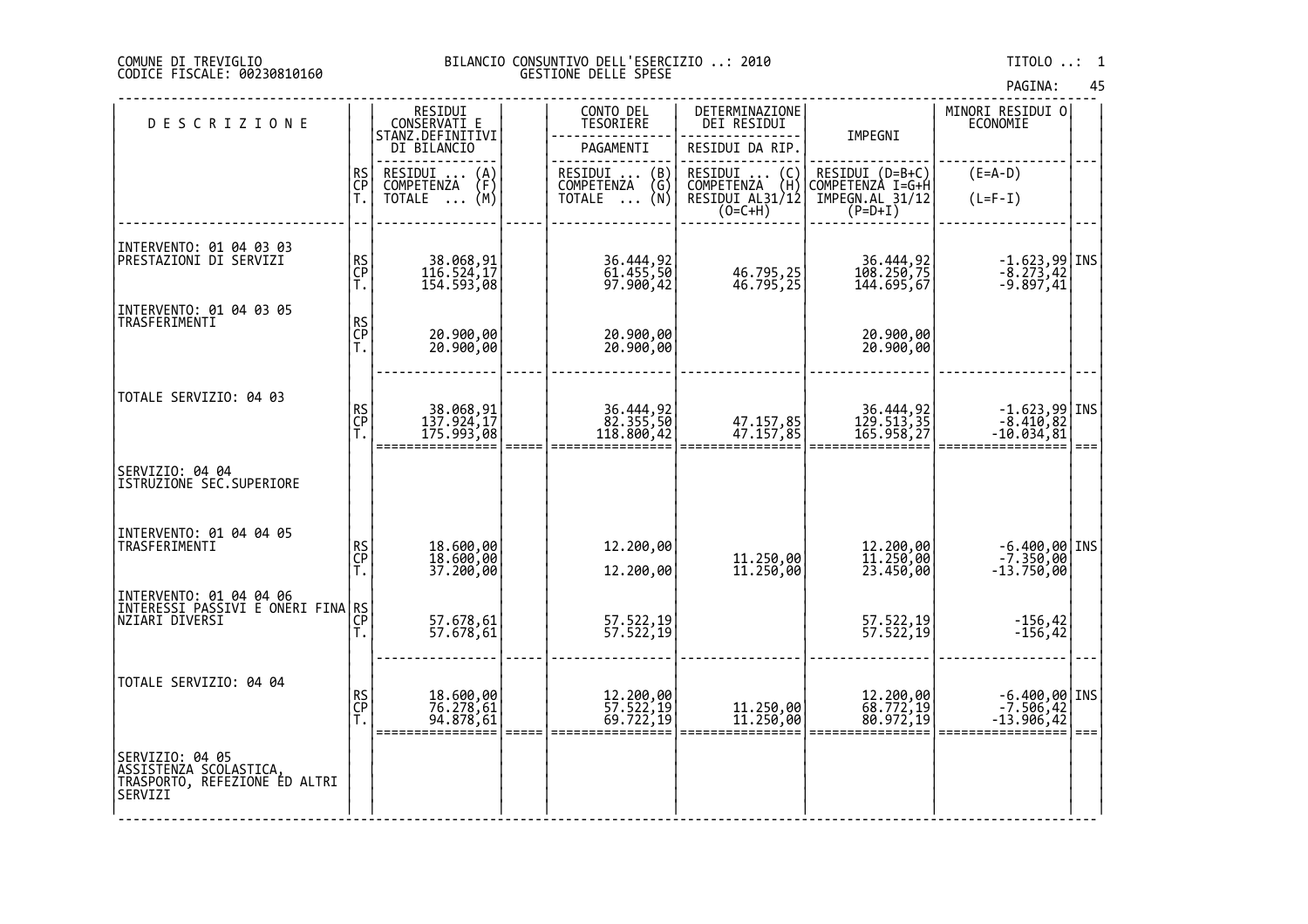COMUNE DI TREVIGLIO
CODICE FISCALE: 00230810160

BILANCIO CONSUNTIVO DELL'ESERCIZIO ..: 2010
GESTIONE DELLE SPESE

TITOLO ..: 1

| DESCRIZIONE | | RESIDUI CONSERVATI E STANZ.DEFINITIVI DI BILANCIO | | CONTO DEL TESORIERE | DETERMINAZIONE DEI RESIDUI | IMPEGNI | MINORI RESIDUI O ECONOMIE | |
|---|---|---|---|---|---|---|---|---|
| | | | | PAGAMENTI | RESIDUI DA RIP. | | | |
| | RS<br>CP<br>T. | RESIDUI ... (A)<br>COMPETENZA (F)<br>TOTALE ... (M) | | RESIDUI ... (B)<br>COMPETENZA (G)<br>TOTALE ... (N) | RESIDUI ... (C)<br>COMPETENZA (H)<br>RESIDUI AL31/12 (O=C+H) | RESIDUI (D=B+C)<br>COMPETENZA I=G+H<br>IMPEGN.AL 31/12 (P=D+I) | (E=A-D)<br>(L=F-I) | |
| INTERVENTO: 01 04 03 03<br>PRESTAZIONI DI SERVIZI | RS<br>CP<br>T. | 38.068,91<br>116.524,17<br>154.593,08 | | 36.444,92<br>61.455,50<br>97.900,42 | <br>46.795,25<br>46.795,25 | 36.444,92<br>108.250,75<br>144.695,67 | -1.623,99<br>-8.273,42<br>-9.897,41 | INS |
| INTERVENTO: 01 04 03 05<br>TRASFERIMENTI | RS<br>CP<br>T. | <br>20.900,00<br>20.900,00 | | <br>20.900,00<br>20.900,00 | | <br>20.900,00<br>20.900,00 | | |
| TOTALE SERVIZIO: 04 03 | RS<br>CP<br>T. | 38.068,91<br>137.924,17<br>175.993,08 | | 36.444,92<br>82.355,50<br>118.800,42 | <br>47.157,85<br>47.157,85 | 36.444,92<br>129.513,35<br>165.958,27 | -1.623,99<br>-8.410,82<br>-10.034,81 | INS |
| SERVIZIO: 04 04<br>ISTRUZIONE SEC.SUPERIORE | | | | | | | | |
| INTERVENTO: 01 04 04 05<br>TRASFERIMENTI | RS<br>CP<br>T. | 18.600,00<br>18.600,00<br>37.200,00 | | 12.200,00<br><br>12.200,00 | <br>11.250,00<br>11.250,00 | 12.200,00<br>11.250,00<br>23.450,00 | -6.400,00<br>-7.350,00<br>-13.750,00 | INS |
| INTERVENTO: 01 04 04 06<br>INTERESSI PASSIVI E ONERI FINANZIARI DIVERSI | RS<br>CP<br>T. | <br>57.678,61<br>57.678,61 | | <br>57.522,19<br>57.522,19 | | <br>57.522,19<br>57.522,19 | <br>-156,42<br>-156,42 | |
| TOTALE SERVIZIO: 04 04 | RS<br>CP<br>T. | 18.600,00<br>76.278,61<br>94.878,61 | | 12.200,00<br>57.522,19<br>69.722,19 | <br>11.250,00<br>11.250,00 | 12.200,00<br>68.772,19<br>80.972,19 | -6.400,00<br>-7.506,42<br>-13.906,42 | INS |
| SERVIZIO: 04 05<br>ASSISTENZA SCOLASTICA, TRASPORTO, REFEZIONE ED ALTRI SERVIZI | | | | | | | | |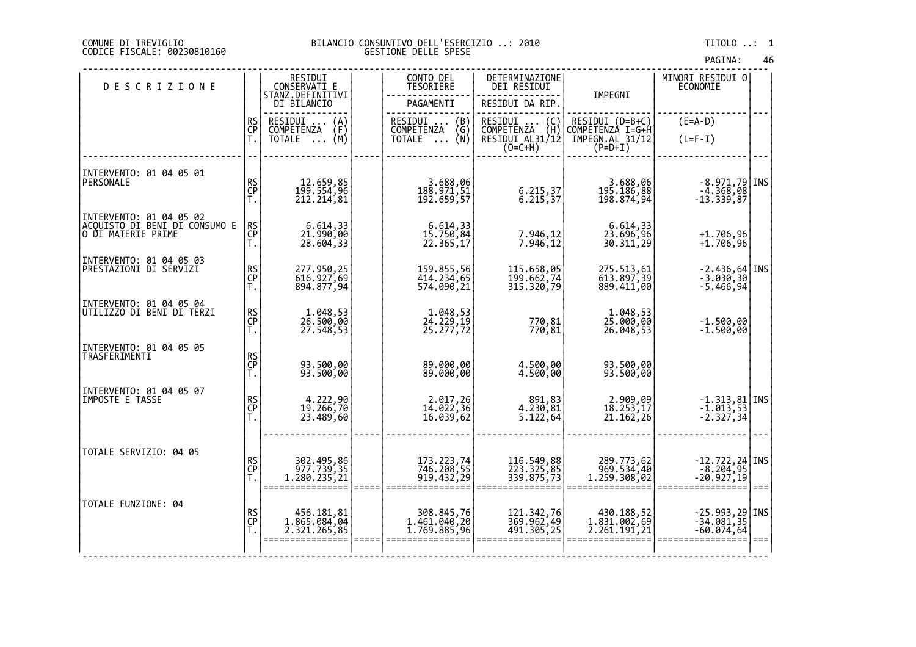COMUNE DI TREVIGLIO
CODICE FISCALE: 00230810160

BILANCIO CONSUNTIVO DELL'ESERCIZIO ..: 2010
GESTIONE DELLE SPESE

TITOLO ..: 1

| DESCRIZIONE | | RESIDUI CONSERVATI E STANZ.DEFINITIVI DI BILANCIO | | CONTO DEL TESORIERE | DETERMINAZIONE DEI RESIDUI | IMPEGNI | MINORI RESIDUI O ECONOMIE | |
|---|---|---|---|---|---|---|---|---|
| | | | | PAGAMENTI | RESIDUI DA RIP. | | | |
| | RS<br>CP<br>T. | RESIDUI ... (A)<br>COMPETENZA (F)<br>TOTALE ... (M) | | RESIDUI ... (B)<br>COMPETENZA (G)<br>TOTALE ... (N) | RESIDUI ... (C)<br>COMPETENZA (H)<br>RESIDUI AL31/12 (O=C+H) | RESIDUI (D=B+C)<br>COMPETENZA I=G+H<br>IMPEGN.AL 31/12 (P=D+I) | (E=A-D)<br>(L=F-I) | |
| INTERVENTO: 01 04 05 01<br>PERSONALE | RS<br>CP<br>T. | 12.659,85<br>199.554,96<br>212.214,81 | | 3.688,06<br>188.971,51<br>192.659,57 | <br>6.215,37<br>6.215,37 | 3.688,06<br>195.186,88<br>198.874,94 | -8.971,79<br>-4.368,08<br>-13.339,87 | INS |
| INTERVENTO: 01 04 05 02<br>ACQUISTO DI BENI DI CONSUMO E O DI MATERIE PRIME | RS<br>CP<br>T. | 6.614,33<br>21.990,00<br>28.604,33 | | 6.614,33<br>15.750,84<br>22.365,17 | <br>7.946,12<br>7.946,12 | 6.614,33<br>23.696,96<br>30.311,29 | <br>+1.706,96<br>+1.706,96 | |
| INTERVENTO: 01 04 05 03<br>PRESTAZIONI DI SERVIZI | RS<br>CP<br>T. | 277.950,25<br>616.927,69<br>894.877,94 | | 159.855,56<br>414.234,65<br>574.090,21 | 115.658,05<br>199.662,74<br>315.320,79 | 275.513,61<br>613.897,39<br>889.411,00 | -2.436,64<br>-3.030,30<br>-5.466,94 | INS |
| INTERVENTO: 01 04 05 04<br>UTILIZZO DI BENI DI TERZI | RS<br>CP<br>T. | 1.048,53<br>26.500,00<br>27.548,53 | | 1.048,53<br>24.229,19<br>25.277,72 | <br>770,81<br>770,81 | 1.048,53<br>25.000,00<br>26.048,53 | <br>-1.500,00<br>-1.500,00 | |
| INTERVENTO: 01 04 05 05<br>TRASFERIMENTI | RS<br>CP<br>T. | <br>93.500,00<br>93.500,00 | | <br>89.000,00<br>89.000,00 | <br>4.500,00<br>4.500,00 | <br>93.500,00<br>93.500,00 | | |
| INTERVENTO: 01 04 05 07<br>IMPOSTE E TASSE | RS<br>CP<br>T. | 4.222,90<br>19.266,70<br>23.489,60 | | 2.017,26<br>14.022,36<br>16.039,62 | 891,83<br>4.230,81<br>5.122,64 | 2.909,09<br>18.253,17<br>21.162,26 | -1.313,81<br>-1.013,53<br>-2.327,34 | INS |
| TOTALE SERVIZIO: 04 05 | RS<br>CP<br>T. | 302.495,86<br>977.739,35<br>1.280.235,21 | | 173.223,74<br>746.208,55<br>919.432,29 | 116.549,88<br>223.325,85<br>339.875,73 | 289.773,62<br>969.534,40<br>1.259.308,02 | -12.722,24<br>-8.204,95<br>-20.927,19 | INS |
| TOTALE FUNZIONE: 04 | RS<br>CP<br>T. | 456.181,81<br>1.865.084,04<br>2.321.265,85 | | 308.845,76<br>1.461.040,20<br>1.769.885,96 | 121.342,76<br>369.962,49<br>491.305,25 | 430.188,52<br>1.831.002,69<br>2.261.191,21 | -25.993,29<br>-34.081,35<br>-60.074,64 | INS |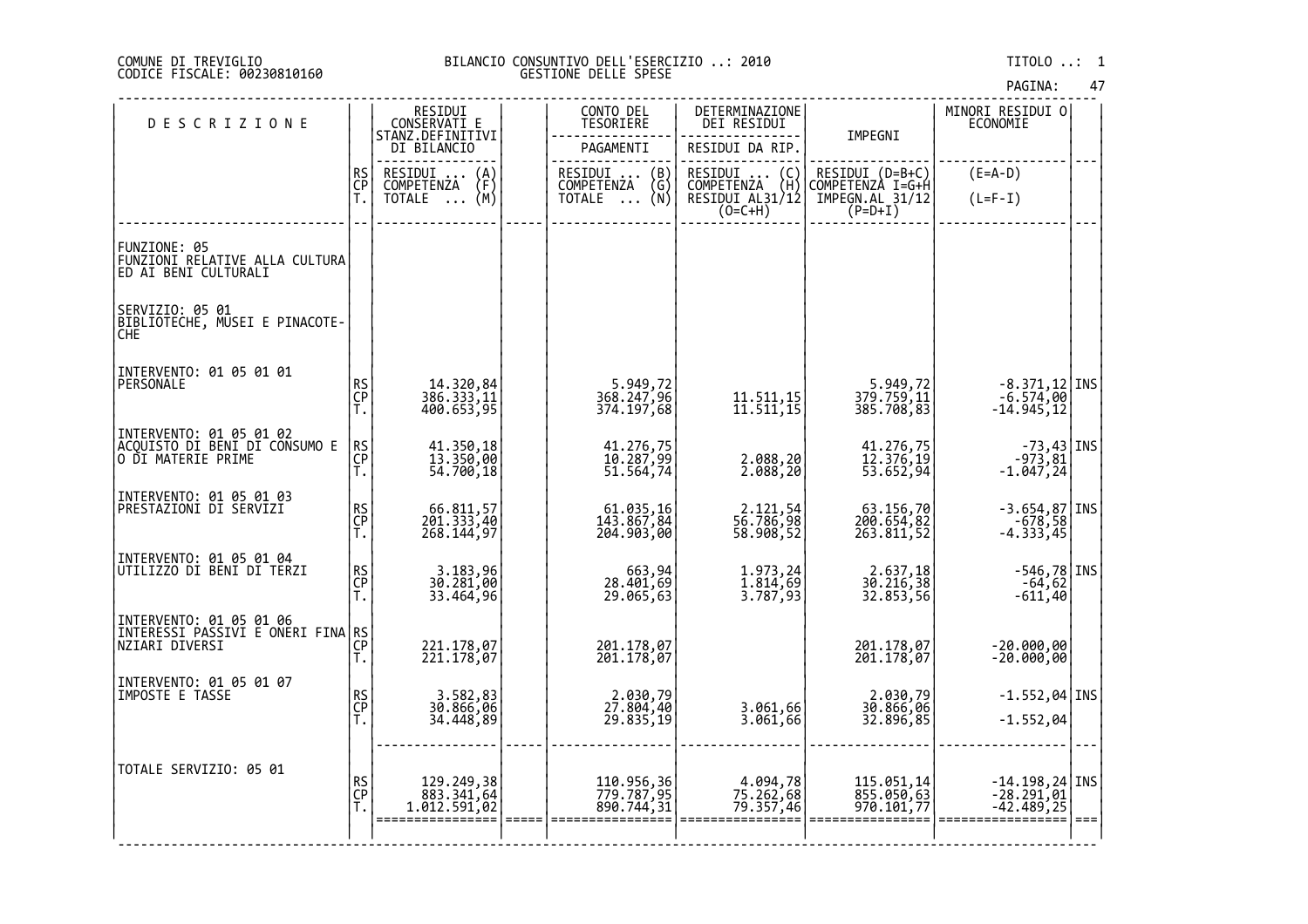COMUNE DI TREVIGLIO
CODICE FISCALE: 00230810160

BILANCIO CONSUNTIVO DELL'ESERCIZIO ..: 2010
GESTIONE DELLE SPESE

TITOLO ..: 1

| DESCRIZIONE | | RESIDUI CONSERVATI E STANZ.DEFINITIVI DI BILANCIO | | CONTO DEL TESORIERE | DETERMINAZIONE DEI RESIDUI | IMPEGNI | MINORI RESIDUI O ECONOMIE | |
|---|---|---|---|---|---|---|---|---|
| | | | | PAGAMENTI | RESIDUI DA RIP. | | | |
| | RS CP T. | RESIDUI ... (A) COMPETENZA (F) TOTALE ... (M) | | RESIDUI ... (B) COMPETENZA (G) TOTALE ... (N) | RESIDUI ... (C) COMPETENZA (H) RESIDUI AL31/12 (O=C+H) | RESIDUI (D=B+C) COMPETENZA I=G+H IMPEGN.AL 31/12 (P=D+I) | (E=A-D) (L=F-I) | |
| FUNZIONE: 05 FUNZIONI RELATIVE ALLA CULTURA ED AI BENI CULTURALI | | | | | | | | |
| SERVIZIO: 05 01 BIBLIOTECHE, MUSEI E PINACOTECHE | | | | | | | | |
| INTERVENTO: 01 05 01 01 PERSONALE | RS | 14.320,84 | | 5.949,72 | | 5.949,72 | -8.371,12 | INS |
| | CP | 386.333,11 | | 368.247,96 | 11.511,15 | 379.759,11 | -6.574,00 | |
| | T. | 400.653,95 | | 374.197,68 | 11.511,15 | 385.708,83 | -14.945,12 | |
| INTERVENTO: 01 05 01 02 ACQUISTO DI BENI DI CONSUMO E O DI MATERIE PRIME | RS | 41.350,18 | | 41.276,75 | | 41.276,75 | -73,43 | INS |
| | CP | 13.350,00 | | 10.287,99 | 2.088,20 | 12.376,19 | -973,81 | |
| | T. | 54.700,18 | | 51.564,74 | 2.088,20 | 53.652,94 | -1.047,24 | |
| INTERVENTO: 01 05 01 03 PRESTAZIONI DI SERVIZI | RS | 66.811,57 | | 61.035,16 | 2.121,54 | 63.156,70 | -3.654,87 | INS |
| | CP | 201.333,40 | | 143.867,84 | 56.786,98 | 200.654,82 | -678,58 | |
| | T. | 268.144,97 | | 204.903,00 | 58.908,52 | 263.811,52 | -4.333,45 | |
| INTERVENTO: 01 05 01 04 UTILIZZO DI BENI DI TERZI | RS | 3.183,96 | | 663,94 | 1.973,24 | 2.637,18 | -546,78 | INS |
| | CP | 30.281,00 | | 28.401,69 | 1.814,69 | 30.216,38 | -64,62 | |
| | T. | 33.464,96 | | 29.065,63 | 3.787,93 | 32.853,56 | -611,40 | |
| INTERVENTO: 01 05 01 06 INTERESSI PASSIVI E ONERI FINANZIARI DIVERSI | RS | | | | | | | |
| | CP | 221.178,07 | | 201.178,07 | | 201.178,07 | -20.000,00 | |
| | T. | 221.178,07 | | 201.178,07 | | 201.178,07 | -20.000,00 | |
| INTERVENTO: 01 05 01 07 IMPOSTE E TASSE | RS | 3.582,83 | | 2.030,79 | | 2.030,79 | -1.552,04 | INS |
| | CP | 30.866,06 | | 27.804,40 | 3.061,66 | 30.866,06 | | |
| | T. | 34.448,89 | | 29.835,19 | 3.061,66 | 32.896,85 | -1.552,04 | |
| TOTALE SERVIZIO: 05 01 | RS | 129.249,38 | | 110.956,36 | 4.094,78 | 115.051,14 | -14.198,24 | INS |
| | CP | 883.341,64 | | 779.787,95 | 75.262,68 | 855.050,63 | -28.291,01 | |
| | T. | 1.012.591,02 | | 890.744,31 | 79.357,46 | 970.101,77 | -42.489,25 | |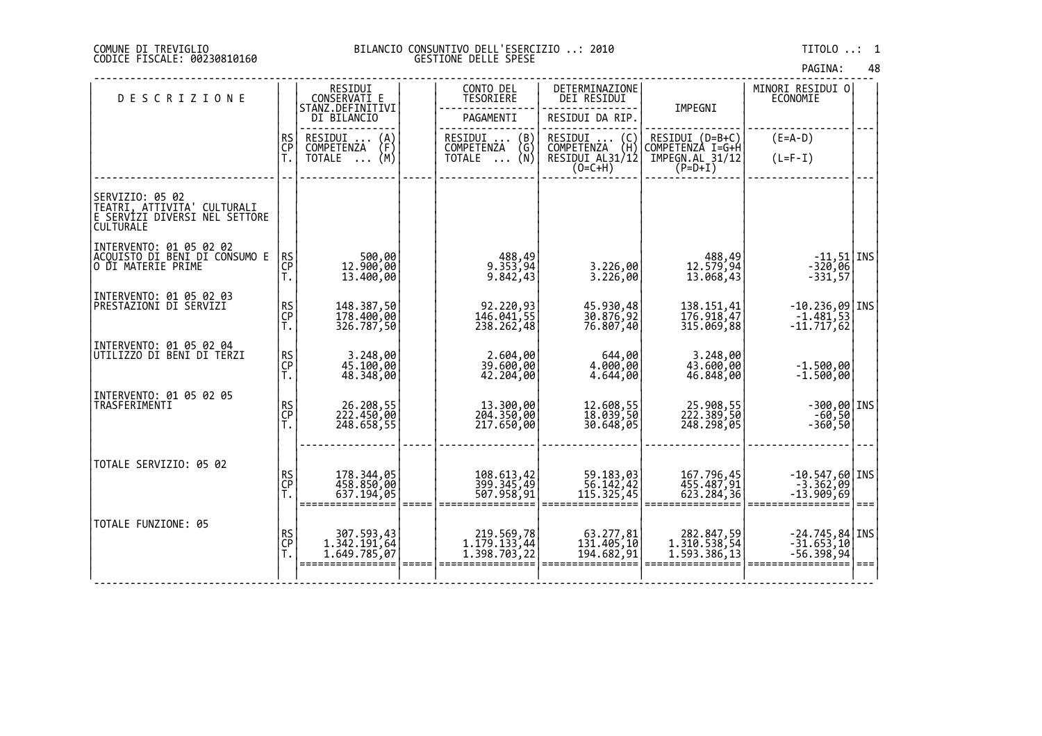COMUNE DI TREVIGLIO
CODICE FISCALE: 00230810160

BILANCIO CONSUNTIVO DELL'ESERCIZIO ..: 2010
GESTIONE DELLE SPESE

TITOLO ..: 1

| DESCRIZIONE | | RESIDUI CONSERVATI E STANZ.DEFINITIVI DI BILANCIO | | CONTO DEL TESORIERE | DETERMINAZIONE DEI RESIDUI | IMPEGNI | MINORI RESIDUI O ECONOMIE | |
|---|---|---|---|---|---|---|---|---|
| | | | | PAGAMENTI | RESIDUI DA RIP. | | | |
| | RS CP T. | RESIDUI ... (A) COMPETENZA (F) TOTALE ... (M) | | RESIDUI ... (B) COMPETENZA (G) TOTALE ... (N) | RESIDUI ... (C) COMPETENZA (H) RESIDUI AL31/12 (O=C+H) | RESIDUI (D=B+C) COMPETENZA I=G+H IMPEGN.AL 31/12 (P=D+I) | (E=A-D) (L=F-I) | |
| SERVIZIO: 05 02 TEATRI, ATTIVITA' CULTURALI E SERVIZI DIVERSI NEL SETTORE CULTURALE | | | | | | | | |
| INTERVENTO: 01 05 02 02 ACQUISTO DI BENI DI CONSUMO E O DI MATERIE PRIME | RS | 500,00 | | 488,49 | | 488,49 | -11,51 | INS |
| | CP | 12.900,00 | | 9.353,94 | 3.226,00 | 12.579,94 | -320,06 | |
| | T. | 13.400,00 | | 9.842,43 | 3.226,00 | 13.068,43 | -331,57 | |
| INTERVENTO: 01 05 02 03 PRESTAZIONI DI SERVIZI | RS | 148.387,50 | | 92.220,93 | 45.930,48 | 138.151,41 | -10.236,09 | INS |
| | CP | 178.400,00 | | 146.041,55 | 30.876,92 | 176.918,47 | -1.481,53 | |
| | T. | 326.787,50 | | 238.262,48 | 76.807,40 | 315.069,88 | -11.717,62 | |
| INTERVENTO: 01 05 02 04 UTILIZZO DI BENI DI TERZI | RS | 3.248,00 | | 2.604,00 | 644,00 | 3.248,00 | | |
| | CP | 45.100,00 | | 39.600,00 | 4.000,00 | 43.600,00 | -1.500,00 | |
| | T. | 48.348,00 | | 42.204,00 | 4.644,00 | 46.848,00 | -1.500,00 | |
| INTERVENTO: 01 05 02 05 TRASFERIMENTI | RS | 26.208,55 | | 13.300,00 | 12.608,55 | 25.908,55 | -300,00 | INS |
| | CP | 222.450,00 | | 204.350,00 | 18.039,50 | 222.389,50 | -60,50 | |
| | T. | 248.658,55 | | 217.650,00 | 30.648,05 | 248.298,05 | -360,50 | |
| TOTALE SERVIZIO: 05 02 | RS | 178.344,05 | | 108.613,42 | 59.183,03 | 167.796,45 | -10.547,60 | INS |
| | CP | 458.850,00 | | 399.345,49 | 56.142,42 | 455.487,91 | -3.362,09 | |
| | T. | 637.194,05 | | 507.958,91 | 115.325,45 | 623.284,36 | -13.909,69 | |
| TOTALE FUNZIONE: 05 | RS | 307.593,43 | | 219.569,78 | 63.277,81 | 282.847,59 | -24.745,84 | INS |
| | CP | 1.342.191,64 | | 1.179.133,44 | 131.405,10 | 1.310.538,54 | -31.653,10 | |
| | T. | 1.649.785,07 | | 1.398.703,22 | 194.682,91 | 1.593.386,13 | -56.398,94 | |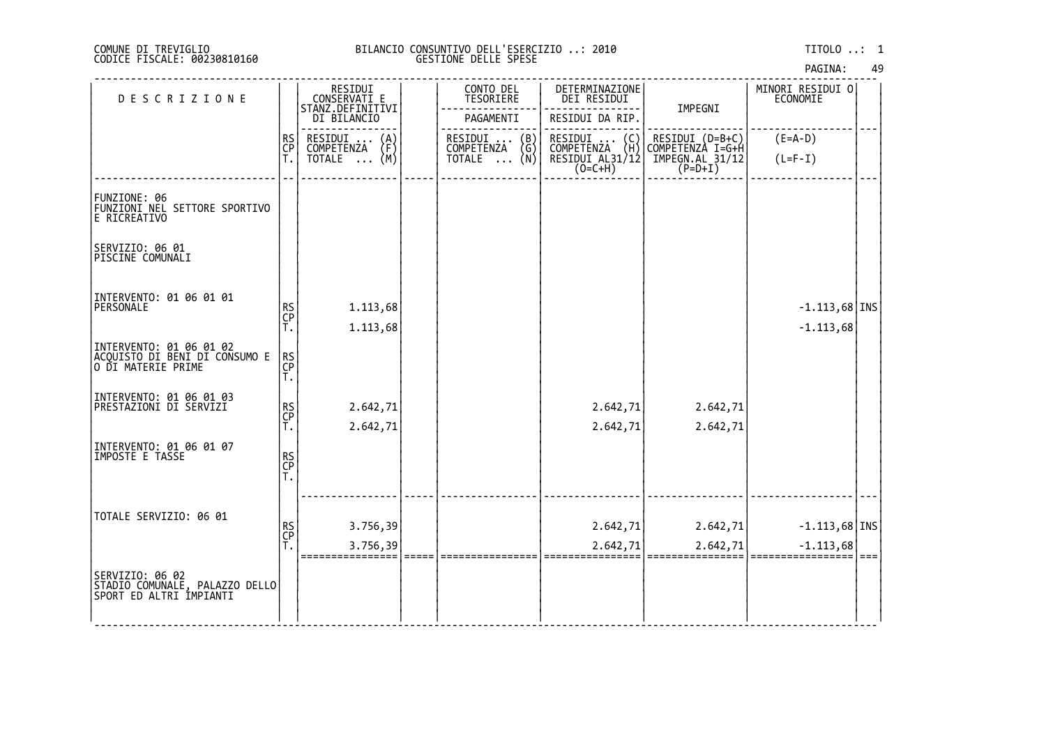COMUNE DI TREVIGLIO
CODICE FISCALE: 00230810160

BILANCIO CONSUNTIVO DELL'ESERCIZIO ..: 2010
GESTIONE DELLE SPESE

TITOLO ..: 1

| DESCRIZIONE | | RESIDUI CONSERVATI E STANZ.DEFINITIVI DI BILANCIO | | CONTO DEL TESORIERE | DETERMINAZIONE DEI RESIDUI | IMPEGNI | MINORI RESIDUI O ECONOMIE | |
|---|---|---|---|---|---|---|---|---|
| | | | | PAGAMENTI | RESIDUI DA RIP. | | | |
| | RS CP T. | RESIDUI ... (A) COMPETENZA (F) TOTALE ... (M) | | RESIDUI ... (B) COMPETENZA (G) TOTALE ... (N) | RESIDUI ... (C) COMPETENZA (H) RESIDUI AL31/12 (O=C+H) | RESIDUI (D=B+C) COMPETENZA I=G+H IMPEGN.AL 31/12 (P=D+I) | (E=A-D) (L=F-I) | |
| FUNZIONE: 06 FUNZIONI NEL SETTORE SPORTIVO E RICREATIVO | | | | | | | | |
| SERVIZIO: 06 01 PISCINE COMUNALI | | | | | | | | |
| INTERVENTO: 01 06 01 01 PERSONALE | RS | | | | | | | |
| | CP | 1.113,68 | | | | | -1.113,68 | INS |
| | T. | 1.113,68 | | | | | -1.113,68 | |
| INTERVENTO: 01 06 01 02 ACQUISTO DI BENI DI CONSUMO E O DI MATERIE PRIME | RS | | | | | | | |
| | CP | | | | | | | |
| | T. | | | | | | | |
| INTERVENTO: 01 06 01 03 PRESTAZIONI DI SERVIZI | RS | | | | | | | |
| | CP | 2.642,71 | | | 2.642,71 | 2.642,71 | | |
| | T. | 2.642,71 | | | 2.642,71 | 2.642,71 | | |
| INTERVENTO: 01 06 01 07 IMPOSTE E TASSE | RS | | | | | | | |
| | CP | | | | | | | |
| | T. | | | | | | | |
| TOTALE SERVIZIO: 06 01 | RS | | | | | | | |
| | CP | 3.756,39 | | | 2.642,71 | 2.642,71 | -1.113,68 | INS |
| | T. | 3.756,39 | | | 2.642,71 | 2.642,71 | -1.113,68 | |
| SERVIZIO: 06 02 STADIO COMUNALE, PALAZZO DELLO SPORT ED ALTRI IMPIANTI | | | | | | | | |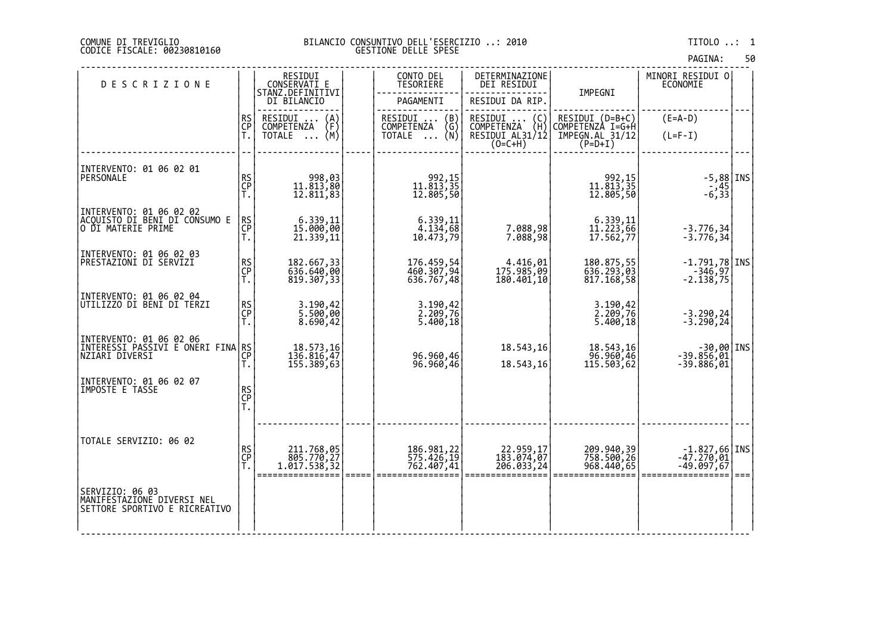COMUNE DI TREVIGLIO
CODICE FISCALE: 00230810160

BILANCIO CONSUNTIVO DELL'ESERCIZIO ..: 2010
GESTIONE DELLE SPESE

TITOLO ..: 1

| DESCRIZIONE | | RESIDUI CONSERVATI E STANZ.DEFINITIVI DI BILANCIO | | CONTO DEL TESORIERE - PAGAMENTI | DETERMINAZIONE DEI RESIDUI - RESIDUI DA RIP. | IMPEGNI | MINORI RESIDUI O ECONOMIE | |
|---|---|---|---|---|---|---|---|---|
| | RS CP T. | RESIDUI ... (A) COMPETENZA (F) TOTALE ... (M) | | RESIDUI ... (B) COMPETENZA (G) TOTALE ... (N) | RESIDUI ... (C) COMPETENZA (H) RESIDUI AL31/12 (O=C+H) | RESIDUI (D=B+C) COMPETENZA I=G+H IMPEGN.AL 31/12 (P=D+I) | (E=A-D) (L=F-I) | |
| INTERVENTO: 01 06 02 01 PERSONALE | RS | 998,03 | | 992,15 | | 992,15 | -5,88 | INS |
| | CP | 11.813,80 | | 11.813,35 | | 11.813,35 | -,45 | |
| | T. | 12.811,83 | | 12.805,50 | | 12.805,50 | -6,33 | |
| INTERVENTO: 01 06 02 02 ACQUISTO DI BENI DI CONSUMO E O DI MATERIE PRIME | RS | 6.339,11 | | 6.339,11 | | 6.339,11 | | |
| | CP | 15.000,00 | | 4.134,68 | 7.088,98 | 11.223,66 | -3.776,34 | |
| | T. | 21.339,11 | | 10.473,79 | 7.088,98 | 17.562,77 | -3.776,34 | |
| INTERVENTO: 01 06 02 03 PRESTAZIONI DI SERVIZI | RS | 182.667,33 | | 176.459,54 | 4.416,01 | 180.875,55 | -1.791,78 | INS |
| | CP | 636.640,00 | | 460.307,94 | 175.985,09 | 636.293,03 | -346,97 | |
| | T. | 819.307,33 | | 636.767,48 | 180.401,10 | 817.168,58 | -2.138,75 | |
| INTERVENTO: 01 06 02 04 UTILIZZO DI BENI DI TERZI | RS | 3.190,42 | | 3.190,42 | | 3.190,42 | | |
| | CP | 5.500,00 | | 2.209,76 | | 2.209,76 | -3.290,24 | |
| | T. | 8.690,42 | | 5.400,18 | | 5.400,18 | -3.290,24 | |
| INTERVENTO: 01 06 02 06 INTERESSI PASSIVI E ONERI FINANZIARI DIVERSI | RS | 18.573,16 | | | 18.543,16 | 18.543,16 | -30,00 | INS |
| | CP | 136.816,47 | | 96.960,46 | | 96.960,46 | -39.856,01 | |
| | T. | 155.389,63 | | 96.960,46 | 18.543,16 | 115.503,62 | -39.886,01 | |
| INTERVENTO: 01 06 02 07 IMPOSTE E TASSE | RS | | | | | | | |
| | CP | | | | | | | |
| | T. | | | | | | | |
| TOTALE SERVIZIO: 06 02 | RS | 211.768,05 | | 186.981,22 | 22.959,17 | 209.940,39 | -1.827,66 | INS |
| | CP | 805.770,27 | | 575.426,19 | 183.074,07 | 758.500,26 | -47.270,01 | |
| | T. | 1.017.538,32 | | 762.407,41 | 206.033,24 | 968.440,65 | -49.097,67 | |
| SERVIZIO: 06 03 MANIFESTAZIONE DIVERSI NEL SETTORE SPORTIVO E RICREATIVO | | | | | | | | |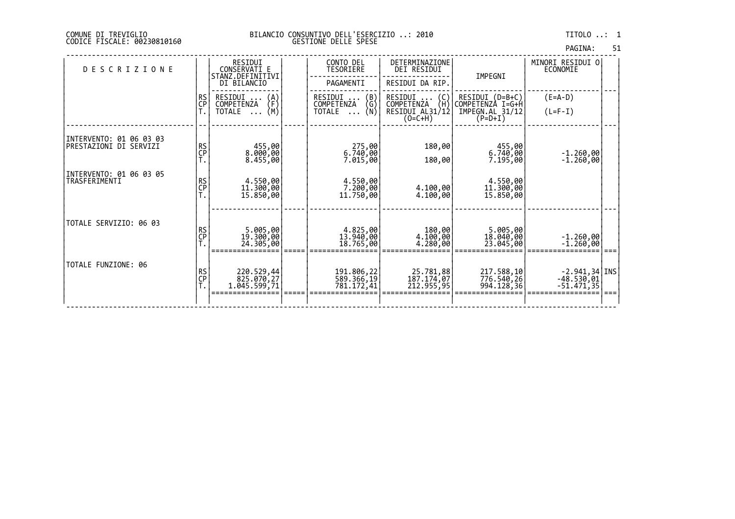COMUNE DI TREVIGLIO
CODICE FISCALE: 00230810160

BILANCIO CONSUNTIVO DELL'ESERCIZIO ..: 2010
GESTIONE DELLE SPESE

TITOLO ..: 1

| DESCRIZIONE | | RESIDUI CONSERVATI E STANZ.DEFINITIVI DI BILANCIO | | CONTO DEL TESORIERE PAGAMENTI | DETERMINAZIONE DEI RESIDUI RESIDUI DA RIP. | IMPEGNI | MINORI RESIDUI O ECONOMIE | |
|---|---|---|---|---|---|---|---|---|
| | RS CP T. | RESIDUI ... (A) COMPETENZA (F) TOTALE ... (M) | | RESIDUI ... (B) COMPETENZA (G) TOTALE ... (N) | RESIDUI ... (C) COMPETENZA (H) RESIDUI AL31/12 (O=C+H) | RESIDUI (D=B+C) COMPETENZA I=G+H IMPEGN.AL 31/12 (P=D+I) | (E=A-D) (L=F-I) | |
| INTERVENTO: 01 06 03 03 PRESTAZIONI DI SERVIZI | RS | 455,00 | | 275,00 | 180,00 | 455,00 | | |
| | CP | 8.000,00 | | 6.740,00 | | 6.740,00 | -1.260,00 | |
| | T. | 8.455,00 | | 7.015,00 | 180,00 | 7.195,00 | -1.260,00 | |
| INTERVENTO: 01 06 03 05 TRASFERIMENTI | RS | 4.550,00 | | 4.550,00 | | 4.550,00 | | |
| | CP | 11.300,00 | | 7.200,00 | 4.100,00 | 11.300,00 | | |
| | T. | 15.850,00 | | 11.750,00 | 4.100,00 | 15.850,00 | | |
| TOTALE SERVIZIO: 06 03 | RS | 5.005,00 | | 4.825,00 | 180,00 | 5.005,00 | | |
| | CP | 19.300,00 | | 13.940,00 | 4.100,00 | 18.040,00 | -1.260,00 | |
| | T. | 24.305,00 | | 18.765,00 | 4.280,00 | 23.045,00 | -1.260,00 | |
| TOTALE FUNZIONE: 06 | RS | 220.529,44 | | 191.806,22 | 25.781,88 | 217.588,10 | -2.941,34 | INS |
| | CP | 825.070,27 | | 589.366,19 | 187.174,07 | 776.540,26 | -48.530,01 | |
| | T. | 1.045.599,71 | | 781.172,41 | 212.955,95 | 994.128,36 | -51.471,35 | |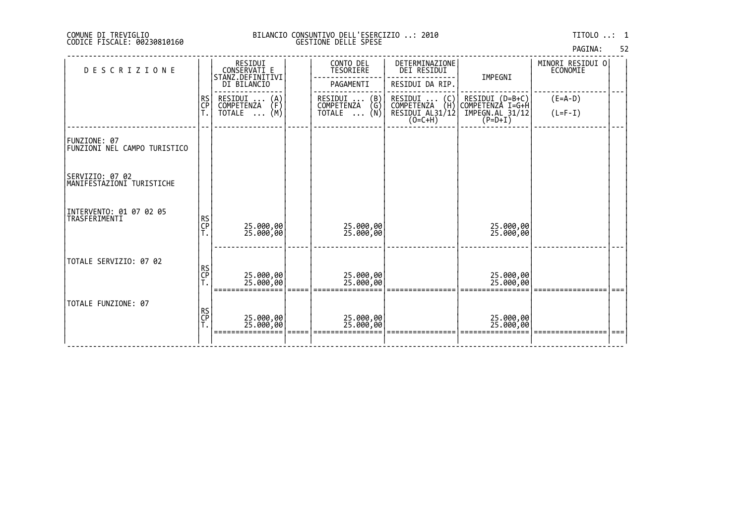COMUNE DI TREVIGLIO
CODICE FISCALE: 00230810160

BILANCIO CONSUNTIVO DELL'ESERCIZIO ..: 2010
GESTIONE DELLE SPESE

TITOLO ..: 1

| DESCRIZIONE | | RESIDUI CONSERVATI E STANZ.DEFINITIVI DI BILANCIO | | CONTO DEL TESORIERE PAGAMENTI | DETERMINAZIONE DEI RESIDUI RESIDUI DA RIP. | IMPEGNI | MINORI RESIDUI O ECONOMIE | |
|---|---|---|---|---|---|---|---|---|
| | RS CP T. | RESIDUI ... (A) COMPETENZA (F) TOTALE ... (M) | | RESIDUI ... (B) COMPETENZA (G) TOTALE ... (N) | RESIDUI ... (C) COMPETENZA (H) RESIDUI AL31/12 (O=C+H) | RESIDUI (D=B+C) COMPETENZA I=G+H IMPEGN.AL 31/12 (P=D+I) | (E=A-D) (L=F-I) | |
| FUNZIONE: 07 FUNZIONI NEL CAMPO TURISTICO | | | | | | | | |
| SERVIZIO: 07 02 MANIFESTAZIONI TURISTICHE | | | | | | | | |
| INTERVENTO: 01 07 02 05 TRASFERIMENTI | RS | | | | | | | |
| | CP | 25.000,00 | | 25.000,00 | | 25.000,00 | | |
| | T. | 25.000,00 | | 25.000,00 | | 25.000,00 | | |
| TOTALE SERVIZIO: 07 02 | RS | | | | | | | |
| | CP | 25.000,00 | | 25.000,00 | | 25.000,00 | | |
| | T. | 25.000,00 | | 25.000,00 | | 25.000,00 | | |
| TOTALE FUNZIONE: 07 | RS | | | | | | | |
| | CP | 25.000,00 | | 25.000,00 | | 25.000,00 | | |
| | T. | 25.000,00 | | 25.000,00 | | 25.000,00 | | |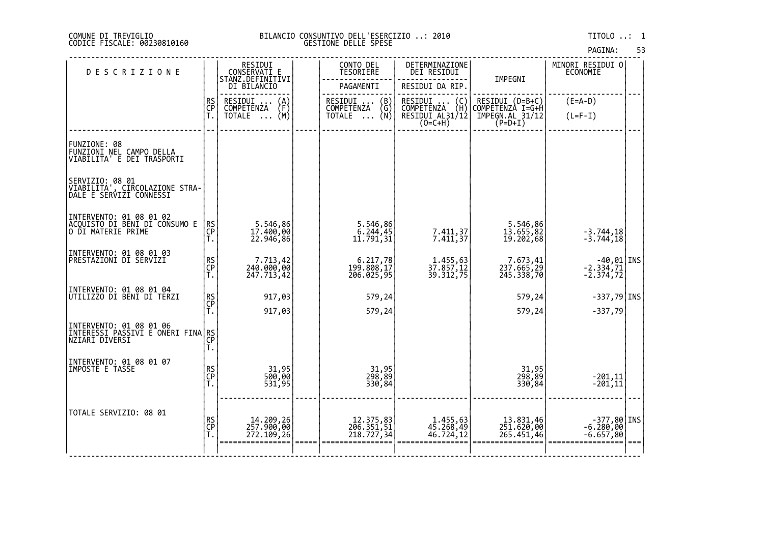COMUNE DI TREVIGLIO
CODICE FISCALE: 00230810160

BILANCIO CONSUNTIVO DELL'ESERCIZIO ..: 2010
GESTIONE DELLE SPESE

TITOLO ..: 1

| DESCRIZIONE | | RESIDUI CONSERVATI E STANZ.DEFINITIVI DI BILANCIO | | CONTO DEL TESORIERE | DETERMINAZIONE DEI RESIDUI | IMPEGNI | MINORI RESIDUI O ECONOMIE | |
|---|---|---|---|---|---|---|---|---|
| | | | | PAGAMENTI | RESIDUI DA RIP. | | | |
| | RS<br>CP<br>T. | RESIDUI ... (A)<br>COMPETENZA (F)<br>TOTALE ... (M) | | RESIDUI ... (B)<br>COMPETENZA (G)<br>TOTALE ... (N) | RESIDUI ... (C)<br>COMPETENZA (H)<br>RESIDUI AL31/12 (O=C+H) | RESIDUI (D=B+C)<br>COMPETENZA I=G+H<br>IMPEGN.AL 31/12 (P=D+I) | (E=A-D)<br>(L=F-I) | |
| FUNZIONE: 08<br>FUNZIONI NEL CAMPO DELLA VIABILITA' E DEI TRASPORTI | | | | | | | | |
| SERVIZIO: 08 01<br>VIABILITA', CIRCOLAZIONE STRADALE E SERVIZI CONNESSI | | | | | | | | |
| INTERVENTO: 01 08 01 02<br>ACQUISTO DI BENI DI CONSUMO E O DI MATERIE PRIME | RS<br>CP<br>T. | 5.546,86<br>17.400,00<br>22.946,86 | | 5.546,86<br>6.244,45<br>11.791,31 | <br>7.411,37<br>7.411,37 | 5.546,86<br>13.655,82<br>19.202,68 | <br>-3.744,18<br>-3.744,18 | |
| INTERVENTO: 01 08 01 03<br>PRESTAZIONI DI SERVIZI | RS<br>CP<br>T. | 7.713,42<br>240.000,00<br>247.713,42 | | 6.217,78<br>199.808,17<br>206.025,95 | 1.455,63<br>37.857,12<br>39.312,75 | 7.673,41<br>237.665,29<br>245.338,70 | -40,01<br>-2.334,71<br>-2.374,72 | INS |
| INTERVENTO: 01 08 01 04<br>UTILIZZO DI BENI DI TERZI | RS<br>CP<br>T. | 917,03<br><br>917,03 | | 579,24<br><br>579,24 | | 579,24<br><br>579,24 | -337,79<br><br>-337,79 | INS |
| INTERVENTO: 01 08 01 06<br>INTERESSI PASSIVI E ONERI FINANZIARI DIVERSI | RS<br>CP<br>T. | | | | | | | |
| INTERVENTO: 01 08 01 07<br>IMPOSTE E TASSE | RS<br>CP<br>T. | 31,95<br>500,00<br>531,95 | | 31,95<br>298,89<br>330,84 | | 31,95<br>298,89<br>330,84 | <br>-201,11<br>-201,11 | |
| TOTALE SERVIZIO: 08 01 | RS<br>CP<br>T. | 14.209,26<br>257.900,00<br>272.109,26 | | 12.375,83<br>206.351,51<br>218.727,34 | 1.455,63<br>45.268,49<br>46.724,12 | 13.831,46<br>251.620,00<br>265.451,46 | -377,80<br>-6.280,00<br>-6.657,80 | INS |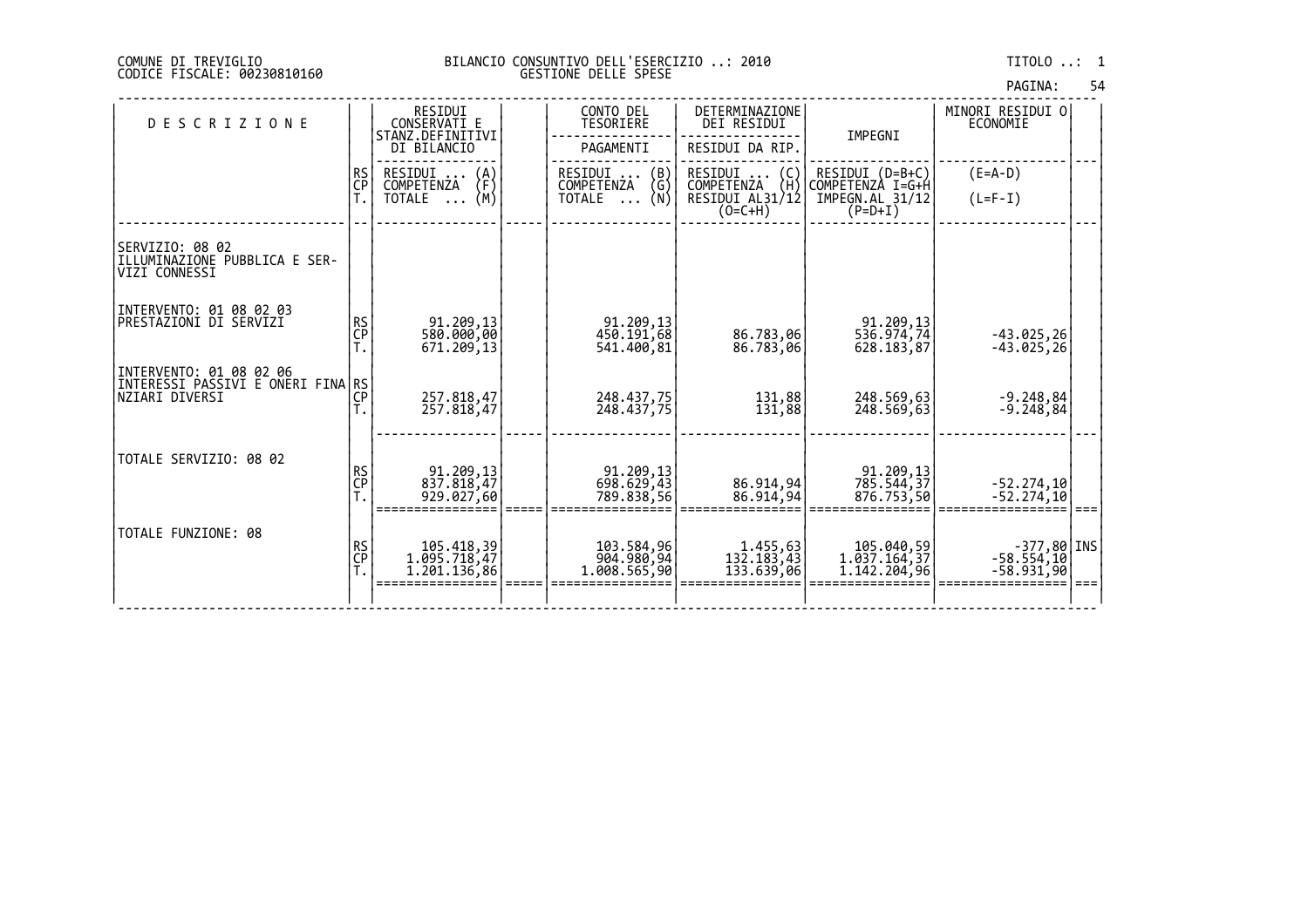COMUNE DI TREVIGLIO
CODICE FISCALE: 00230810160

BILANCIO CONSUNTIVO DELL'ESERCIZIO ..: 2010
GESTIONE DELLE SPESE

TITOLO ..: 1

| DESCRIZIONE | | RESIDUI CONSERVATI E STANZ.DEFINITIVI DI BILANCIO | | CONTO DEL TESORIERE | DETERMINAZIONE DEI RESIDUI | IMPEGNI | MINORI RESIDUI O ECONOMIE | |
|---|---|---|---|---|---|---|---|---|
| | | | | PAGAMENTI | RESIDUI DA RIP. | | | |
| | RS / CP / T. | RESIDUI ... (A) / COMPETENZA (F) / TOTALE ... (M) | | RESIDUI ... (B) / COMPETENZA (G) / TOTALE ... (N) | RESIDUI ... (C) / COMPETENZA (H) / RESIDUI AL31/12 (O=C+H) | RESIDUI (D=B+C) / COMPETENZA I=G+H / IMPEGN.AL 31/12 (P=D+I) | (E=A-D) / (L=F-I) | |
| SERVIZIO: 08 02 ILLUMINAZIONE PUBBLICA E SERVIZI CONNESSI | | | | | | | | |
| INTERVENTO: 01 08 02 03 PRESTAZIONI DI SERVIZI | RS | 91.209,13 | | 91.209,13 | | 91.209,13 | | |
| | CP | 580.000,00 | | 450.191,68 | 86.783,06 | 536.974,74 | -43.025,26 | |
| | T. | 671.209,13 | | 541.400,81 | 86.783,06 | 628.183,87 | -43.025,26 | |
| INTERVENTO: 01 08 02 06 INTERESSI PASSIVI E ONERI FINANZIARI DIVERSI | RS | | | | | | | |
| | CP | 257.818,47 | | 248.437,75 | 131,88 | 248.569,63 | -9.248,84 | |
| | T. | 257.818,47 | | 248.437,75 | 131,88 | 248.569,63 | -9.248,84 | |
| TOTALE SERVIZIO: 08 02 | RS | 91.209,13 | | 91.209,13 | | 91.209,13 | | |
| | CP | 837.818,47 | | 698.629,43 | 86.914,94 | 785.544,37 | -52.274,10 | |
| | T. | 929.027,60 | | 789.838,56 | 86.914,94 | 876.753,50 | -52.274,10 | |
| TOTALE FUNZIONE: 08 | RS | 105.418,39 | | 103.584,96 | 1.455,63 | 105.040,59 | -377,80 | INS |
| | CP | 1.095.718,47 | | 904.980,94 | 132.183,43 | 1.037.164,37 | -58.554,10 | |
| | T. | 1.201.136,86 | | 1.008.565,90 | 133.639,06 | 1.142.204,96 | -58.931,90 | |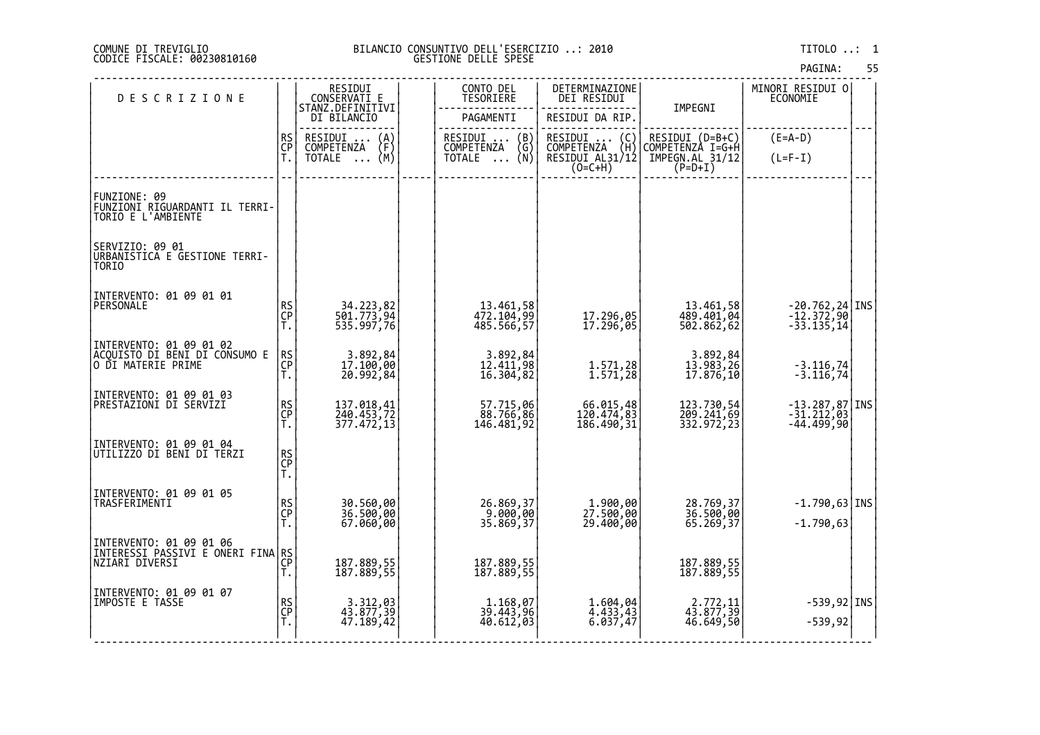COMUNE DI TREVIGLIO
CODICE FISCALE: 00230810160

BILANCIO CONSUNTIVO DELL'ESERCIZIO ..: 2010
GESTIONE DELLE SPESE

TITOLO ..: 1

| DESCRIZIONE | | RESIDUI CONSERVATI E STANZ.DEFINITIVI DI BILANCIO | CONTO DEL TESORIERE | DETERMINAZIONE DEI RESIDUI | IMPEGNI | MINORI RESIDUI O ECONOMIE | |
|---|---|---|---|---|---|---|---|
| | | | PAGAMENTI | RESIDUI DA RIP. | | | |
| | RS<br>CP<br>T. | RESIDUI ... (A)<br>COMPETENZA (F)<br>TOTALE ... (M) | RESIDUI ... (B)<br>COMPETENZA (G)<br>TOTALE ... (N) | RESIDUI ... (C)<br>COMPETENZA (H)<br>RESIDUI AL31/12 (O=C+H) | RESIDUI (D=B+C)<br>COMPETENZA I=G+H<br>IMPEGN.AL 31/12 (P=D+I) | (E=A-D)<br>(L=F-I) | |
| FUNZIONE: 09<br>FUNZIONI RIGUARDANTI IL TERRITORIO E L'AMBIENTE | | | | | | | |
| SERVIZIO: 09 01<br>URBANISTICA E GESTIONE TERRITORIO | | | | | | | |
| INTERVENTO: 01 09 01 01<br>PERSONALE | RS<br>CP<br>T. | 34.223,82<br>501.773,94<br>535.997,76 | 13.461,58<br>472.104,99<br>485.566,57 | <br>17.296,05<br>17.296,05 | 13.461,58<br>489.401,04<br>502.862,62 | -20.762,24<br>-12.372,90<br>-33.135,14 | INS |
| INTERVENTO: 01 09 01 02<br>ACQUISTO DI BENI DI CONSUMO E O DI MATERIE PRIME | RS<br>CP<br>T. | 3.892,84<br>17.100,00<br>20.992,84 | 3.892,84<br>12.411,98<br>16.304,82 | <br>1.571,28<br>1.571,28 | 3.892,84<br>13.983,26<br>17.876,10 | <br>-3.116,74<br>-3.116,74 | |
| INTERVENTO: 01 09 01 03<br>PRESTAZIONI DI SERVIZI | RS<br>CP<br>T. | 137.018,41<br>240.453,72<br>377.472,13 | 57.715,06<br>88.766,86<br>146.481,92 | 66.015,48<br>120.474,83<br>186.490,31 | 123.730,54<br>209.241,69<br>332.972,23 | -13.287,87<br>-31.212,03<br>-44.499,90 | INS |
| INTERVENTO: 01 09 01 04<br>UTILIZZO DI BENI DI TERZI | RS<br>CP<br>T. | | | | | | |
| INTERVENTO: 01 09 01 05<br>TRASFERIMENTI | RS<br>CP<br>T. | 30.560,00<br>36.500,00<br>67.060,00 | 26.869,37<br>9.000,00<br>35.869,37 | 1.900,00<br>27.500,00<br>29.400,00 | 28.769,37<br>36.500,00<br>65.269,37 | -1.790,63<br><br>-1.790,63 | INS |
| INTERVENTO: 01 09 01 06<br>INTERESSI PASSIVI E ONERI FINANZIARI DIVERSI | RS<br>CP<br>T. | <br>187.889,55<br>187.889,55 | <br>187.889,55<br>187.889,55 | | <br>187.889,55<br>187.889,55 | | |
| INTERVENTO: 01 09 01 07<br>IMPOSTE E TASSE | RS<br>CP<br>T. | 3.312,03<br>43.877,39<br>47.189,42 | 1.168,07<br>39.443,96<br>40.612,03 | 1.604,04<br>4.433,43<br>6.037,47 | 2.772,11<br>43.877,39<br>46.649,50 | -539,92<br><br>-539,92 | INS |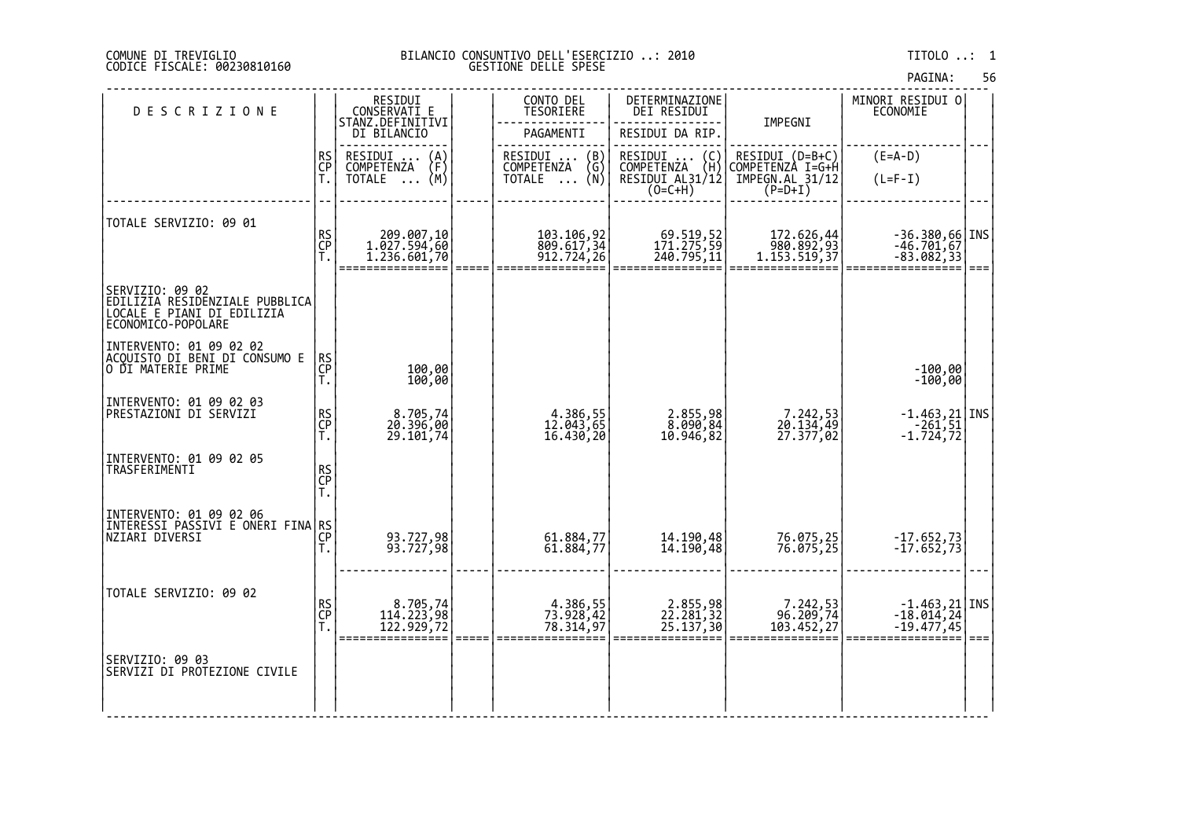COMUNE DI TREVIGLIO
CODICE FISCALE: 00230810160

BILANCIO CONSUNTIVO DELL'ESERCIZIO ..: 2010
GESTIONE DELLE SPESE

TITOLO ..: 1

| DESCRIZIONE | | RESIDUI CONSERVATI E STANZ.DEFINITIVI DI BILANCIO | | CONTO DEL TESORIERE | DETERMINAZIONE DEI RESIDUI | IMPEGNI | MINORI RESIDUI O ECONOMIE | |
|---|---|---|---|---|---|---|---|---|
| | | | | PAGAMENTI | RESIDUI DA RIP. | | | |
| | RS<br>CP<br>T. | RESIDUI ... (A)<br>COMPETENZA (F)<br>TOTALE ... (M) | | RESIDUI ... (B)<br>COMPETENZA (G)<br>TOTALE ... (N) | RESIDUI ... (C)<br>COMPETENZA (H)<br>RESIDUI AL31/12 (O=C+H) | RESIDUI (D=B+C)<br>COMPETENZA I=G+H<br>IMPEGN.AL 31/12 (P=D+I) | (E=A-D)<br>(L=F-I) | |
| TOTALE SERVIZIO: 09 01 | RS<br>CP<br>T. | 209.007,10<br>1.027.594,60<br>1.236.601,70 | | 103.106,92<br>809.617,34<br>912.724,26 | 69.519,52<br>171.275,59<br>240.795,11 | 172.626,44<br>980.892,93<br>1.153.519,37 | -36.380,66<br>-46.701,67<br>-83.082,33 | INS |
| SERVIZIO: 09 02<br>EDILIZIA RESIDENZIALE PUBBLICA LOCALE E PIANI DI EDILIZIA ECONOMICO-POPOLARE | | | | | | | | |
| INTERVENTO: 01 09 02 02<br>ACQUISTO DI BENI DI CONSUMO E O DI MATERIE PRIME | RS<br>CP<br>T. | <br>100,00<br>100,00 | | | | | <br>-100,00<br>-100,00 | |
| INTERVENTO: 01 09 02 03<br>PRESTAZIONI DI SERVIZI | RS<br>CP<br>T. | 8.705,74<br>20.396,00<br>29.101,74 | | 4.386,55<br>12.043,65<br>16.430,20 | 2.855,98<br>8.090,84<br>10.946,82 | 7.242,53<br>20.134,49<br>27.377,02 | -1.463,21<br>-261,51<br>-1.724,72 | INS |
| INTERVENTO: 01 09 02 05<br>TRASFERIMENTI | RS<br>CP<br>T. | | | | | | | |
| INTERVENTO: 01 09 02 06<br>INTERESSI PASSIVI E ONERI FINANZIARI DIVERSI | RS<br>CP<br>T. | <br>93.727,98<br>93.727,98 | | <br>61.884,77<br>61.884,77 | <br>14.190,48<br>14.190,48 | <br>76.075,25<br>76.075,25 | <br>-17.652,73<br>-17.652,73 | |
| TOTALE SERVIZIO: 09 02 | RS<br>CP<br>T. | 8.705,74<br>114.223,98<br>122.929,72 | | 4.386,55<br>73.928,42<br>78.314,97 | 2.855,98<br>22.281,32<br>25.137,30 | 7.242,53<br>96.209,74<br>103.452,27 | -1.463,21<br>-18.014,24<br>-19.477,45 | INS |
| SERVIZIO: 09 03<br>SERVIZI DI PROTEZIONE CIVILE | | | | | | | | |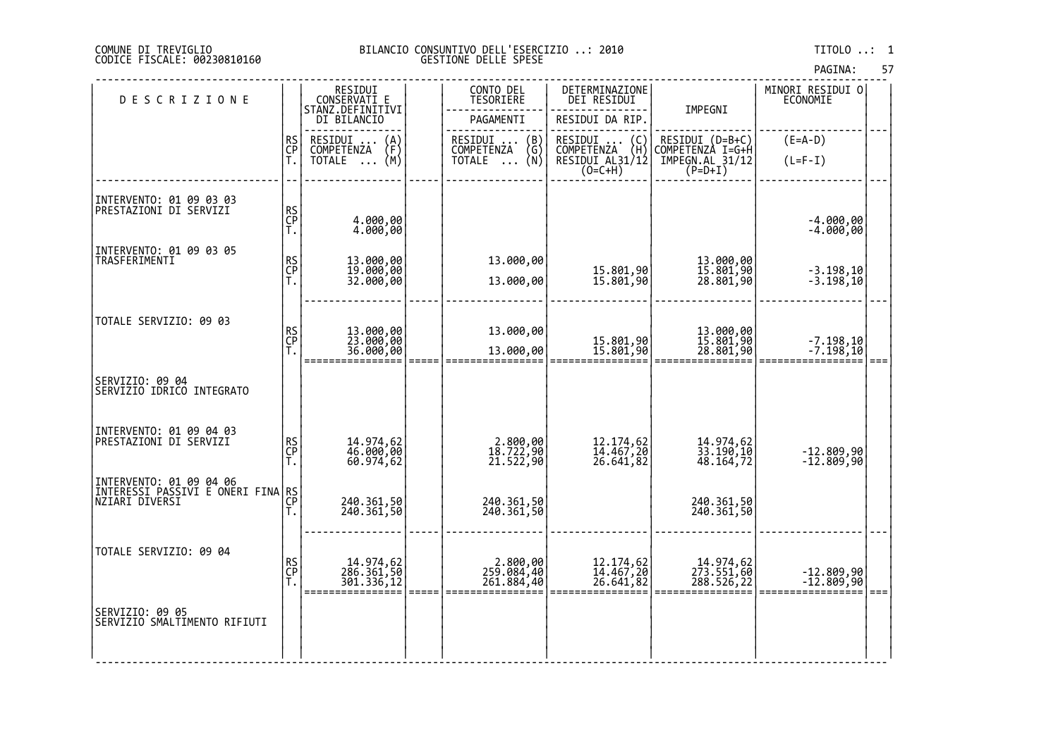COMUNE DI TREVIGLIO
CODICE FISCALE: 00230810160

BILANCIO CONSUNTIVO DELL'ESERCIZIO ..: 2010
GESTIONE DELLE SPESE

TITOLO ..: 1

| DESCRIZIONE | | RESIDUI CONSERVATI E STANZ.DEFINITIVI DI BILANCIO | | CONTO DEL TESORIERE - PAGAMENTI | DETERMINAZIONE DEI RESIDUI - RESIDUI DA RIP. | IMPEGNI | MINORI RESIDUI O ECONOMIE | |
|---|---|---|---|---|---|---|---|---|
| | RS / CP / T. | RESIDUI ... (A) / COMPETENZA (F) / TOTALE ... (M) | | RESIDUI ... (B) / COMPETENZA (G) / TOTALE ... (N) | RESIDUI ... (C) / COMPETENZA (H) / RESIDUI AL31/12 (O=C+H) | RESIDUI (D=B+C) / COMPETENZA I=G+H / IMPEGN.AL 31/12 (P=D+I) | (E=A-D) / (L=F-I) | |
| INTERVENTO: 01 09 03 03 PRESTAZIONI DI SERVIZI | RS | | | | | | | |
| | CP | 4.000,00 | | | | | -4.000,00 | |
| | T. | 4.000,00 | | | | | -4.000,00 | |
| INTERVENTO: 01 09 03 05 TRASFERIMENTI | RS | 13.000,00 | | 13.000,00 | | 13.000,00 | | |
| | CP | 19.000,00 | | | 15.801,90 | 15.801,90 | -3.198,10 | |
| | T. | 32.000,00 | | 13.000,00 | 15.801,90 | 28.801,90 | -3.198,10 | |
| TOTALE SERVIZIO: 09 03 | RS | 13.000,00 | | 13.000,00 | | 13.000,00 | | |
| | CP | 23.000,00 | | | 15.801,90 | 15.801,90 | -7.198,10 | |
| | T. | 36.000,00 | | 13.000,00 | 15.801,90 | 28.801,90 | -7.198,10 | |
| SERVIZIO: 09 04 SERVIZIO IDRICO INTEGRATO | | | | | | | | |
| INTERVENTO: 01 09 04 03 PRESTAZIONI DI SERVIZI | RS | 14.974,62 | | 2.800,00 | 12.174,62 | 14.974,62 | | |
| | CP | 46.000,00 | | 18.722,90 | 14.467,20 | 33.190,10 | -12.809,90 | |
| | T. | 60.974,62 | | 21.522,90 | 26.641,82 | 48.164,72 | -12.809,90 | |
| INTERVENTO: 01 09 04 06 INTERESSI PASSIVI E ONERI FINANZIARI DIVERSI | RS | | | | | | | |
| | CP | 240.361,50 | | 240.361,50 | | 240.361,50 | | |
| | T. | 240.361,50 | | 240.361,50 | | 240.361,50 | | |
| TOTALE SERVIZIO: 09 04 | RS | 14.974,62 | | 2.800,00 | 12.174,62 | 14.974,62 | | |
| | CP | 286.361,50 | | 259.084,40 | 14.467,20 | 273.551,60 | -12.809,90 | |
| | T. | 301.336,12 | | 261.884,40 | 26.641,82 | 288.526,22 | -12.809,90 | |
| SERVIZIO: 09 05 SERVIZIO SMALTIMENTO RIFIUTI | | | | | | | | |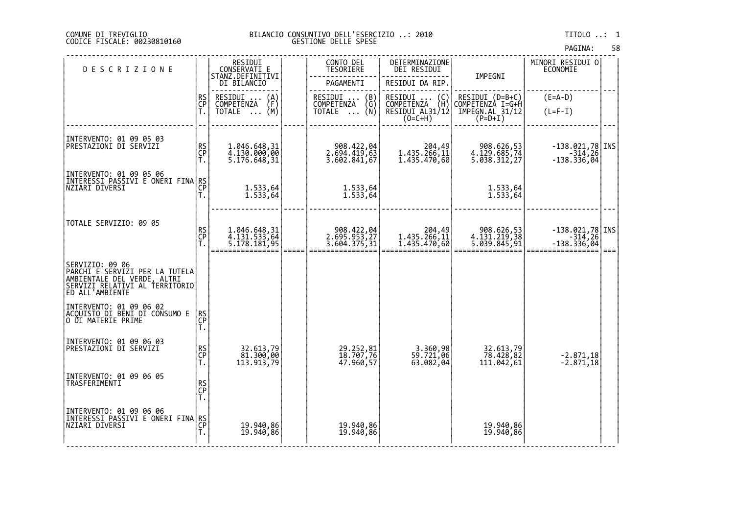COMUNE DI TREVIGLIO
CODICE FISCALE: 00230810160

BILANCIO CONSUNTIVO DELL'ESERCIZIO ..: 2010
GESTIONE DELLE SPESE

TITOLO ..: 1

| DESCRIZIONE | | RESIDUI CONSERVATI E STANZ.DEFINITIVI DI BILANCIO | | CONTO DEL TESORIERE - PAGAMENTI | DETERMINAZIONE DEI RESIDUI - RESIDUI DA RIP. | IMPEGNI | MINORI RESIDUI O ECONOMIE | |
|---|---|---|---|---|---|---|---|---|
| | RS / CP / T. | RESIDUI ... (A) / COMPETENZA (F) / TOTALE ... (M) | | RESIDUI ... (B) / COMPETENZA (G) / TOTALE ... (N) | RESIDUI ... (C) / COMPETENZA (H) / RESIDUI AL31/12 (O=C+H) | RESIDUI (D=B+C) / COMPETENZA I=G+H / IMPEGN.AL 31/12 (P=D+I) | (E=A-D) / (L=F-I) | |
| INTERVENTO: 01 09 05 03 PRESTAZIONI DI SERVIZI | RS | 1.046.648,31 | | 908.422,04 | 204,49 | 908.626,53 | -138.021,78 | INS |
| | CP | 4.130.000,00 | | 2.694.419,63 | 1.435.266,11 | 4.129.685,74 | -314,26 | |
| | T. | 5.176.648,31 | | 3.602.841,67 | 1.435.470,60 | 5.038.312,27 | -138.336,04 | |
| INTERVENTO: 01 09 05 06 INTERESSI PASSIVI E ONERI FINANZIARI DIVERSI | RS | | | | | | | |
| | CP | 1.533,64 | | 1.533,64 | | 1.533,64 | | |
| | T. | 1.533,64 | | 1.533,64 | | 1.533,64 | | |
| TOTALE SERVIZIO: 09 05 | RS | 1.046.648,31 | | 908.422,04 | 204,49 | 908.626,53 | -138.021,78 | INS |
| | CP | 4.131.533,64 | | 2.695.953,27 | 1.435.266,11 | 4.131.219,38 | -314,26 | |
| | T. | 5.178.181,95 | | 3.604.375,31 | 1.435.470,60 | 5.039.845,91 | -138.336,04 | |
| SERVIZIO: 09 06 PARCHI E SERVIZI PER LA TUTELA AMBIENTALE DEL VERDE, ALTRI SERVIZI RELATIVI AL TERRITORIO ED ALL'AMBIENTE | | | | | | | | |
| INTERVENTO: 01 09 06 02 ACQUISTO DI BENI DI CONSUMO E O DI MATERIE PRIME | RS | | | | | | | |
| | CP | | | | | | | |
| | T. | | | | | | | |
| INTERVENTO: 01 09 06 03 PRESTAZIONI DI SERVIZI | RS | 32.613,79 | | 29.252,81 | 3.360,98 | 32.613,79 | | |
| | CP | 81.300,00 | | 18.707,76 | 59.721,06 | 78.428,82 | -2.871,18 | |
| | T. | 113.913,79 | | 47.960,57 | 63.082,04 | 111.042,61 | -2.871,18 | |
| INTERVENTO: 01 09 06 05 TRASFERIMENTI | RS | | | | | | | |
| | CP | | | | | | | |
| | T. | | | | | | | |
| INTERVENTO: 01 09 06 06 INTERESSI PASSIVI E ONERI FINANZIARI DIVERSI | RS | | | | | | | |
| | CP | 19.940,86 | | 19.940,86 | | 19.940,86 | | |
| | T. | 19.940,86 | | 19.940,86 | | 19.940,86 | | |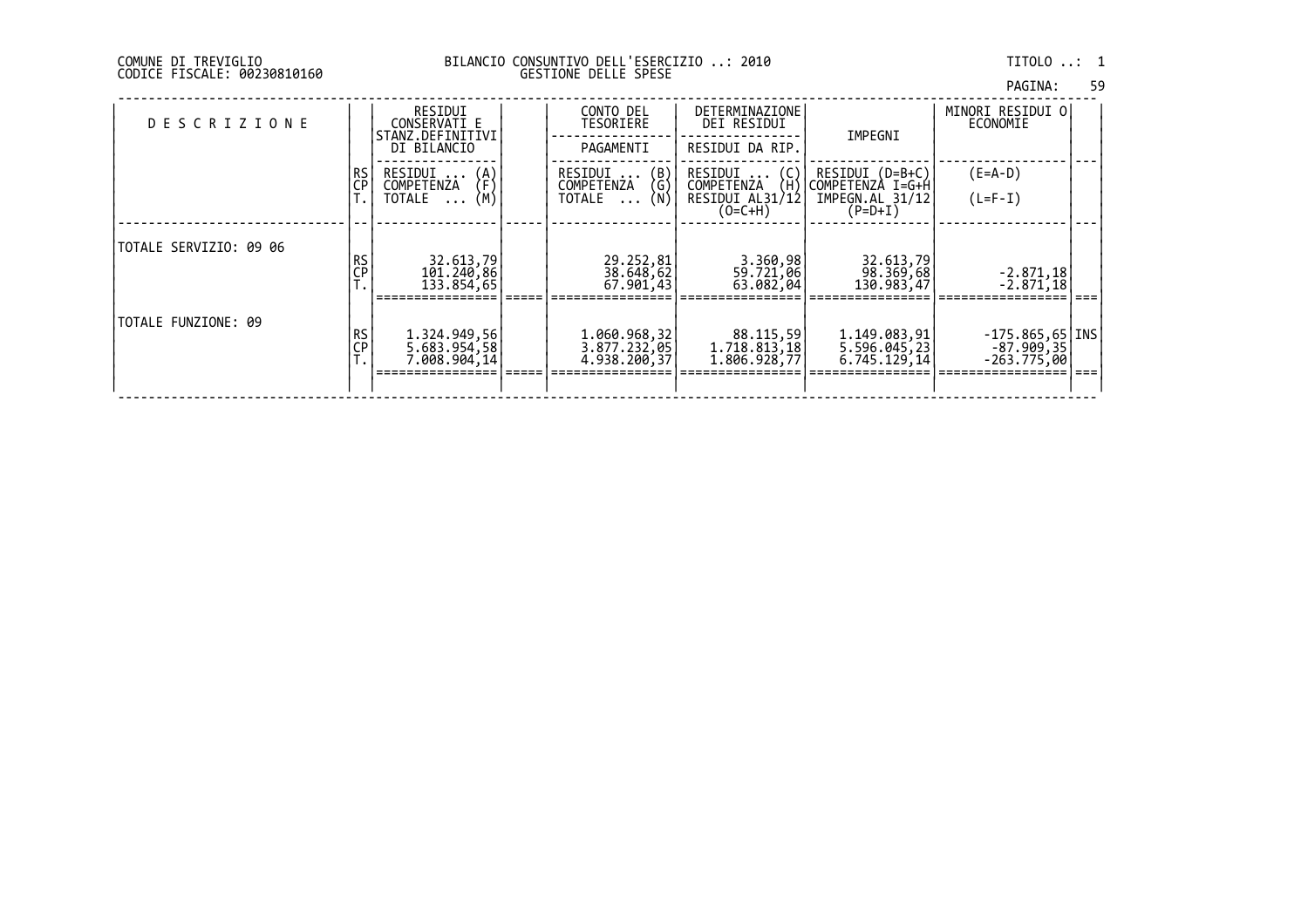COMUNE DI TREVIGLIO
CODICE FISCALE: 00230810160

BILANCIO CONSUNTIVO DELL'ESERCIZIO ..: 2010
GESTIONE DELLE SPESE

TITOLO ..: 1

| DESCRIZIONE | | RESIDUI CONSERVATI E STANZ.DEFINITIVI DI BILANCIO | | CONTO DEL TESORIERE PAGAMENTI | DETERMINAZIONE DEI RESIDUI RESIDUI DA RIP. | IMPEGNI | MINORI RESIDUI O ECONOMIE | |
|---|---|---|---|---|---|---|---|---|
| | RS CP T. | RESIDUI ... (A) COMPETENZA (F) TOTALE ... (M) | | RESIDUI ... (B) COMPETENZA (G) TOTALE ... (N) | RESIDUI ... (C) COMPETENZA (H) RESIDUI AL31/12 (O=C+H) | RESIDUI (D=B+C) COMPETENZA I=G+H IMPEGN.AL 31/12 (P=D+I) | (E=A-D) (L=F-I) | |
| TOTALE SERVIZIO: 09 06 | RS | 32.613,79 | | 29.252,81 | 3.360,98 | 32.613,79 | | |
| | CP | 101.240,86 | | 38.648,62 | 59.721,06 | 98.369,68 | -2.871,18 | |
| | T. | 133.854,65 | | 67.901,43 | 63.082,04 | 130.983,47 | -2.871,18 | |
| TOTALE FUNZIONE: 09 | RS | 1.324.949,56 | | 1.060.968,32 | 88.115,59 | 1.149.083,91 | -175.865,65 | INS |
| | CP | 5.683.954,58 | | 3.877.232,05 | 1.718.813,18 | 5.596.045,23 | -87.909,35 | |
| | T. | 7.008.904,14 | | 4.938.200,37 | 1.806.928,77 | 6.745.129,14 | -263.775,00 | |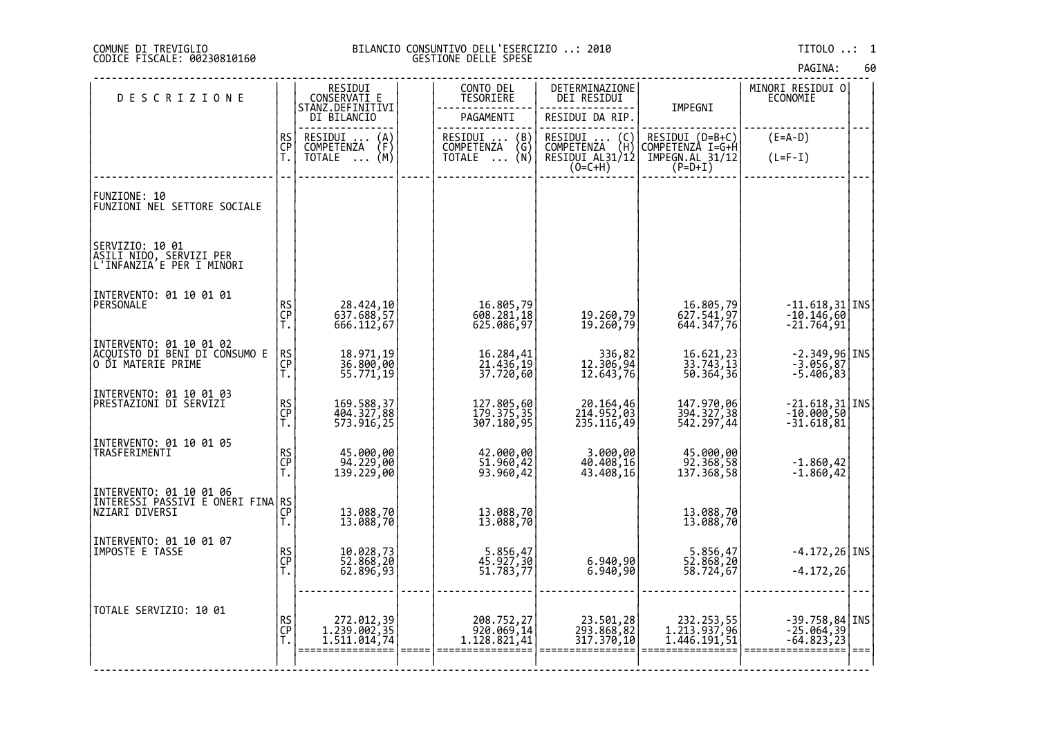COMUNE DI TREVIGLIO
CODICE FISCALE: 00230810160

BILANCIO CONSUNTIVO DELL'ESERCIZIO ..: 2010
GESTIONE DELLE SPESE

TITOLO ..: 1

| DESCRIZIONE | RS CP T. | RESIDUI CONSERVATI E STANZ.DEFINITIVI DI BILANCIO<br>RESIDUI ... (A)<br>COMPETENZA (F)<br>TOTALE ... (M) | CONTO DEL TESORIERE PAGAMENTI<br>RESIDUI ... (B)<br>COMPETENZA (G)<br>TOTALE ... (N) | DETERMINAZIONE DEI RESIDUI<br>RESIDUI DA RIP.<br>RESIDUI ... (C)<br>COMPETENZA (H)<br>RESIDUI AL31/12 (O=C+H) | IMPEGNI<br>RESIDUI (D=B+C)<br>COMPETENZA I=G+H<br>IMPEGN.AL 31/12 (P=D+I) | MINORI RESIDUI O ECONOMIE<br>(E=A-D)<br>(L=F-I) | |
|---|---|---|---|---|---|---|---|
| FUNZIONE: 10<br>FUNZIONI NEL SETTORE SOCIALE | | | | | | | |
| SERVIZIO: 10 01<br>ASILI NIDO, SERVIZI PER L'INFANZIA E PER I MINORI | | | | | | | |
| INTERVENTO: 01 10 01 01<br>PERSONALE | RS | 28.424,10 | 16.805,79 | | 16.805,79 | -11.618,31 | INS |
| | CP | 637.688,57 | 608.281,18 | 19.260,79 | 627.541,97 | -10.146,60 | |
| | T. | 666.112,67 | 625.086,97 | 19.260,79 | 644.347,76 | -21.764,91 | |
| INTERVENTO: 01 10 01 02<br>ACQUISTO DI BENI DI CONSUMO E O DI MATERIE PRIME | RS | 18.971,19 | 16.284,41 | 336,82 | 16.621,23 | -2.349,96 | INS |
| | CP | 36.800,00 | 21.436,19 | 12.306,94 | 33.743,13 | -3.056,87 | |
| | T. | 55.771,19 | 37.720,60 | 12.643,76 | 50.364,36 | -5.406,83 | |
| INTERVENTO: 01 10 01 03<br>PRESTAZIONI DI SERVIZI | RS | 169.588,37 | 127.805,60 | 20.164,46 | 147.970,06 | -21.618,31 | INS |
| | CP | 404.327,88 | 179.375,35 | 214.952,03 | 394.327,38 | -10.000,50 | |
| | T. | 573.916,25 | 307.180,95 | 235.116,49 | 542.297,44 | -31.618,81 | |
| INTERVENTO: 01 10 01 05<br>TRASFERIMENTI | RS | 45.000,00 | 42.000,00 | 3.000,00 | 45.000,00 | | |
| | CP | 94.229,00 | 51.960,42 | 40.408,16 | 92.368,58 | -1.860,42 | |
| | T. | 139.229,00 | 93.960,42 | 43.408,16 | 137.368,58 | -1.860,42 | |
| INTERVENTO: 01 10 01 06<br>INTERESSI PASSIVI E ONERI FINANZIARI DIVERSI | RS | | | | | | |
| | CP | 13.088,70 | 13.088,70 | | 13.088,70 | | |
| | T. | 13.088,70 | 13.088,70 | | 13.088,70 | | |
| INTERVENTO: 01 10 01 07<br>IMPOSTE E TASSE | RS | 10.028,73 | 5.856,47 | | 5.856,47 | -4.172,26 | INS |
| | CP | 52.868,20 | 45.927,30 | 6.940,90 | 52.868,20 | | |
| | T. | 62.896,93 | 51.783,77 | 6.940,90 | 58.724,67 | -4.172,26 | |
| TOTALE SERVIZIO: 10 01 | RS | 272.012,39 | 208.752,27 | 23.501,28 | 232.253,55 | -39.758,84 | INS |
| | CP | 1.239.002,35 | 920.069,14 | 293.868,82 | 1.213.937,96 | -25.064,39 | |
| | T. | 1.511.014,74 | 1.128.821,41 | 317.370,10 | 1.446.191,51 | -64.823,23 | |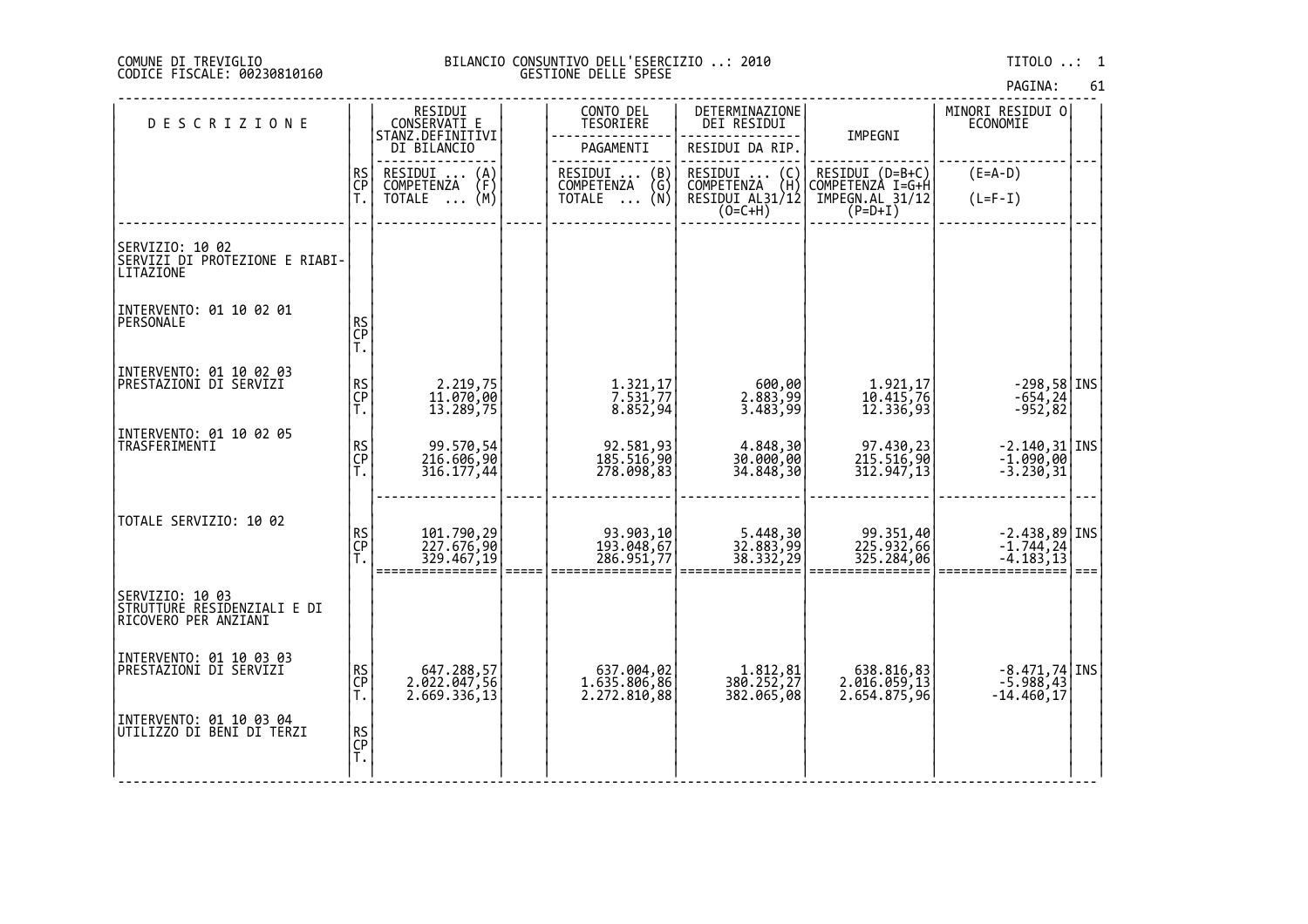COMUNE DI TREVIGLIO
CODICE FISCALE: 00230810160

BILANCIO CONSUNTIVO DELL'ESERCIZIO ..: 2010
GESTIONE DELLE SPESE

TITOLO ..: 1

| DESCRIZIONE | | RESIDUI CONSERVATI E STANZ.DEFINITIVI DI BILANCIO | | CONTO DEL TESORIERE | DETERMINAZIONE DEI RESIDUI | IMPEGNI | MINORI RESIDUI O ECONOMIE | |
|---|---|---|---|---|---|---|---|---|
| | | | | PAGAMENTI | RESIDUI DA RIP. | | | |
| | RS CP T. | RESIDUI ... (A) COMPETENZA (F) TOTALE ... (M) | | RESIDUI ... (B) COMPETENZA (G) TOTALE ... (N) | RESIDUI ... (C) COMPETENZA (H) RESIDUI AL31/12 (O=C+H) | RESIDUI (D=B+C) COMPETENZA I=G+H IMPEGN.AL 31/12 (P=D+I) | (E=A-D) (L=F-I) | |
| SERVIZIO: 10 02 SERVIZI DI PROTEZIONE E RIABILITAZIONE | | | | | | | | |
| INTERVENTO: 01 10 02 01 PERSONALE | RS | | | | | | | |
| | CP | | | | | | | |
| | T. | | | | | | | |
| INTERVENTO: 01 10 02 03 PRESTAZIONI DI SERVIZI | RS | 2.219,75 | | 1.321,17 | 600,00 | 1.921,17 | -298,58 | INS |
| | CP | 11.070,00 | | 7.531,77 | 2.883,99 | 10.415,76 | -654,24 | |
| | T. | 13.289,75 | | 8.852,94 | 3.483,99 | 12.336,93 | -952,82 | |
| INTERVENTO: 01 10 02 05 TRASFERIMENTI | RS | 99.570,54 | | 92.581,93 | 4.848,30 | 97.430,23 | -2.140,31 | INS |
| | CP | 216.606,90 | | 185.516,90 | 30.000,00 | 215.516,90 | -1.090,00 | |
| | T. | 316.177,44 | | 278.098,83 | 34.848,30 | 312.947,13 | -3.230,31 | |
| TOTALE SERVIZIO: 10 02 | RS | 101.790,29 | | 93.903,10 | 5.448,30 | 99.351,40 | -2.438,89 | INS |
| | CP | 227.676,90 | | 193.048,67 | 32.883,99 | 225.932,66 | -1.744,24 | |
| | T. | 329.467,19 | | 286.951,77 | 38.332,29 | 325.284,06 | -4.183,13 | |
| SERVIZIO: 10 03 STRUTTURE RESIDENZIALI E DI RICOVERO PER ANZIANI | | | | | | | | |
| INTERVENTO: 01 10 03 03 PRESTAZIONI DI SERVIZI | RS | 647.288,57 | | 637.004,02 | 1.812,81 | 638.816,83 | -8.471,74 | INS |
| | CP | 2.022.047,56 | | 1.635.806,86 | 380.252,27 | 2.016.059,13 | -5.988,43 | |
| | T. | 2.669.336,13 | | 2.272.810,88 | 382.065,08 | 2.654.875,96 | -14.460,17 | |
| INTERVENTO: 01 10 03 04 UTILIZZO DI BENI DI TERZI | RS | | | | | | | |
| | CP | | | | | | | |
| | T. | | | | | | | |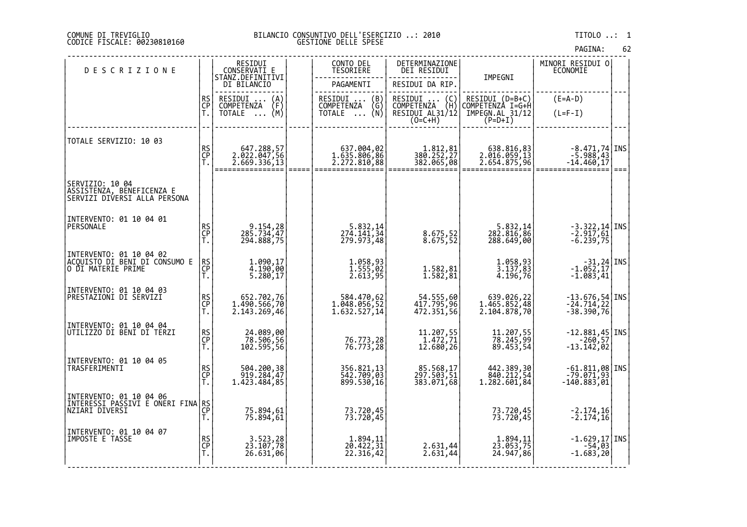COMUNE DI TREVIGLIO
CODICE FISCALE: 00230810160

BILANCIO CONSUNTIVO DELL'ESERCIZIO ..: 2010
GESTIONE DELLE SPESE

TITOLO ..: 1

| DESCRIZIONE | | RESIDUI CONSERVATI E STANZ.DEFINITIVI DI BILANCIO | CONTO DEL TESORIERE | DETERMINAZIONE DEI RESIDUI | IMPEGNI | MINORI RESIDUI O ECONOMIE | |
|---|---|---|---|---|---|---|---|
| | | | PAGAMENTI | RESIDUI DA RIP. | | | |
| | RS<br>CP<br>T. | RESIDUI ... (A)<br>COMPETENZA (F)<br>TOTALE ... (M) | RESIDUI ... (B)<br>COMPETENZA (G)<br>TOTALE ... (N) | RESIDUI ... (C)<br>COMPETENZA (H)<br>RESIDUI AL31/12 (O=C+H) | RESIDUI (D=B+C)<br>COMPETENZA I=G+H<br>IMPEGN.AL 31/12 (P=D+I) | (E=A-D)<br>(L=F-I) | |
| TOTALE SERVIZIO: 10 03 | RS<br>CP<br>T. | 647.288,57<br>2.022.047,56<br>2.669.336,13 | 637.004,02<br>1.635.806,86<br>2.272.810,88 | 1.812,81<br>380.252,27<br>382.065,08 | 638.816,83<br>2.016.059,13<br>2.654.875,96 | -8.471,74<br>-5.988,43<br>-14.460,17 | INS |
| SERVIZIO: 10 04<br>ASSISTENZA, BENEFICENZA E SERVIZI DIVERSI ALLA PERSONA | | | | | | | |
| INTERVENTO: 01 10 04 01<br>PERSONALE | RS<br>CP<br>T. | 9.154,28<br>285.734,47<br>294.888,75 | 5.832,14<br>274.141,34<br>279.973,48 | <br>8.675,52<br>8.675,52 | 5.832,14<br>282.816,86<br>288.649,00 | -3.322,14<br>-2.917,61<br>-6.239,75 | INS |
| INTERVENTO: 01 10 04 02<br>ACQUISTO DI BENI DI CONSUMO E O DI MATERIE PRIME | RS<br>CP<br>T. | 1.090,17<br>4.190,00<br>5.280,17 | 1.058,93<br>1.555,02<br>2.613,95 | <br>1.582,81<br>1.582,81 | 1.058,93<br>3.137,83<br>4.196,76 | -31,24<br>-1.052,17<br>-1.083,41 | INS |
| INTERVENTO: 01 10 04 03<br>PRESTAZIONI DI SERVIZI | RS<br>CP<br>T. | 652.702,76<br>1.490.566,70<br>2.143.269,46 | 584.470,62<br>1.048.056,52<br>1.632.527,14 | 54.555,60<br>417.795,96<br>472.351,56 | 639.026,22<br>1.465.852,48<br>2.104.878,70 | -13.676,54<br>-24.714,22<br>-38.390,76 | INS |
| INTERVENTO: 01 10 04 04<br>UTILIZZO DI BENI DI TERZI | RS<br>CP<br>T. | 24.089,00<br>78.506,56<br>102.595,56 | <br>76.773,28<br>76.773,28 | 11.207,55<br>1.472,71<br>12.680,26 | 11.207,55<br>78.245,99<br>89.453,54 | -12.881,45<br>-260,57<br>-13.142,02 | INS |
| INTERVENTO: 01 10 04 05<br>TRASFERIMENTI | RS<br>CP<br>T. | 504.200,38<br>919.284,47<br>1.423.484,85 | 356.821,13<br>542.709,03<br>899.530,16 | 85.568,17<br>297.503,51<br>383.071,68 | 442.389,30<br>840.212,54<br>1.282.601,84 | -61.811,08<br>-79.071,93<br>-140.883,01 | INS |
| INTERVENTO: 01 10 04 06<br>INTERESSI PASSIVI E ONERI FINANZIARI DIVERSI | RS<br>CP<br>T. | <br>75.894,61<br>75.894,61 | <br>73.720,45<br>73.720,45 | | <br>73.720,45<br>73.720,45 | <br>-2.174,16<br>-2.174,16 | |
| INTERVENTO: 01 10 04 07<br>IMPOSTE E TASSE | RS<br>CP<br>T. | 3.523,28<br>23.107,78<br>26.631,06 | 1.894,11<br>20.422,31<br>22.316,42 | <br>2.631,44<br>2.631,44 | 1.894,11<br>23.053,75<br>24.947,86 | -1.629,17<br>-54,03<br>-1.683,20 | INS |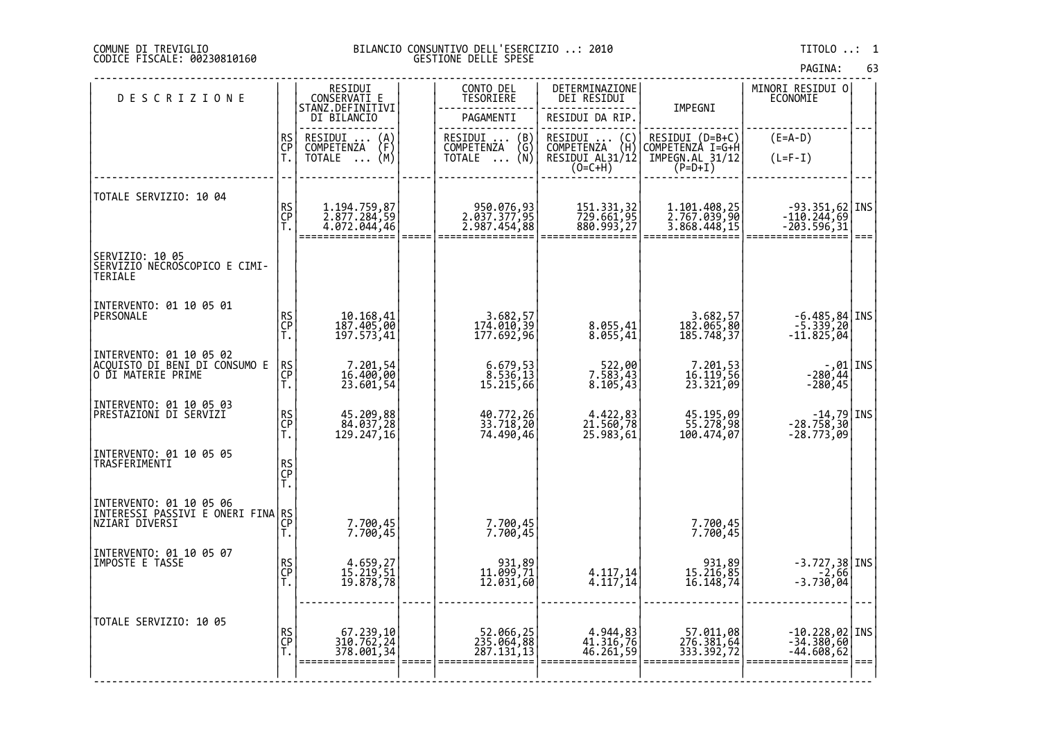COMUNE DI TREVIGLIO
CODICE FISCALE: 00230810160

BILANCIO CONSUNTIVO DELL'ESERCIZIO ..: 2010
GESTIONE DELLE SPESE

TITOLO ..: 1

| DESCRIZIONE | | RESIDUI CONSERVATI E STANZ.DEFINITIVI DI BILANCIO | | CONTO DEL TESORIERE | DETERMINAZIONE DEI RESIDUI | IMPEGNI | MINORI RESIDUI O ECONOMIE | |
|---|---|---|---|---|---|---|---|---|
| | | | | PAGAMENTI | RESIDUI DA RIP. | | | |
| | RS CP T. | RESIDUI ... (A) COMPETENZA (F) TOTALE ... (M) | | RESIDUI ... (B) COMPETENZA (G) TOTALE ... (N) | RESIDUI ... (C) COMPETENZA (H) RESIDUI AL31/12 (O=C+H) | RESIDUI (D=B+C) COMPETENZA I=G+H IMPEGN.AL 31/12 (P=D+I) | (E=A-D) (L=F-I) | |
| TOTALE SERVIZIO: 10 04 | RS | 1.194.759,87 | | 950.076,93 | 151.331,32 | 1.101.408,25 | -93.351,62 | INS |
| | CP | 2.877.284,59 | | 2.037.377,95 | 729.661,95 | 2.767.039,90 | -110.244,69 | |
| | T. | 4.072.044,46 | | 2.987.454,88 | 880.993,27 | 3.868.448,15 | -203.596,31 | |
| SERVIZIO: 10 05 SERVIZIO NECROSCOPICO E CIMI-TERIALE | | | | | | | | |
| INTERVENTO: 01 10 05 01 PERSONALE | RS | 10.168,41 | | 3.682,57 | | 3.682,57 | -6.485,84 | INS |
| | CP | 187.405,00 | | 174.010,39 | 8.055,41 | 182.065,80 | -5.339,20 | |
| | T. | 197.573,41 | | 177.692,96 | 8.055,41 | 185.748,37 | -11.825,04 | |
| INTERVENTO: 01 10 05 02 ACQUISTO DI BENI DI CONSUMO E O DI MATERIE PRIME | RS | 7.201,54 | | 6.679,53 | 522,00 | 7.201,53 | -,01 | INS |
| | CP | 16.400,00 | | 8.536,13 | 7.583,43 | 16.119,56 | -280,44 | |
| | T. | 23.601,54 | | 15.215,66 | 8.105,43 | 23.321,09 | -280,45 | |
| INTERVENTO: 01 10 05 03 PRESTAZIONI DI SERVIZI | RS | 45.209,88 | | 40.772,26 | 4.422,83 | 45.195,09 | -14,79 | INS |
| | CP | 84.037,28 | | 33.718,20 | 21.560,78 | 55.278,98 | -28.758,30 | |
| | T. | 129.247,16 | | 74.490,46 | 25.983,61 | 100.474,07 | -28.773,09 | |
| INTERVENTO: 01 10 05 05 TRASFERIMENTI | RS | | | | | | | |
| | CP | | | | | | | |
| | T. | | | | | | | |
| INTERVENTO: 01 10 05 06 INTERESSI PASSIVI E ONERI FINANZIARI DIVERSI | RS | | | | | | | |
| | CP | 7.700,45 | | 7.700,45 | | 7.700,45 | | |
| | T. | 7.700,45 | | 7.700,45 | | 7.700,45 | | |
| INTERVENTO: 01 10 05 07 IMPOSTE E TASSE | RS | 4.659,27 | | 931,89 | | 931,89 | -3.727,38 | INS |
| | CP | 15.219,51 | | 11.099,71 | 4.117,14 | 15.216,85 | -2,66 | |
| | T. | 19.878,78 | | 12.031,60 | 4.117,14 | 16.148,74 | -3.730,04 | |
| TOTALE SERVIZIO: 10 05 | RS | 67.239,10 | | 52.066,25 | 4.944,83 | 57.011,08 | -10.228,02 | INS |
| | CP | 310.762,24 | | 235.064,88 | 41.316,76 | 276.381,64 | -34.380,60 | |
| | T. | 378.001,34 | | 287.131,13 | 46.261,59 | 333.392,72 | -44.608,62 | |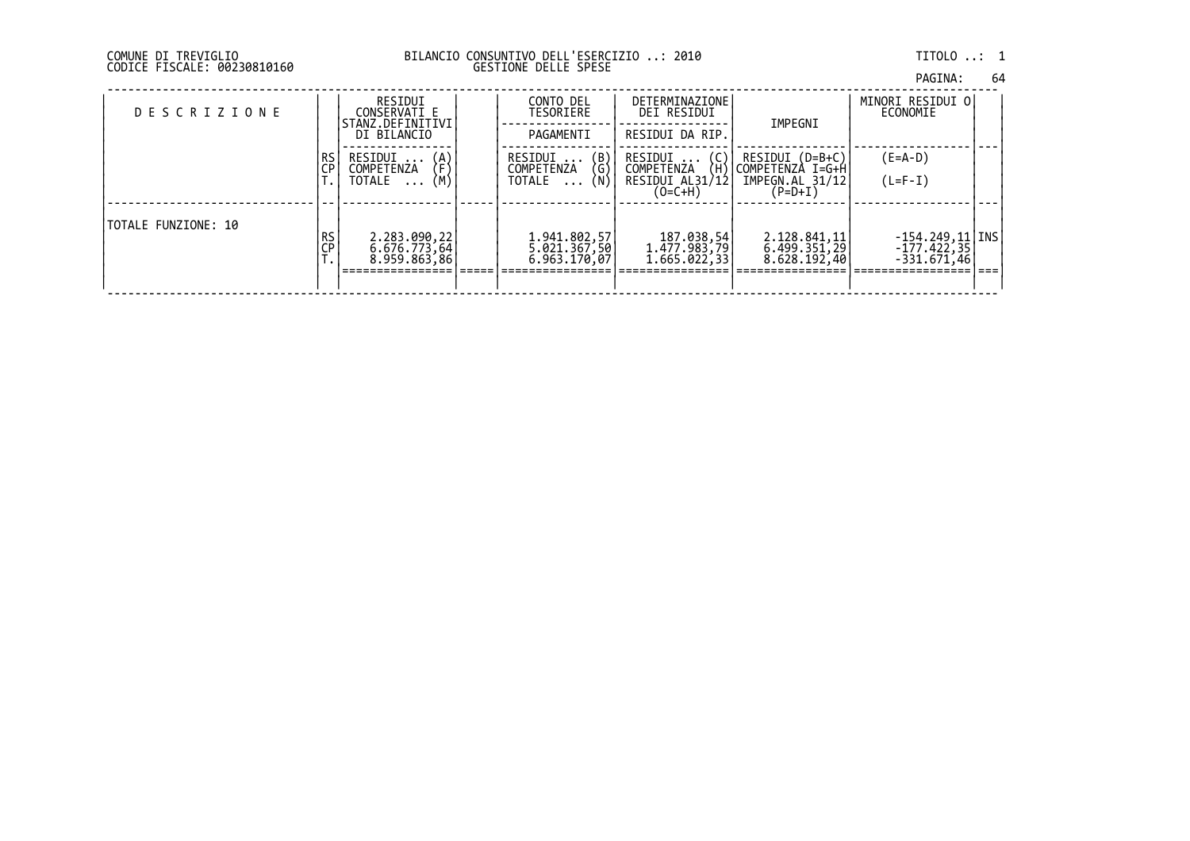COMUNE DI TREVIGLIO
CODICE FISCALE: 00230810160

BILANCIO CONSUNTIVO DELL'ESERCIZIO ..: 2010
GESTIONE DELLE SPESE

TITOLO ..: 1

| DESCRIZIONE | | RESIDUI CONSERVATI E STANZ.DEFINITIVI DI BILANCIO | | CONTO DEL TESORIERE PAGAMENTI | DETERMINAZIONE DEI RESIDUI RESIDUI DA RIP. | IMPEGNI | MINORI RESIDUI O ECONOMIE | |
|---|---|---|---|---|---|---|---|---|
| | RS<br>CP<br>T. | RESIDUI ... (A)<br>COMPETENZA (F)<br>TOTALE ... (M) | | RESIDUI ... (B)<br>COMPETENZA (G)<br>TOTALE ... (N) | RESIDUI ... (C)<br>COMPETENZA (H)<br>RESIDUI AL31/12 (O=C+H) | RESIDUI (D=B+C)<br>COMPETENZA I=G+H<br>IMPEGN.AL 31/12 (P=D+I) | (E=A-D)<br>(L=F-I) | |
| TOTALE FUNZIONE: 10 | RS<br>CP<br>T. | 2.283.090,22<br>6.676.773,64<br>8.959.863,86 | | 1.941.802,57<br>5.021.367,50<br>6.963.170,07 | 187.038,54<br>1.477.983,79<br>1.665.022,33 | 2.128.841,11<br>6.499.351,29<br>8.628.192,40 | -154.249,11<br>-177.422,35<br>-331.671,46 | INS |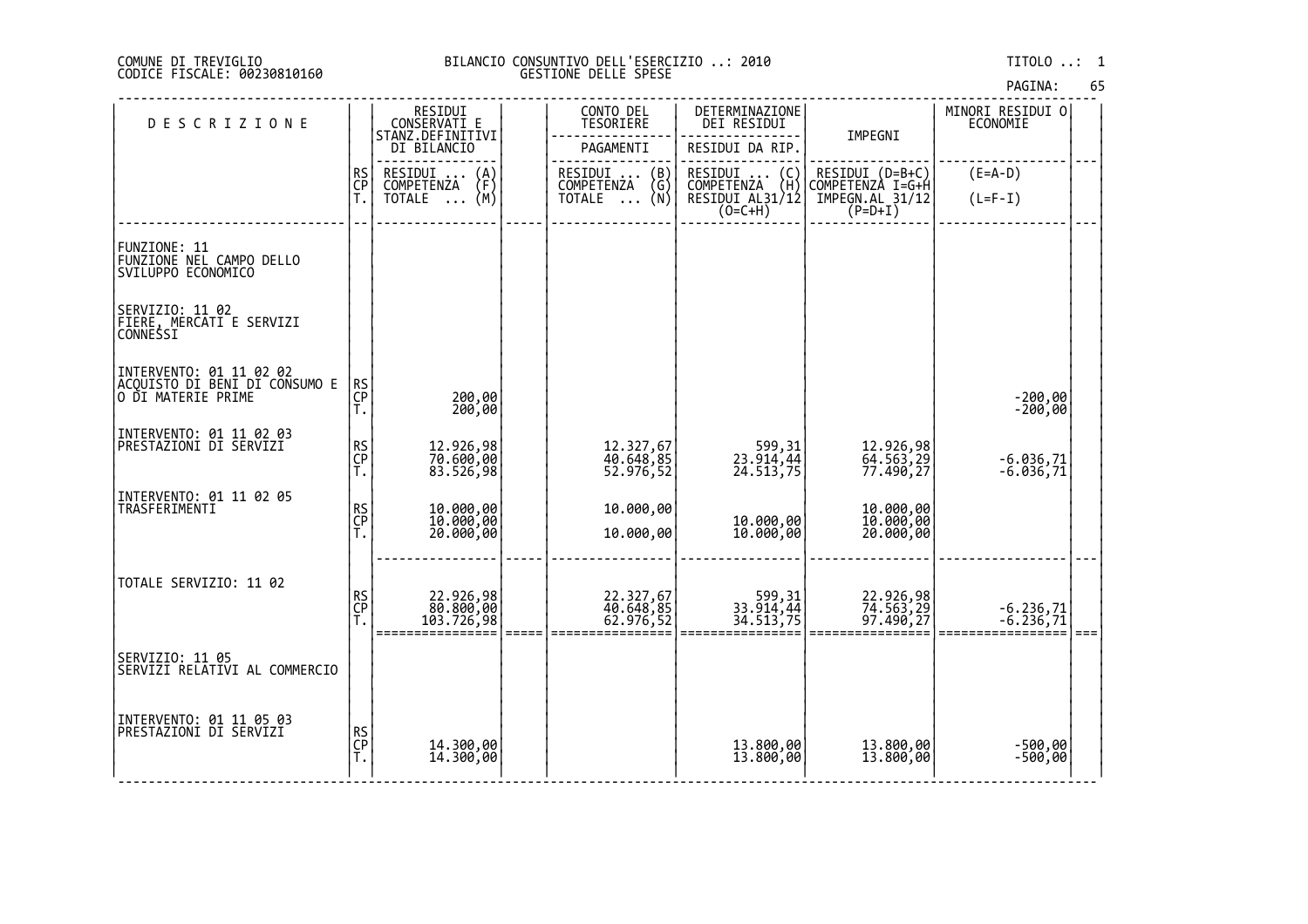COMUNE DI TREVIGLIO
CODICE FISCALE: 00230810160

BILANCIO CONSUNTIVO DELL'ESERCIZIO ..: 2010
GESTIONE DELLE SPESE

TITOLO ..: 1

| DESCRIZIONE | | RESIDUI CONSERVATI E STANZ.DEFINITIVI DI BILANCIO | | CONTO DEL TESORIERE | DETERMINAZIONE DEI RESIDUI | IMPEGNI | MINORI RESIDUI O ECONOMIE | |
|---|---|---|---|---|---|---|---|---|
| | | | | PAGAMENTI | RESIDUI DA RIP. | | | |
| | RS CP T. | RESIDUI ... (A) COMPETENZA (F) TOTALE ... (M) | | RESIDUI ... (B) COMPETENZA (G) TOTALE ... (N) | RESIDUI ... (C) COMPETENZA (H) RESIDUI AL31/12 (O=C+H) | RESIDUI (D=B+C) COMPETENZA I=G+H IMPEGN.AL 31/12 (P=D+I) | (E=A-D) (L=F-I) | |
| FUNZIONE: 11 FUNZIONE NEL CAMPO DELLO SVILUPPO ECONOMICO | | | | | | | | |
| SERVIZIO: 11 02 FIERE, MERCATI E SERVIZI CONNESSI | | | | | | | | |
| INTERVENTO: 01 11 02 02 ACQUISTO DI BENI DI CONSUMO E O DI MATERIE PRIME | RS | | | | | | | |
| | CP | 200,00 | | | | | -200,00 | |
| | T. | 200,00 | | | | | -200,00 | |
| INTERVENTO: 01 11 02 03 PRESTAZIONI DI SERVIZI | RS | 12.926,98 | | 12.327,67 | 599,31 | 12.926,98 | | |
| | CP | 70.600,00 | | 40.648,85 | 23.914,44 | 64.563,29 | -6.036,71 | |
| | T. | 83.526,98 | | 52.976,52 | 24.513,75 | 77.490,27 | -6.036,71 | |
| INTERVENTO: 01 11 02 05 TRASFERIMENTI | RS | 10.000,00 | | 10.000,00 | | 10.000,00 | | |
| | CP | 10.000,00 | | | 10.000,00 | 10.000,00 | | |
| | T. | 20.000,00 | | 10.000,00 | 10.000,00 | 20.000,00 | | |
| TOTALE SERVIZIO: 11 02 | RS | 22.926,98 | | 22.327,67 | 599,31 | 22.926,98 | | |
| | CP | 80.800,00 | | 40.648,85 | 33.914,44 | 74.563,29 | -6.236,71 | |
| | T. | 103.726,98 | | 62.976,52 | 34.513,75 | 97.490,27 | -6.236,71 | |
| SERVIZIO: 11 05 SERVIZI RELATIVI AL COMMERCIO | | | | | | | | |
| INTERVENTO: 01 11 05 03 PRESTAZIONI DI SERVIZI | RS | | | | | | | |
| | CP | 14.300,00 | | | 13.800,00 | 13.800,00 | -500,00 | |
| | T. | 14.300,00 | | | 13.800,00 | 13.800,00 | -500,00 | |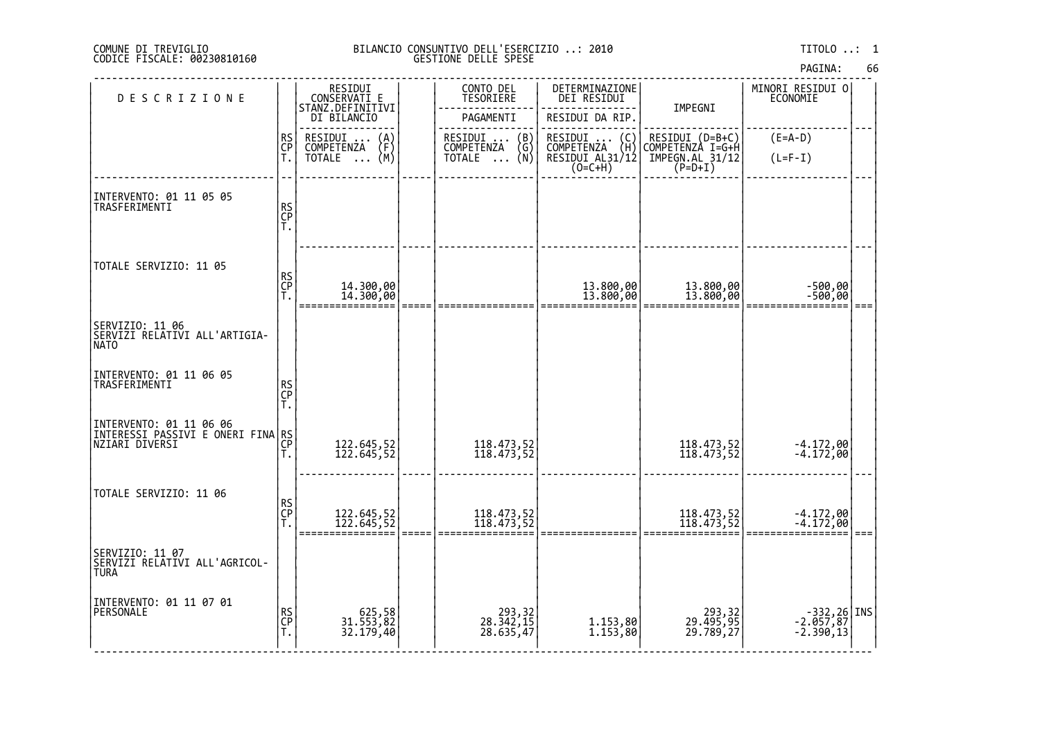COMUNE DI TREVIGLIO
CODICE FISCALE: 00230810160

BILANCIO CONSUNTIVO DELL'ESERCIZIO ..: 2010
GESTIONE DELLE SPESE

TITOLO ..: 1

| DESCRIZIONE | | RESIDUI CONSERVATI E STANZ.DEFINITIVI DI BILANCIO | | CONTO DEL TESORIERE | DETERMINAZIONE DEI RESIDUI | IMPEGNI | MINORI RESIDUI O ECONOMIE | |
|---|---|---|---|---|---|---|---|---|
| | | | | PAGAMENTI | RESIDUI DA RIP. | | | |
| | RS<br>CP<br>T. | RESIDUI ... (A)<br>COMPETENZA (F)<br>TOTALE ... (M) | | RESIDUI ... (B)<br>COMPETENZA (G)<br>TOTALE ... (N) | RESIDUI ... (C)<br>COMPETENZA (H)<br>RESIDUI AL31/12 (O=C+H) | RESIDUI (D=B+C)<br>COMPETENZA I=G+H<br>IMPEGN.AL 31/12 (P=D+I) | (E=A-D)<br>(L=F-I) | |
| INTERVENTO: 01 11 05 05<br>TRASFERIMENTI | RS<br>CP<br>T. | | | | | | | |
| TOTALE SERVIZIO: 11 05 | RS<br>CP<br>T. | <br>14.300,00<br>14.300,00 | | | <br>13.800,00<br>13.800,00 | <br>13.800,00<br>13.800,00 | <br>-500,00<br>-500,00 | |
| SERVIZIO: 11 06<br>SERVIZI RELATIVI ALL'ARTIGIA-NATO | | | | | | | | |
| INTERVENTO: 01 11 06 05<br>TRASFERIMENTI | RS<br>CP<br>T. | | | | | | | |
| INTERVENTO: 01 11 06 06<br>INTERESSI PASSIVI E ONERI FINANZIARI DIVERSI | RS<br>CP<br>T. | <br>122.645,52<br>122.645,52 | | <br>118.473,52<br>118.473,52 | | <br>118.473,52<br>118.473,52 | <br>-4.172,00<br>-4.172,00 | |
| TOTALE SERVIZIO: 11 06 | RS<br>CP<br>T. | <br>122.645,52<br>122.645,52 | | <br>118.473,52<br>118.473,52 | | <br>118.473,52<br>118.473,52 | <br>-4.172,00<br>-4.172,00 | |
| SERVIZIO: 11 07<br>SERVIZI RELATIVI ALL'AGRICOL-TURA | | | | | | | | |
| INTERVENTO: 01 11 07 01<br>PERSONALE | RS<br>CP<br>T. | 625,58<br>31.553,82<br>32.179,40 | | 293,32<br>28.342,15<br>28.635,47 | <br>1.153,80<br>1.153,80 | 293,32<br>29.495,95<br>29.789,27 | -332,26<br>-2.057,87<br>-2.390,13 | INS |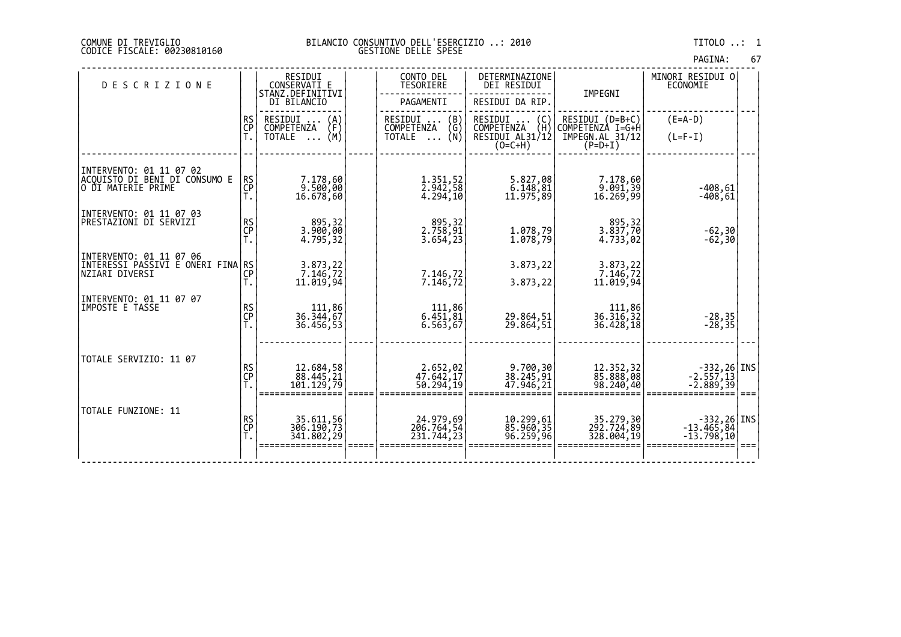COMUNE DI TREVIGLIO
CODICE FISCALE: 00230810160

BILANCIO CONSUNTIVO DELL'ESERCIZIO ..: 2010
GESTIONE DELLE SPESE

TITOLO ..: 1

| DESCRIZIONE | | RESIDUI CONSERVATI E STANZ.DEFINITIVI DI BILANCIO | | CONTO DEL TESORIERE PAGAMENTI | DETERMINAZIONE DEI RESIDUI / RESIDUI DA RIP. | IMPEGNI | MINORI RESIDUI O ECONOMIE | |
|---|---|---|---|---|---|---|---|---|
| | RS CP T. | RESIDUI ... (A) COMPETENZA (F) TOTALE ... (M) | | RESIDUI ... (B) COMPETENZA (G) TOTALE ... (N) | RESIDUI ... (C) COMPETENZA (H) RESIDUI AL31/12 (O=C+H) | RESIDUI (D=B+C) COMPETENZA I=G+H IMPEGN.AL 31/12 (P=D+I) | (E=A-D) (L=F-I) | |
| INTERVENTO: 01 11 07 02 ACQUISTO DI BENI DI CONSUMO E O DI MATERIE PRIME | RS | 7.178,60 | | 1.351,52 | 5.827,08 | 7.178,60 | | |
| | CP | 9.500,00 | | 2.942,58 | 6.148,81 | 9.091,39 | -408,61 | |
| | T. | 16.678,60 | | 4.294,10 | 11.975,89 | 16.269,99 | -408,61 | |
| INTERVENTO: 01 11 07 03 PRESTAZIONI DI SERVIZI | RS | 895,32 | | 895,32 | | 895,32 | | |
| | CP | 3.900,00 | | 2.758,91 | 1.078,79 | 3.837,70 | -62,30 | |
| | T. | 4.795,32 | | 3.654,23 | 1.078,79 | 4.733,02 | -62,30 | |
| INTERVENTO: 01 11 07 06 INTERESSI PASSIVI E ONERI FINANZIARI DIVERSI | RS | 3.873,22 | | | 3.873,22 | 3.873,22 | | |
| | CP | 7.146,72 | | 7.146,72 | | 7.146,72 | | |
| | T. | 11.019,94 | | 7.146,72 | 3.873,22 | 11.019,94 | | |
| INTERVENTO: 01 11 07 07 IMPOSTE E TASSE | RS | 111,86 | | 111,86 | | 111,86 | | |
| | CP | 36.344,67 | | 6.451,81 | 29.864,51 | 36.316,32 | -28,35 | |
| | T. | 36.456,53 | | 6.563,67 | 29.864,51 | 36.428,18 | -28,35 | |
| TOTALE SERVIZIO: 11 07 | RS | 12.684,58 | | 2.652,02 | 9.700,30 | 12.352,32 | -332,26 | INS |
| | CP | 88.445,21 | | 47.642,17 | 38.245,91 | 85.888,08 | -2.557,13 | |
| | T. | 101.129,79 | | 50.294,19 | 47.946,21 | 98.240,40 | -2.889,39 | |
| TOTALE FUNZIONE: 11 | RS | 35.611,56 | | 24.979,69 | 10.299,61 | 35.279,30 | -332,26 | INS |
| | CP | 306.190,73 | | 206.764,54 | 85.960,35 | 292.724,89 | -13.465,84 | |
| | T. | 341.802,29 | | 231.744,23 | 96.259,96 | 328.004,19 | -13.798,10 | |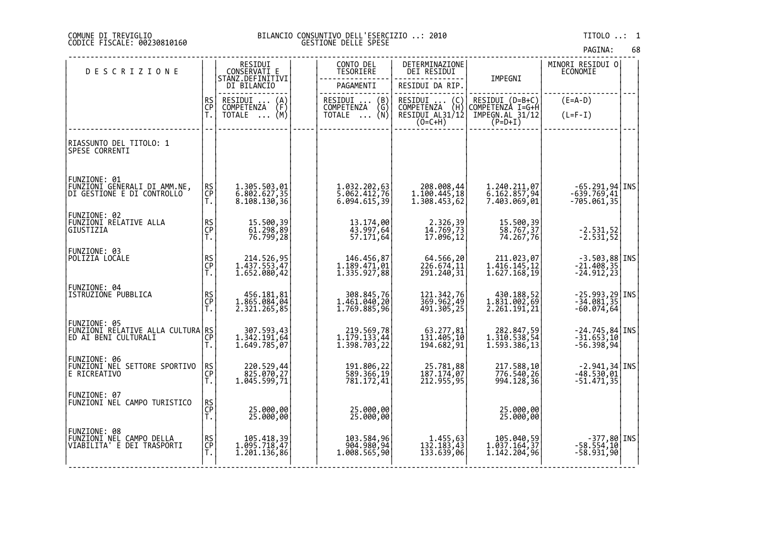COMUNE DI TREVIGLIO
CODICE FISCALE: 00230810160

BILANCIO CONSUNTIVO DELL'ESERCIZIO ..: 2010
GESTIONE DELLE SPESE

TITOLO ..: 1

| DESCRIZIONE | | RESIDUI CONSERVATI E STANZ.DEFINITIVI DI BILANCIO | CONTO DEL TESORIERE | DETERMINAZIONE DEI RESIDUI | IMPEGNI | MINORI RESIDUI O ECONOMIE | |
|---|---|---|---|---|---|---|---|
| | | | PAGAMENTI | RESIDUI DA RIP. | | | |
| | RS CP T. | RESIDUI ... (A) COMPETENZA (F) TOTALE ... (M) | RESIDUI ... (B) COMPETENZA (G) TOTALE ... (N) | RESIDUI ... (C) COMPETENZA (H) RESIDUI AL31/12 (O=C+H) | RESIDUI (D=B+C) COMPETENZA I=G+H IMPEGN.AL 31/12 (P=D+I) | (E=A-D) (L=F-I) | |
| RIASSUNTO DEL TITOLO: 1 SPESE CORRENTI | | | | | | | |
| FUNZIONE: 01 FUNZIONI GENERALI DI AMM.NE, DI GESTIONE E DI CONTROLLO | RS | 1.305.503,01 | 1.032.202,63 | 208.008,44 | 1.240.211,07 | -65.291,94 | INS |
| | CP | 6.802.627,35 | 5.062.412,76 | 1.100.445,18 | 6.162.857,94 | -639.769,41 | |
| | T. | 8.108.130,36 | 6.094.615,39 | 1.308.453,62 | 7.403.069,01 | -705.061,35 | |
| FUNZIONE: 02 FUNZIONI RELATIVE ALLA GIUSTIZIA | RS | 15.500,39 | 13.174,00 | 2.326,39 | 15.500,39 | | |
| | CP | 61.298,89 | 43.997,64 | 14.769,73 | 58.767,37 | -2.531,52 | |
| | T. | 76.799,28 | 57.171,64 | 17.096,12 | 74.267,76 | -2.531,52 | |
| FUNZIONE: 03 POLIZIA LOCALE | RS | 214.526,95 | 146.456,87 | 64.566,20 | 211.023,07 | -3.503,88 | INS |
| | CP | 1.437.553,47 | 1.189.471,01 | 226.674,11 | 1.416.145,12 | -21.408,35 | |
| | T. | 1.652.080,42 | 1.335.927,88 | 291.240,31 | 1.627.168,19 | -24.912,23 | |
| FUNZIONE: 04 ISTRUZIONE PUBBLICA | RS | 456.181,81 | 308.845,76 | 121.342,76 | 430.188,52 | -25.993,29 | INS |
| | CP | 1.865.084,04 | 1.461.040,20 | 369.962,49 | 1.831.002,69 | -34.081,35 | |
| | T. | 2.321.265,85 | 1.769.885,96 | 491.305,25 | 2.261.191,21 | -60.074,64 | |
| FUNZIONE: 05 FUNZIONI RELATIVE ALLA CULTURA ED AI BENI CULTURALI | RS | 307.593,43 | 219.569,78 | 63.277,81 | 282.847,59 | -24.745,84 | INS |
| | CP | 1.342.191,64 | 1.179.133,44 | 131.405,10 | 1.310.538,54 | -31.653,10 | |
| | T. | 1.649.785,07 | 1.398.703,22 | 194.682,91 | 1.593.386,13 | -56.398,94 | |
| FUNZIONE: 06 FUNZIONI NEL SETTORE SPORTIVO E RICREATIVO | RS | 220.529,44 | 191.806,22 | 25.781,88 | 217.588,10 | -2.941,34 | INS |
| | CP | 825.070,27 | 589.366,19 | 187.174,07 | 776.540,26 | -48.530,01 | |
| | T. | 1.045.599,71 | 781.172,41 | 212.955,95 | 994.128,36 | -51.471,35 | |
| FUNZIONE: 07 FUNZIONI NEL CAMPO TURISTICO | RS | | | | | | |
| | CP | 25.000,00 | 25.000,00 | | 25.000,00 | | |
| | T. | 25.000,00 | 25.000,00 | | 25.000,00 | | |
| FUNZIONE: 08 FUNZIONI NEL CAMPO DELLA VIABILITA' E DEI TRASPORTI | RS | 105.418,39 | 103.584,96 | 1.455,63 | 105.040,59 | -377,80 | INS |
| | CP | 1.095.718,47 | 904.980,94 | 132.183,43 | 1.037.164,37 | -58.554,10 | |
| | T. | 1.201.136,86 | 1.008.565,90 | 133.639,06 | 1.142.204,96 | -58.931,90 | |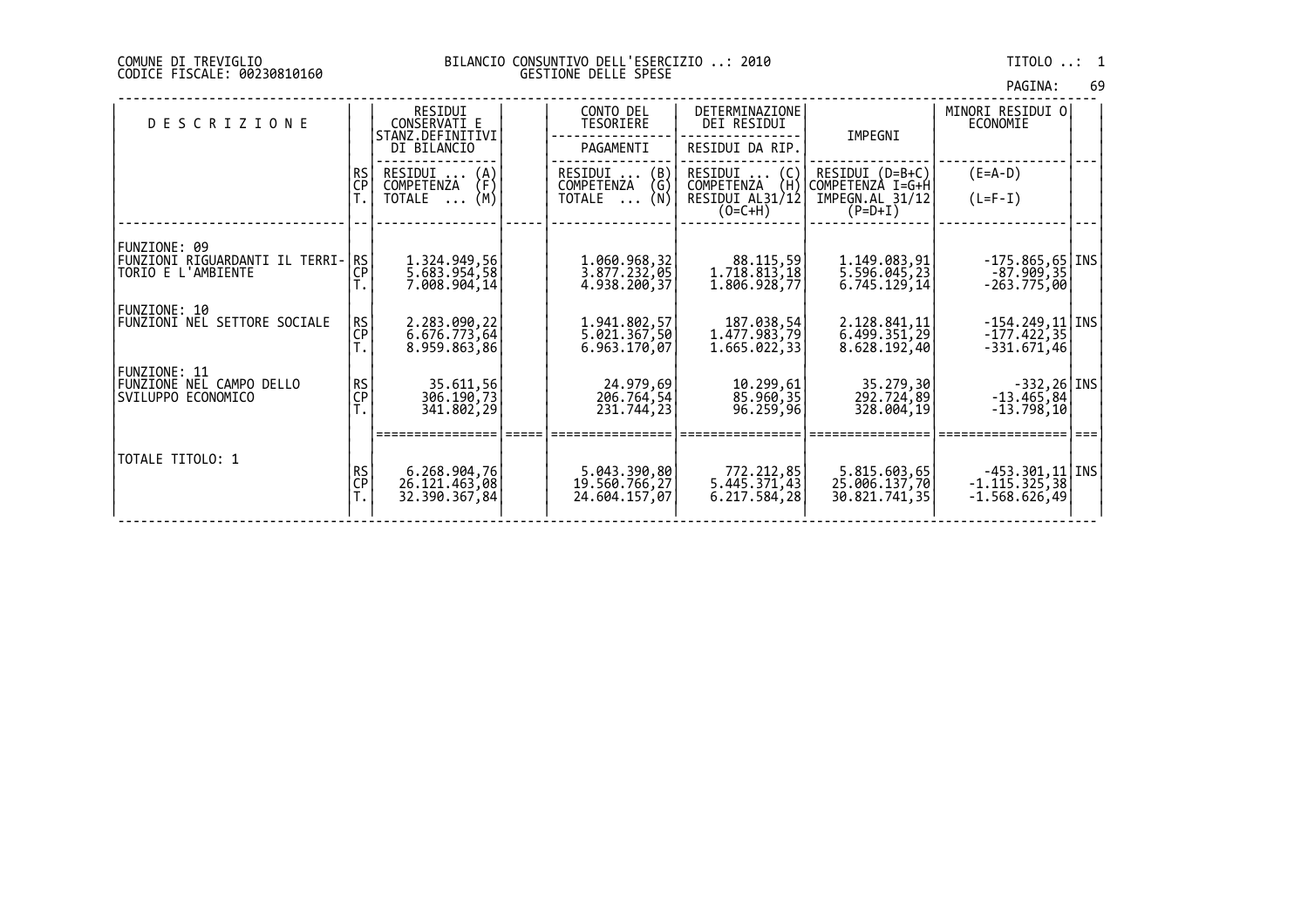COMUNE DI TREVIGLIO
CODICE FISCALE: 00230810160

BILANCIO CONSUNTIVO DELL'ESERCIZIO ..: 2010
GESTIONE DELLE SPESE

TITOLO ..: 1

| DESCRIZIONE | | RESIDUI CONSERVATI E STANZ.DEFINITIVI DI BILANCIO | | CONTO DEL TESORIERE PAGAMENTI | DETERMINAZIONE DEI RESIDUI RESIDUI DA RIP. | IMPEGNI | MINORI RESIDUI O ECONOMIE | |
|---|---|---|---|---|---|---|---|---|
| | RS CP T. | RESIDUI ... (A) COMPETENZA (F) TOTALE ... (M) | | RESIDUI ... (B) COMPETENZA (G) TOTALE ... (N) | RESIDUI ... (C) COMPETENZA (H) RESIDUI AL31/12 (O=C+H) | RESIDUI (D=B+C) COMPETENZA I=G+H IMPEGN.AL 31/12 (P=D+I) | (E=A-D) (L=F-I) | |
| FUNZIONE: 09 FUNZIONI RIGUARDANTI IL TERRITORIO E L'AMBIENTE | RS | 1.324.949,56 | | 1.060.968,32 | 88.115,59 | 1.149.083,91 | -175.865,65 | INS |
| | CP | 5.683.954,58 | | 3.877.232,05 | 1.718.813,18 | 5.596.045,23 | -87.909,35 | |
| | T. | 7.008.904,14 | | 4.938.200,37 | 1.806.928,77 | 6.745.129,14 | -263.775,00 | |
| FUNZIONE: 10 FUNZIONI NEL SETTORE SOCIALE | RS | 2.283.090,22 | | 1.941.802,57 | 187.038,54 | 2.128.841,11 | -154.249,11 | INS |
| | CP | 6.676.773,64 | | 5.021.367,50 | 1.477.983,79 | 6.499.351,29 | -177.422,35 | |
| | T. | 8.959.863,86 | | 6.963.170,07 | 1.665.022,33 | 8.628.192,40 | -331.671,46 | |
| FUNZIONE: 11 FUNZIONE NEL CAMPO DELLO SVILUPPO ECONOMICO | RS | 35.611,56 | | 24.979,69 | 10.299,61 | 35.279,30 | -332,26 | INS |
| | CP | 306.190,73 | | 206.764,54 | 85.960,35 | 292.724,89 | -13.465,84 | |
| | T. | 341.802,29 | | 231.744,23 | 96.259,96 | 328.004,19 | -13.798,10 | |
| TOTALE TITOLO: 1 | RS | 6.268.904,76 | | 5.043.390,80 | 772.212,85 | 5.815.603,65 | -453.301,11 | INS |
| | CP | 26.121.463,08 | | 19.560.766,27 | 5.445.371,43 | 25.006.137,70 | -1.115.325,38 | |
| | T. | 32.390.367,84 | | 24.604.157,07 | 6.217.584,28 | 30.821.741,35 | -1.568.626,49 | |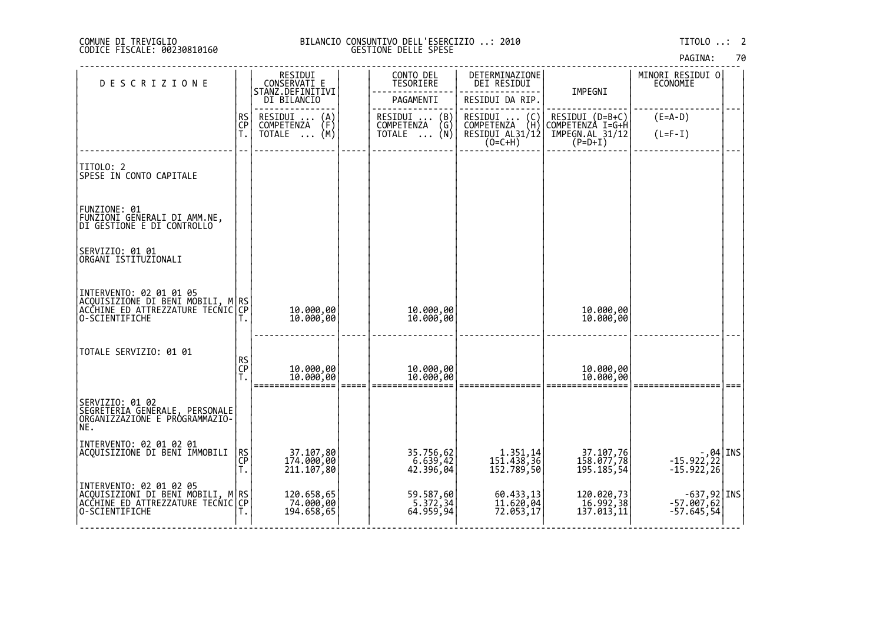COMUNE DI TREVIGLIO
CODICE FISCALE: 00230810160

BILANCIO CONSUNTIVO DELL'ESERCIZIO ..: 2010
GESTIONE DELLE SPESE

TITOLO ..: 2

| DESCRIZIONE | | RESIDUI CONSERVATI E STANZ.DEFINITIVI DI BILANCIO | | CONTO DEL TESORIERE | DETERMINAZIONE DEI RESIDUI | IMPEGNI | MINORI RESIDUI O ECONOMIE | |
|---|---|---|---|---|---|---|---|---|
| | | | | PAGAMENTI | RESIDUI DA RIP. | | | |
| | RS CP T. | RESIDUI ... (A) COMPETENZA (F) TOTALE ... (M) | | RESIDUI ... (B) COMPETENZA (G) TOTALE ... (N) | RESIDUI ... (C) COMPETENZA (H) RESIDUI AL31/12 (O=C+H) | RESIDUI (D=B+C) COMPETENZA I=G+H IMPEGN.AL 31/12 (P=D+I) | (E=A-D) (L=F-I) | |
| TITOLO: 2<br>SPESE IN CONTO CAPITALE | | | | | | | | |
| FUNZIONE: 01<br>FUNZIONI GENERALI DI AMM.NE, DI GESTIONE E DI CONTROLLO | | | | | | | | |
| SERVIZIO: 01 01<br>ORGANI ISTITUZIONALI | | | | | | | | |
| INTERVENTO: 02 01 01 05<br>ACQUISIZIONE DI BENI MOBILI, MACCHINE ED ATTREZZATURE TECNICO-SCIENTIFICHE | RS | | | | | | | |
| | CP | 10.000,00 | | 10.000,00 | | 10.000,00 | | |
| | T. | 10.000,00 | | 10.000,00 | | 10.000,00 | | |
| TOTALE SERVIZIO: 01 01 | RS | | | | | | | |
| | CP | 10.000,00 | | 10.000,00 | | 10.000,00 | | |
| | T. | 10.000,00 | | 10.000,00 | | 10.000,00 | | |
| SERVIZIO: 01 02<br>SEGRETERIA GENERALE, PERSONALE ORGANIZZAZIONE E PROGRAMMAZIONE. | | | | | | | | |
| INTERVENTO: 02 01 02 01<br>ACQUISIZIONE DI BENI IMMOBILI | RS | 37.107,80 | | 35.756,62 | 1.351,14 | 37.107,76 | -,04 | INS |
| | CP | 174.000,00 | | 6.639,42 | 151.438,36 | 158.077,78 | -15.922,22 | |
| | T. | 211.107,80 | | 42.396,04 | 152.789,50 | 195.185,54 | -15.922,26 | |
| INTERVENTO: 02 01 02 05<br>ACQUISIZIONI DI BENI MOBILI, MACCHINE ED ATTREZZATURE TECNICO-SCIENTIFICHE | RS | 120.658,65 | | 59.587,60 | 60.433,13 | 120.020,73 | -637,92 | INS |
| | CP | 74.000,00 | | 5.372,34 | 11.620,04 | 16.992,38 | -57.007,62 | |
| | T. | 194.658,65 | | 64.959,94 | 72.053,17 | 137.013,11 | -57.645,54 | |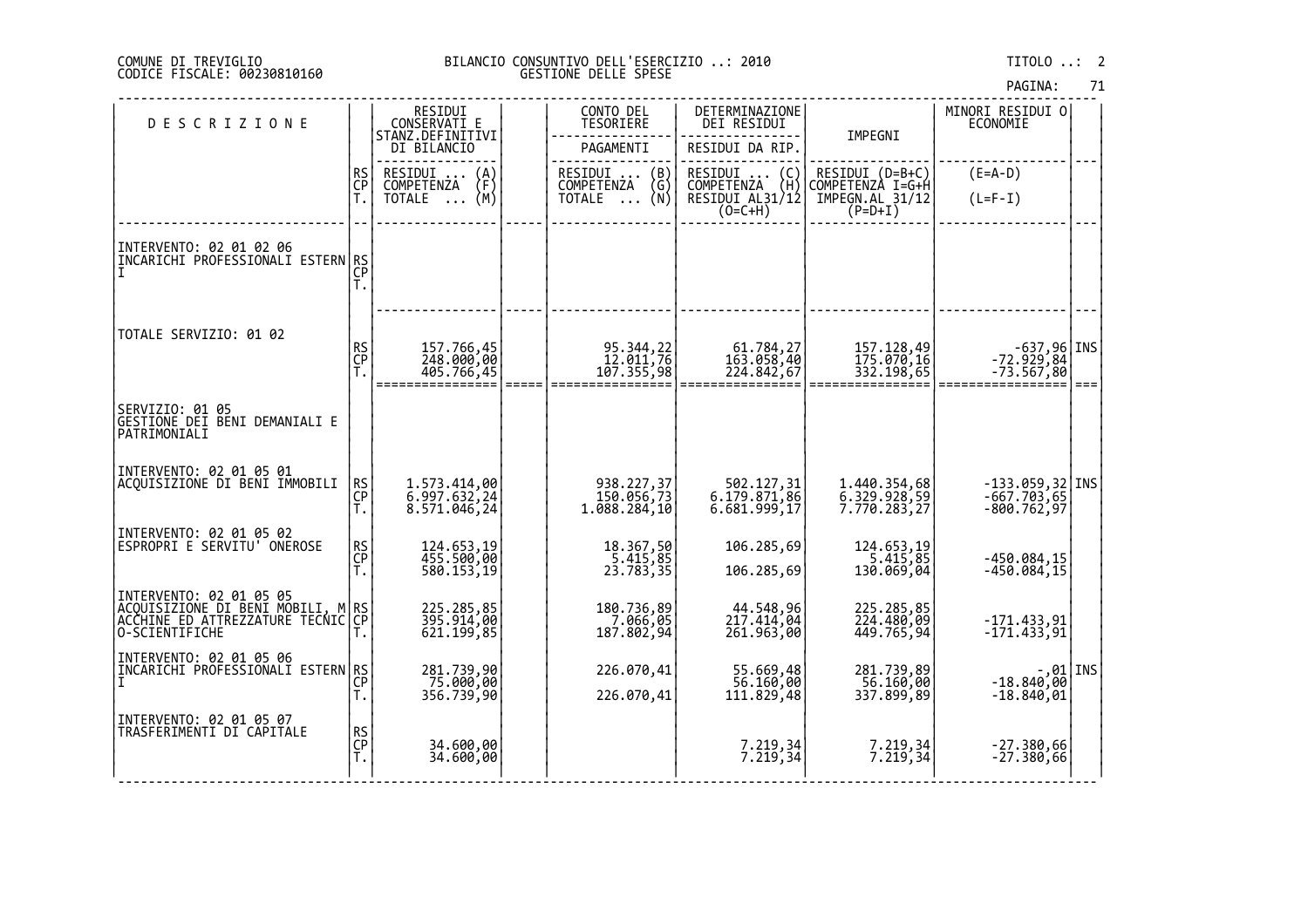COMUNE DI TREVIGLIO
CODICE FISCALE: 00230810160

BILANCIO CONSUNTIVO DELL'ESERCIZIO ..: 2010
GESTIONE DELLE SPESE

TITOLO ..: 2

| DESCRIZIONE | | RESIDUI CONSERVATI E STANZ.DEFINITIVI DI BILANCIO | | CONTO DEL TESORIERE | DETERMINAZIONE DEI RESIDUI | IMPEGNI | MINORI RESIDUI O ECONOMIE | |
|---|---|---|---|---|---|---|---|---|
| | | | | PAGAMENTI | RESIDUI DA RIP. | | | |
| | RS CP T. | RESIDUI ... (A) COMPETENZA (F) TOTALE ... (M) | | RESIDUI ... (B) COMPETENZA (G) TOTALE ... (N) | RESIDUI ... (C) COMPETENZA (H) RESIDUI AL31/12 (O=C+H) | RESIDUI (D=B+C) COMPETENZA I=G+H IMPEGN.AL 31/12 (P=D+I) | (E=A-D) (L=F-I) | |
| INTERVENTO: 02 01 02 06 INCARICHI PROFESSIONALI ESTERNI | RS CP T. | | | | | | | |
| TOTALE SERVIZIO: 01 02 | RS | 157.766,45 | | 95.344,22 | 61.784,27 | 157.128,49 | -637,96 | INS |
| | CP | 248.000,00 | | 12.011,76 | 163.058,40 | 175.070,16 | -72.929,84 | |
| | T. | 405.766,45 | | 107.355,98 | 224.842,67 | 332.198,65 | -73.567,80 | |
| SERVIZIO: 01 05 GESTIONE DEI BENI DEMANIALI E PATRIMONIALI | | | | | | | | |
| INTERVENTO: 02 01 05 01 ACQUISIZIONE DI BENI IMMOBILI | RS | 1.573.414,00 | | 938.227,37 | 502.127,31 | 1.440.354,68 | -133.059,32 | INS |
| | CP | 6.997.632,24 | | 150.056,73 | 6.179.871,86 | 6.329.928,59 | -667.703,65 | |
| | T. | 8.571.046,24 | | 1.088.284,10 | 6.681.999,17 | 7.770.283,27 | -800.762,97 | |
| INTERVENTO: 02 01 05 02 ESPROPRI E SERVITU' ONEROSE | RS | 124.653,19 | | 18.367,50 | 106.285,69 | 124.653,19 | | |
| | CP | 455.500,00 | | 5.415,85 | | 5.415,85 | -450.084,15 | |
| | T. | 580.153,19 | | 23.783,35 | 106.285,69 | 130.069,04 | -450.084,15 | |
| INTERVENTO: 02 01 05 05 ACQUISIZIONE DI BENI MOBILI, MACCHINE ED ATTREZZATURE TECNICO-SCIENTIFICHE | RS | 225.285,85 | | 180.736,89 | 44.548,96 | 225.285,85 | | |
| | CP | 395.914,00 | | 7.066,05 | 217.414,04 | 224.480,09 | -171.433,91 | |
| | T. | 621.199,85 | | 187.802,94 | 261.963,00 | 449.765,94 | -171.433,91 | |
| INTERVENTO: 02 01 05 06 INCARICHI PROFESSIONALI ESTERNI | RS | 281.739,90 | | 226.070,41 | 55.669,48 | 281.739,89 | -,01 | INS |
| | CP | 75.000,00 | | | 56.160,00 | 56.160,00 | -18.840,00 | |
| | T. | 356.739,90 | | 226.070,41 | 111.829,48 | 337.899,89 | -18.840,01 | |
| INTERVENTO: 02 01 05 07 TRASFERIMENTI DI CAPITALE | RS | | | | | | | |
| | CP | 34.600,00 | | | 7.219,34 | 7.219,34 | -27.380,66 | |
| | T. | 34.600,00 | | | 7.219,34 | 7.219,34 | -27.380,66 | |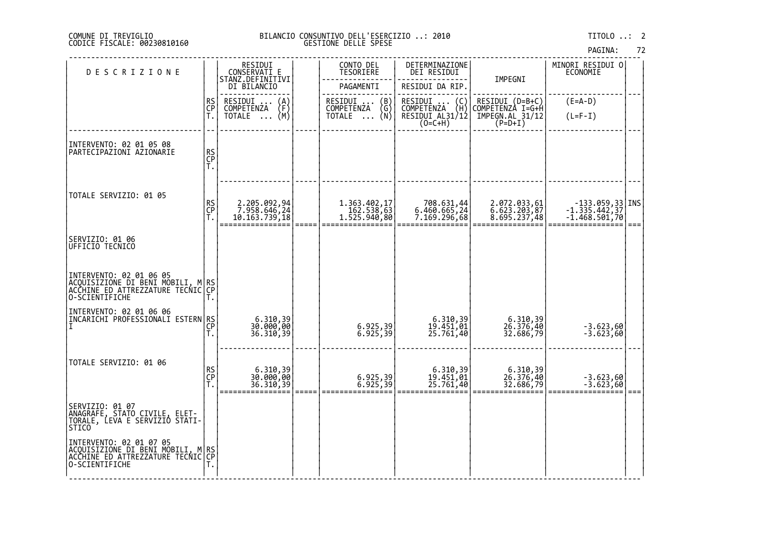COMUNE DI TREVIGLIO
CODICE FISCALE: 00230810160

BILANCIO CONSUNTIVO DELL'ESERCIZIO ..: 2010
GESTIONE DELLE SPESE

TITOLO ..: 2

| DESCRIZIONE | | RESIDUI CONSERVATI E STANZ.DEFINITIVI DI BILANCIO | | CONTO DEL TESORIERE | DETERMINAZIONE DEI RESIDUI | IMPEGNI | MINORI RESIDUI O ECONOMIE | |
|---|---|---|---|---|---|---|---|---|
| | | | | PAGAMENTI | RESIDUI DA RIP. | | | |
| | RS CP T. | RESIDUI ... (A) COMPETENZA (F) TOTALE ... (M) | | RESIDUI ... (B) COMPETENZA (G) TOTALE ... (N) | RESIDUI ... (C) COMPETENZA (H) RESIDUI AL31/12 (O=C+H) | RESIDUI (D=B+C) COMPETENZA I=G+H IMPEGN.AL 31/12 (P=D+I) | (E=A-D) (L=F-I) | |
| INTERVENTO: 02 01 05 08 PARTECIPAZIONI AZIONARIE | RS CP T. | | | | | | | |
| TOTALE SERVIZIO: 01 05 | RS | 2.205.092,94 | | 1.363.402,17 | 708.631,44 | 2.072.033,61 | -133.059,33 | INS |
| | CP | 7.958.646,24 | | 162.538,63 | 6.460.665,24 | 6.623.203,87 | -1.335.442,37 | |
| | T. | 10.163.739,18 | | 1.525.940,80 | 7.169.296,68 | 8.695.237,48 | -1.468.501,70 | |
| SERVIZIO: 01 06 UFFICIO TECNICO | | | | | | | | |
| INTERVENTO: 02 01 06 05 ACQUISIZIONE DI BENI MOBILI, MACCHINE ED ATTREZZATURE TECNICO-SCIENTIFICHE | RS CP T. | | | | | | | |
| INTERVENTO: 02 01 06 06 INCARICHI PROFESSIONALI ESTERNI | RS | 6.310,39 | | | 6.310,39 | 6.310,39 | | |
| | CP | 30.000,00 | | 6.925,39 | 19.451,01 | 26.376,40 | -3.623,60 | |
| | T. | 36.310,39 | | 6.925,39 | 25.761,40 | 32.686,79 | -3.623,60 | |
| TOTALE SERVIZIO: 01 06 | RS | 6.310,39 | | | 6.310,39 | 6.310,39 | | |
| | CP | 30.000,00 | | 6.925,39 | 19.451,01 | 26.376,40 | -3.623,60 | |
| | T. | 36.310,39 | | 6.925,39 | 25.761,40 | 32.686,79 | -3.623,60 | |
| SERVIZIO: 01 07 ANAGRAFE, STATO CIVILE, ELETTORALE, LEVA E SERVIZIO STATISTICO | | | | | | | | |
| INTERVENTO: 02 01 07 05 ACQUISIZIONE DI BENI MOBILI, MACCHINE ED ATTREZZATURE TECNICO-SCIENTIFICHE | RS CP T. | | | | | | | |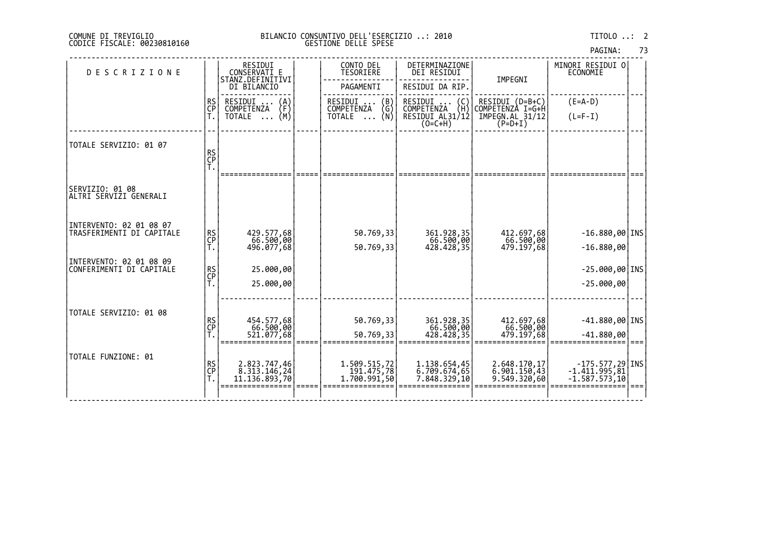COMUNE DI TREVIGLIO
CODICE FISCALE: 00230810160

BILANCIO CONSUNTIVO DELL'ESERCIZIO ..: 2010
GESTIONE DELLE SPESE

TITOLO ..: 2

| DESCRIZIONE | | RESIDUI CONSERVATI E STANZ.DEFINITIVI DI BILANCIO | | CONTO DEL TESORIERE | DETERMINAZIONE DEI RESIDUI | IMPEGNI | MINORI RESIDUI O ECONOMIE | |
|---|---|---|---|---|---|---|---|---|
| | | | | PAGAMENTI | RESIDUI DA RIP. | | | |
| | RS<br>CP<br>T. | RESIDUI ... (A)<br>COMPETENZA (F)<br>TOTALE ... (M) | | RESIDUI ... (B)<br>COMPETENZA (G)<br>TOTALE ... (N) | RESIDUI ... (C)<br>COMPETENZA (H)<br>RESIDUI AL31/12 (O=C+H) | RESIDUI (D=B+C)<br>COMPETENZA I=G+H<br>IMPEGN.AL 31/12 (P=D+I) | (E=A-D)<br>(L=F-I) | |
| TOTALE SERVIZIO: 01 07 | RS<br>CP<br>T. | | | | | | | |
| SERVIZIO: 01 08<br>ALTRI SERVIZI GENERALI | | | | | | | | |
| INTERVENTO: 02 01 08 07<br>TRASFERIMENTI DI CAPITALE | RS<br>CP<br>T. | 429.577,68<br>66.500,00<br>496.077,68 | | 50.769,33<br><br>50.769,33 | 361.928,35<br>66.500,00<br>428.428,35 | 412.697,68<br>66.500,00<br>479.197,68 | -16.880,00<br><br>-16.880,00 | INS |
| INTERVENTO: 02 01 08 09<br>CONFERIMENTI DI CAPITALE | RS<br>CP<br>T. | 25.000,00<br><br>25.000,00 | | | | | -25.000,00<br><br>-25.000,00 | INS |
| TOTALE SERVIZIO: 01 08 | RS<br>CP<br>T. | 454.577,68<br>66.500,00<br>521.077,68 | | 50.769,33<br><br>50.769,33 | 361.928,35<br>66.500,00<br>428.428,35 | 412.697,68<br>66.500,00<br>479.197,68 | -41.880,00<br><br>-41.880,00 | INS |
| TOTALE FUNZIONE: 01 | RS<br>CP<br>T. | 2.823.747,46<br>8.313.146,24<br>11.136.893,70 | | 1.509.515,72<br>191.475,78<br>1.700.991,50 | 1.138.654,45<br>6.709.674,65<br>7.848.329,10 | 2.648.170,17<br>6.901.150,43<br>9.549.320,60 | -175.577,29<br>-1.411.995,81<br>-1.587.573,10 | INS |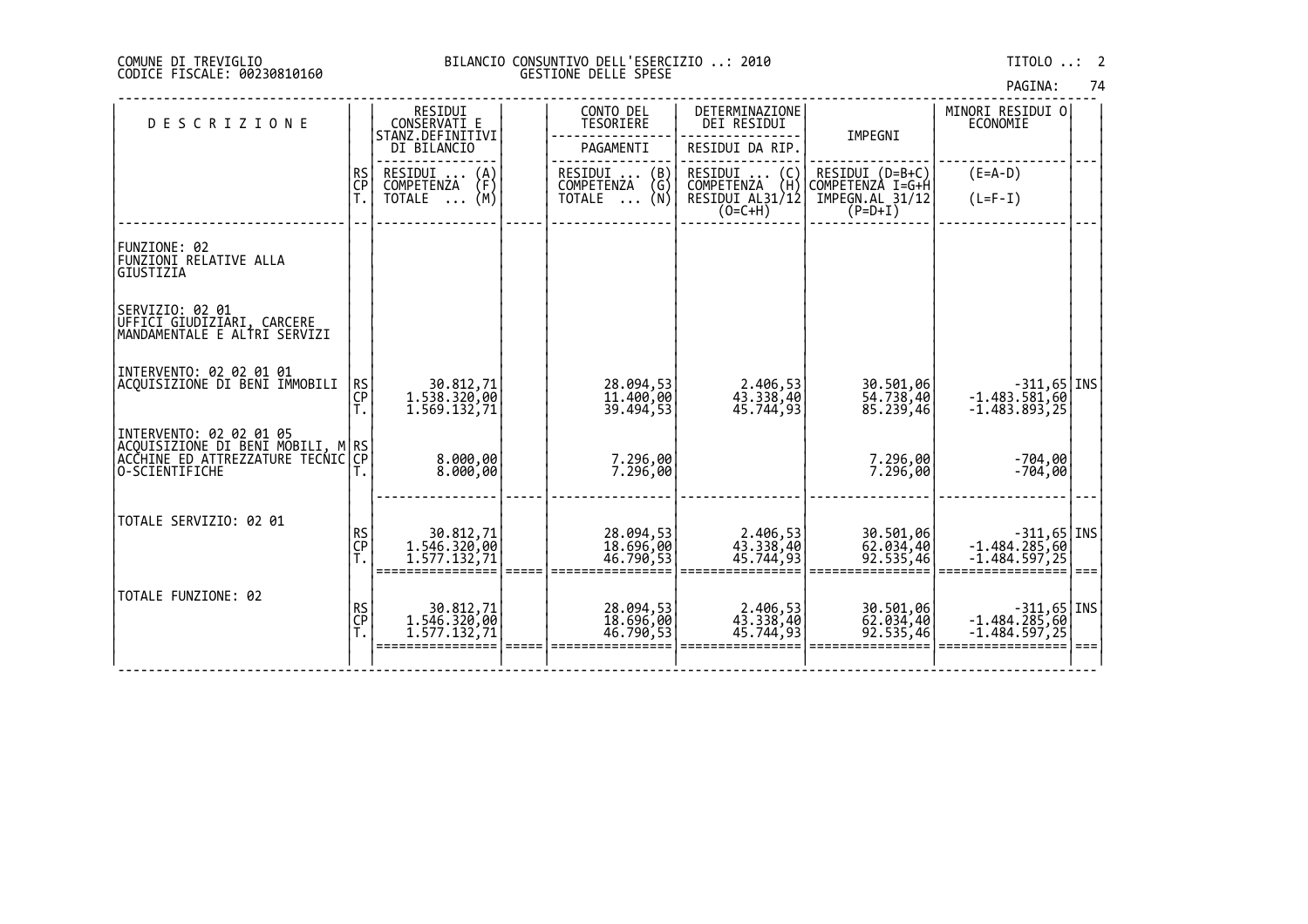COMUNE DI TREVIGLIO
CODICE FISCALE: 00230810160

BILANCIO CONSUNTIVO DELL'ESERCIZIO ..: 2010
GESTIONE DELLE SPESE

TITOLO ..: 2

| DESCRIZIONE | | RESIDUI CONSERVATI E STANZ.DEFINITIVI DI BILANCIO | | CONTO DEL TESORIERE PAGAMENTI | DETERMINAZIONE DEI RESIDUI RESIDUI DA RIP. | IMPEGNI | MINORI RESIDUI O ECONOMIE | |
|---|---|---|---|---|---|---|---|---|
| | RS CP T. | RESIDUI ... (A) COMPETENZA (F) TOTALE ... (M) | | RESIDUI ... (B) COMPETENZA (G) TOTALE ... (N) | RESIDUI ... (C) COMPETENZA (H) RESIDUI AL31/12 (O=C+H) | RESIDUI (D=B+C) COMPETENZA I=G+H IMPEGN.AL 31/12 (P=D+I) | (E=A-D) (L=F-I) | |
| FUNZIONE: 02 FUNZIONI RELATIVE ALLA GIUSTIZIA | | | | | | | | |
| SERVIZIO: 02 01 UFFICI GIUDIZIARI, CARCERE MANDAMENTALE E ALTRI SERVIZI | | | | | | | | |
| INTERVENTO: 02 02 01 01 ACQUISIZIONE DI BENI IMMOBILI | RS | 30.812,71 | | 28.094,53 | 2.406,53 | 30.501,06 | -311,65 | INS |
| | CP | 1.538.320,00 | | 11.400,00 | 43.338,40 | 54.738,40 | -1.483.581,60 | |
| | T. | 1.569.132,71 | | 39.494,53 | 45.744,93 | 85.239,46 | -1.483.893,25 | |
| INTERVENTO: 02 02 01 05 ACQUISIZIONE DI BENI MOBILI, MACCHINE ED ATTREZZATURE TECNICO-SCIENTIFICHE | RS | | | | | | | |
| | CP | 8.000,00 | | 7.296,00 | | 7.296,00 | -704,00 | |
| | T. | 8.000,00 | | 7.296,00 | | 7.296,00 | -704,00 | |
| TOTALE SERVIZIO: 02 01 | RS | 30.812,71 | | 28.094,53 | 2.406,53 | 30.501,06 | -311,65 | INS |
| | CP | 1.546.320,00 | | 18.696,00 | 43.338,40 | 62.034,40 | -1.484.285,60 | |
| | T. | 1.577.132,71 | | 46.790,53 | 45.744,93 | 92.535,46 | -1.484.597,25 | |
| TOTALE FUNZIONE: 02 | RS | 30.812,71 | | 28.094,53 | 2.406,53 | 30.501,06 | -311,65 | INS |
| | CP | 1.546.320,00 | | 18.696,00 | 43.338,40 | 62.034,40 | -1.484.285,60 | |
| | T. | 1.577.132,71 | | 46.790,53 | 45.744,93 | 92.535,46 | -1.484.597,25 | |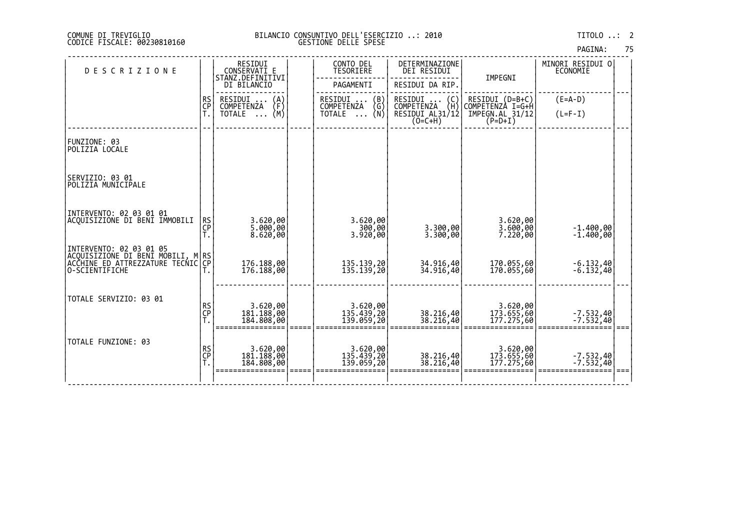COMUNE DI TREVIGLIO
CODICE FISCALE: 00230810160

BILANCIO CONSUNTIVO DELL'ESERCIZIO ..: 2010
GESTIONE DELLE SPESE

TITOLO ..: 2

| DESCRIZIONE | | RESIDUI CONSERVATI E STANZ.DEFINITIVI DI BILANCIO | CONTO DEL TESORIERE PAGAMENTI | DETERMINAZIONE DEI RESIDUI RESIDUI DA RIP. | IMPEGNI | MINORI RESIDUI O ECONOMIE |
|---|---|---|---|---|---|---|
| | RS / CP / T. | RESIDUI ... (A) / COMPETENZA (F) / TOTALE ... (M) | RESIDUI ... (B) / COMPETENZA (G) / TOTALE ... (N) | RESIDUI ... (C) / COMPETENZA (H) / RESIDUI AL31/12 (O=C+H) | RESIDUI (D=B+C) / COMPETENZA I=G+H / IMPEGN.AL 31/12 (P=D+I) | (E=A-D) / (L=F-I) |
| FUNZIONE: 03 POLIZIA LOCALE | | | | | | |
| SERVIZIO: 03 01 POLIZIA MUNICIPALE | | | | | | |
| INTERVENTO: 02 03 01 01 ACQUISIZIONE DI BENI IMMOBILI | RS | 3.620,00 | 3.620,00 | | 3.620,00 | |
| | CP | 5.000,00 | 300,00 | 3.300,00 | 3.600,00 | -1.400,00 |
| | T. | 8.620,00 | 3.920,00 | 3.300,00 | 7.220,00 | -1.400,00 |
| INTERVENTO: 02 03 01 05 ACQUISIZIONE DI BENI MOBILI, MACCHINE ED ATTREZZATURE TECNICO-SCIENTIFICHE | RS | | | | | |
| | CP | 176.188,00 | 135.139,20 | 34.916,40 | 170.055,60 | -6.132,40 |
| | T. | 176.188,00 | 135.139,20 | 34.916,40 | 170.055,60 | -6.132,40 |
| TOTALE SERVIZIO: 03 01 | RS | 3.620,00 | 3.620,00 | | 3.620,00 | |
| | CP | 181.188,00 | 135.439,20 | 38.216,40 | 173.655,60 | -7.532,40 |
| | T. | 184.808,00 | 139.059,20 | 38.216,40 | 177.275,60 | -7.532,40 |
| TOTALE FUNZIONE: 03 | RS | 3.620,00 | 3.620,00 | | 3.620,00 | |
| | CP | 181.188,00 | 135.439,20 | 38.216,40 | 173.655,60 | -7.532,40 |
| | T. | 184.808,00 | 139.059,20 | 38.216,40 | 177.275,60 | -7.532,40 |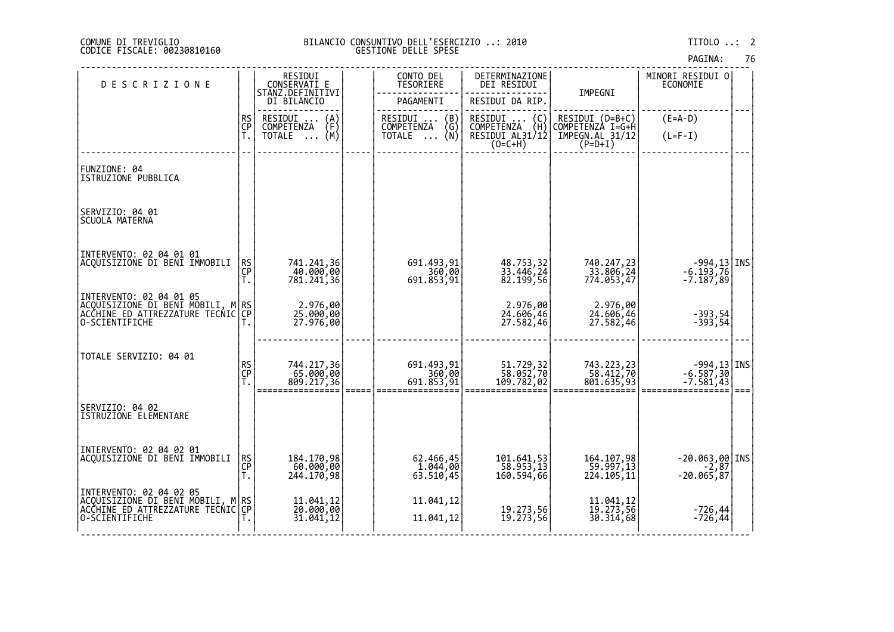COMUNE DI TREVIGLIO
CODICE FISCALE: 00230810160

BILANCIO CONSUNTIVO DELL'ESERCIZIO ..: 2010
GESTIONE DELLE SPESE

TITOLO ..: 2

| DESCRIZIONE | | RESIDUI CONSERVATI E STANZ.DEFINITIVI DI BILANCIO | | CONTO DEL TESORIERE | DETERMINAZIONE DEI RESIDUI | IMPEGNI | MINORI RESIDUI O ECONOMIE | |
|---|---|---|---|---|---|---|---|---|
| | | | | PAGAMENTI | RESIDUI DA RIP. | | | |
| | RS CP T. | RESIDUI ... (A) COMPETENZA (F) TOTALE ... (M) | | RESIDUI ... (B) COMPETENZA (G) TOTALE ... (N) | RESIDUI ... (C) COMPETENZA (H) RESIDUI AL31/12 (O=C+H) | RESIDUI (D=B+C) COMPETENZA I=G+H IMPEGN.AL 31/12 (P=D+I) | (E=A-D) (L=F-I) | |
| FUNZIONE: 04 ISTRUZIONE PUBBLICA | | | | | | | | |
| SERVIZIO: 04 01 SCUOLA MATERNA | | | | | | | | |
| INTERVENTO: 02 04 01 01 ACQUISIZIONE DI BENI IMMOBILI | RS | 741.241,36 | | 691.493,91 | 48.753,32 | 740.247,23 | -994,13 | INS |
| | CP | 40.000,00 | | 360,00 | 33.446,24 | 33.806,24 | -6.193,76 | |
| | T. | 781.241,36 | | 691.853,91 | 82.199,56 | 774.053,47 | -7.187,89 | |
| INTERVENTO: 02 04 01 05 ACQUISIZIONE DI BENI MOBILI, MACCHINE ED ATTREZZATURE TECNICO-SCIENTIFICHE | RS | 2.976,00 | | | 2.976,00 | 2.976,00 | | |
| | CP | 25.000,00 | | | 24.606,46 | 24.606,46 | -393,54 | |
| | T. | 27.976,00 | | | 27.582,46 | 27.582,46 | -393,54 | |
| TOTALE SERVIZIO: 04 01 | RS | 744.217,36 | | 691.493,91 | 51.729,32 | 743.223,23 | -994,13 | INS |
| | CP | 65.000,00 | | 360,00 | 58.052,70 | 58.412,70 | -6.587,30 | |
| | T. | 809.217,36 | | 691.853,91 | 109.782,02 | 801.635,93 | -7.581,43 | |
| SERVIZIO: 04 02 ISTRUZIONE ELEMENTARE | | | | | | | | |
| INTERVENTO: 02 04 02 01 ACQUISIZIONE DI BENI IMMOBILI | RS | 184.170,98 | | 62.466,45 | 101.641,53 | 164.107,98 | -20.063,00 | INS |
| | CP | 60.000,00 | | 1.044,00 | 58.953,13 | 59.997,13 | -2,87 | |
| | T. | 244.170,98 | | 63.510,45 | 160.594,66 | 224.105,11 | -20.065,87 | |
| INTERVENTO: 02 04 02 05 ACQUISIZIONE DI BENI MOBILI, MACCHINE ED ATTREZZATURE TECNICO-SCIENTIFICHE | RS | 11.041,12 | | 11.041,12 | | 11.041,12 | | |
| | CP | 20.000,00 | | | 19.273,56 | 19.273,56 | -726,44 | |
| | T. | 31.041,12 | | 11.041,12 | 19.273,56 | 30.314,68 | -726,44 | |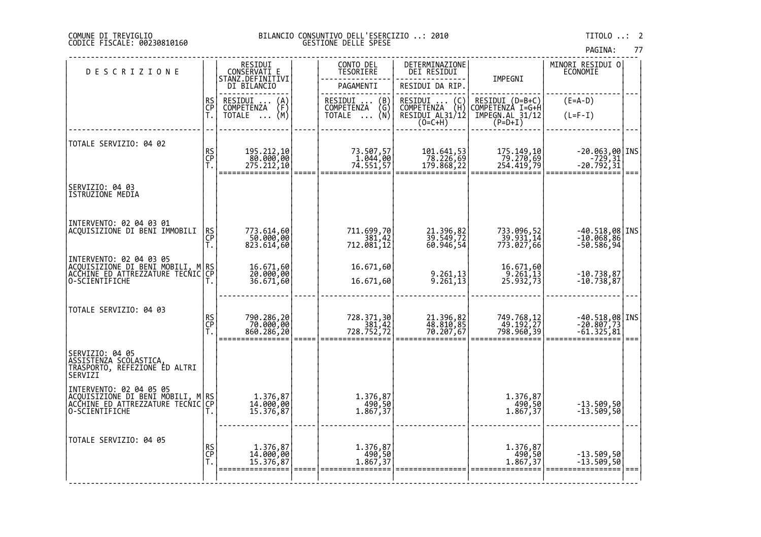COMUNE DI TREVIGLIO
CODICE FISCALE: 00230810160

BILANCIO CONSUNTIVO DELL'ESERCIZIO ..: 2010
GESTIONE DELLE SPESE

TITOLO ..: 2

| DESCRIZIONE | | RESIDUI CONSERVATI E STANZ.DEFINITIVI DI BILANCIO | | CONTO DEL TESORIERE PAGAMENTI | DETERMINAZIONE DEI RESIDUI RESIDUI DA RIP. | IMPEGNI | MINORI RESIDUI O ECONOMIE | |
|---|---|---|---|---|---|---|---|---|
| | RS<br>CP<br>T. | RESIDUI ... (A)<br>COMPETENZA (F)<br>TOTALE ... (M) | | RESIDUI ... (B)<br>COMPETENZA (G)<br>TOTALE ... (N) | RESIDUI ... (C)<br>COMPETENZA (H)<br>RESIDUI AL31/12 (O=C+H) | RESIDUI (D=B+C)<br>COMPETENZA I=G+H<br>IMPEGN.AL 31/12 (P=D+I) | (E=A-D)<br>(L=F-I) | |
| TOTALE SERVIZIO: 04 02 | RS<br>CP<br>T. | 195.212,10<br>80.000,00<br>275.212,10 | | 73.507,57<br>1.044,00<br>74.551,57 | 101.641,53<br>78.226,69<br>179.868,22 | 175.149,10<br>79.270,69<br>254.419,79 | -20.063,00<br>-729,31<br>-20.792,31 | INS |
| SERVIZIO: 04 03<br>ISTRUZIONE MEDIA | | | | | | | | |
| INTERVENTO: 02 04 03 01<br>ACQUISIZIONE DI BENI IMMOBILI | RS<br>CP<br>T. | 773.614,60<br>50.000,00<br>823.614,60 | | 711.699,70<br>381,42<br>712.081,12 | 21.396,82<br>39.549,72<br>60.946,54 | 733.096,52<br>39.931,14<br>773.027,66 | -40.518,08<br>-10.068,86<br>-50.586,94 | INS |
| INTERVENTO: 02 04 03 05<br>ACQUISIZIONE DI BENI MOBILI, MACCHINE ED ATTREZZATURE TECNICO-SCIENTIFICHE | RS<br>CP<br>T. | 16.671,60<br>20.000,00<br>36.671,60 | | 16.671,60<br><br>16.671,60 | <br>9.261,13<br>9.261,13 | 16.671,60<br>9.261,13<br>25.932,73 | <br>-10.738,87<br>-10.738,87 | |
| TOTALE SERVIZIO: 04 03 | RS<br>CP<br>T. | 790.286,20<br>70.000,00<br>860.286,20 | | 728.371,30<br>381,42<br>728.752,72 | 21.396,82<br>48.810,85<br>70.207,67 | 749.768,12<br>49.192,27<br>798.960,39 | -40.518,08<br>-20.807,73<br>-61.325,81 | INS |
| SERVIZIO: 04 05<br>ASSISTENZA SCOLASTICA, TRASPORTO, REFEZIONE ED ALTRI SERVIZI | | | | | | | | |
| INTERVENTO: 02 04 05 05<br>ACQUISIZIONE DI BENI MOBILI, MACCHINE ED ATTREZZATURE TECNICO-SCIENTIFICHE | RS<br>CP<br>T. | 1.376,87<br>14.000,00<br>15.376,87 | | 1.376,87<br>490,50<br>1.867,37 | | 1.376,87<br>490,50<br>1.867,37 | <br>-13.509,50<br>-13.509,50 | |
| TOTALE SERVIZIO: 04 05 | RS<br>CP<br>T. | 1.376,87<br>14.000,00<br>15.376,87 | | 1.376,87<br>490,50<br>1.867,37 | | 1.376,87<br>490,50<br>1.867,37 | <br>-13.509,50<br>-13.509,50 | |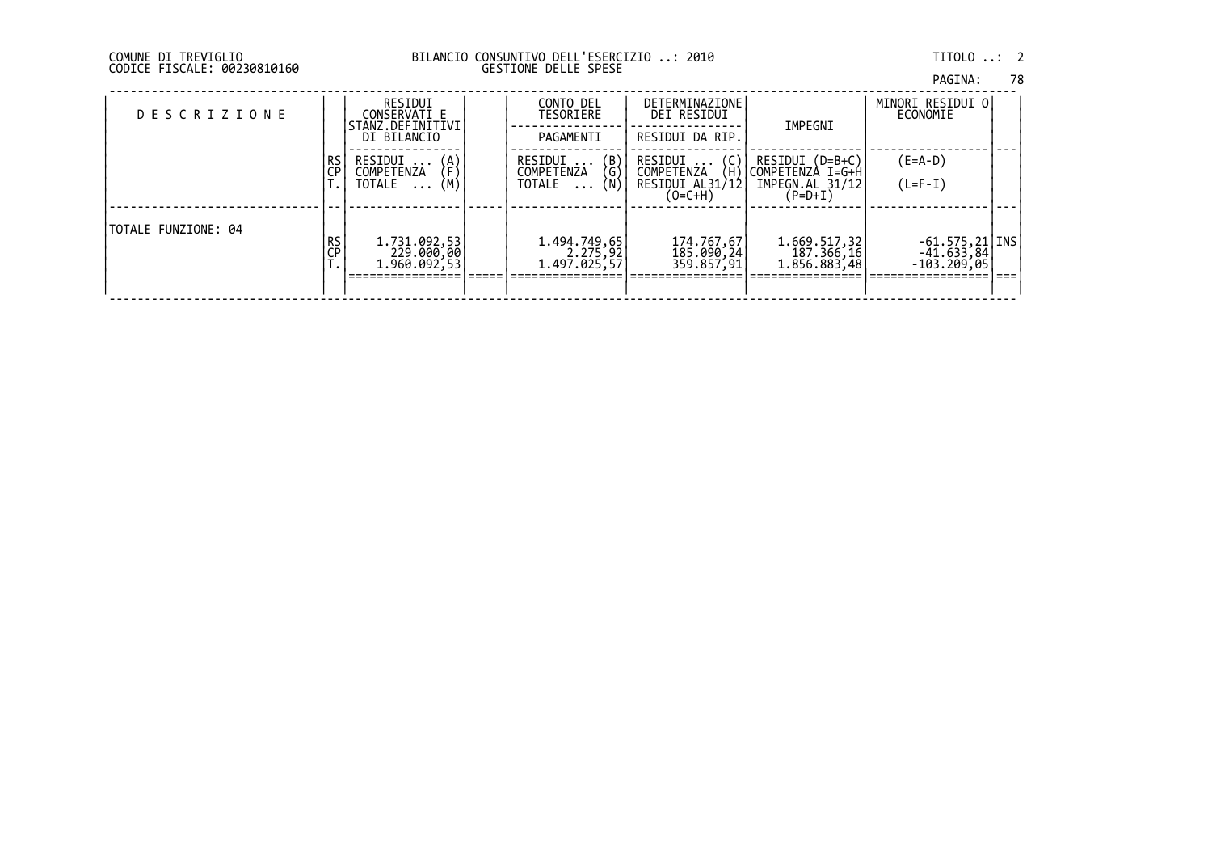COMUNE DI TREVIGLIO
CODICE FISCALE: 00230810160

BILANCIO CONSUNTIVO DELL'ESERCIZIO ..: 2010
GESTIONE DELLE SPESE

TITOLO ..: 2

| D E S C R I Z I O N E | | RESIDUI CONSERVATI E STANZ.DEFINITIVI DI BILANCIO | | CONTO DEL TESORIERE / PAGAMENTI | DETERMINAZIONE DEI RESIDUI / RESIDUI DA RIP. | IMPEGNI | MINORI RESIDUI O ECONOMIE | |
|---|---|---|---|---|---|---|---|---|
| | RS<br>CP<br>T. | RESIDUI ... (A)<br>COMPETENZA (F)<br>TOTALE ... (M) | | RESIDUI ... (B)<br>COMPETENZA (G)<br>TOTALE ... (N) | RESIDUI ... (C)<br>COMPETENZA (H)<br>RESIDUI AL31/12 (O=C+H) | RESIDUI (D=B+C)<br>COMPETENZA I=G+H<br>IMPEGN.AL 31/12 (P=D+I) | (E=A-D)<br>(L=F-I) | |
| TOTALE FUNZIONE: 04 | RS<br>CP<br>T. | 1.731.092,53<br>229.000,00<br>1.960.092,53 | | 1.494.749,65<br>2.275,92<br>1.497.025,57 | 174.767,67<br>185.090,24<br>359.857,91 | 1.669.517,32<br>187.366,16<br>1.856.883,48 | -61.575,21<br>-41.633,84<br>-103.209,05 | INS |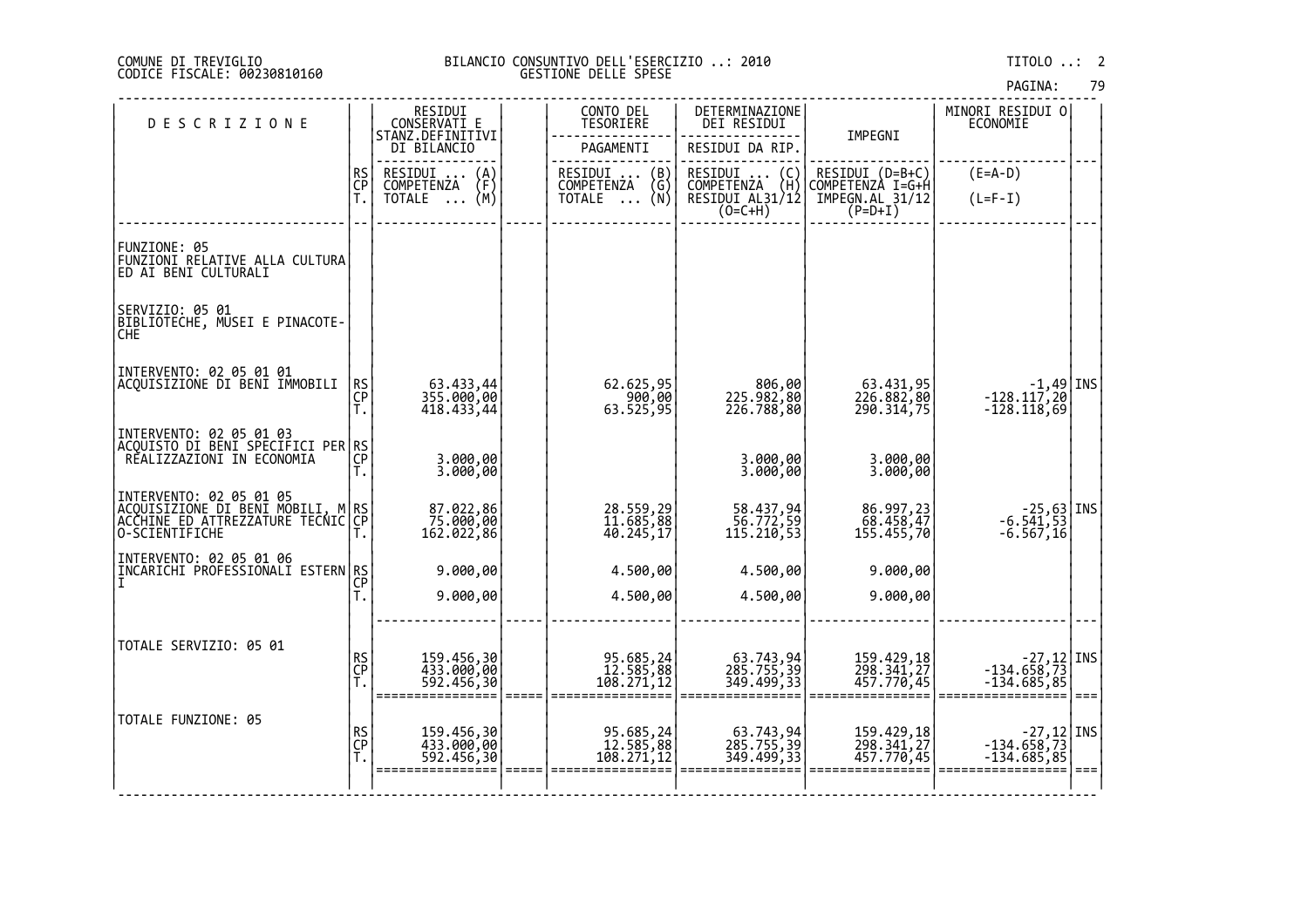COMUNE DI TREVIGLIO
CODICE FISCALE: 00230810160

BILANCIO CONSUNTIVO DELL'ESERCIZIO ..: 2010
GESTIONE DELLE SPESE

TITOLO ..: 2

| DESCRIZIONE | | RESIDUI CONSERVATI E STANZ.DEFINITIVI DI BILANCIO | CONTO DEL TESORIERE | DETERMINAZIONE DEI RESIDUI | IMPEGNI | MINORI RESIDUI O ECONOMIE | |
|---|---|---|---|---|---|---|---|
| | | | PAGAMENTI | RESIDUI DA RIP. | | | |
| | RS / CP / T. | RESIDUI ... (A) / COMPETENZA (F) / TOTALE ... (M) | RESIDUI ... (B) / COMPETENZA (G) / TOTALE ... (N) | RESIDUI ... (C) / COMPETENZA (H) / RESIDUI AL31/12 (O=C+H) | RESIDUI (D=B+C) / COMPETENZA I=G+H / IMPEGN.AL 31/12 (P=D+I) | (E=A-D) / (L=F-I) | |
| FUNZIONE: 05 FUNZIONI RELATIVE ALLA CULTURA ED AI BENI CULTURALI | | | | | | | |
| SERVIZIO: 05 01 BIBLIOTECHE, MUSEI E PINACOTECHE | | | | | | | |
| INTERVENTO: 02 05 01 01 ACQUISIZIONE DI BENI IMMOBILI | RS | 63.433,44 | 62.625,95 | 806,00 | 63.431,95 | -1,49 | INS |
| | CP | 355.000,00 | 900,00 | 225.982,80 | 226.882,80 | -128.117,20 | |
| | T. | 418.433,44 | 63.525,95 | 226.788,80 | 290.314,75 | -128.118,69 | |
| INTERVENTO: 02 05 01 03 ACQUISTO DI BENI SPECIFICI PER REALIZZAZIONI IN ECONOMIA | RS | | | | | | |
| | CP | 3.000,00 | | 3.000,00 | 3.000,00 | | |
| | T. | 3.000,00 | | 3.000,00 | 3.000,00 | | |
| INTERVENTO: 02 05 01 05 ACQUISIZIONE DI BENI MOBILI, MACCHINE ED ATTREZZATURE TECNICO-SCIENTIFICHE | RS | 87.022,86 | 28.559,29 | 58.437,94 | 86.997,23 | -25,63 | INS |
| | CP | 75.000,00 | 11.685,88 | 56.772,59 | 68.458,47 | -6.541,53 | |
| | T. | 162.022,86 | 40.245,17 | 115.210,53 | 155.455,70 | -6.567,16 | |
| INTERVENTO: 02 05 01 06 INCARICHI PROFESSIONALI ESTERNI | RS | 9.000,00 | 4.500,00 | 4.500,00 | 9.000,00 | | |
| | CP | | | | | | |
| | T. | 9.000,00 | 4.500,00 | 4.500,00 | 9.000,00 | | |
| TOTALE SERVIZIO: 05 01 | RS | 159.456,30 | 95.685,24 | 63.743,94 | 159.429,18 | -27,12 | INS |
| | CP | 433.000,00 | 12.585,88 | 285.755,39 | 298.341,27 | -134.658,73 | |
| | T. | 592.456,30 | 108.271,12 | 349.499,33 | 457.770,45 | -134.685,85 | |
| TOTALE FUNZIONE: 05 | RS | 159.456,30 | 95.685,24 | 63.743,94 | 159.429,18 | -27,12 | INS |
| | CP | 433.000,00 | 12.585,88 | 285.755,39 | 298.341,27 | -134.658,73 | |
| | T. | 592.456,30 | 108.271,12 | 349.499,33 | 457.770,45 | -134.685,85 | |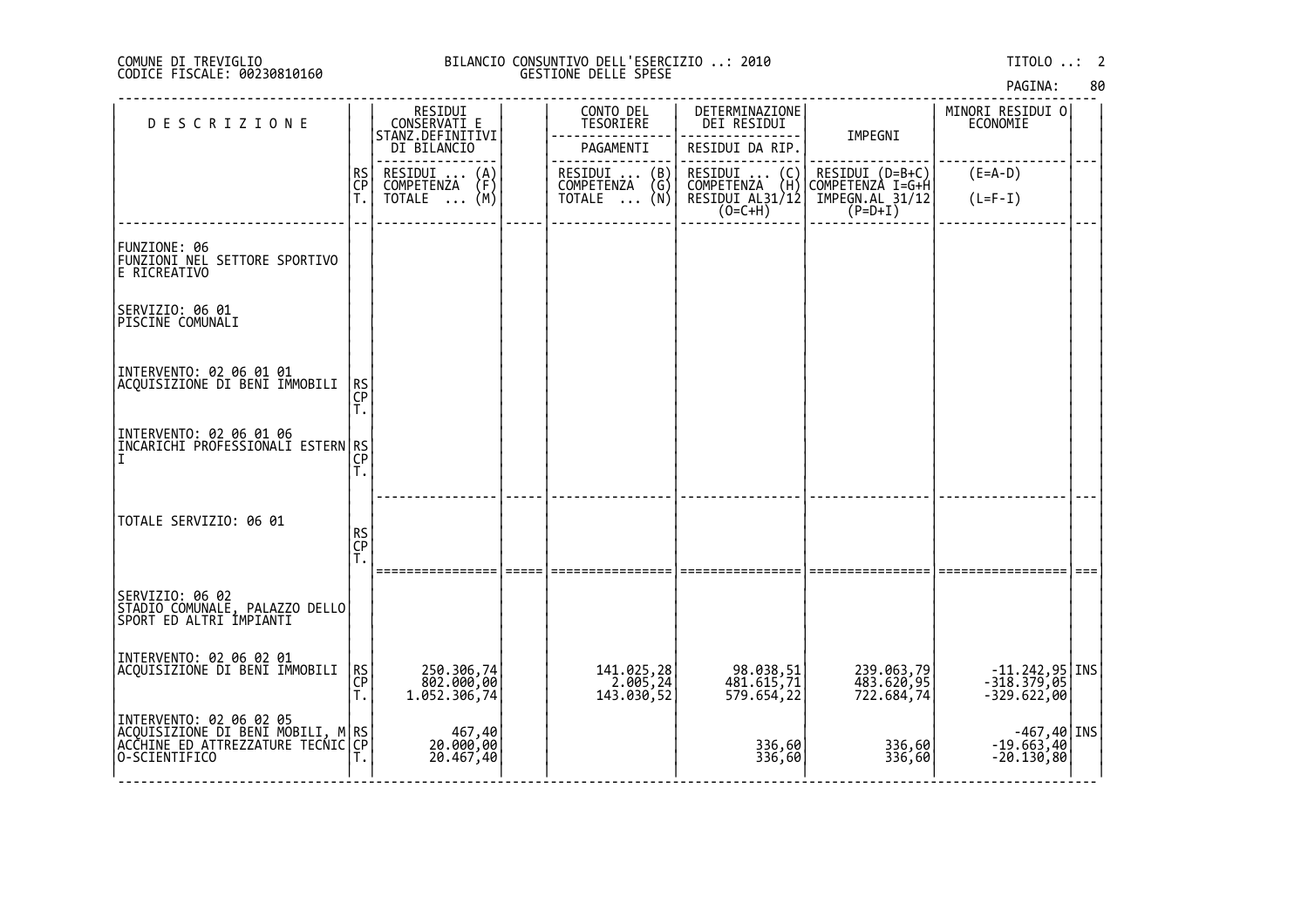COMUNE DI TREVIGLIO
CODICE FISCALE: 00230810160

BILANCIO CONSUNTIVO DELL'ESERCIZIO ..: 2010
GESTIONE DELLE SPESE

TITOLO ..: 2

| DESCRIZIONE | | RESIDUI CONSERVATI E STANZ.DEFINITIVI DI BILANCIO | | CONTO DEL TESORIERE | DETERMINAZIONE DEI RESIDUI | IMPEGNI | MINORI RESIDUI O ECONOMIE | |
|---|---|---|---|---|---|---|---|---|
| | | | | PAGAMENTI | RESIDUI DA RIP. | | | |
| | RS CP T. | RESIDUI ... (A) COMPETENZA (F) TOTALE ... (M) | | RESIDUI ... (B) COMPETENZA (G) TOTALE ... (N) | RESIDUI ... (C) COMPETENZA (H) RESIDUI AL31/12 (O=C+H) | RESIDUI (D=B+C) COMPETENZA I=G+H IMPEGN.AL 31/12 (P=D+I) | (E=A-D) (L=F-I) | |
| FUNZIONE: 06 FUNZIONI NEL SETTORE SPORTIVO E RICREATIVO | | | | | | | | |
| SERVIZIO: 06 01 PISCINE COMUNALI | | | | | | | | |
| INTERVENTO: 02 06 01 01 ACQUISIZIONE DI BENI IMMOBILI | RS CP T. | | | | | | | |
| INTERVENTO: 02 06 01 06 INCARICHI PROFESSIONALI ESTERNI | RS CP T. | | | | | | | |
| TOTALE SERVIZIO: 06 01 | RS CP T. | | | | | | | |
| SERVIZIO: 06 02 STADIO COMUNALE, PALAZZO DELLO SPORT ED ALTRI IMPIANTI | | | | | | | | |
| INTERVENTO: 02 06 02 01 ACQUISIZIONE DI BENI IMMOBILI | RS CP T. | 250.306,74 802.000,00 1.052.306,74 | | 141.025,28 2.005,24 143.030,52 | 98.038,51 481.615,71 579.654,22 | 239.063,79 483.620,95 722.684,74 | -11.242,95 -318.379,05 -329.622,00 | INS |
| INTERVENTO: 02 06 02 05 ACQUISIZIONE DI BENI MOBILI, MACCHINE ED ATTREZZATURE TECNICO-SCIENTIFICO | RS CP T. | 467,40 20.000,00 20.467,40 | | | 336,60 336,60 | 336,60 336,60 | -467,40 -19.663,40 -20.130,80 | INS |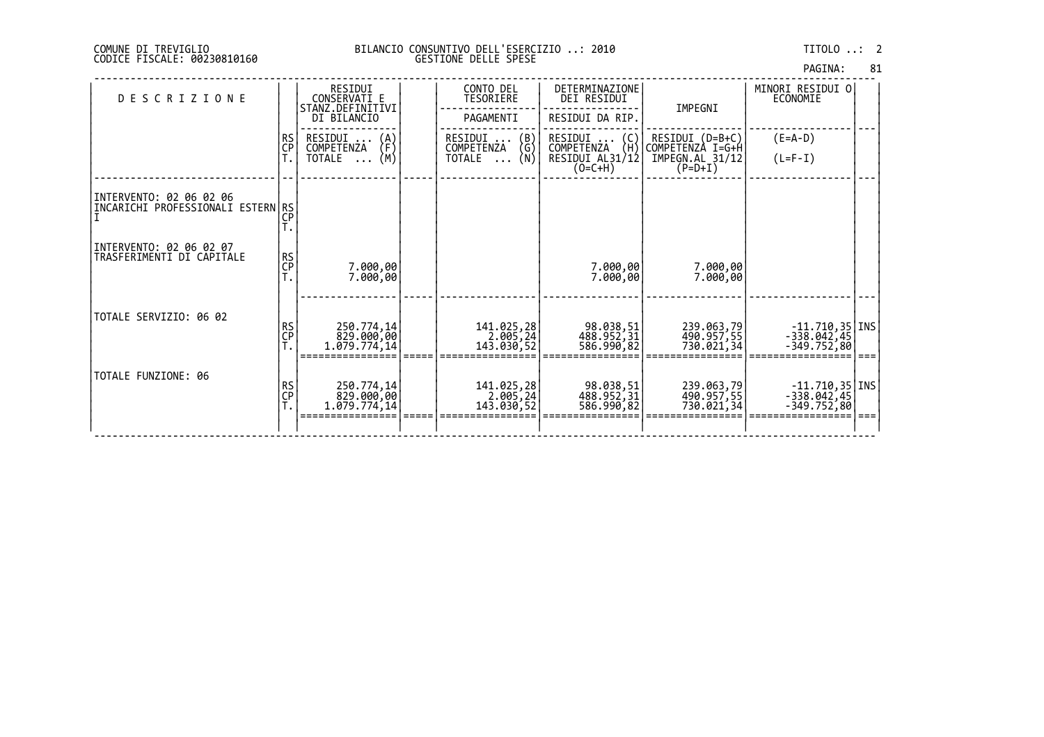COMUNE DI TREVIGLIO
CODICE FISCALE: 00230810160

BILANCIO CONSUNTIVO DELL'ESERCIZIO ..: 2010
GESTIONE DELLE SPESE

TITOLO ..: 2

| DESCRIZIONE | | RESIDUI CONSERVATI E STANZ.DEFINITIVI DI BILANCIO | | CONTO DEL TESORIERE PAGAMENTI | DETERMINAZIONE DEI RESIDUI RESIDUI DA RIP. | IMPEGNI | MINORI RESIDUI O ECONOMIE | |
|---|---|---|---|---|---|---|---|---|
| | RS CP T. | RESIDUI ... (A) COMPETENZA (F) TOTALE ... (M) | | RESIDUI ... (B) COMPETENZA (G) TOTALE ... (N) | RESIDUI ... (C) COMPETENZA (H) RESIDUI AL31/12 (O=C+H) | RESIDUI (D=B+C) COMPETENZA I=G+H IMPEGN.AL 31/12 (P=D+I) | (E=A-D) (L=F-I) | |
| INTERVENTO: 02 06 02 06 INCARICHI PROFESSIONALI ESTERNI | RS | | | | | | | |
| | CP | | | | | | | |
| | T. | | | | | | | |
| INTERVENTO: 02 06 02 07 TRASFERIMENTI DI CAPITALE | RS | | | | | | | |
| | CP | 7.000,00 | | | 7.000,00 | 7.000,00 | | |
| | T. | 7.000,00 | | | 7.000,00 | 7.000,00 | | |
| TOTALE SERVIZIO: 06 02 | RS | 250.774,14 | | 141.025,28 | 98.038,51 | 239.063,79 | -11.710,35 | INS |
| | CP | 829.000,00 | | 2.005,24 | 488.952,31 | 490.957,55 | -338.042,45 | |
| | T. | 1.079.774,14 | | 143.030,52 | 586.990,82 | 730.021,34 | -349.752,80 | |
| TOTALE FUNZIONE: 06 | RS | 250.774,14 | | 141.025,28 | 98.038,51 | 239.063,79 | -11.710,35 | INS |
| | CP | 829.000,00 | | 2.005,24 | 488.952,31 | 490.957,55 | -338.042,45 | |
| | T. | 1.079.774,14 | | 143.030,52 | 586.990,82 | 730.021,34 | -349.752,80 | |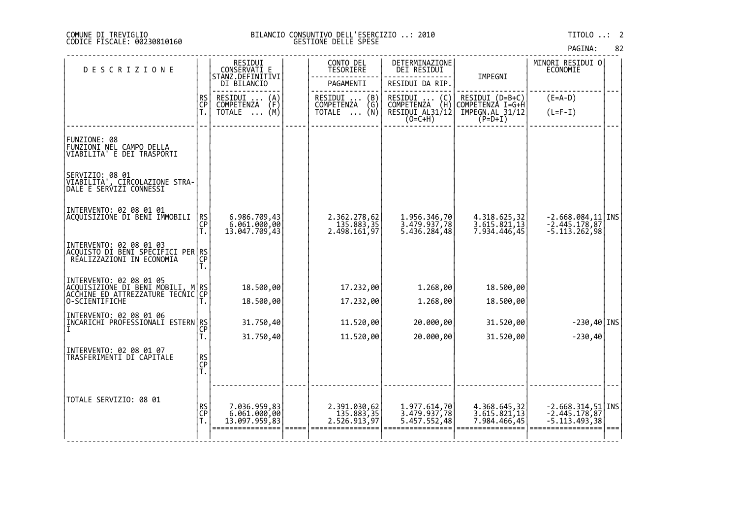COMUNE DI TREVIGLIO
CODICE FISCALE: 00230810160

BILANCIO CONSUNTIVO DELL'ESERCIZIO ..: 2010
GESTIONE DELLE SPESE

TITOLO ..: 2

| DESCRIZIONE | | RESIDUI CONSERVATI E STANZ.DEFINITIVI DI BILANCIO | | CONTO DEL TESORIERE | DETERMINAZIONE DEI RESIDUI | IMPEGNI | MINORI RESIDUI O ECONOMIE | |
|---|---|---|---|---|---|---|---|---|
| | | | | PAGAMENTI | RESIDUI DA RIP. | | | |
| | RS CP T. | RESIDUI ... (A) COMPETENZA (F) TOTALE ... (M) | | RESIDUI ... (B) COMPETENZA (G) TOTALE ... (N) | RESIDUI ... (C) COMPETENZA (H) RESIDUI AL31/12 (O=C+H) | RESIDUI (D=B+C) COMPETENZA I=G+H IMPEGN.AL 31/12 (P=D+I) | (E=A-D) (L=F-I) | |
| FUNZIONE: 08 FUNZIONI NEL CAMPO DELLA VIABILITA' E DEI TRASPORTI | | | | | | | | |
| SERVIZIO: 08 01 VIABILITA', CIRCOLAZIONE STRADALE E SERVIZI CONNESSI | | | | | | | | |
| INTERVENTO: 02 08 01 01 ACQUISIZIONE DI BENI IMMOBILI | RS | 6.986.709,43 | | 2.362.278,62 | 1.956.346,70 | 4.318.625,32 | -2.668.084,11 | INS |
| | CP | 6.061.000,00 | | 135.883,35 | 3.479.937,78 | 3.615.821,13 | -2.445.178,87 | |
| | T. | 13.047.709,43 | | 2.498.161,97 | 5.436.284,48 | 7.934.446,45 | -5.113.262,98 | |
| INTERVENTO: 02 08 01 03 ACQUISTO DI BENI SPECIFICI PER REALIZZAZIONI IN ECONOMIA | RS | | | | | | | |
| | CP | | | | | | | |
| | T. | | | | | | | |
| INTERVENTO: 02 08 01 05 ACQUISIZIONE DI BENI MOBILI, MACCHINE ED ATTREZZATURE TECNICO-SCIENTIFICHE | RS | 18.500,00 | | 17.232,00 | 1.268,00 | 18.500,00 | | |
| | CP | | | | | | | |
| | T. | 18.500,00 | | 17.232,00 | 1.268,00 | 18.500,00 | | |
| INTERVENTO: 02 08 01 06 INCARICHI PROFESSIONALI ESTERNI | RS | 31.750,40 | | 11.520,00 | 20.000,00 | 31.520,00 | -230,40 | INS |
| | CP | | | | | | | |
| | T. | 31.750,40 | | 11.520,00 | 20.000,00 | 31.520,00 | -230,40 | |
| INTERVENTO: 02 08 01 07 TRASFERIMENTI DI CAPITALE | RS | | | | | | | |
| | CP | | | | | | | |
| | T. | | | | | | | |
| TOTALE SERVIZIO: 08 01 | RS | 7.036.959,83 | | 2.391.030,62 | 1.977.614,70 | 4.368.645,32 | -2.668.314,51 | INS |
| | CP | 6.061.000,00 | | 135.883,35 | 3.479.937,78 | 3.615.821,13 | -2.445.178,87 | |
| | T. | 13.097.959,83 | | 2.526.913,97 | 5.457.552,48 | 7.984.466,45 | -5.113.493,38 | |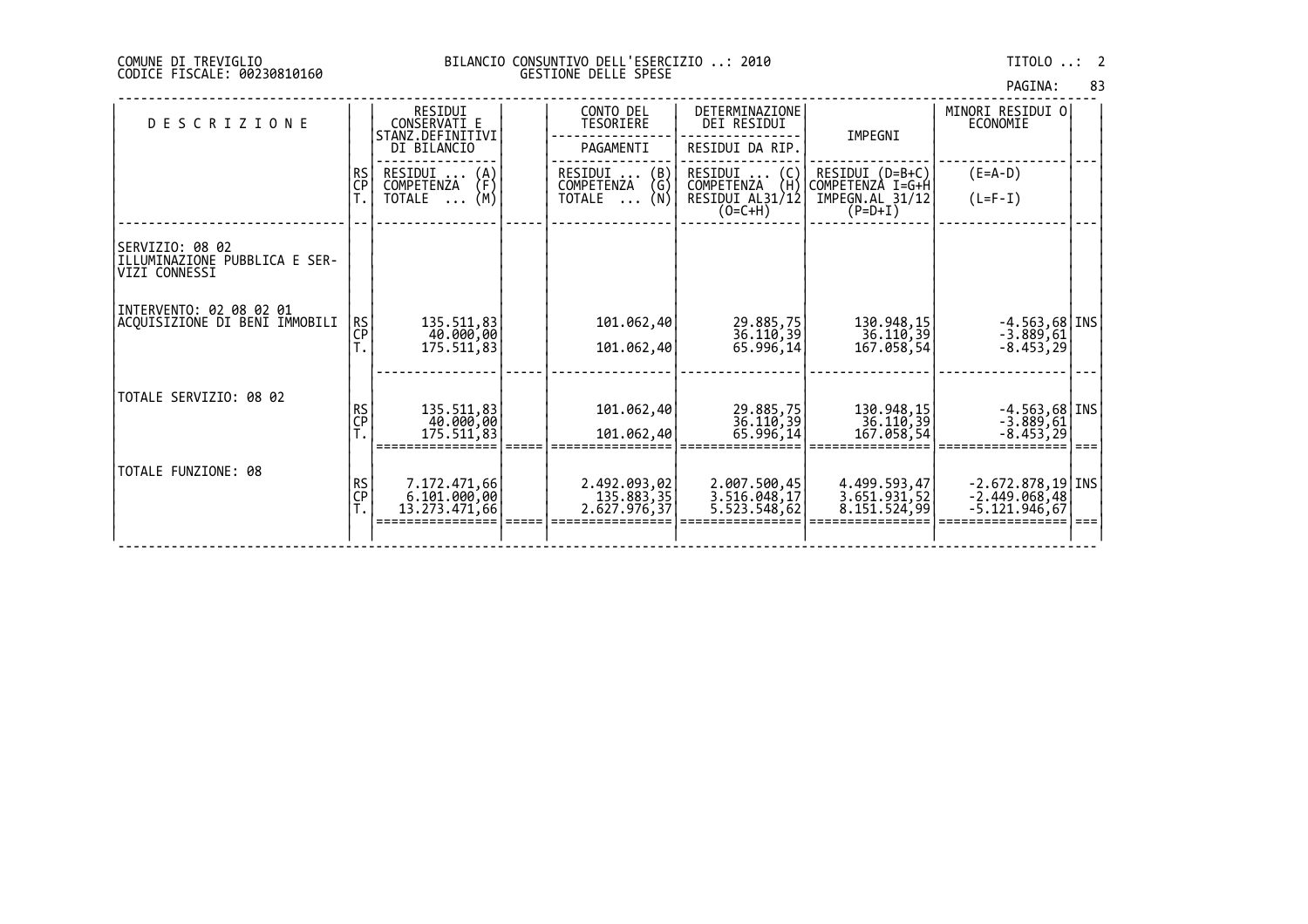COMUNE DI TREVIGLIO
CODICE FISCALE: 00230810160

BILANCIO CONSUNTIVO DELL'ESERCIZIO ..: 2010
GESTIONE DELLE SPESE

TITOLO ..: 2

| DESCRIZIONE | | RESIDUI CONSERVATI E STANZ.DEFINITIVI DI BILANCIO | | CONTO DEL TESORIERE | DETERMINAZIONE DEI RESIDUI | IMPEGNI | MINORI RESIDUI O ECONOMIE | |
|---|---|---|---|---|---|---|---|---|
| | | | | PAGAMENTI | RESIDUI DA RIP. | | | |
| | RS<br>CP<br>T. | RESIDUI ... (A)<br>COMPETENZA (F)<br>TOTALE ... (M) | | RESIDUI ... (B)<br>COMPETENZA (G)<br>TOTALE ... (N) | RESIDUI ... (C)<br>COMPETENZA (H)<br>RESIDUI AL31/12 (O=C+H) | RESIDUI (D=B+C)<br>COMPETENZA I=G+H<br>IMPEGN.AL 31/12 (P=D+I) | (E=A-D)<br>(L=F-I) | |
| SERVIZIO: 08 02<br>ILLUMINAZIONE PUBBLICA E SERVIZI CONNESSI | | | | | | | | |
| INTERVENTO: 02 08 02 01<br>ACQUISIZIONE DI BENI IMMOBILI | RS<br>CP<br>T. | 135.511,83<br>40.000,00<br>175.511,83 | | 101.062,40<br><br>101.062,40 | 29.885,75<br>36.110,39<br>65.996,14 | 130.948,15<br>36.110,39<br>167.058,54 | -4.563,68<br>-3.889,61<br>-8.453,29 | INS |
| TOTALE SERVIZIO: 08 02 | RS<br>CP<br>T. | 135.511,83<br>40.000,00<br>175.511,83 | | 101.062,40<br><br>101.062,40 | 29.885,75<br>36.110,39<br>65.996,14 | 130.948,15<br>36.110,39<br>167.058,54 | -4.563,68<br>-3.889,61<br>-8.453,29 | INS |
| TOTALE FUNZIONE: 08 | RS<br>CP<br>T. | 7.172.471,66<br>6.101.000,00<br>13.273.471,66 | | 2.492.093,02<br>135.883,35<br>2.627.976,37 | 2.007.500,45<br>3.516.048,17<br>5.523.548,62 | 4.499.593,47<br>3.651.931,52<br>8.151.524,99 | -2.672.878,19<br>-2.449.068,48<br>-5.121.946,67 | INS |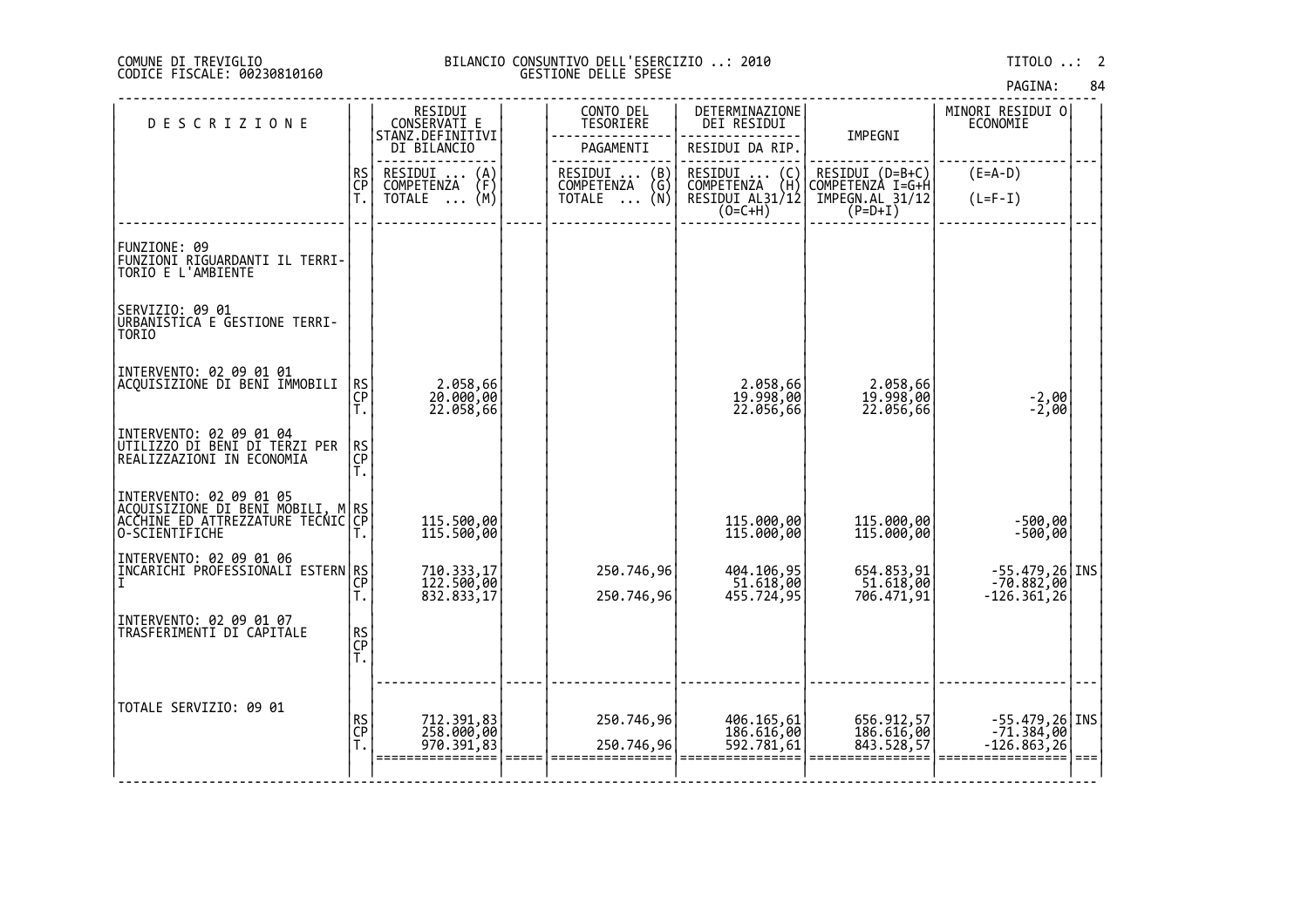COMUNE DI TREVIGLIO
CODICE FISCALE: 00230810160

BILANCIO CONSUNTIVO DELL'ESERCIZIO ..: 2010
GESTIONE DELLE SPESE

TITOLO ..: 2

| DESCRIZIONE | | RESIDUI CONSERVATI E STANZ.DEFINITIVI DI BILANCIO | | CONTO DEL TESORIERE | DETERMINAZIONE DEI RESIDUI | IMPEGNI | MINORI RESIDUI O ECONOMIE | |
|---|---|---|---|---|---|---|---|---|
| | | | | PAGAMENTI | RESIDUI DA RIP. | | | |
| | RS CP T. | RESIDUI ... (A) COMPETENZA (F) TOTALE ... (M) | | RESIDUI ... (B) COMPETENZA (G) TOTALE ... (N) | RESIDUI ... (C) COMPETENZA (H) RESIDUI AL31/12 (O=C+H) | RESIDUI (D=B+C) COMPETENZA I=G+H IMPEGN.AL 31/12 (P=D+I) | (E=A-D) (L=F-I) | |
| FUNZIONE: 09 FUNZIONI RIGUARDANTI IL TERRITORIO E L'AMBIENTE | | | | | | | | |
| SERVIZIO: 09 01 URBANISTICA E GESTIONE TERRITORIO | | | | | | | | |
| INTERVENTO: 02 09 01 01 ACQUISIZIONE DI BENI IMMOBILI | RS | 2.058,66 | | | 2.058,66 | 2.058,66 | | |
| | CP | 20.000,00 | | | 19.998,00 | 19.998,00 | -2,00 | |
| | T. | 22.058,66 | | | 22.056,66 | 22.056,66 | -2,00 | |
| INTERVENTO: 02 09 01 04 UTILIZZO DI BENI DI TERZI PER REALIZZAZIONI IN ECONOMIA | RS | | | | | | | |
| | CP | | | | | | | |
| | T. | | | | | | | |
| INTERVENTO: 02 09 01 05 ACQUISIZIONE DI BENI MOBILI, MACCHINE ED ATTREZZATURE TECNICO-SCIENTIFICHE | RS | | | | | | | |
| | CP | 115.500,00 | | | 115.000,00 | 115.000,00 | -500,00 | |
| | T. | 115.500,00 | | | 115.000,00 | 115.000,00 | -500,00 | |
| INTERVENTO: 02 09 01 06 INCARICHI PROFESSIONALI ESTERNI | RS | 710.333,17 | | 250.746,96 | 404.106,95 | 654.853,91 | -55.479,26 | INS |
| | CP | 122.500,00 | | | 51.618,00 | 51.618,00 | -70.882,00 | |
| | T. | 832.833,17 | | 250.746,96 | 455.724,95 | 706.471,91 | -126.361,26 | |
| INTERVENTO: 02 09 01 07 TRASFERIMENTI DI CAPITALE | RS | | | | | | | |
| | CP | | | | | | | |
| | T. | | | | | | | |
| TOTALE SERVIZIO: 09 01 | RS | 712.391,83 | | 250.746,96 | 406.165,61 | 656.912,57 | -55.479,26 | INS |
| | CP | 258.000,00 | | | 186.616,00 | 186.616,00 | -71.384,00 | |
| | T. | 970.391,83 | | 250.746,96 | 592.781,61 | 843.528,57 | -126.863,26 | |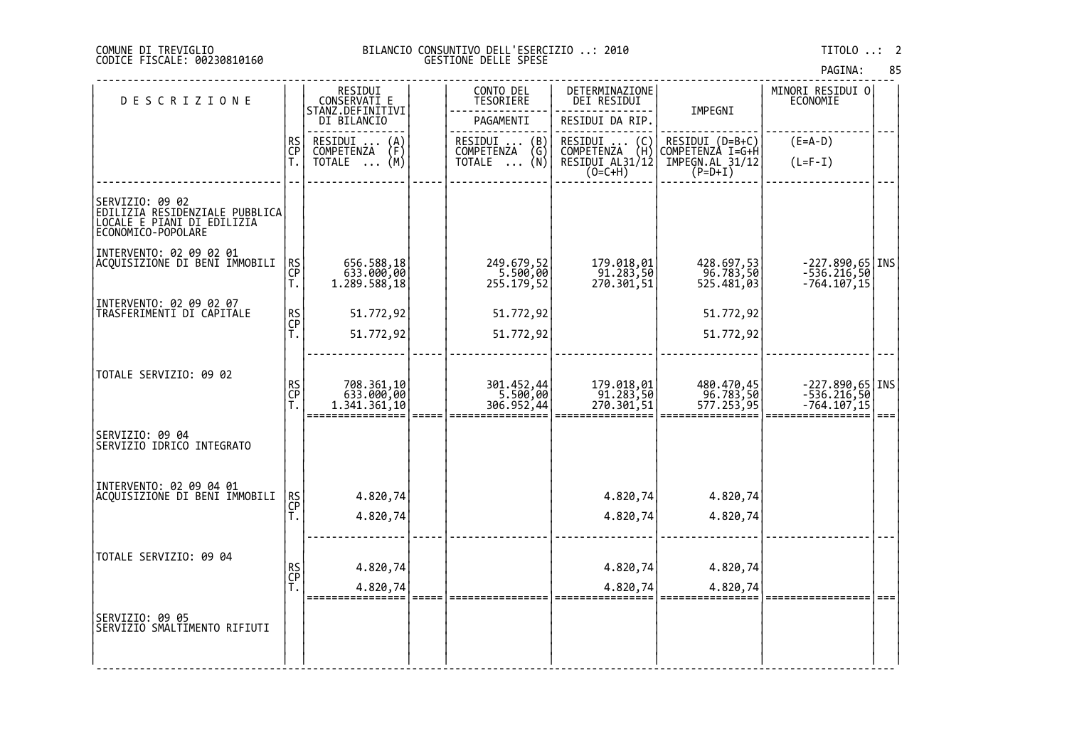COMUNE DI TREVIGLIO
CODICE FISCALE: 00230810160

BILANCIO CONSUNTIVO DELL'ESERCIZIO ..: 2010
GESTIONE DELLE SPESE

TITOLO ..: 2

| DESCRIZIONE | | RESIDUI CONSERVATI E STANZ.DEFINITIVI DI BILANCIO | | CONTO DEL TESORIERE PAGAMENTI | DETERMINAZIONE DEI RESIDUI RESIDUI DA RIP. | IMPEGNI | MINORI RESIDUI O ECONOMIE | |
|---|---|---|---|---|---|---|---|---|
| | RS CP T. | RESIDUI ... (A) COMPETENZA (F) TOTALE ... (M) | | RESIDUI ... (B) COMPETENZA (G) TOTALE ... (N) | RESIDUI ... (C) COMPETENZA (H) RESIDUI AL31/12 (O=C+H) | RESIDUI (D=B+C) COMPETENZA I=G+H IMPEGN.AL 31/12 (P=D+I) | (E=A-D) (L=F-I) | |
| SERVIZIO: 09 02 EDILIZIA RESIDENZIALE PUBBLICA LOCALE E PIANI DI EDILIZIA ECONOMICO-POPOLARE | | | | | | | | |
| INTERVENTO: 02 09 02 01 ACQUISIZIONE DI BENI IMMOBILI | RS | 656.588,18 | | 249.679,52 | 179.018,01 | 428.697,53 | -227.890,65 | INS |
| | CP | 633.000,00 | | 5.500,00 | 91.283,50 | 96.783,50 | -536.216,50 | |
| | T. | 1.289.588,18 | | 255.179,52 | 270.301,51 | 525.481,03 | -764.107,15 | |
| INTERVENTO: 02 09 02 07 TRASFERIMENTI DI CAPITALE | RS | 51.772,92 | | 51.772,92 | | 51.772,92 | | |
| | CP | | | | | | | |
| | T. | 51.772,92 | | 51.772,92 | | 51.772,92 | | |
| TOTALE SERVIZIO: 09 02 | RS | 708.361,10 | | 301.452,44 | 179.018,01 | 480.470,45 | -227.890,65 | INS |
| | CP | 633.000,00 | | 5.500,00 | 91.283,50 | 96.783,50 | -536.216,50 | |
| | T. | 1.341.361,10 | | 306.952,44 | 270.301,51 | 577.253,95 | -764.107,15 | |
| SERVIZIO: 09 04 SERVIZIO IDRICO INTEGRATO | | | | | | | | |
| INTERVENTO: 02 09 04 01 ACQUISIZIONE DI BENI IMMOBILI | RS | 4.820,74 | | | 4.820,74 | 4.820,74 | | |
| | CP | | | | | | | |
| | T. | 4.820,74 | | | 4.820,74 | 4.820,74 | | |
| TOTALE SERVIZIO: 09 04 | RS | 4.820,74 | | | 4.820,74 | 4.820,74 | | |
| | CP | | | | | | | |
| | T. | 4.820,74 | | | 4.820,74 | 4.820,74 | | |
| SERVIZIO: 09 05 SERVIZIO SMALTIMENTO RIFIUTI | | | | | | | | |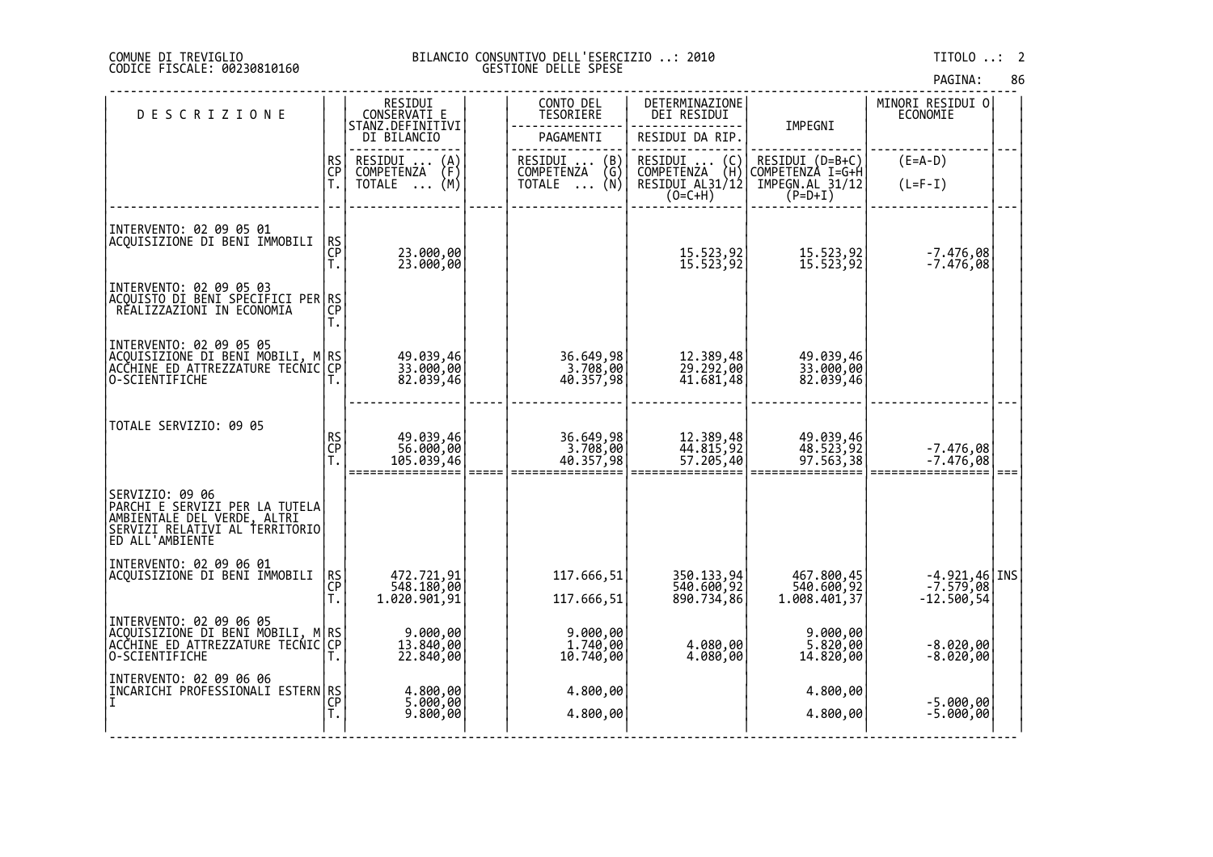COMUNE DI TREVIGLIO
CODICE FISCALE: 00230810160

BILANCIO CONSUNTIVO DELL'ESERCIZIO ..: 2010
GESTIONE DELLE SPESE

TITOLO ..: 2

| DESCRIZIONE | | RESIDUI CONSERVATI E STANZ.DEFINITIVI DI BILANCIO | | CONTO DEL TESORIERE PAGAMENTI | DETERMINAZIONE DEI RESIDUI / RESIDUI DA RIP. | IMPEGNI | MINORI RESIDUI O ECONOMIE | |
|---|---|---|---|---|---|---|---|---|
| | RS / CP / T. | RESIDUI ... (A) / COMPETENZA (F) / TOTALE ... (M) | | RESIDUI ... (B) / COMPETENZA (G) / TOTALE ... (N) | RESIDUI ... (C) / COMPETENZA (H) / RESIDUI AL31/12 (O=C+H) | RESIDUI (D=B+C) / COMPETENZA I=G+H / IMPEGN.AL 31/12 (P=D+I) | (E=A-D) / (L=F-I) | |
| INTERVENTO: 02 09 05 01 ACQUISIZIONE DI BENI IMMOBILI | RS | | | | | | | |
| | CP | 23.000,00 | | | 15.523,92 | 15.523,92 | -7.476,08 | |
| | T. | 23.000,00 | | | 15.523,92 | 15.523,92 | -7.476,08 | |
| INTERVENTO: 02 09 05 03 ACQUISTO DI BENI SPECIFICI PER REALIZZAZIONI IN ECONOMIA | RS | | | | | | | |
| | CP | | | | | | | |
| | T. | | | | | | | |
| INTERVENTO: 02 09 05 05 ACQUISIZIONE DI BENI MOBILI, MACCHINE ED ATTREZZATURE TECNICO-SCIENTIFICHE | RS | 49.039,46 | | 36.649,98 | 12.389,48 | 49.039,46 | | |
| | CP | 33.000,00 | | 3.708,00 | 29.292,00 | 33.000,00 | | |
| | T. | 82.039,46 | | 40.357,98 | 41.681,48 | 82.039,46 | | |
| TOTALE SERVIZIO: 09 05 | RS | 49.039,46 | | 36.649,98 | 12.389,48 | 49.039,46 | | |
| | CP | 56.000,00 | | 3.708,00 | 44.815,92 | 48.523,92 | -7.476,08 | |
| | T. | 105.039,46 | | 40.357,98 | 57.205,40 | 97.563,38 | -7.476,08 | |
| SERVIZIO: 09 06 PARCHI E SERVIZI PER LA TUTELA AMBIENTALE DEL VERDE, ALTRI SERVIZI RELATIVI AL TERRITORIO ED ALL'AMBIENTE | | | | | | | | |
| INTERVENTO: 02 09 06 01 ACQUISIZIONE DI BENI IMMOBILI | RS | 472.721,91 | | 117.666,51 | 350.133,94 | 467.800,45 | -4.921,46 | INS |
| | CP | 548.180,00 | | | 540.600,92 | 540.600,92 | -7.579,08 | |
| | T. | 1.020.901,91 | | 117.666,51 | 890.734,86 | 1.008.401,37 | -12.500,54 | |
| INTERVENTO: 02 09 06 05 ACQUISIZIONE DI BENI MOBILI, MACCHINE ED ATTREZZATURE TECNICO-SCIENTIFICHE | RS | 9.000,00 | | 9.000,00 | | 9.000,00 | | |
| | CP | 13.840,00 | | 1.740,00 | 4.080,00 | 5.820,00 | -8.020,00 | |
| | T. | 22.840,00 | | 10.740,00 | 4.080,00 | 14.820,00 | -8.020,00 | |
| INTERVENTO: 02 09 06 06 INCARICHI PROFESSIONALI ESTERNI | RS | 4.800,00 | | 4.800,00 | | 4.800,00 | | |
| | CP | 5.000,00 | | | | | -5.000,00 | |
| | T. | 9.800,00 | | 4.800,00 | | 4.800,00 | -5.000,00 | |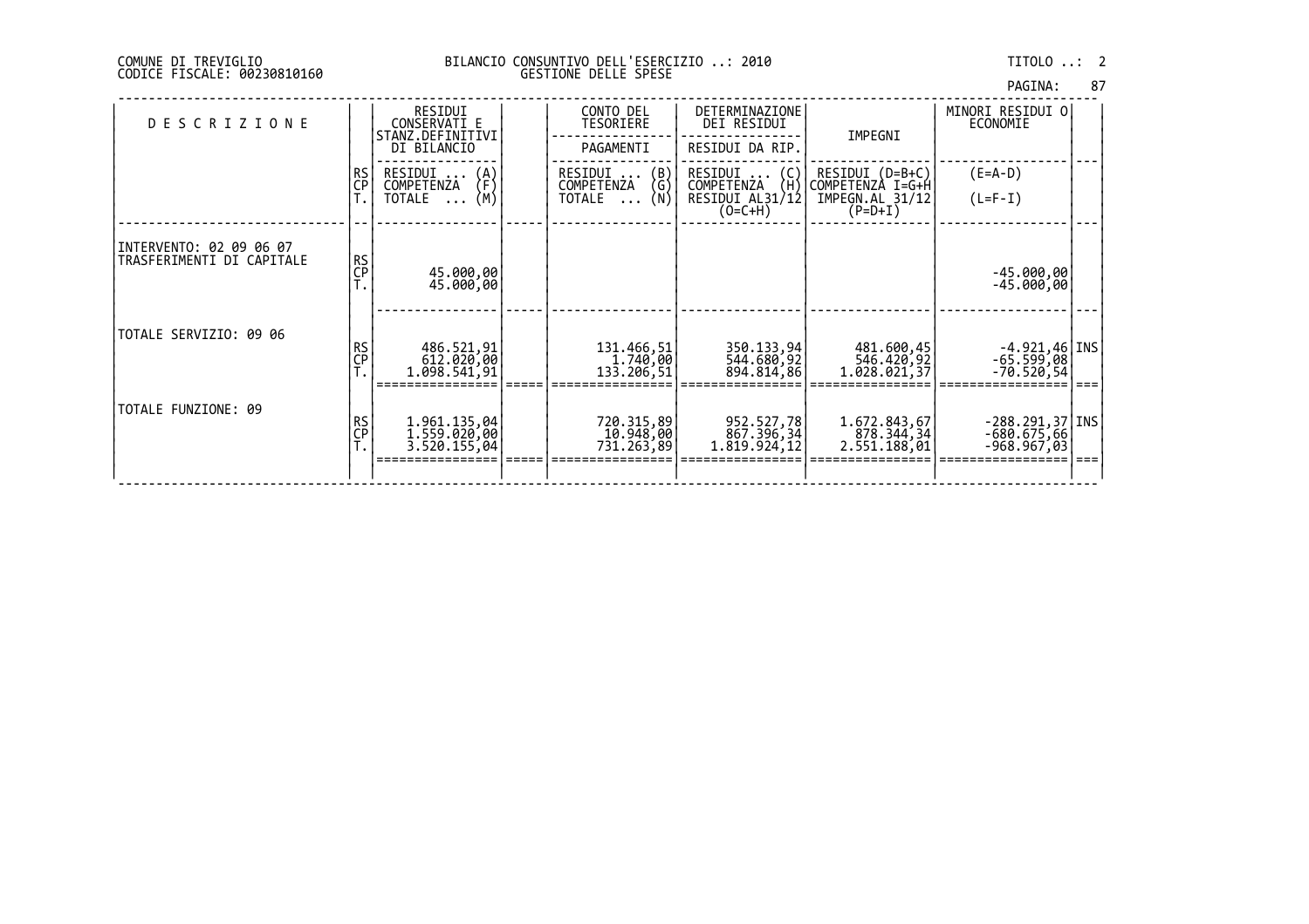COMUNE DI TREVIGLIO
CODICE FISCALE: 00230810160

BILANCIO CONSUNTIVO DELL'ESERCIZIO ..: 2010
GESTIONE DELLE SPESE

TITOLO ..: 2

| DESCRIZIONE | | RESIDUI CONSERVATI E STANZ.DEFINITIVI DI BILANCIO | | CONTO DEL TESORIERE PAGAMENTI | DETERMINAZIONE DEI RESIDUI RESIDUI DA RIP. | IMPEGNI | MINORI RESIDUI O ECONOMIE | |
|---|---|---|---|---|---|---|---|---|
| | RS<br>CP<br>T. | RESIDUI ... (A)<br>COMPETENZA (F)<br>TOTALE ... (M) | | RESIDUI ... (B)<br>COMPETENZA (G)<br>TOTALE ... (N) | RESIDUI ... (C)<br>COMPETENZA (H)<br>RESIDUI AL31/12 (O=C+H) | RESIDUI (D=B+C)<br>COMPETENZA I=G+H<br>IMPEGN.AL 31/12 (P=D+I) | (E=A-D)<br>(L=F-I) | |
| INTERVENTO: 02 09 06 07 TRASFERIMENTI DI CAPITALE | RS<br>CP<br>T. | <br>45.000,00<br>45.000,00 | | | | | <br>-45.000,00<br>-45.000,00 | |
| TOTALE SERVIZIO: 09 06 | RS<br>CP<br>T. | 486.521,91<br>612.020,00<br>1.098.541,91 | | 131.466,51<br>1.740,00<br>133.206,51 | 350.133,94<br>544.680,92<br>894.814,86 | 481.600,45<br>546.420,92<br>1.028.021,37 | -4.921,46<br>-65.599,08<br>-70.520,54 | INS |
| TOTALE FUNZIONE: 09 | RS<br>CP<br>T. | 1.961.135,04<br>1.559.020,00<br>3.520.155,04 | | 720.315,89<br>10.948,00<br>731.263,89 | 952.527,78<br>867.396,34<br>1.819.924,12 | 1.672.843,67<br>878.344,34<br>2.551.188,01 | -288.291,37<br>-680.675,66<br>-968.967,03 | INS |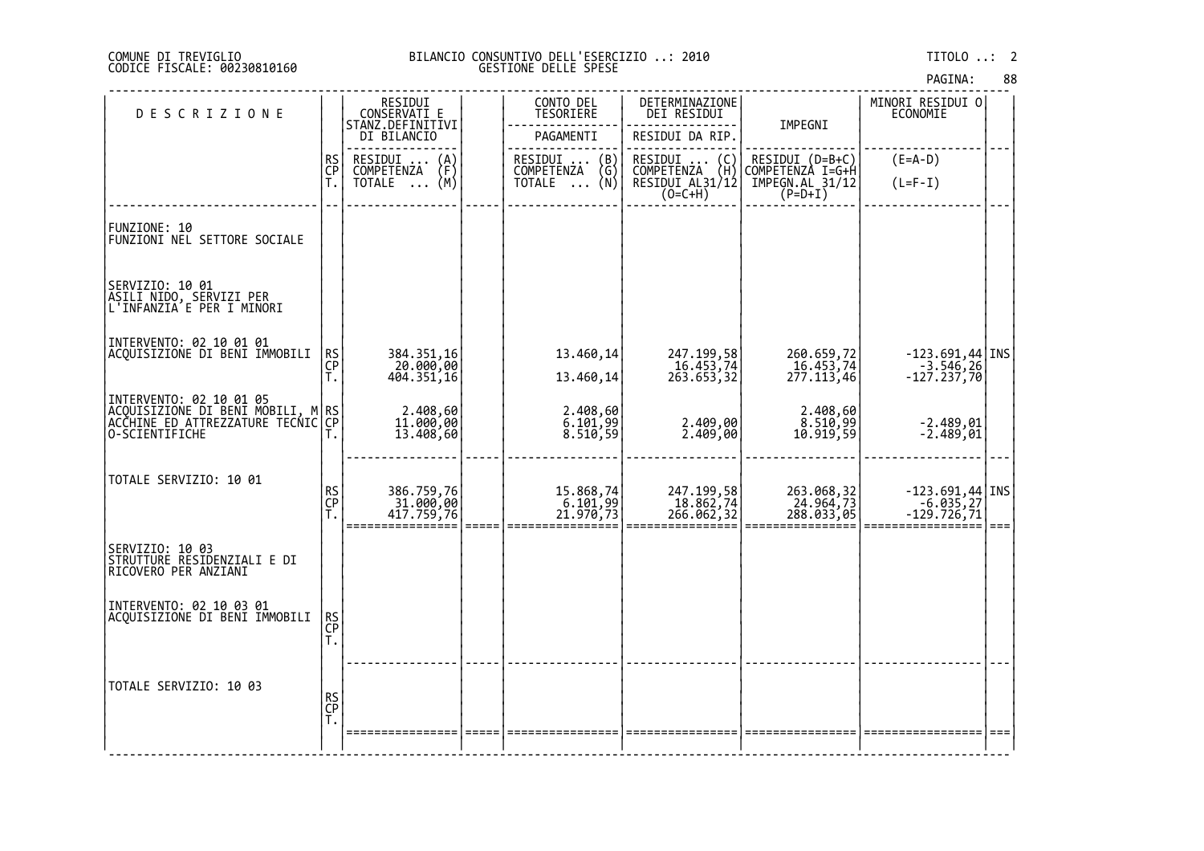COMUNE DI TREVIGLIO
CODICE FISCALE: 00230810160

BILANCIO CONSUNTIVO DELL'ESERCIZIO ..: 2010
GESTIONE DELLE SPESE

TITOLO ..: 2

| DESCRIZIONE | | RESIDUI CONSERVATI E STANZ.DEFINITIVI DI BILANCIO | | CONTO DEL TESORIERE PAGAMENTI | DETERMINAZIONE DEI RESIDUI RESIDUI DA RIP. | IMPEGNI | MINORI RESIDUI O ECONOMIE | |
|---|---|---|---|---|---|---|---|---|
| | RS CP T. | RESIDUI ... (A) COMPETENZA (F) TOTALE ... (M) | | RESIDUI ... (B) COMPETENZA (G) TOTALE ... (N) | RESIDUI ... (C) COMPETENZA (H) RESIDUI AL31/12 (O=C+H) | RESIDUI (D=B+C) COMPETENZA I=G+H IMPEGN.AL 31/12 (P=D+I) | (E=A-D) (L=F-I) | |
| FUNZIONE: 10 FUNZIONI NEL SETTORE SOCIALE | | | | | | | | |
| SERVIZIO: 10 01 ASILI NIDO, SERVIZI PER L'INFANZIA E PER I MINORI | | | | | | | | |
| INTERVENTO: 02 10 01 01 ACQUISIZIONE DI BENI IMMOBILI | RS | 384.351,16 | | 13.460,14 | 247.199,58 | 260.659,72 | -123.691,44 | INS |
| | CP | 20.000,00 | | | 16.453,74 | 16.453,74 | -3.546,26 | |
| | T. | 404.351,16 | | 13.460,14 | 263.653,32 | 277.113,46 | -127.237,70 | |
| INTERVENTO: 02 10 01 05 ACQUISIZIONE DI BENI MOBILI, MACCHINE ED ATTREZZATURE TECNICO-SCIENTIFICHE | RS | 2.408,60 | | 2.408,60 | | 2.408,60 | | |
| | CP | 11.000,00 | | 6.101,99 | 2.409,00 | 8.510,99 | -2.489,01 | |
| | T. | 13.408,60 | | 8.510,59 | 2.409,00 | 10.919,59 | -2.489,01 | |
| TOTALE SERVIZIO: 10 01 | RS | 386.759,76 | | 15.868,74 | 247.199,58 | 263.068,32 | -123.691,44 | INS |
| | CP | 31.000,00 | | 6.101,99 | 18.862,74 | 24.964,73 | -6.035,27 | |
| | T. | 417.759,76 | | 21.970,73 | 266.062,32 | 288.033,05 | -129.726,71 | |
| SERVIZIO: 10 03 STRUTTURE RESIDENZIALI E DI RICOVERO PER ANZIANI | | | | | | | | |
| INTERVENTO: 02 10 03 01 ACQUISIZIONE DI BENI IMMOBILI | RS | | | | | | | |
| | CP | | | | | | | |
| | T. | | | | | | | |
| TOTALE SERVIZIO: 10 03 | RS | | | | | | | |
| | CP | | | | | | | |
| | T. | | | | | | | |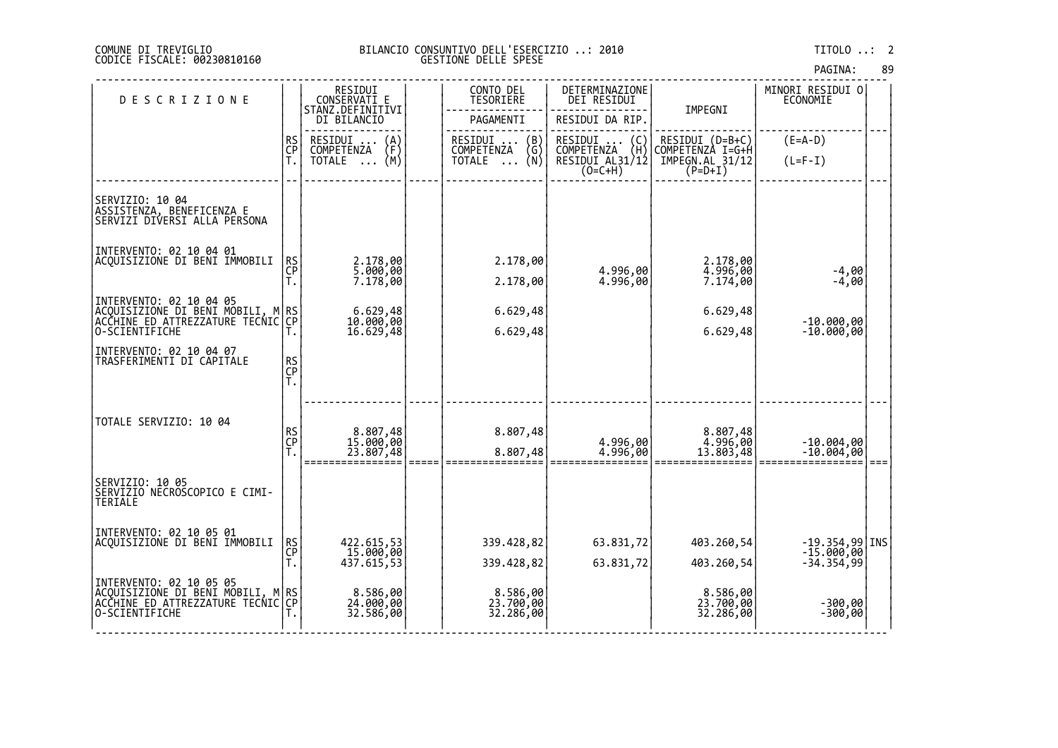COMUNE DI TREVIGLIO
CODICE FISCALE: 00230810160

BILANCIO CONSUNTIVO DELL'ESERCIZIO ..: 2010
GESTIONE DELLE SPESE

TITOLO ..: 2

| DESCRIZIONE | | RESIDUI CONSERVATI E STANZ.DEFINITIVI DI BILANCIO | | CONTO DEL TESORIERE<br>PAGAMENTI | DETERMINAZIONE DEI RESIDUI<br>RESIDUI DA RIP. | IMPEGNI | MINORI RESIDUI O ECONOMIE | |
|---|---|---|---|---|---|---|---|---|
| | RS<br>CP<br>T. | RESIDUI ... (A)<br>COMPETENZA (F)<br>TOTALE ... (M) | | RESIDUI ... (B)<br>COMPETENZA (G)<br>TOTALE ... (N) | RESIDUI ... (C)<br>COMPETENZA (H)<br>RESIDUI AL31/12 (O=C+H) | RESIDUI (D=B+C)<br>COMPETENZA I=G+H<br>IMPEGN.AL 31/12 (P=D+I) | (E=A-D)<br>(L=F-I) | |
| SERVIZIO: 10 04<br>ASSISTENZA, BENEFICENZA E SERVIZI DIVERSI ALLA PERSONA | | | | | | | | |
| INTERVENTO: 02 10 04 01<br>ACQUISIZIONE DI BENI IMMOBILI | RS<br>CP<br>T. | 2.178,00<br>5.000,00<br>7.178,00 | | 2.178,00<br><br>2.178,00 | <br>4.996,00<br>4.996,00 | 2.178,00<br>4.996,00<br>7.174,00 | <br>-4,00<br>-4,00 | |
| INTERVENTO: 02 10 04 05<br>ACQUISIZIONE DI BENI MOBILI, MACCHINE ED ATTREZZATURE TECNICO-SCIENTIFICHE | RS<br>CP<br>T. | 6.629,48<br>10.000,00<br>16.629,48 | | 6.629,48<br><br>6.629,48 | | 6.629,48<br><br>6.629,48 | <br>-10.000,00<br>-10.000,00 | |
| INTERVENTO: 02 10 04 07<br>TRASFERIMENTI DI CAPITALE | RS<br>CP<br>T. | | | | | | | |
| TOTALE SERVIZIO: 10 04 | RS<br>CP<br>T. | 8.807,48<br>15.000,00<br>23.807,48 | | 8.807,48<br><br>8.807,48 | <br>4.996,00<br>4.996,00 | 8.807,48<br>4.996,00<br>13.803,48 | <br>-10.004,00<br>-10.004,00 | |
| SERVIZIO: 10 05<br>SERVIZIO NECROSCOPICO E CIMITERIALE | | | | | | | | |
| INTERVENTO: 02 10 05 01<br>ACQUISIZIONE DI BENI IMMOBILI | RS<br>CP<br>T. | 422.615,53<br>15.000,00<br>437.615,53 | | 339.428,82<br><br>339.428,82 | 63.831,72<br><br>63.831,72 | 403.260,54<br><br>403.260,54 | -19.354,99<br>-15.000,00<br>-34.354,99 | INS |
| INTERVENTO: 02 10 05 05<br>ACQUISIZIONE DI BENI MOBILI, MACCHINE ED ATTREZZATURE TECNICO-SCIENTIFICHE | RS<br>CP<br>T. | 8.586,00<br>24.000,00<br>32.586,00 | | 8.586,00<br>23.700,00<br>32.286,00 | | 8.586,00<br>23.700,00<br>32.286,00 | <br>-300,00<br>-300,00 | |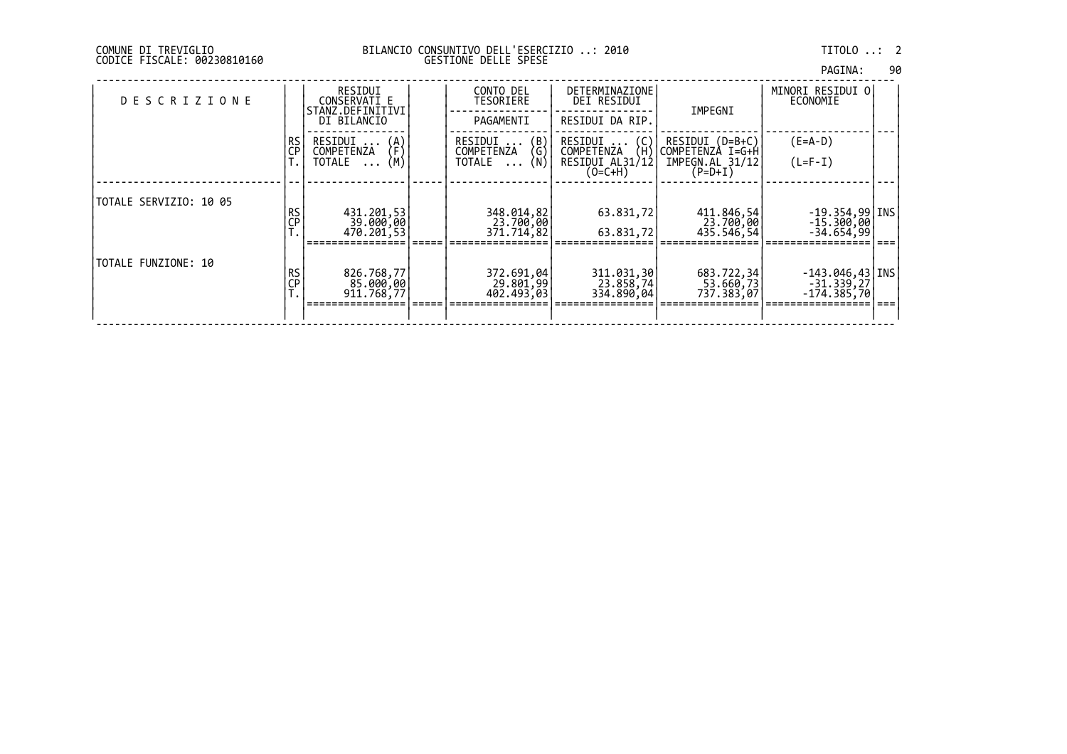COMUNE DI TREVIGLIO
CODICE FISCALE: 00230810160

BILANCIO CONSUNTIVO DELL'ESERCIZIO ..: 2010
GESTIONE DELLE SPESE

TITOLO ..: 2

| DESCRIZIONE | | RESIDUI CONSERVATI E STANZ.DEFINITIVI DI BILANCIO | | CONTO DEL TESORIERE PAGAMENTI | DETERMINAZIONE DEI RESIDUI RESIDUI DA RIP. | IMPEGNI | MINORI RESIDUI O ECONOMIE | |
|---|---|---|---|---|---|---|---|---|
| | RS CP T. | RESIDUI ... (A) COMPETENZA (F) TOTALE ... (M) | | RESIDUI ... (B) COMPETENZA (G) TOTALE ... (N) | RESIDUI ... (C) COMPETENZA (H) RESIDUI AL31/12 (O=C+H) | RESIDUI (D=B+C) COMPETENZA I=G+H IMPEGN.AL 31/12 (P=D+I) | (E=A-D) (L=F-I) | |
| TOTALE SERVIZIO: 10 05 | RS | 431.201,53 | | 348.014,82 | 63.831,72 | 411.846,54 | -19.354,99 | INS |
| | CP | 39.000,00 | | 23.700,00 | | 23.700,00 | -15.300,00 | |
| | T. | 470.201,53 | | 371.714,82 | 63.831,72 | 435.546,54 | -34.654,99 | |
| TOTALE FUNZIONE: 10 | RS | 826.768,77 | | 372.691,04 | 311.031,30 | 683.722,34 | -143.046,43 | INS |
| | CP | 85.000,00 | | 29.801,99 | 23.858,74 | 53.660,73 | -31.339,27 | |
| | T. | 911.768,77 | | 402.493,03 | 334.890,04 | 737.383,07 | -174.385,70 | |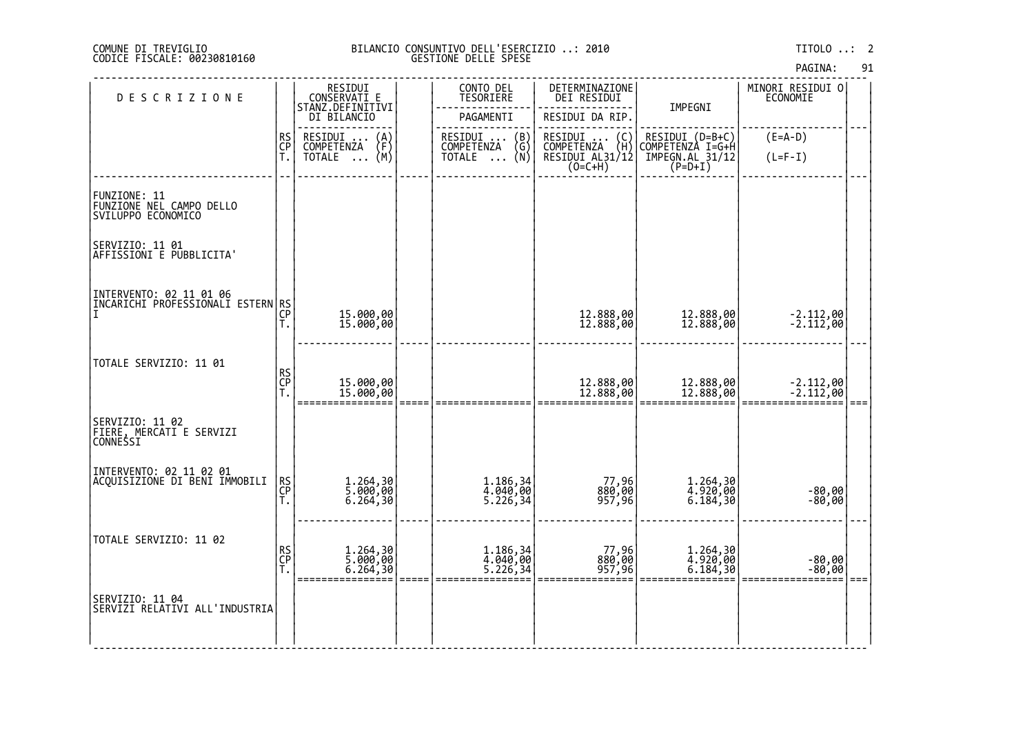COMUNE DI TREVIGLIO
CODICE FISCALE: 00230810160

BILANCIO CONSUNTIVO DELL'ESERCIZIO ..: 2010
GESTIONE DELLE SPESE

TITOLO ..: 2

| DESCRIZIONE | | RESIDUI CONSERVATI E STANZ.DEFINITIVI DI BILANCIO | | CONTO DEL TESORIERE | DETERMINAZIONE DEI RESIDUI | IMPEGNI | MINORI RESIDUI O ECONOMIE | |
|---|---|---|---|---|---|---|---|---|
| | | | | PAGAMENTI | RESIDUI DA RIP. | | | |
| | RS<br>CP<br>T. | RESIDUI ... (A)<br>COMPETENZA (F)<br>TOTALE ... (M) | | RESIDUI ... (B)<br>COMPETENZA (G)<br>TOTALE ... (N) | RESIDUI ... (C)<br>COMPETENZA (H)<br>RESIDUI AL31/12 (O=C+H) | RESIDUI (D=B+C)<br>COMPETENZA I=G+H<br>IMPEGN.AL 31/12 (P=D+I) | (E=A-D)<br>(L=F-I) | |
| FUNZIONE: 11<br>FUNZIONE NEL CAMPO DELLO SVILUPPO ECONOMICO | | | | | | | | |
| SERVIZIO: 11 01<br>AFFISSIONI E PUBBLICITA' | | | | | | | | |
| INTERVENTO: 02 11 01 06<br>INCARICHI PROFESSIONALI ESTERNI | RS<br>CP<br>T. | <br>15.000,00<br>15.000,00 | | | <br>12.888,00<br>12.888,00 | <br>12.888,00<br>12.888,00 | <br>-2.112,00<br>-2.112,00 | |
| TOTALE SERVIZIO: 11 01 | RS<br>CP<br>T. | <br>15.000,00<br>15.000,00 | | | <br>12.888,00<br>12.888,00 | <br>12.888,00<br>12.888,00 | <br>-2.112,00<br>-2.112,00 | |
| SERVIZIO: 11 02<br>FIERE, MERCATI E SERVIZI CONNESSI | | | | | | | | |
| INTERVENTO: 02 11 02 01<br>ACQUISIZIONE DI BENI IMMOBILI | RS<br>CP<br>T. | 1.264,30<br>5.000,00<br>6.264,30 | | 1.186,34<br>4.040,00<br>5.226,34 | 77,96<br>880,00<br>957,96 | 1.264,30<br>4.920,00<br>6.184,30 | <br>-80,00<br>-80,00 | |
| TOTALE SERVIZIO: 11 02 | RS<br>CP<br>T. | 1.264,30<br>5.000,00<br>6.264,30 | | 1.186,34<br>4.040,00<br>5.226,34 | 77,96<br>880,00<br>957,96 | 1.264,30<br>4.920,00<br>6.184,30 | <br>-80,00<br>-80,00 | |
| SERVIZIO: 11 04<br>SERVIZI RELATIVI ALL'INDUSTRIA | | | | | | | | |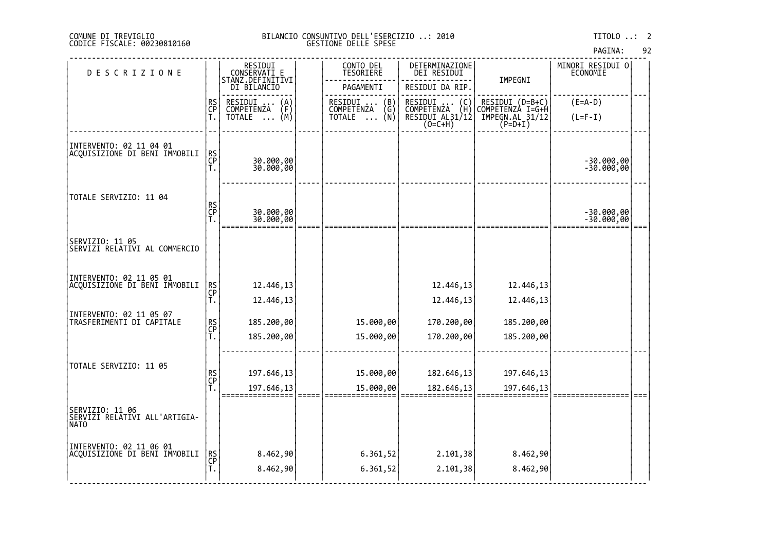COMUNE DI TREVIGLIO
CODICE FISCALE: 00230810160

BILANCIO CONSUNTIVO DELL'ESERCIZIO ..: 2010
GESTIONE DELLE SPESE

TITOLO ..: 2

| DESCRIZIONE | | RESIDUI CONSERVATI E STANZ.DEFINITIVI DI BILANCIO | | CONTO DEL TESORIERE | DETERMINAZIONE DEI RESIDUI | IMPEGNI | MINORI RESIDUI O ECONOMIE | |
|---|---|---|---|---|---|---|---|---|
| | | | | PAGAMENTI | RESIDUI DA RIP. | | | |
| | RS CP T. | RESIDUI ... (A) COMPETENZA (F) TOTALE ... (M) | | RESIDUI ... (B) COMPETENZA (G) TOTALE ... (N) | RESIDUI ... (C) COMPETENZA (H) RESIDUI AL31/12 (O=C+H) | RESIDUI (D=B+C) COMPETENZA I=G+H IMPEGN.AL 31/12 (P=D+I) | (E=A-D) (L=F-I) | |
| INTERVENTO: 02 11 04 01 ACQUISIZIONE DI BENI IMMOBILI | RS | | | | | | | |
| | CP | 30.000,00 | | | | | -30.000,00 | |
| | T. | 30.000,00 | | | | | -30.000,00 | |
| TOTALE SERVIZIO: 11 04 | RS | | | | | | | |
| | CP | 30.000,00 | | | | | -30.000,00 | |
| | T. | 30.000,00 | | | | | -30.000,00 | |
| SERVIZIO: 11 05 SERVIZI RELATIVI AL COMMERCIO | | | | | | | | |
| INTERVENTO: 02 11 05 01 ACQUISIZIONE DI BENI IMMOBILI | RS | 12.446,13 | | | 12.446,13 | 12.446,13 | | |
| | CP | | | | | | | |
| | T. | 12.446,13 | | | 12.446,13 | 12.446,13 | | |
| INTERVENTO: 02 11 05 07 TRASFERIMENTI DI CAPITALE | RS | 185.200,00 | | 15.000,00 | 170.200,00 | 185.200,00 | | |
| | CP | | | | | | | |
| | T. | 185.200,00 | | 15.000,00 | 170.200,00 | 185.200,00 | | |
| TOTALE SERVIZIO: 11 05 | RS | 197.646,13 | | 15.000,00 | 182.646,13 | 197.646,13 | | |
| | CP | | | | | | | |
| | T. | 197.646,13 | | 15.000,00 | 182.646,13 | 197.646,13 | | |
| SERVIZIO: 11 06 SERVIZI RELATIVI ALL'ARTIGIA-NATO | | | | | | | | |
| INTERVENTO: 02 11 06 01 ACQUISIZIONE DI BENI IMMOBILI | RS | 8.462,90 | | 6.361,52 | 2.101,38 | 8.462,90 | | |
| | CP | | | | | | | |
| | T. | 8.462,90 | | 6.361,52 | 2.101,38 | 8.462,90 | | |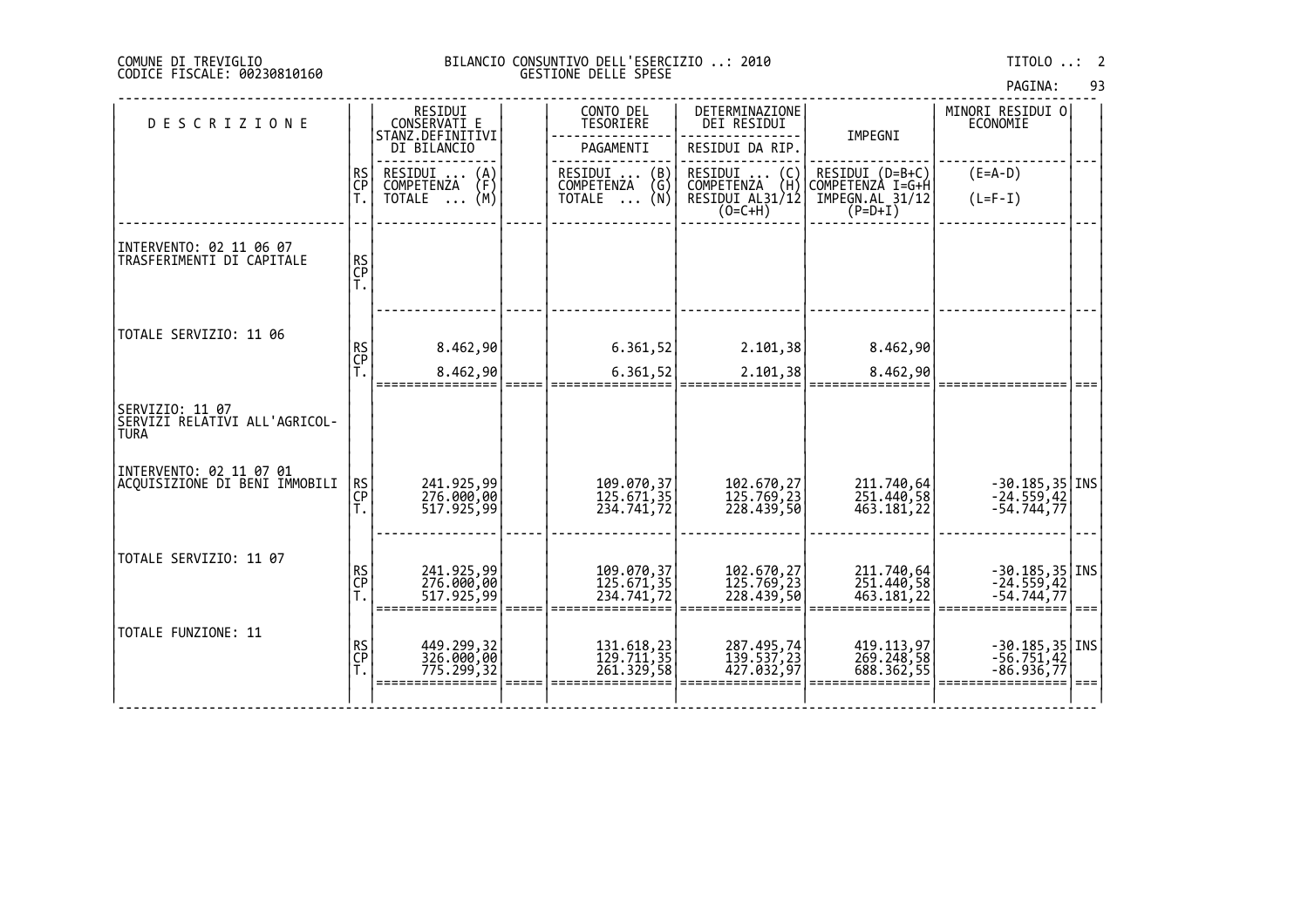COMUNE DI TREVIGLIO
CODICE FISCALE: 00230810160

BILANCIO CONSUNTIVO DELL'ESERCIZIO ..: 2010
GESTIONE DELLE SPESE

TITOLO ..: 2

| DESCRIZIONE | | RESIDUI CONSERVATI E STANZ.DEFINITIVI DI BILANCIO | | CONTO DEL TESORIERE PAGAMENTI | DETERMINAZIONE DEI RESIDUI RESIDUI DA RIP. | IMPEGNI | MINORI RESIDUI O ECONOMIE | |
|---|---|---|---|---|---|---|---|---|
| | RS<br>CP<br>T. | RESIDUI ... (A)<br>COMPETENZA (F)<br>TOTALE ... (M) | | RESIDUI ... (B)<br>COMPETENZA (G)<br>TOTALE ... (N) | RESIDUI ... (C)<br>COMPETENZA (H)<br>RESIDUI AL31/12 (O=C+H) | RESIDUI (D=B+C)<br>COMPETENZA I=G+H<br>IMPEGN.AL 31/12 (P=D+I) | (E=A-D)<br>(L=F-I) | |
| INTERVENTO: 02 11 06 07<br>TRASFERIMENTI DI CAPITALE | RS<br>CP<br>T. | | | | | | | |
| TOTALE SERVIZIO: 11 06 | RS<br>CP<br>T. | 8.462,90<br><br>8.462,90 | | 6.361,52<br><br>6.361,52 | 2.101,38<br><br>2.101,38 | 8.462,90<br><br>8.462,90 | | |
| SERVIZIO: 11 07<br>SERVIZI RELATIVI ALL'AGRICOL-TURA | | | | | | | | |
| INTERVENTO: 02 11 07 01<br>ACQUISIZIONE DI BENI IMMOBILI | RS<br>CP<br>T. | 241.925,99<br>276.000,00<br>517.925,99 | | 109.070,37<br>125.671,35<br>234.741,72 | 102.670,27<br>125.769,23<br>228.439,50 | 211.740,64<br>251.440,58<br>463.181,22 | -30.185,35<br>-24.559,42<br>-54.744,77 | INS |
| TOTALE SERVIZIO: 11 07 | RS<br>CP<br>T. | 241.925,99<br>276.000,00<br>517.925,99 | | 109.070,37<br>125.671,35<br>234.741,72 | 102.670,27<br>125.769,23<br>228.439,50 | 211.740,64<br>251.440,58<br>463.181,22 | -30.185,35<br>-24.559,42<br>-54.744,77 | INS |
| TOTALE FUNZIONE: 11 | RS<br>CP<br>T. | 449.299,32<br>326.000,00<br>775.299,32 | | 131.618,23<br>129.711,35<br>261.329,58 | 287.495,74<br>139.537,23<br>427.032,97 | 419.113,97<br>269.248,58<br>688.362,55 | -30.185,35<br>-56.751,42<br>-86.936,77 | INS |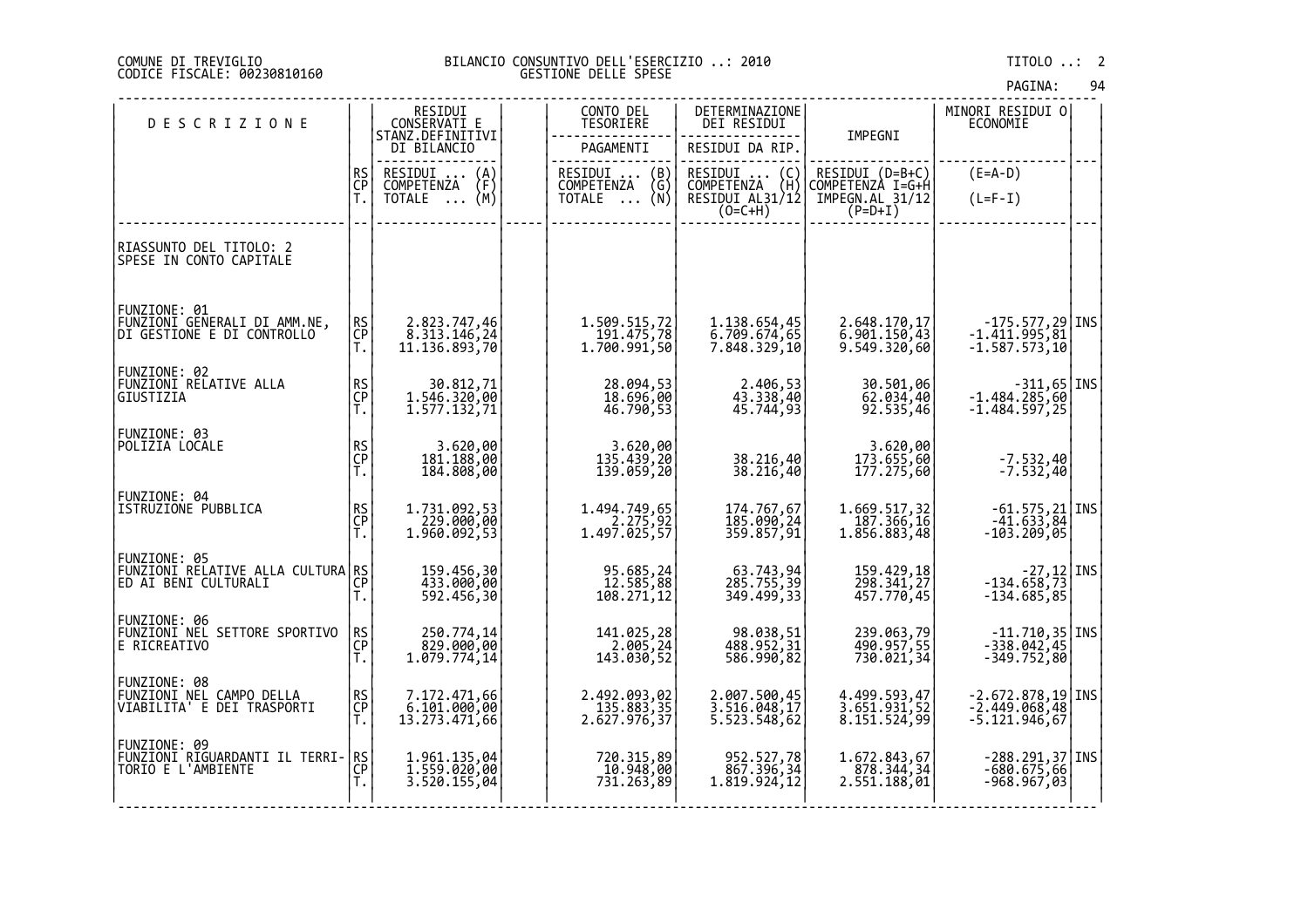COMUNE DI TREVIGLIO
CODICE FISCALE: 00230810160

BILANCIO CONSUNTIVO DELL'ESERCIZIO ..: 2010
GESTIONE DELLE SPESE

TITOLO ..: 2

| DESCRIZIONE | | RESIDUI CONSERVATI E STANZ.DEFINITIVI DI BILANCIO | CONTO DEL TESORIERE PAGAMENTI | DETERMINAZIONE DEI RESIDUI RESIDUI DA RIP. | IMPEGNI | MINORI RESIDUI O ECONOMIE | |
|---|---|---|---|---|---|---|---|
| | RS CP T. | RESIDUI ... (A) COMPETENZA (F) TOTALE ... (M) | RESIDUI ... (B) COMPETENZA (G) TOTALE ... (N) | RESIDUI ... (C) COMPETENZA (H) RESIDUI AL31/12 (O=C+H) | RESIDUI (D=B+C) COMPETENZA I=G+H IMPEGN.AL 31/12 (P=D+I) | (E=A-D) (L=F-I) | |
| RIASSUNTO DEL TITOLO: 2 SPESE IN CONTO CAPITALE | | | | | | | |
| FUNZIONE: 01 FUNZIONI GENERALI DI AMM.NE, DI GESTIONE E DI CONTROLLO | RS | 2.823.747,46 | 1.509.515,72 | 1.138.654,45 | 2.648.170,17 | -175.577,29 | INS |
| | CP | 8.313.146,24 | 191.475,78 | 6.709.674,65 | 6.901.150,43 | -1.411.995,81 | |
| | T. | 11.136.893,70 | 1.700.991,50 | 7.848.329,10 | 9.549.320,60 | -1.587.573,10 | |
| FUNZIONE: 02 FUNZIONI RELATIVE ALLA GIUSTIZIA | RS | 30.812,71 | 28.094,53 | 2.406,53 | 30.501,06 | -311,65 | INS |
| | CP | 1.546.320,00 | 18.696,00 | 43.338,40 | 62.034,40 | -1.484.285,60 | |
| | T. | 1.577.132,71 | 46.790,53 | 45.744,93 | 92.535,46 | -1.484.597,25 | |
| FUNZIONE: 03 POLIZIA LOCALE | RS | 3.620,00 | 3.620,00 | | 3.620,00 | | |
| | CP | 181.188,00 | 135.439,20 | 38.216,40 | 173.655,60 | -7.532,40 | |
| | T. | 184.808,00 | 139.059,20 | 38.216,40 | 177.275,60 | -7.532,40 | |
| FUNZIONE: 04 ISTRUZIONE PUBBLICA | RS | 1.731.092,53 | 1.494.749,65 | 174.767,67 | 1.669.517,32 | -61.575,21 | INS |
| | CP | 229.000,00 | 2.275,92 | 185.090,24 | 187.366,16 | -41.633,84 | |
| | T. | 1.960.092,53 | 1.497.025,57 | 359.857,91 | 1.856.883,48 | -103.209,05 | |
| FUNZIONE: 05 FUNZIONI RELATIVE ALLA CULTURA ED AI BENI CULTURALI | RS | 159.456,30 | 95.685,24 | 63.743,94 | 159.429,18 | -27,12 | INS |
| | CP | 433.000,00 | 12.585,88 | 285.755,39 | 298.341,27 | -134.658,73 | |
| | T. | 592.456,30 | 108.271,12 | 349.499,33 | 457.770,45 | -134.685,85 | |
| FUNZIONE: 06 FUNZIONI NEL SETTORE SPORTIVO E RICREATIVO | RS | 250.774,14 | 141.025,28 | 98.038,51 | 239.063,79 | -11.710,35 | INS |
| | CP | 829.000,00 | 2.005,24 | 488.952,31 | 490.957,55 | -338.042,45 | |
| | T. | 1.079.774,14 | 143.030,52 | 586.990,82 | 730.021,34 | -349.752,80 | |
| FUNZIONE: 08 FUNZIONI NEL CAMPO DELLA VIABILITA' E DEI TRASPORTI | RS | 7.172.471,66 | 2.492.093,02 | 2.007.500,45 | 4.499.593,47 | -2.672.878,19 | INS |
| | CP | 6.101.000,00 | 135.883,35 | 3.516.048,17 | 3.651.931,52 | -2.449.068,48 | |
| | T. | 13.273.471,66 | 2.627.976,37 | 5.523.548,62 | 8.151.524,99 | -5.121.946,67 | |
| FUNZIONE: 09 FUNZIONI RIGUARDANTI IL TERRITORIO E L'AMBIENTE | RS | 1.961.135,04 | 720.315,89 | 952.527,78 | 1.672.843,67 | -288.291,37 | INS |
| | CP | 1.559.020,00 | 10.948,00 | 867.396,34 | 878.344,34 | -680.675,66 | |
| | T. | 3.520.155,04 | 731.263,89 | 1.819.924,12 | 2.551.188,01 | -968.967,03 | |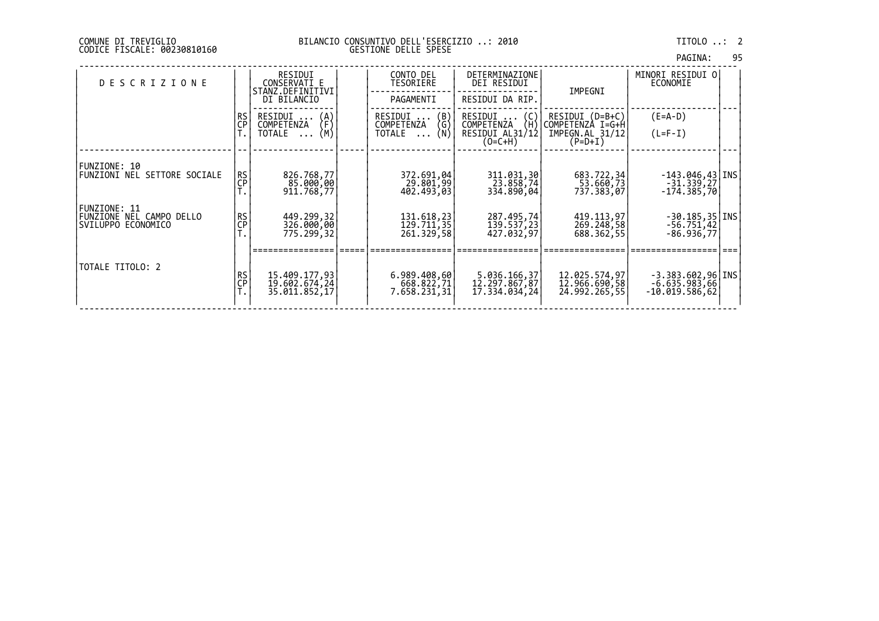COMUNE DI TREVIGLIO
CODICE FISCALE: 00230810160

BILANCIO CONSUNTIVO DELL'ESERCIZIO ..: 2010
GESTIONE DELLE SPESE

TITOLO ..: 2

| DESCRIZIONE | | RESIDUI CONSERVATI E STANZ.DEFINITIVI DI BILANCIO | | CONTO DEL TESORIERE PAGAMENTI | DETERMINAZIONE DEI RESIDUI RESIDUI DA RIP. | IMPEGNI | MINORI RESIDUI O ECONOMIE | |
|---|---|---|---|---|---|---|---|---|
| | RS CP T. | RESIDUI ... (A) COMPETENZA (F) TOTALE ... (M) | | RESIDUI ... (B) COMPETENZA (G) TOTALE ... (N) | RESIDUI ... (C) COMPETENZA (H) RESIDUI AL31/12 (O=C+H) | RESIDUI (D=B+C) COMPETENZA I=G+H IMPEGN.AL 31/12 (P=D+I) | (E=A-D) (L=F-I) | |
| FUNZIONE: 10 FUNZIONI NEL SETTORE SOCIALE | RS | 826.768,77 | | 372.691,04 | 311.031,30 | 683.722,34 | -143.046,43 | INS |
| | CP | 85.000,00 | | 29.801,99 | 23.858,74 | 53.660,73 | -31.339,27 | |
| | T. | 911.768,77 | | 402.493,03 | 334.890,04 | 737.383,07 | -174.385,70 | |
| FUNZIONE: 11 FUNZIONE NEL CAMPO DELLO SVILUPPO ECONOMICO | RS | 449.299,32 | | 131.618,23 | 287.495,74 | 419.113,97 | -30.185,35 | INS |
| | CP | 326.000,00 | | 129.711,35 | 139.537,23 | 269.248,58 | -56.751,42 | |
| | T. | 775.299,32 | | 261.329,58 | 427.032,97 | 688.362,55 | -86.936,77 | |
| TOTALE TITOLO: 2 | RS | 15.409.177,93 | | 6.989.408,60 | 5.036.166,37 | 12.025.574,97 | -3.383.602,96 | INS |
| | CP | 19.602.674,24 | | 668.822,71 | 12.297.867,87 | 12.966.690,58 | -6.635.983,66 | |
| | T. | 35.011.852,17 | | 7.658.231,31 | 17.334.034,24 | 24.992.265,55 | -10.019.586,62 | |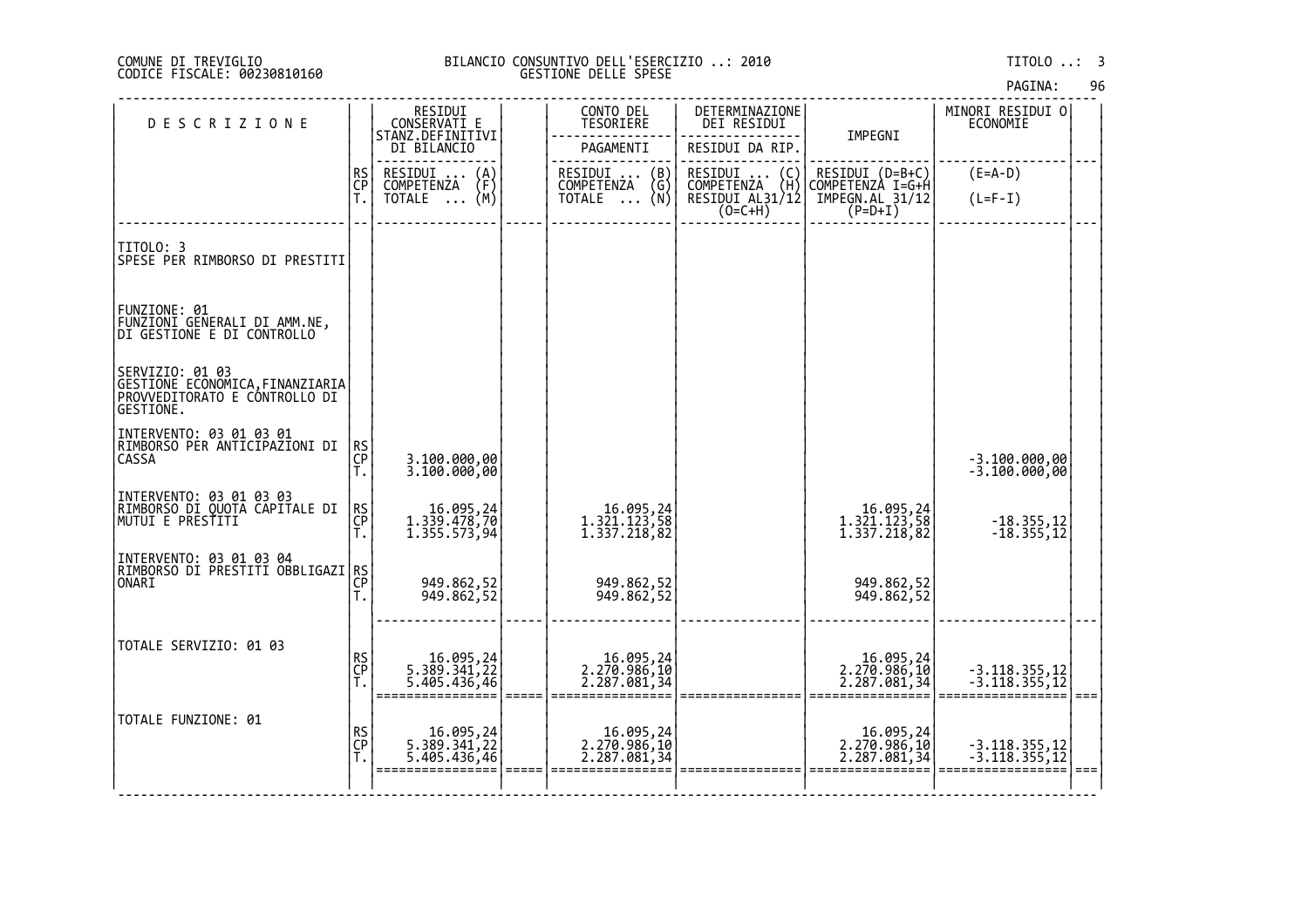COMUNE DI TREVIGLIO
CODICE FISCALE: 00230810160

BILANCIO CONSUNTIVO DELL'ESERCIZIO ..: 2010
GESTIONE DELLE SPESE

TITOLO ..: 3

| DESCRIZIONE | | RESIDUI CONSERVATI E STANZ.DEFINITIVI DI BILANCIO | | CONTO DEL TESORIERE | DETERMINAZIONE DEI RESIDUI | IMPEGNI | MINORI RESIDUI O ECONOMIE | |
|---|---|---|---|---|---|---|---|---|
| | | | | PAGAMENTI | RESIDUI DA RIP. | | | |
| | RS CP T. | RESIDUI ... (A) COMPETENZA (F) TOTALE ... (M) | | RESIDUI ... (B) COMPETENZA (G) TOTALE ... (N) | RESIDUI ... (C) COMPETENZA (H) RESIDUI AL31/12 (O=C+H) | RESIDUI (D=B+C) COMPETENZA I=G+H IMPEGN.AL 31/12 (P=D+I) | (E=A-D) (L=F-I) | |
| TITOLO: 3 SPESE PER RIMBORSO DI PRESTITI | | | | | | | | |
| FUNZIONE: 01 FUNZIONI GENERALI DI AMM.NE, DI GESTIONE E DI CONTROLLO | | | | | | | | |
| SERVIZIO: 01 03 GESTIONE ECONOMICA,FINANZIARIA PROVVEDITORATO E CONTROLLO DI GESTIONE. | | | | | | | | |
| INTERVENTO: 03 01 03 01 RIMBORSO PER ANTICIPAZIONI DI CASSA | RS | | | | | | | |
| | CP | 3.100.000,00 | | | | | -3.100.000,00 | |
| | T. | 3.100.000,00 | | | | | -3.100.000,00 | |
| INTERVENTO: 03 01 03 03 RIMBORSO DI QUOTA CAPITALE DI MUTUI E PRESTITI | RS | 16.095,24 | | 16.095,24 | | 16.095,24 | | |
| | CP | 1.339.478,70 | | 1.321.123,58 | | 1.321.123,58 | -18.355,12 | |
| | T. | 1.355.573,94 | | 1.337.218,82 | | 1.337.218,82 | -18.355,12 | |
| INTERVENTO: 03 01 03 04 RIMBORSO DI PRESTITI OBBLIGAZIONARI | RS | | | | | | | |
| | CP | 949.862,52 | | 949.862,52 | | 949.862,52 | | |
| | T. | 949.862,52 | | 949.862,52 | | 949.862,52 | | |
| TOTALE SERVIZIO: 01 03 | RS | 16.095,24 | | 16.095,24 | | 16.095,24 | | |
| | CP | 5.389.341,22 | | 2.270.986,10 | | 2.270.986,10 | -3.118.355,12 | |
| | T. | 5.405.436,46 | | 2.287.081,34 | | 2.287.081,34 | -3.118.355,12 | |
| TOTALE FUNZIONE: 01 | RS | 16.095,24 | | 16.095,24 | | 16.095,24 | | |
| | CP | 5.389.341,22 | | 2.270.986,10 | | 2.270.986,10 | -3.118.355,12 | |
| | T. | 5.405.436,46 | | 2.287.081,34 | | 2.287.081,34 | -3.118.355,12 | |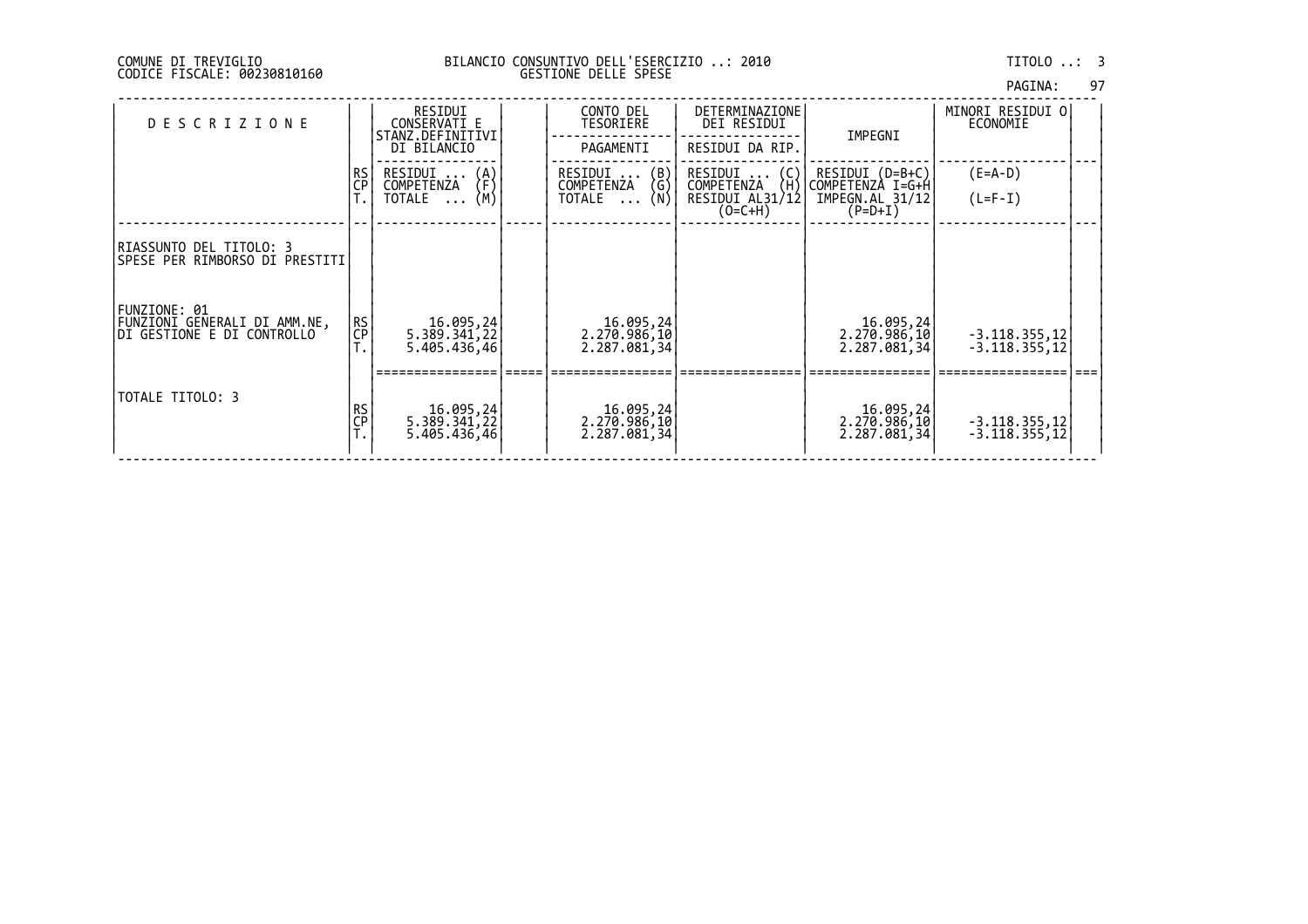COMUNE DI TREVIGLIO
CODICE FISCALE: 00230810160

BILANCIO CONSUNTIVO DELL'ESERCIZIO ..: 2010
GESTIONE DELLE SPESE

TITOLO ..: 3

| DESCRIZIONE | | RESIDUI CONSERVATI E STANZ.DEFINITIVI DI BILANCIO | | CONTO DEL TESORIERE / PAGAMENTI | DETERMINAZIONE DEI RESIDUI / RESIDUI DA RIP. | IMPEGNI | MINORI RESIDUI O ECONOMIE | |
|---|---|---|---|---|---|---|---|---|
| | RS / CP / T. | RESIDUI ... (A) / COMPETENZA (F) / TOTALE ... (M) | | RESIDUI ... (B) / COMPETENZA (G) / TOTALE ... (N) | RESIDUI ... (C) / COMPETENZA (H) / RESIDUI AL31/12 (O=C+H) | RESIDUI (D=B+C) / COMPETENZA I=G+H / IMPEGN.AL 31/12 (P=D+I) | (E=A-D) / (L=F-I) | |
| RIASSUNTO DEL TITOLO: 3 SPESE PER RIMBORSO DI PRESTITI | | | | | | | | |
| FUNZIONE: 01 FUNZIONI GENERALI DI AMM.NE, DI GESTIONE E DI CONTROLLO | RS | 16.095,24 | | 16.095,24 | | 16.095,24 | | |
| | CP | 5.389.341,22 | | 2.270.986,10 | | 2.270.986,10 | -3.118.355,12 | |
| | T. | 5.405.436,46 | | 2.287.081,34 | | 2.287.081,34 | -3.118.355,12 | |
| TOTALE TITOLO: 3 | RS | 16.095,24 | | 16.095,24 | | 16.095,24 | | |
| | CP | 5.389.341,22 | | 2.270.986,10 | | 2.270.986,10 | -3.118.355,12 | |
| | T. | 5.405.436,46 | | 2.287.081,34 | | 2.287.081,34 | -3.118.355,12 | |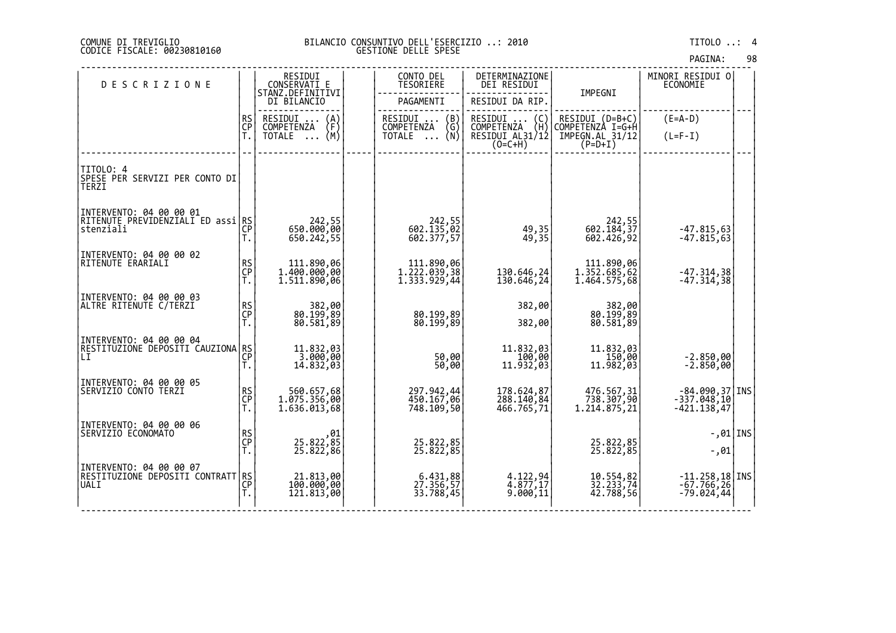COMUNE DI TREVIGLIO
CODICE FISCALE: 00230810160

BILANCIO CONSUNTIVO DELL'ESERCIZIO ..: 2010
GESTIONE DELLE SPESE

TITOLO ..: 4

| DESCRIZIONE | | RESIDUI CONSERVATI E STANZ.DEFINITIVI DI BILANCIO | CONTO DEL TESORIERE | DETERMINAZIONE DEI RESIDUI | IMPEGNI | MINORI RESIDUI O ECONOMIE | |
|---|---|---|---|---|---|---|---|
| | | | PAGAMENTI | RESIDUI DA RIP. | | | |
| | RS CP T. | RESIDUI ... (A) COMPETENZA (F) TOTALE ... (M) | RESIDUI ... (B) COMPETENZA (G) TOTALE ... (N) | RESIDUI ... (C) COMPETENZA (H) RESIDUI AL31/12 (O=C+H) | RESIDUI (D=B+C) COMPETENZA I=G+H IMPEGN.AL 31/12 (P=D+I) | (E=A-D) (L=F-I) | |
| TITOLO: 4 SPESE PER SERVIZI PER CONTO DI TERZI | | | | | | | |
| INTERVENTO: 04 00 00 01 RITENUTE PREVIDENZIALI ED assistenziali | RS | 242,55 | 242,55 | | 242,55 | | |
| | CP | 650.000,00 | 602.135,02 | 49,35 | 602.184,37 | -47.815,63 | |
| | T. | 650.242,55 | 602.377,57 | 49,35 | 602.426,92 | -47.815,63 | |
| INTERVENTO: 04 00 00 02 RITENUTE ERARIALI | RS | 111.890,06 | 111.890,06 | | 111.890,06 | | |
| | CP | 1.400.000,00 | 1.222.039,38 | 130.646,24 | 1.352.685,62 | -47.314,38 | |
| | T. | 1.511.890,06 | 1.333.929,44 | 130.646,24 | 1.464.575,68 | -47.314,38 | |
| INTERVENTO: 04 00 00 03 ALTRE RITENUTE C/TERZI | RS | 382,00 | | 382,00 | 382,00 | | |
| | CP | 80.199,89 | 80.199,89 | | 80.199,89 | | |
| | T. | 80.581,89 | 80.199,89 | 382,00 | 80.581,89 | | |
| INTERVENTO: 04 00 00 04 RESTITUZIONE DEPOSITI CAUZIONALI | RS | 11.832,03 | | 11.832,03 | 11.832,03 | | |
| | CP | 3.000,00 | 50,00 | 100,00 | 150,00 | -2.850,00 | |
| | T. | 14.832,03 | 50,00 | 11.932,03 | 11.982,03 | -2.850,00 | |
| INTERVENTO: 04 00 00 05 SERVIZIO CONTO TERZI | RS | 560.657,68 | 297.942,44 | 178.624,87 | 476.567,31 | -84.090,37 | INS |
| | CP | 1.075.356,00 | 450.167,06 | 288.140,84 | 738.307,90 | -337.048,10 | |
| | T. | 1.636.013,68 | 748.109,50 | 466.765,71 | 1.214.875,21 | -421.138,47 | |
| INTERVENTO: 04 00 00 06 SERVIZIO ECONOMATO | RS | ,01 | | | | -,01 | INS |
| | CP | 25.822,85 | 25.822,85 | | 25.822,85 | | |
| | T. | 25.822,86 | 25.822,85 | | 25.822,85 | -,01 | |
| INTERVENTO: 04 00 00 07 RESTITUZIONE DEPOSITI CONTRATTUALI | RS | 21.813,00 | 6.431,88 | 4.122,94 | 10.554,82 | -11.258,18 | INS |
| | CP | 100.000,00 | 27.356,57 | 4.877,17 | 32.233,74 | -67.766,26 | |
| | T. | 121.813,00 | 33.788,45 | 9.000,11 | 42.788,56 | -79.024,44 | |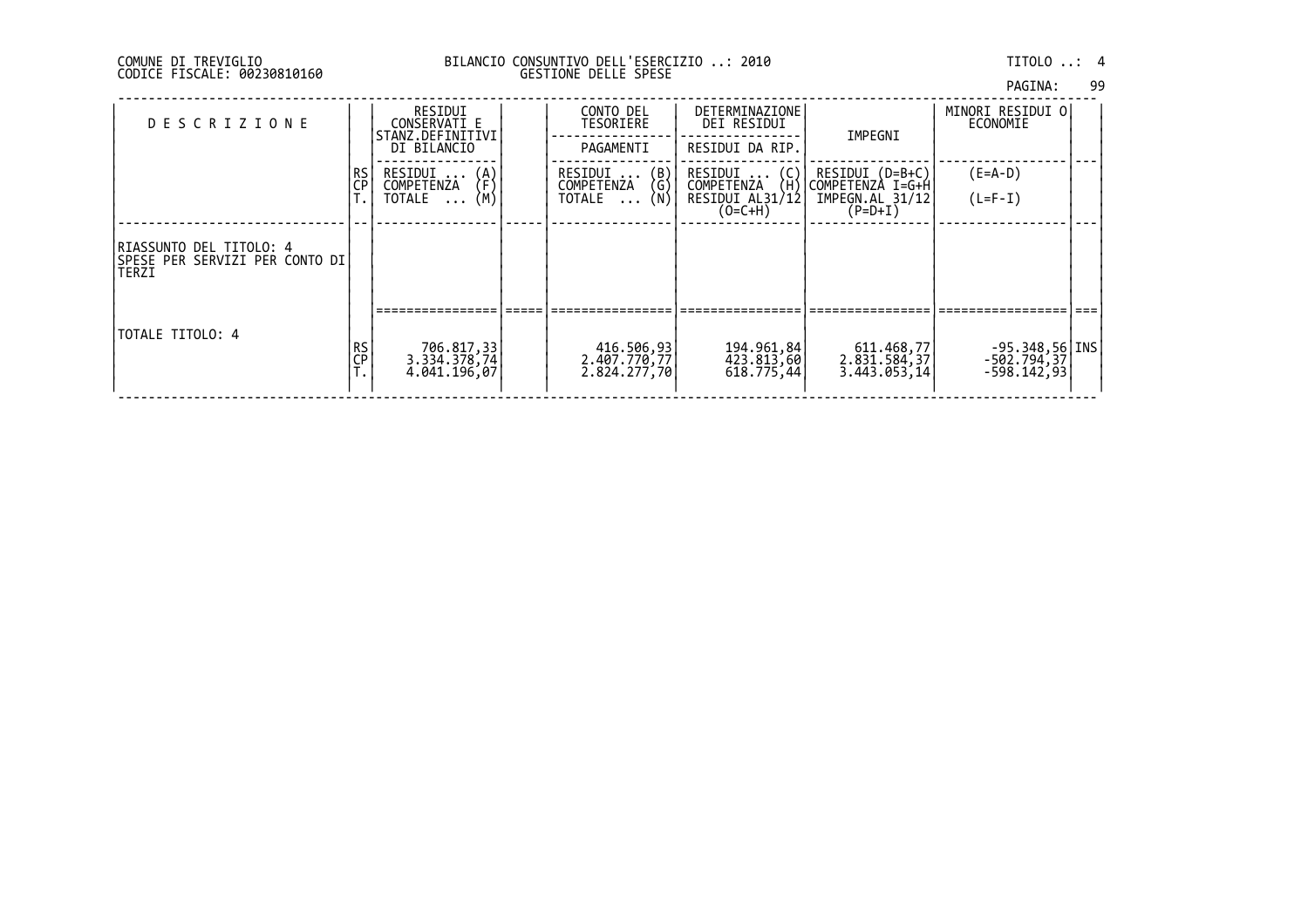COMUNE DI TREVIGLIO
CODICE FISCALE: 00230810160

BILANCIO CONSUNTIVO DELL'ESERCIZIO ..: 2010
GESTIONE DELLE SPESE

TITOLO ..: 4

| DESCRIZIONE | | RESIDUI CONSERVATI E STANZ.DEFINITIVI DI BILANCIO | | CONTO DEL TESORIERE / PAGAMENTI | DETERMINAZIONE DEI RESIDUI / RESIDUI DA RIP. | IMPEGNI | MINORI RESIDUI O ECONOMIE | |
|---|---|---|---|---|---|---|---|---|
| | RS / CP / T. | RESIDUI ... (A) / COMPETENZA (F) / TOTALE ... (M) | | RESIDUI ... (B) / COMPETENZA (G) / TOTALE ... (N) | RESIDUI ... (C) / COMPETENZA (H) / RESIDUI AL31/12 (O=C+H) | RESIDUI (D=B+C) / COMPETENZA I=G+H / IMPEGN.AL 31/12 (P=D+I) | (E=A-D) / (L=F-I) | |
| RIASSUNTO DEL TITOLO: 4 SPESE PER SERVIZI PER CONTO DI TERZI | | | | | | | | |
| TOTALE TITOLO: 4 | RS | 706.817,33 | | 416.506,93 | 194.961,84 | 611.468,77 | -95.348,56 | INS |
| | CP | 3.334.378,74 | | 2.407.770,77 | 423.813,60 | 2.831.584,37 | -502.794,37 | |
| | T. | 4.041.196,07 | | 2.824.277,70 | 618.775,44 | 3.443.053,14 | -598.142,93 | |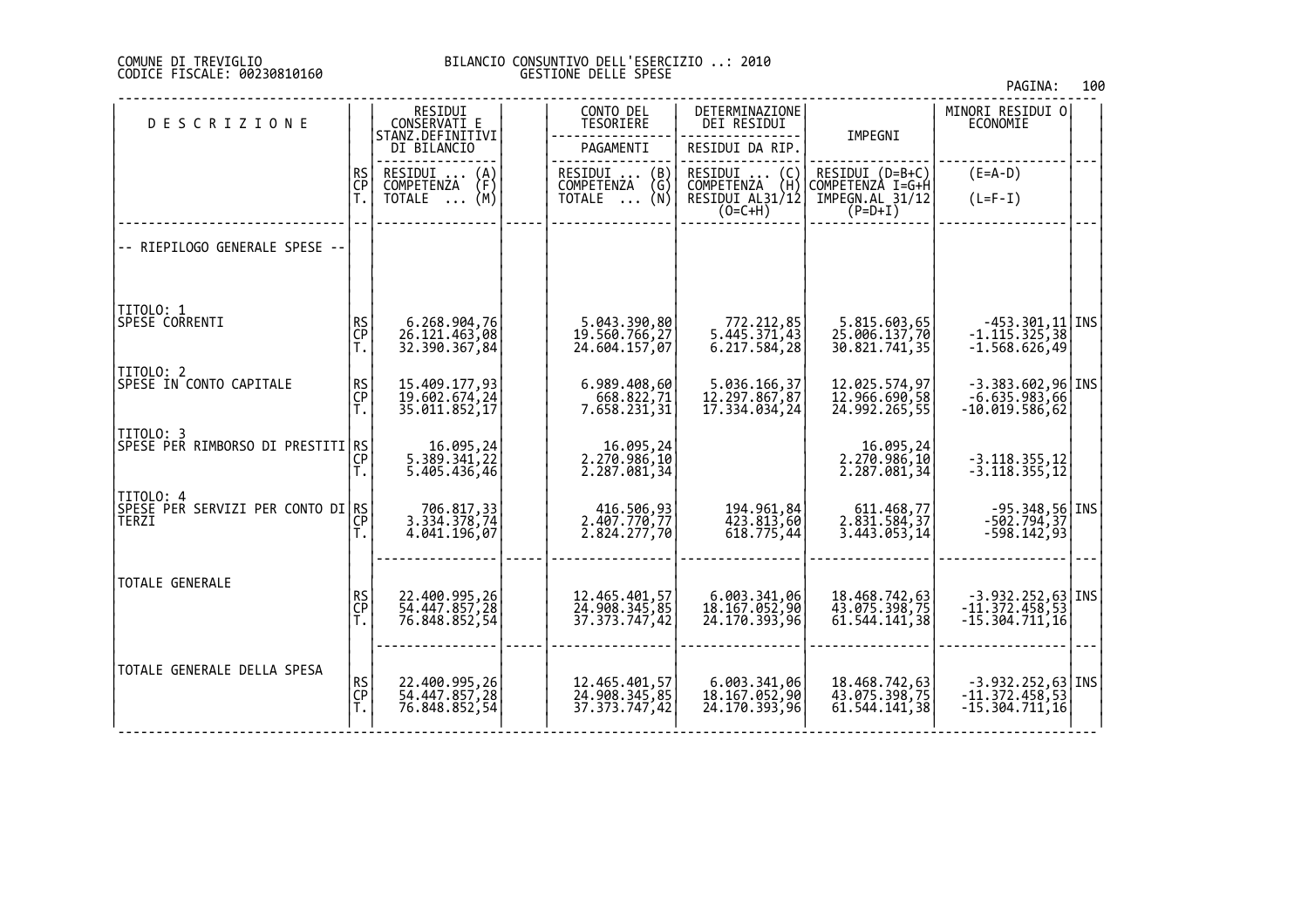COMUNE DI TREVIGLIO
CODICE FISCALE: 00230810160

BILANCIO CONSUNTIVO DELL'ESERCIZIO ..: 2010
GESTIONE DELLE SPESE

| DESCRIZIONE | | RESIDUI CONSERVATI E STANZ.DEFINITIVI DI BILANCIO<br>RESIDUI ... (A)<br>COMPETENZA (F)<br>TOTALE ... (M) | CONTO DEL TESORIERE<br>PAGAMENTI<br>RESIDUI ... (B)<br>COMPETENZA (G)<br>TOTALE ... (N) | DETERMINAZIONE DEI RESIDUI<br>RESIDUI DA RIP.<br>RESIDUI ... (C)<br>COMPETENZA (H)<br>RESIDUI AL31/12 (O=C+H) | IMPEGNI<br>RESIDUI (D=B+C)<br>COMPETENZA I=G+H<br>IMPEGN.AL 31/12 (P=D+I) | MINORI RESIDUI O ECONOMIE<br>(E=A-D)<br>(L=F-I) | |
|---|---|---|---|---|---|---|---|
| -- RIEPILOGO GENERALE SPESE -- | | | | | | | |
| TITOLO: 1<br>SPESE CORRENTI | RS | 6.268.904,76 | 5.043.390,80 | 772.212,85 | 5.815.603,65 | -453.301,11 | INS |
| | CP | 26.121.463,08 | 19.560.766,27 | 5.445.371,43 | 25.006.137,70 | -1.115.325,38 | |
| | T. | 32.390.367,84 | 24.604.157,07 | 6.217.584,28 | 30.821.741,35 | -1.568.626,49 | |
| TITOLO: 2<br>SPESE IN CONTO CAPITALE | RS | 15.409.177,93 | 6.989.408,60 | 5.036.166,37 | 12.025.574,97 | -3.383.602,96 | INS |
| | CP | 19.602.674,24 | 668.822,71 | 12.297.867,87 | 12.966.690,58 | -6.635.983,66 | |
| | T. | 35.011.852,17 | 7.658.231,31 | 17.334.034,24 | 24.992.265,55 | -10.019.586,62 | |
| TITOLO: 3<br>SPESE PER RIMBORSO DI PRESTITI | RS | 16.095,24 | 16.095,24 | | 16.095,24 | | |
| | CP | 5.389.341,22 | 2.270.986,10 | | 2.270.986,10 | -3.118.355,12 | |
| | T. | 5.405.436,46 | 2.287.081,34 | | 2.287.081,34 | -3.118.355,12 | |
| TITOLO: 4<br>SPESE PER SERVIZI PER CONTO DI TERZI | RS | 706.817,33 | 416.506,93 | 194.961,84 | 611.468,77 | -95.348,56 | INS |
| | CP | 3.334.378,74 | 2.407.770,77 | 423.813,60 | 2.831.584,37 | -502.794,37 | |
| | T. | 4.041.196,07 | 2.824.277,70 | 618.775,44 | 3.443.053,14 | -598.142,93 | |
| TOTALE GENERALE | RS | 22.400.995,26 | 12.465.401,57 | 6.003.341,06 | 18.468.742,63 | -3.932.252,63 | INS |
| | CP | 54.447.857,28 | 24.908.345,85 | 18.167.052,90 | 43.075.398,75 | -11.372.458,53 | |
| | T. | 76.848.852,54 | 37.373.747,42 | 24.170.393,96 | 61.544.141,38 | -15.304.711,16 | |
| TOTALE GENERALE DELLA SPESA | RS | 22.400.995,26 | 12.465.401,57 | 6.003.341,06 | 18.468.742,63 | -3.932.252,63 | INS |
| | CP | 54.447.857,28 | 24.908.345,85 | 18.167.052,90 | 43.075.398,75 | -11.372.458,53 | |
| | T. | 76.848.852,54 | 37.373.747,42 | 24.170.393,96 | 61.544.141,38 | -15.304.711,16 | |